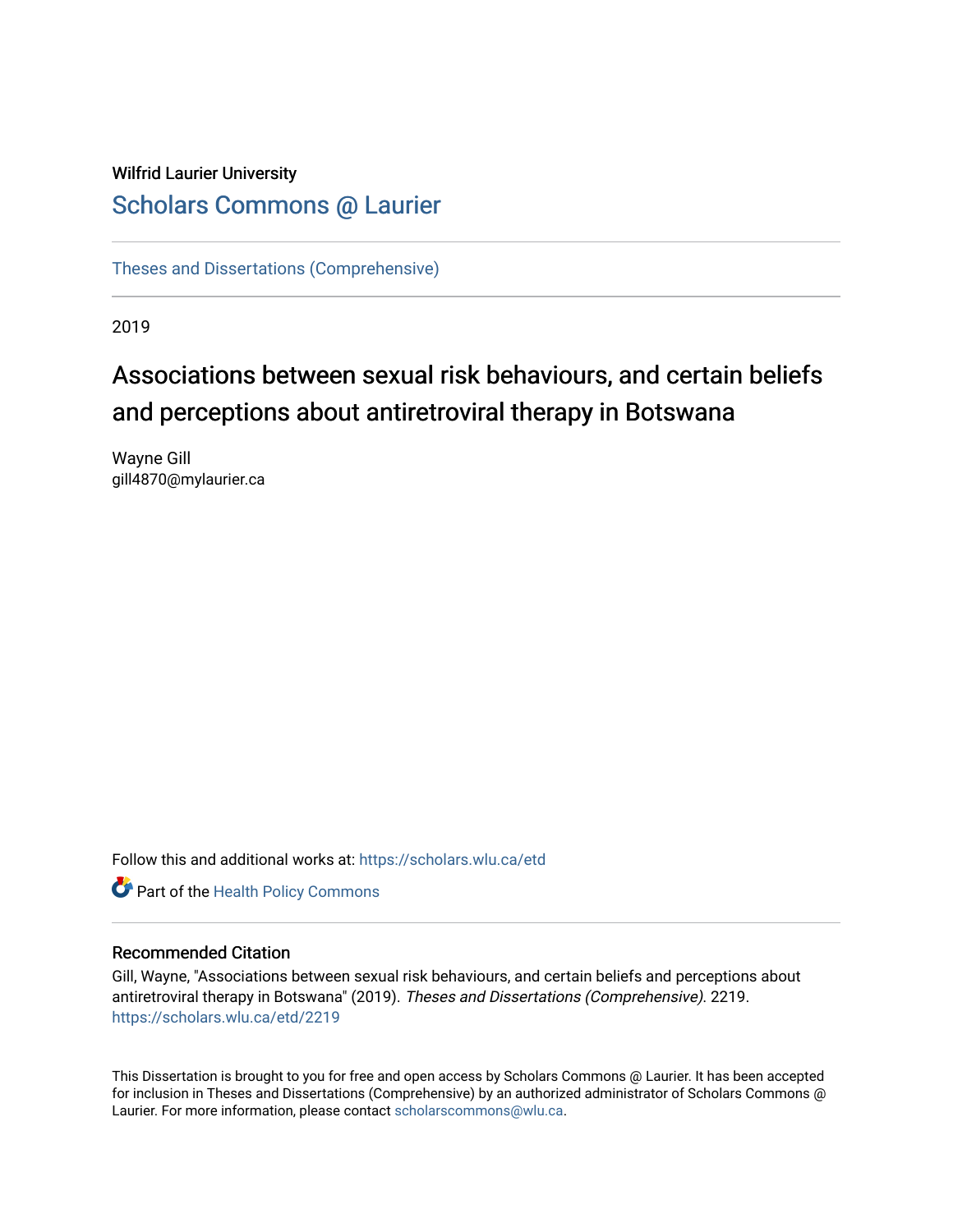Wilfrid Laurier University

## Scholars Commons @ Laurier

Theses and Dissertations (Comprehensive)

2019

# Associations between sexual risk behaviours, and certain beliefs and perceptions about antiretroviral therapy in Botswana

Wayne Gill
gill4870@mylaurier.ca

Follow this and additional works at: https://scholars.wlu.ca/etd

Part of the Health Policy Commons

### Recommended Citation

Gill, Wayne, "Associations between sexual risk behaviours, and certain beliefs and perceptions about antiretroviral therapy in Botswana" (2019). *Theses and Dissertations (Comprehensive)*. 2219.
https://scholars.wlu.ca/etd/2219

This Dissertation is brought to you for free and open access by Scholars Commons @ Laurier. It has been accepted for inclusion in Theses and Dissertations (Comprehensive) by an authorized administrator of Scholars Commons @ Laurier. For more information, please contact scholarscommons@wlu.ca.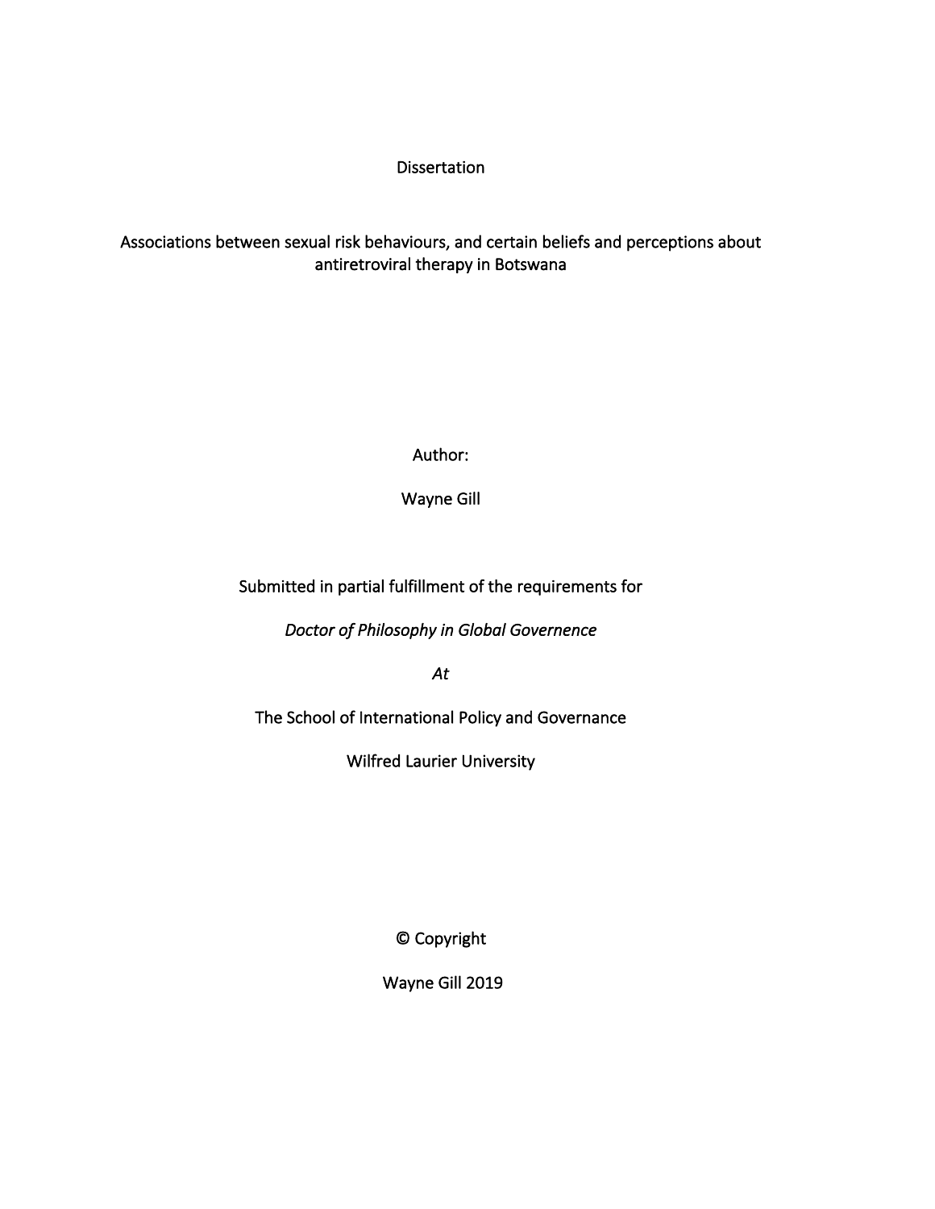Dissertation

# Associations between sexual risk behaviours, and certain beliefs and perceptions about antiretroviral therapy in Botswana

Author:

Wayne Gill

Submitted in partial fulfillment of the requirements for

*Doctor of Philosophy in Global Governence*

*At*

The School of International Policy and Governance

Wilfred Laurier University

© Copyright

Wayne Gill 2019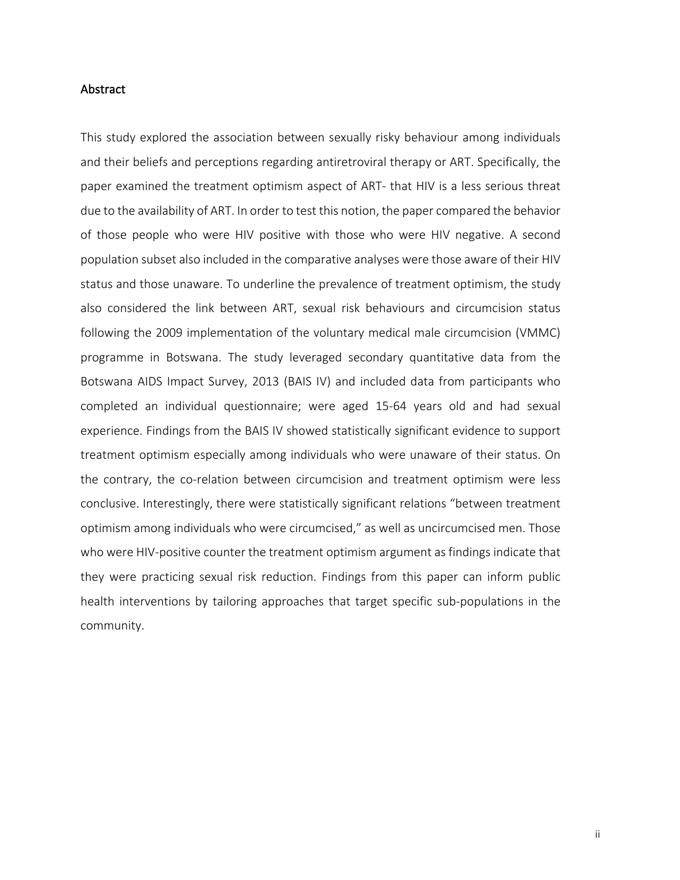## Abstract

This study explored the association between sexually risky behaviour among individuals and their beliefs and perceptions regarding antiretroviral therapy or ART. Specifically, the paper examined the treatment optimism aspect of ART- that HIV is a less serious threat due to the availability of ART. In order to test this notion, the paper compared the behavior of those people who were HIV positive with those who were HIV negative. A second population subset also included in the comparative analyses were those aware of their HIV status and those unaware. To underline the prevalence of treatment optimism, the study also considered the link between ART, sexual risk behaviours and circumcision status following the 2009 implementation of the voluntary medical male circumcision (VMMC) programme in Botswana. The study leveraged secondary quantitative data from the Botswana AIDS Impact Survey, 2013 (BAIS IV) and included data from participants who completed an individual questionnaire; were aged 15-64 years old and had sexual experience. Findings from the BAIS IV showed statistically significant evidence to support treatment optimism especially among individuals who were unaware of their status. On the contrary, the co-relation between circumcision and treatment optimism were less conclusive. Interestingly, there were statistically significant relations "between treatment optimism among individuals who were circumcised," as well as uncircumcised men. Those who were HIV-positive counter the treatment optimism argument as findings indicate that they were practicing sexual risk reduction. Findings from this paper can inform public health interventions by tailoring approaches that target specific sub-populations in the community.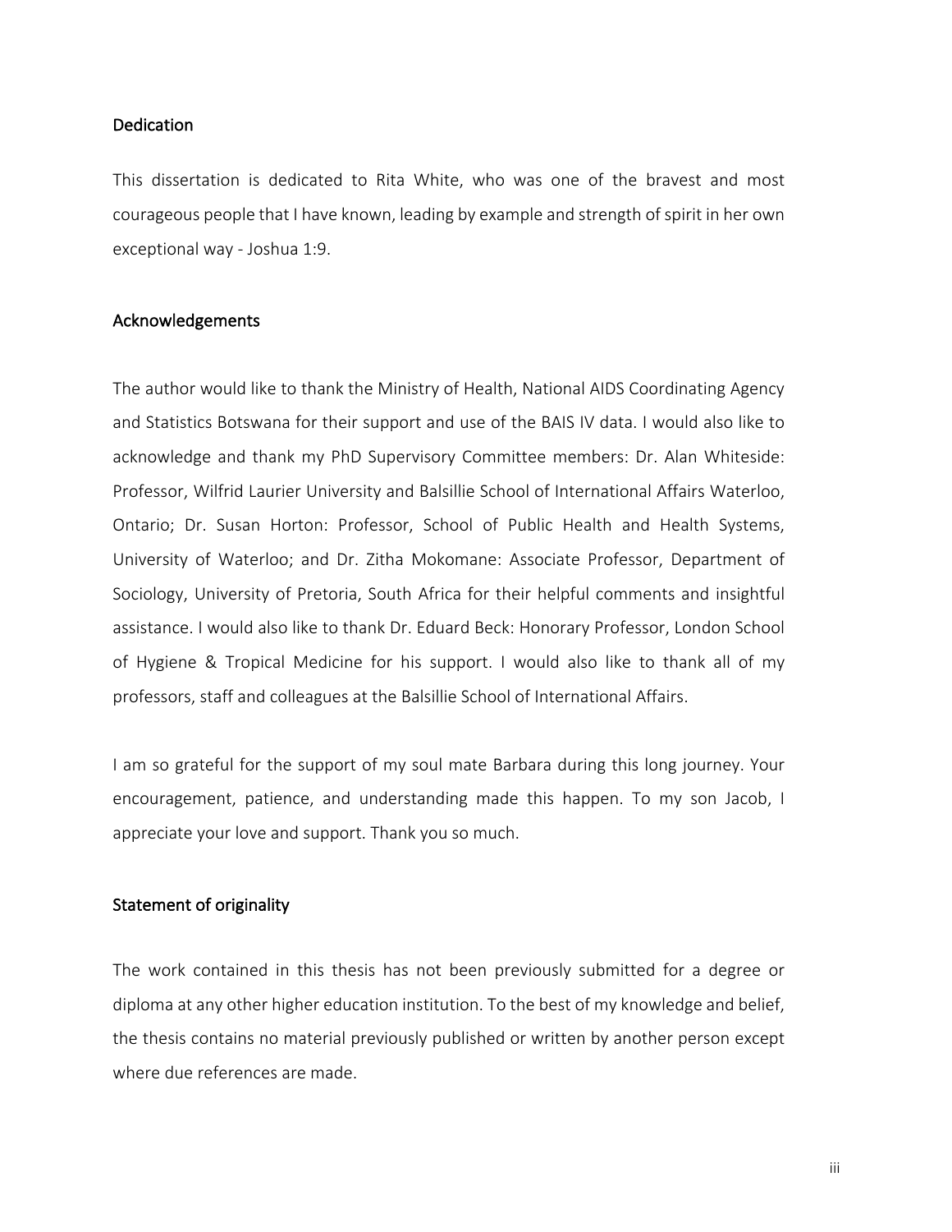## Dedication

This dissertation is dedicated to Rita White, who was one of the bravest and most courageous people that I have known, leading by example and strength of spirit in her own exceptional way - Joshua 1:9.

## Acknowledgements

The author would like to thank the Ministry of Health, National AIDS Coordinating Agency and Statistics Botswana for their support and use of the BAIS IV data. I would also like to acknowledge and thank my PhD Supervisory Committee members: Dr. Alan Whiteside: Professor, Wilfrid Laurier University and Balsillie School of International Affairs Waterloo, Ontario; Dr. Susan Horton: Professor, School of Public Health and Health Systems, University of Waterloo; and Dr. Zitha Mokomane: Associate Professor, Department of Sociology, University of Pretoria, South Africa for their helpful comments and insightful assistance. I would also like to thank Dr. Eduard Beck: Honorary Professor, London School of Hygiene & Tropical Medicine for his support. I would also like to thank all of my professors, staff and colleagues at the Balsillie School of International Affairs.

I am so grateful for the support of my soul mate Barbara during this long journey. Your encouragement, patience, and understanding made this happen. To my son Jacob, I appreciate your love and support. Thank you so much.

## Statement of originality

The work contained in this thesis has not been previously submitted for a degree or diploma at any other higher education institution. To the best of my knowledge and belief, the thesis contains no material previously published or written by another person except where due references are made.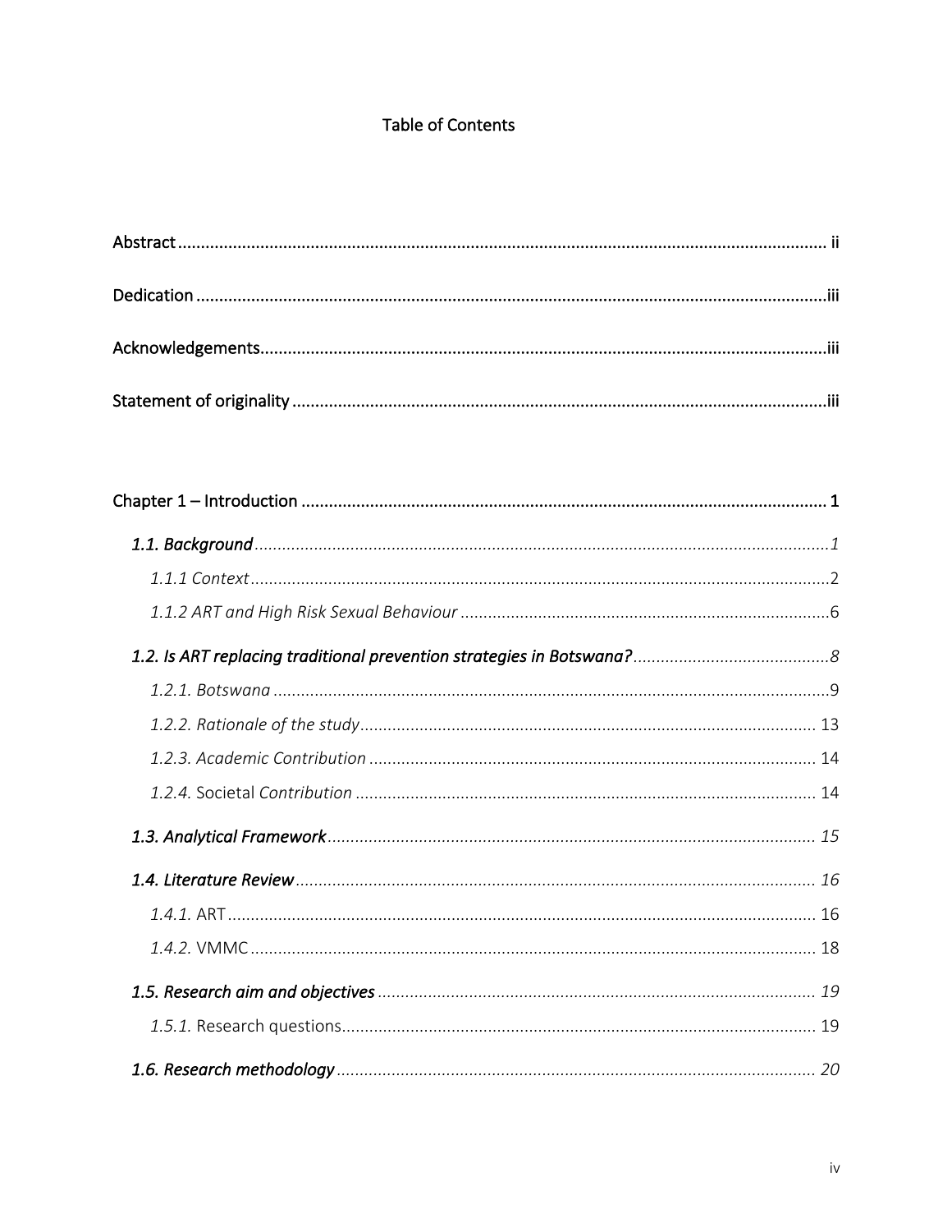# Table of Contents

Abstract ........................................................................................................................................ ii

Dedication ......................................................................................................................................iii

Acknowledgements........................................................................................................................iii

Statement of originality .................................................................................................................iii

Chapter 1 – Introduction ................................................................................................................. 1

*1.1. Background* ............................................................................................................................*1*

*1.1.1 Context* .............................................................................................................................2

*1.1.2 ART and High Risk Sexual Behaviour* ................................................................................6

*1.2. Is ART replacing traditional prevention strategies in Botswana?* ...........................................*8*

*1.2.1. Botswana* .........................................................................................................................9

*1.2.2. Rationale of the study* ................................................................................................... 13

*1.2.3. Academic Contribution* .................................................................................................. 14

*1.2.4.* Societal *Contribution* ..................................................................................................... 14

*1.3. Analytical Framework* .......................................................................................................... *15*

*1.4. Literature Review* ................................................................................................................. *16*

*1.4.1.* ART ................................................................................................................................. 16

*1.4.2.* VMMC ............................................................................................................................ 18

*1.5. Research aim and objectives* ............................................................................................... *19*

*1.5.1.* Research questions........................................................................................................ 19

*1.6. Research methodology* ........................................................................................................ *20*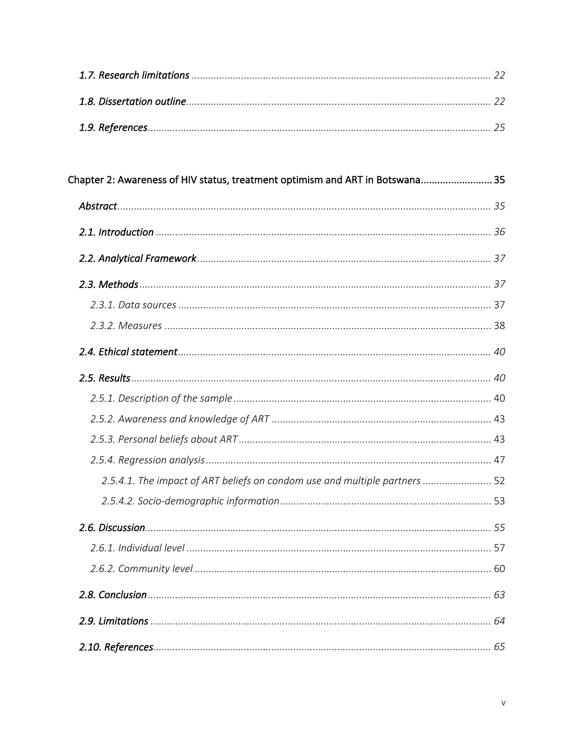*1.7. Research limitations* ............................................................................................................ 22

*1.8. Dissertation outline*.............................................................................................................. 22

*1.9. References*............................................................................................................................ 25

Chapter 2: Awareness of HIV status, treatment optimism and ART in Botswana.......................... 35

*Abstract*...................................................................................................................................... 35

*2.1. Introduction* ........................................................................................................................ 36

*2.2. Analytical Framework*.......................................................................................................... 37

*2.3. Methods*.............................................................................................................................. 37

*2.3.1. Data sources* ................................................................................................................ 37

*2.3.2. Measures* ..................................................................................................................... 38

*2.4. Ethical statement*................................................................................................................. 40

*2.5. Results*................................................................................................................................. 40

*2.5.1. Description of the sample*............................................................................................. 40

*2.5.2. Awareness and knowledge of ART* ................................................................................ 43

*2.5.3. Personal beliefs about ART*........................................................................................... 43

*2.5.4. Regression analysis*....................................................................................................... 47

*2.5.4.1. The impact of ART beliefs on condom use and multiple partners* ......................... 52

*2.5.4.2. Socio-demographic information*............................................................................. 53

*2.6. Discussion*............................................................................................................................ 55

*2.6.1. Individual level* .............................................................................................................. 57

*2.6.2. Community level* ........................................................................................................... 60

*2.8. Conclusion*........................................................................................................................... 63

*2.9. Limitations* .......................................................................................................................... 64

*2.10. References*.......................................................................................................................... 65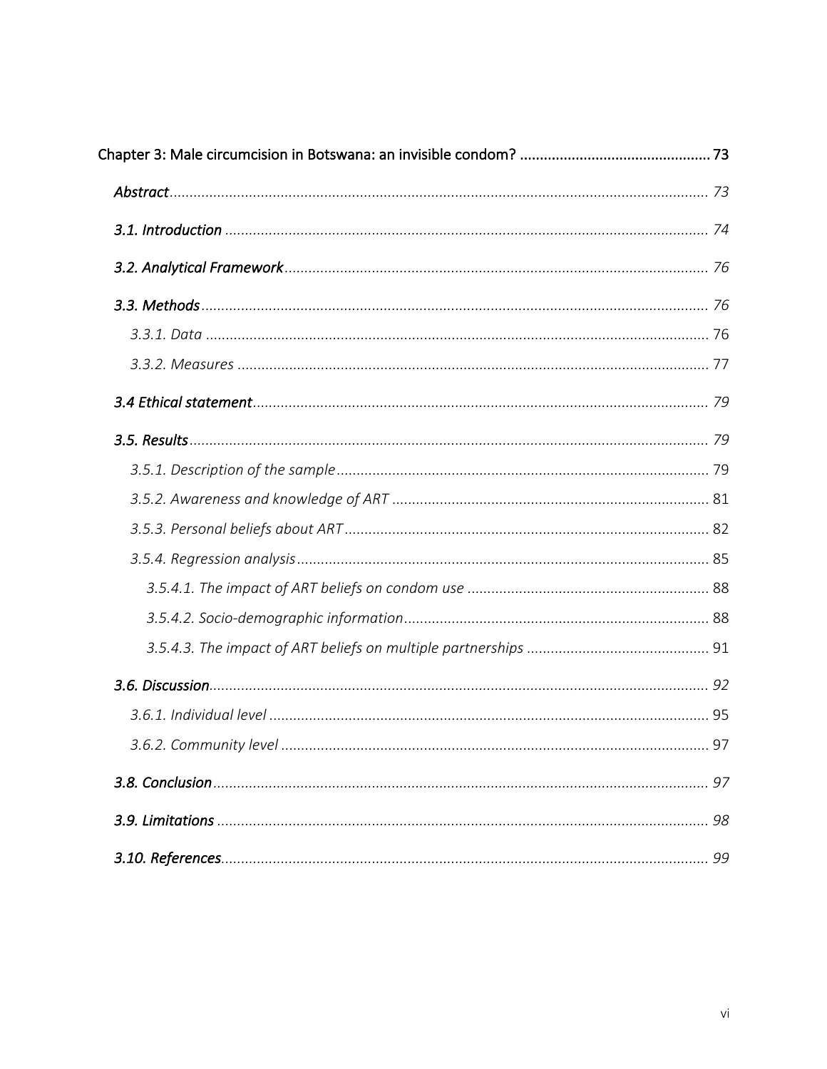Chapter 3: Male circumcision in Botswana: an invisible condom? ..... 73

*Abstract* ..... 73

*3.1. Introduction* ..... 74

*3.2. Analytical Framework* ..... 76

*3.3. Methods* ..... 76

- *3.3.1. Data* ..... 76
- *3.3.2. Measures* ..... 77

*3.4 Ethical statement* ..... 79

*3.5. Results* ..... 79

- *3.5.1. Description of the sample* ..... 79
- *3.5.2. Awareness and knowledge of ART* ..... 81
- *3.5.3. Personal beliefs about ART* ..... 82
- *3.5.4. Regression analysis* ..... 85
  - *3.5.4.1. The impact of ART beliefs on condom use* ..... 88
  - *3.5.4.2. Socio-demographic information* ..... 88
  - *3.5.4.3. The impact of ART beliefs on multiple partnerships* ..... 91

*3.6. Discussion* ..... 92

- *3.6.1. Individual level* ..... 95
- *3.6.2. Community level* ..... 97

*3.8. Conclusion* ..... 97

*3.9. Limitations* ..... 98

*3.10. References* ..... 99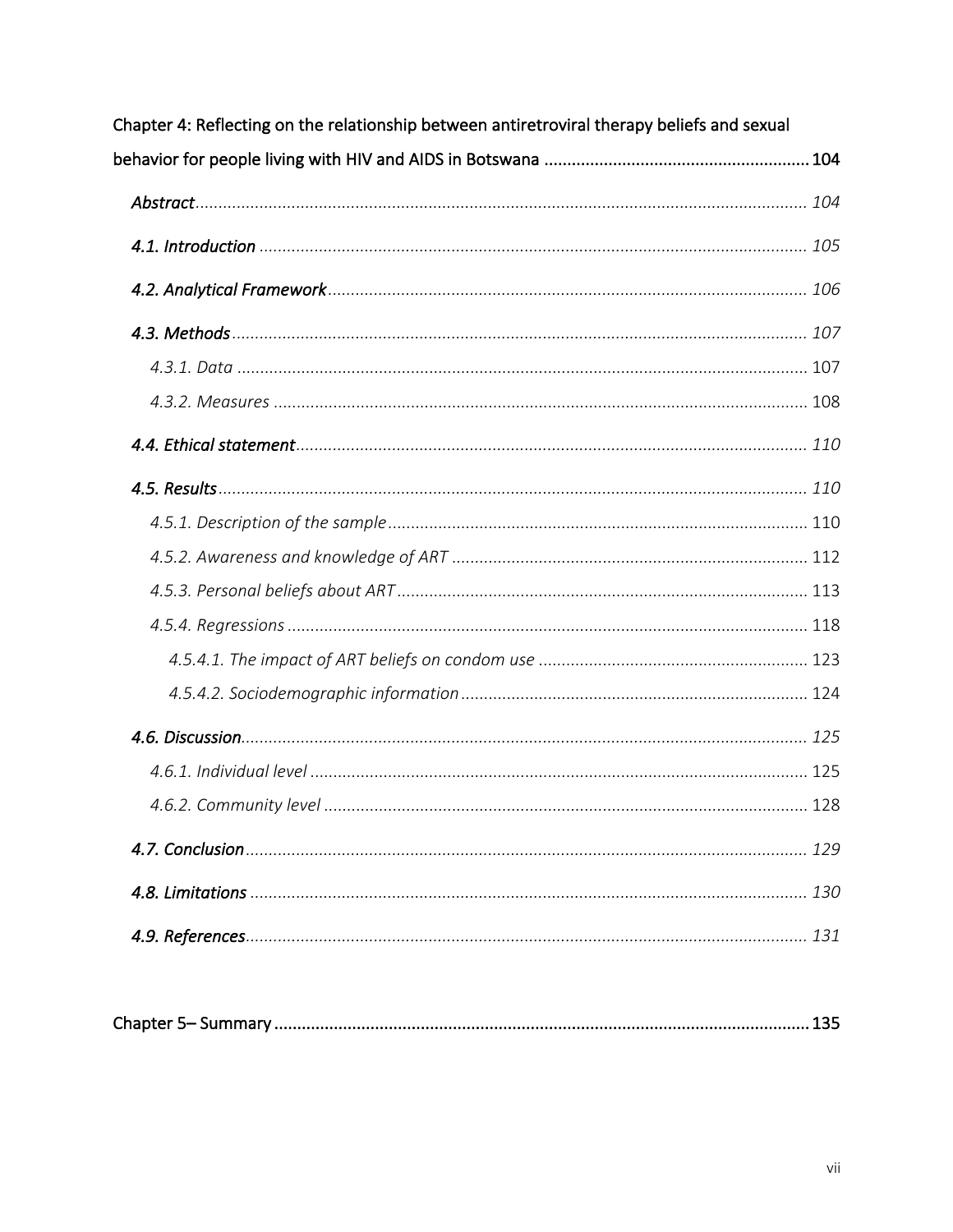Chapter 4: Reflecting on the relationship between antiretroviral therapy beliefs and sexual behavior for people living with HIV and AIDS in Botswana ........................................................ 104

*Abstract*................................................................................................................................ 104

*4.1. Introduction* ..................................................................................................................... 105

*4.2. Analytical Framework*....................................................................................................... 106

*4.3. Methods*............................................................................................................................ 107

*4.3.1. Data* ............................................................................................................................ 107

*4.3.2. Measures* .................................................................................................................... 108

*4.4. Ethical statement*.............................................................................................................. 110

*4.5. Results*.............................................................................................................................. 110

*4.5.1. Description of the sample*........................................................................................... 110

*4.5.2. Awareness and knowledge of ART* ............................................................................. 112

*4.5.3. Personal beliefs about ART*......................................................................................... 113

*4.5.4. Regressions* ................................................................................................................ 118

*4.5.4.1. The impact of ART beliefs on condom use* .......................................................... 123

*4.5.4.2. Sociodemographic information*........................................................................... 124

*4.6. Discussion*......................................................................................................................... 125

*4.6.1. Individual level* ........................................................................................................... 125

*4.6.2. Community level* ......................................................................................................... 128

*4.7. Conclusion*......................................................................................................................... 129

*4.8. Limitations* ........................................................................................................................ 130

*4.9. References*......................................................................................................................... 131

Chapter 5– Summary ................................................................................................................... 135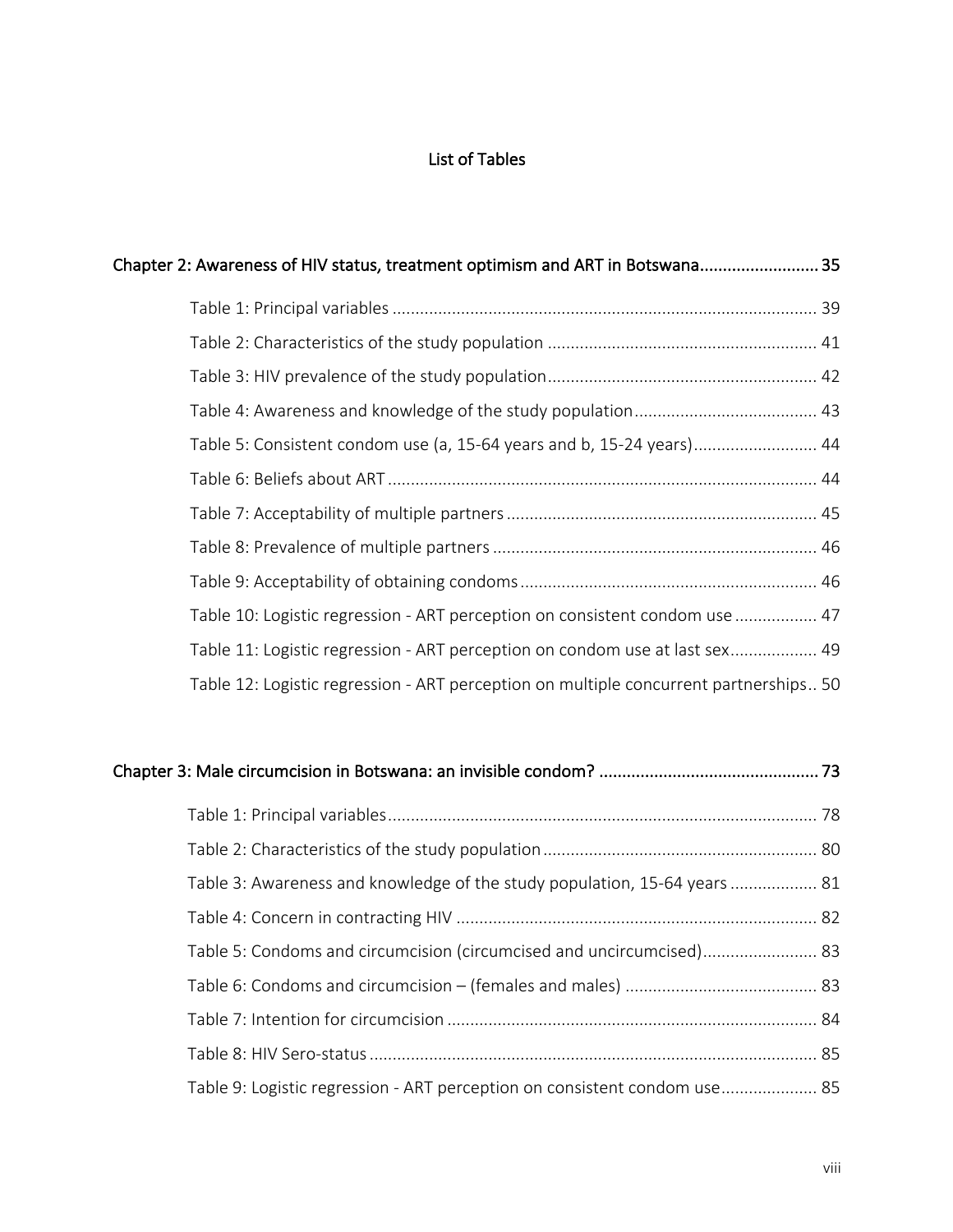# List of Tables

## Chapter 2: Awareness of HIV status, treatment optimism and ART in Botswana .......................... 35

- Table 1: Principal variables ............................................................................................ 39
- Table 2: Characteristics of the study population .......................................................... 41
- Table 3: HIV prevalence of the study population.......................................................... 42
- Table 4: Awareness and knowledge of the study population........................................ 43
- Table 5: Consistent condom use (a, 15-64 years and b, 15-24 years)........................... 44
- Table 6: Beliefs about ART ............................................................................................. 44
- Table 7: Acceptability of multiple partners .................................................................... 45
- Table 8: Prevalence of multiple partners ....................................................................... 46
- Table 9: Acceptability of obtaining condoms ................................................................. 46
- Table 10: Logistic regression - ART perception on consistent condom use .................. 47
- Table 11: Logistic regression - ART perception on condom use at last sex................... 49
- Table 12: Logistic regression - ART perception on multiple concurrent partnerships.. 50

## Chapter 3: Male circumcision in Botswana: an invisible condom? ............................................... 73

- Table 1: Principal variables.............................................................................................. 78
- Table 2: Characteristics of the study population ............................................................ 80
- Table 3: Awareness and knowledge of the study population, 15-64 years ................... 81
- Table 4: Concern in contracting HIV ............................................................................... 82
- Table 5: Condoms and circumcision (circumcised and uncircumcised)......................... 83
- Table 6: Condoms and circumcision – (females and males) .......................................... 83
- Table 7: Intention for circumcision ................................................................................. 84
- Table 8: HIV Sero-status .................................................................................................. 85
- Table 9: Logistic regression - ART perception on consistent condom use..................... 85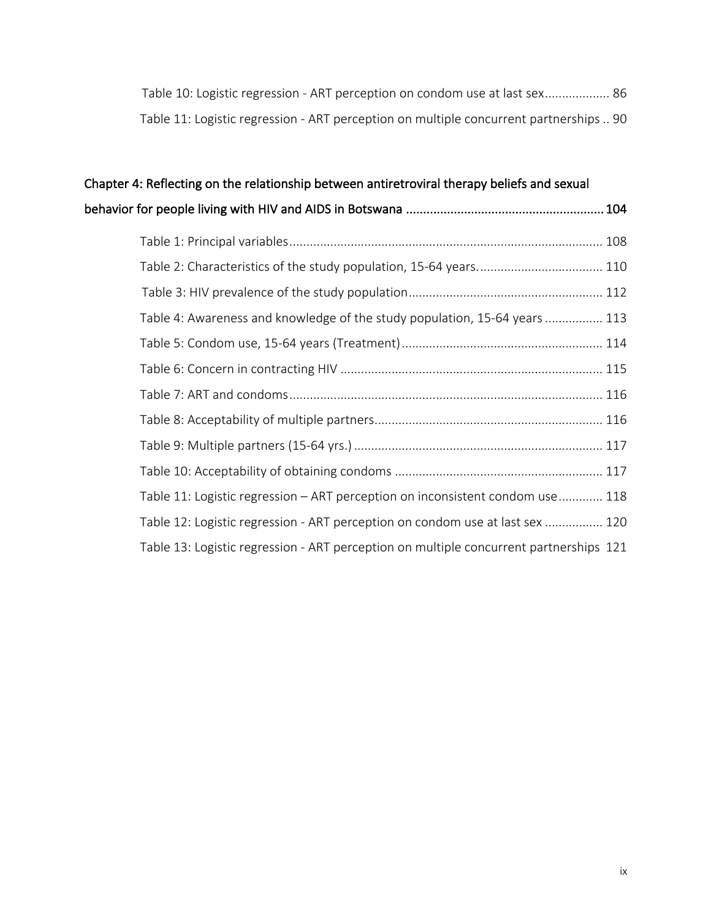Table 10: Logistic regression - ART perception on condom use at last sex .................. 86

Table 11: Logistic regression - ART perception on multiple concurrent partnerships .. 90

Chapter 4: Reflecting on the relationship between antiretroviral therapy beliefs and sexual behavior for people living with HIV and AIDS in Botswana ........................................................ 104

Table 1: Principal variables ........................................................................................ 108

Table 2: Characteristics of the study population, 15-64 years. .................................... 110

Table 3: HIV prevalence of the study population ........................................................ 112

Table 4: Awareness and knowledge of the study population, 15-64 years ................ 113

Table 5: Condom use, 15-64 years (Treatment) .......................................................... 114

Table 6: Concern in contracting HIV ............................................................................ 115

Table 7: ART and condoms .......................................................................................... 116

Table 8: Acceptability of multiple partners .................................................................. 116

Table 9: Multiple partners (15-64 yrs.) ........................................................................ 117

Table 10: Acceptability of obtaining condoms ............................................................ 117

Table 11: Logistic regression – ART perception on inconsistent condom use ............ 118

Table 12: Logistic regression - ART perception on condom use at last sex ................ 120

Table 13: Logistic regression - ART perception on multiple concurrent partnerships 121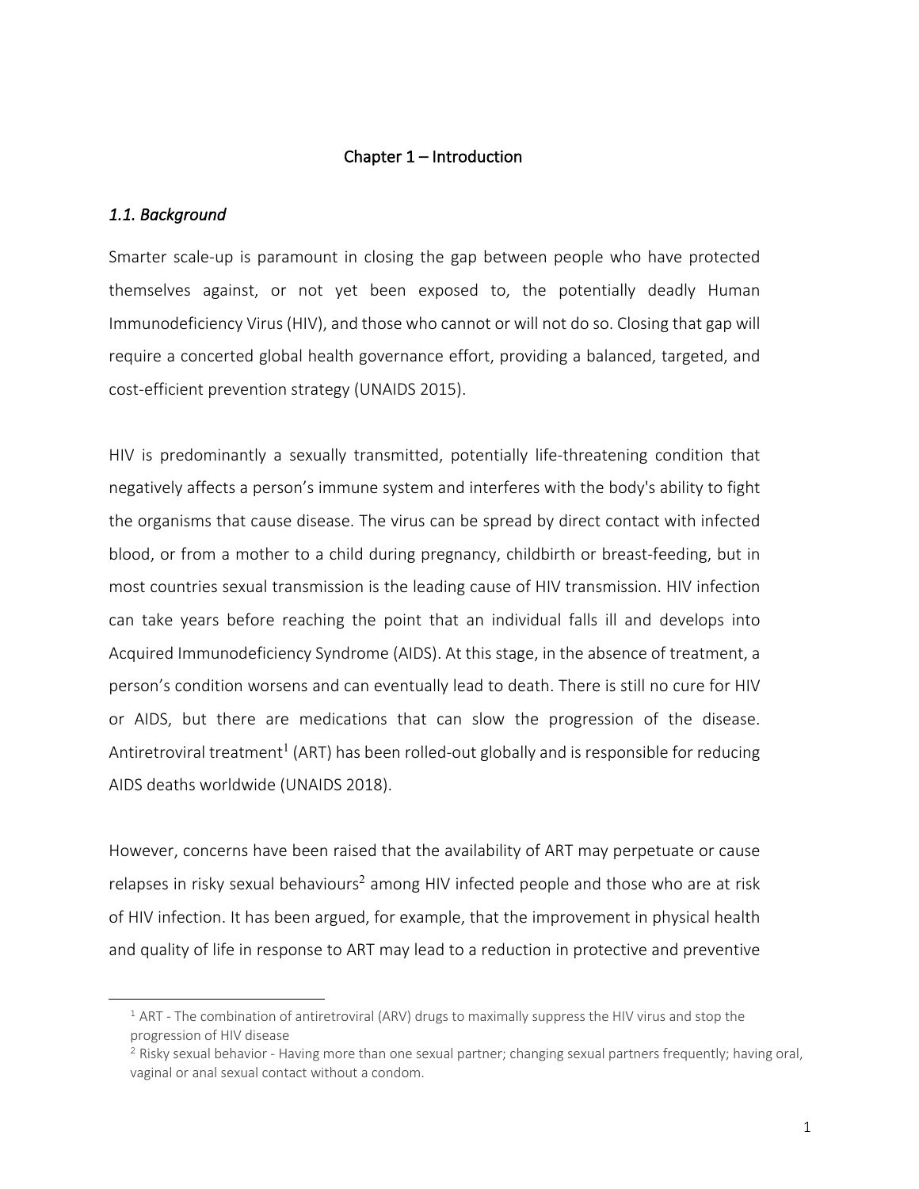# Chapter 1 – Introduction

## *1.1. Background*

Smarter scale-up is paramount in closing the gap between people who have protected themselves against, or not yet been exposed to, the potentially deadly Human Immunodeficiency Virus (HIV), and those who cannot or will not do so. Closing that gap will require a concerted global health governance effort, providing a balanced, targeted, and cost-efficient prevention strategy (UNAIDS 2015).

HIV is predominantly a sexually transmitted, potentially life-threatening condition that negatively affects a person's immune system and interferes with the body's ability to fight the organisms that cause disease. The virus can be spread by direct contact with infected blood, or from a mother to a child during pregnancy, childbirth or breast-feeding, but in most countries sexual transmission is the leading cause of HIV transmission. HIV infection can take years before reaching the point that an individual falls ill and develops into Acquired Immunodeficiency Syndrome (AIDS). At this stage, in the absence of treatment, a person's condition worsens and can eventually lead to death. There is still no cure for HIV or AIDS, but there are medications that can slow the progression of the disease. Antiretroviral treatment[1] (ART) has been rolled-out globally and is responsible for reducing AIDS deaths worldwide (UNAIDS 2018).

However, concerns have been raised that the availability of ART may perpetuate or cause relapses in risky sexual behaviours[2] among HIV infected people and those who are at risk of HIV infection. It has been argued, for example, that the improvement in physical health and quality of life in response to ART may lead to a reduction in protective and preventive

---

[1] ART - The combination of antiretroviral (ARV) drugs to maximally suppress the HIV virus and stop the progression of HIV disease

[2] Risky sexual behavior - Having more than one sexual partner; changing sexual partners frequently; having oral, vaginal or anal sexual contact without a condom.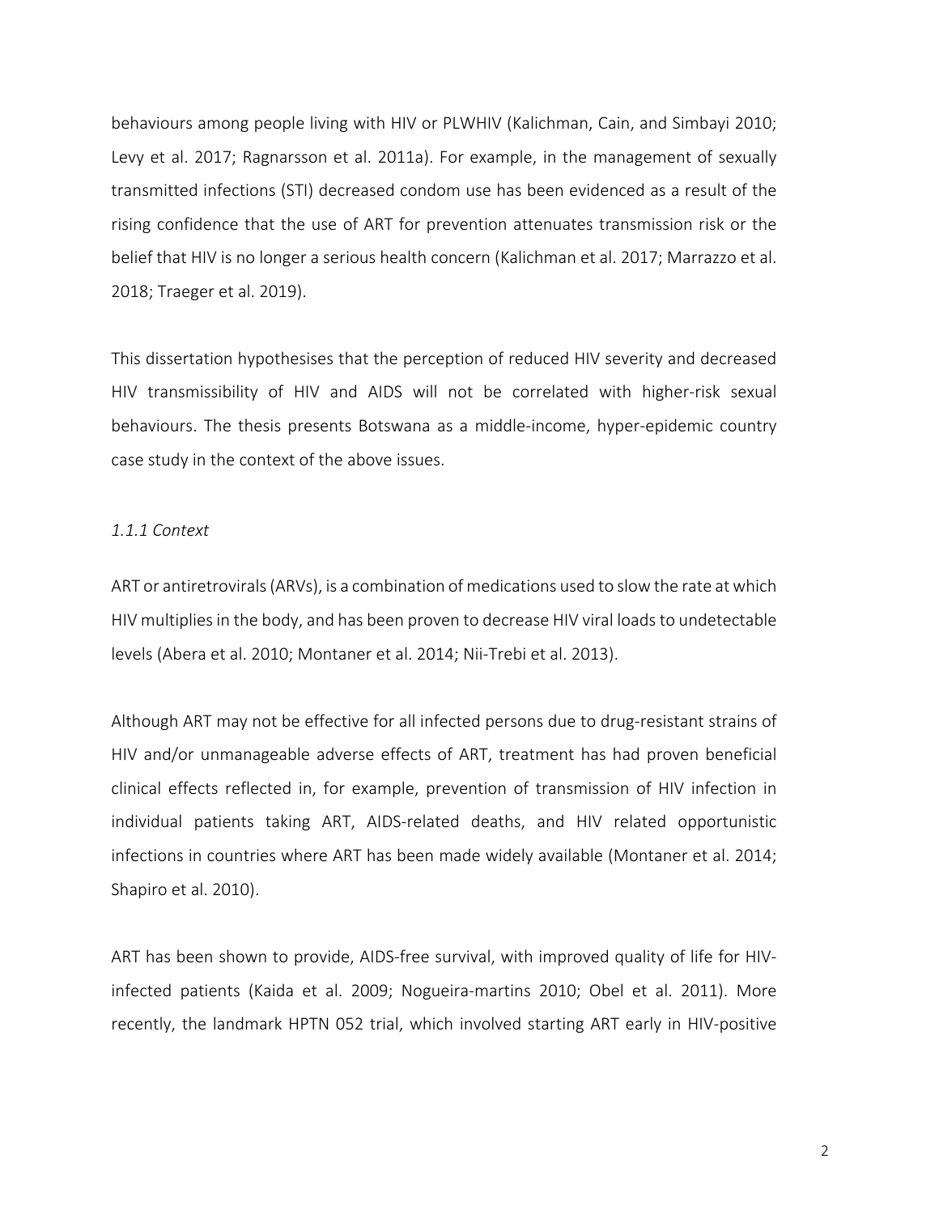behaviours among people living with HIV or PLWHIV (Kalichman, Cain, and Simbayi 2010; Levy et al. 2017; Ragnarsson et al. 2011a). For example, in the management of sexually transmitted infections (STI) decreased condom use has been evidenced as a result of the rising confidence that the use of ART for prevention attenuates transmission risk or the belief that HIV is no longer a serious health concern (Kalichman et al. 2017; Marrazzo et al. 2018; Traeger et al. 2019).

This dissertation hypothesises that the perception of reduced HIV severity and decreased HIV transmissibility of HIV and AIDS will not be correlated with higher-risk sexual behaviours. The thesis presents Botswana as a middle-income, hyper-epidemic country case study in the context of the above issues.

### *1.1.1 Context*

ART or antiretrovirals (ARVs), is a combination of medications used to slow the rate at which HIV multiplies in the body, and has been proven to decrease HIV viral loads to undetectable levels (Abera et al. 2010; Montaner et al. 2014; Nii-Trebi et al. 2013).

Although ART may not be effective for all infected persons due to drug-resistant strains of HIV and/or unmanageable adverse effects of ART, treatment has had proven beneficial clinical effects reflected in, for example, prevention of transmission of HIV infection in individual patients taking ART, AIDS-related deaths, and HIV related opportunistic infections in countries where ART has been made widely available (Montaner et al. 2014; Shapiro et al. 2010).

ART has been shown to provide, AIDS-free survival, with improved quality of life for HIV-infected patients (Kaida et al. 2009; Nogueira-martins 2010; Obel et al. 2011). More recently, the landmark HPTN 052 trial, which involved starting ART early in HIV-positive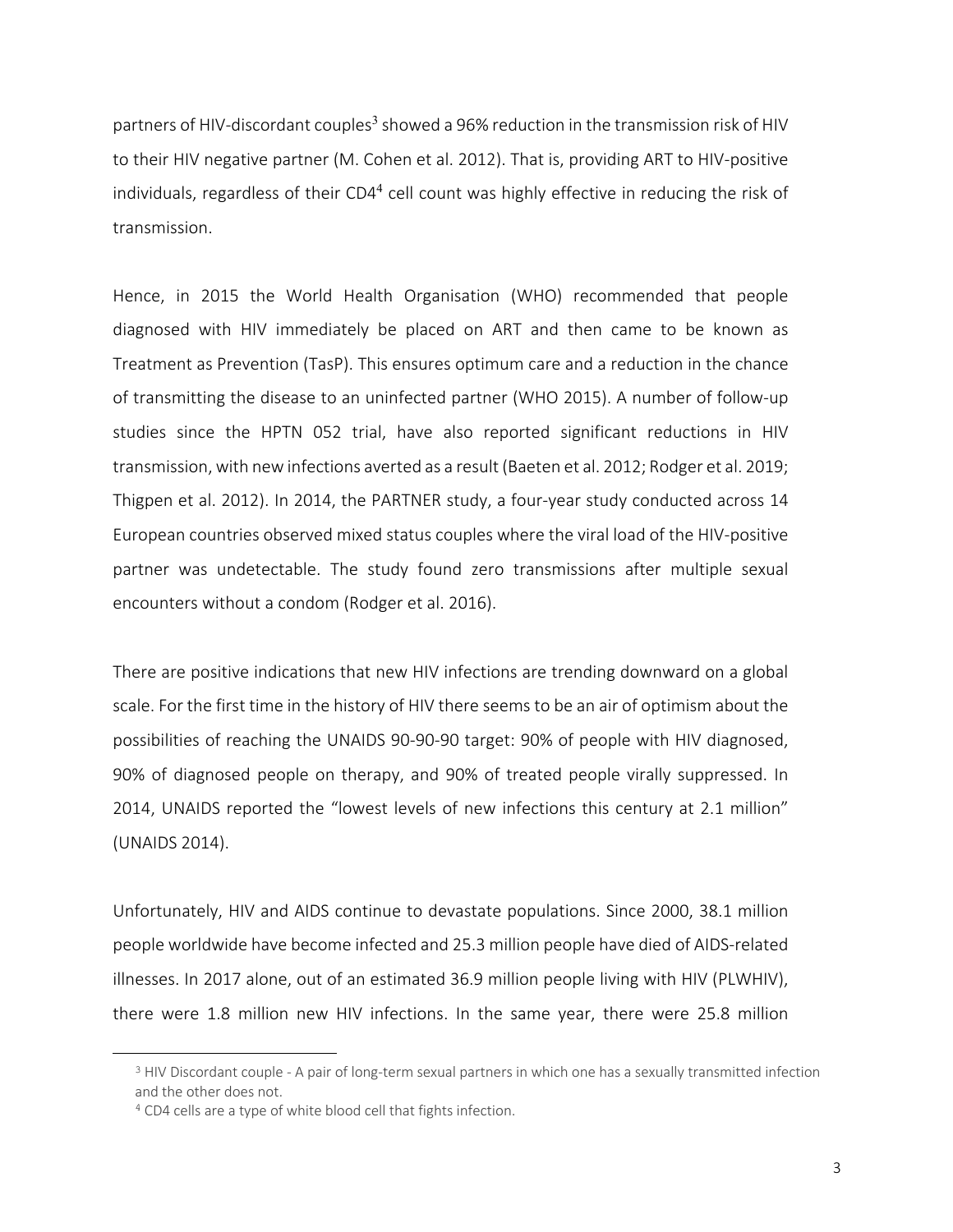partners of HIV-discordant couples[3] showed a 96% reduction in the transmission risk of HIV to their HIV negative partner (M. Cohen et al. 2012). That is, providing ART to HIV-positive individuals, regardless of their CD4[4] cell count was highly effective in reducing the risk of transmission.

Hence, in 2015 the World Health Organisation (WHO) recommended that people diagnosed with HIV immediately be placed on ART and then came to be known as Treatment as Prevention (TasP). This ensures optimum care and a reduction in the chance of transmitting the disease to an uninfected partner (WHO 2015). A number of follow-up studies since the HPTN 052 trial, have also reported significant reductions in HIV transmission, with new infections averted as a result (Baeten et al. 2012; Rodger et al. 2019; Thigpen et al. 2012). In 2014, the PARTNER study, a four-year study conducted across 14 European countries observed mixed status couples where the viral load of the HIV-positive partner was undetectable. The study found zero transmissions after multiple sexual encounters without a condom (Rodger et al. 2016).

There are positive indications that new HIV infections are trending downward on a global scale. For the first time in the history of HIV there seems to be an air of optimism about the possibilities of reaching the UNAIDS 90-90-90 target: 90% of people with HIV diagnosed, 90% of diagnosed people on therapy, and 90% of treated people virally suppressed. In 2014, UNAIDS reported the "lowest levels of new infections this century at 2.1 million" (UNAIDS 2014).

Unfortunately, HIV and AIDS continue to devastate populations. Since 2000, 38.1 million people worldwide have become infected and 25.3 million people have died of AIDS-related illnesses. In 2017 alone, out of an estimated 36.9 million people living with HIV (PLWHIV), there were 1.8 million new HIV infections. In the same year, there were 25.8 million

[3] HIV Discordant couple - A pair of long-term sexual partners in which one has a sexually transmitted infection and the other does not.

[4] CD4 cells are a type of white blood cell that fights infection.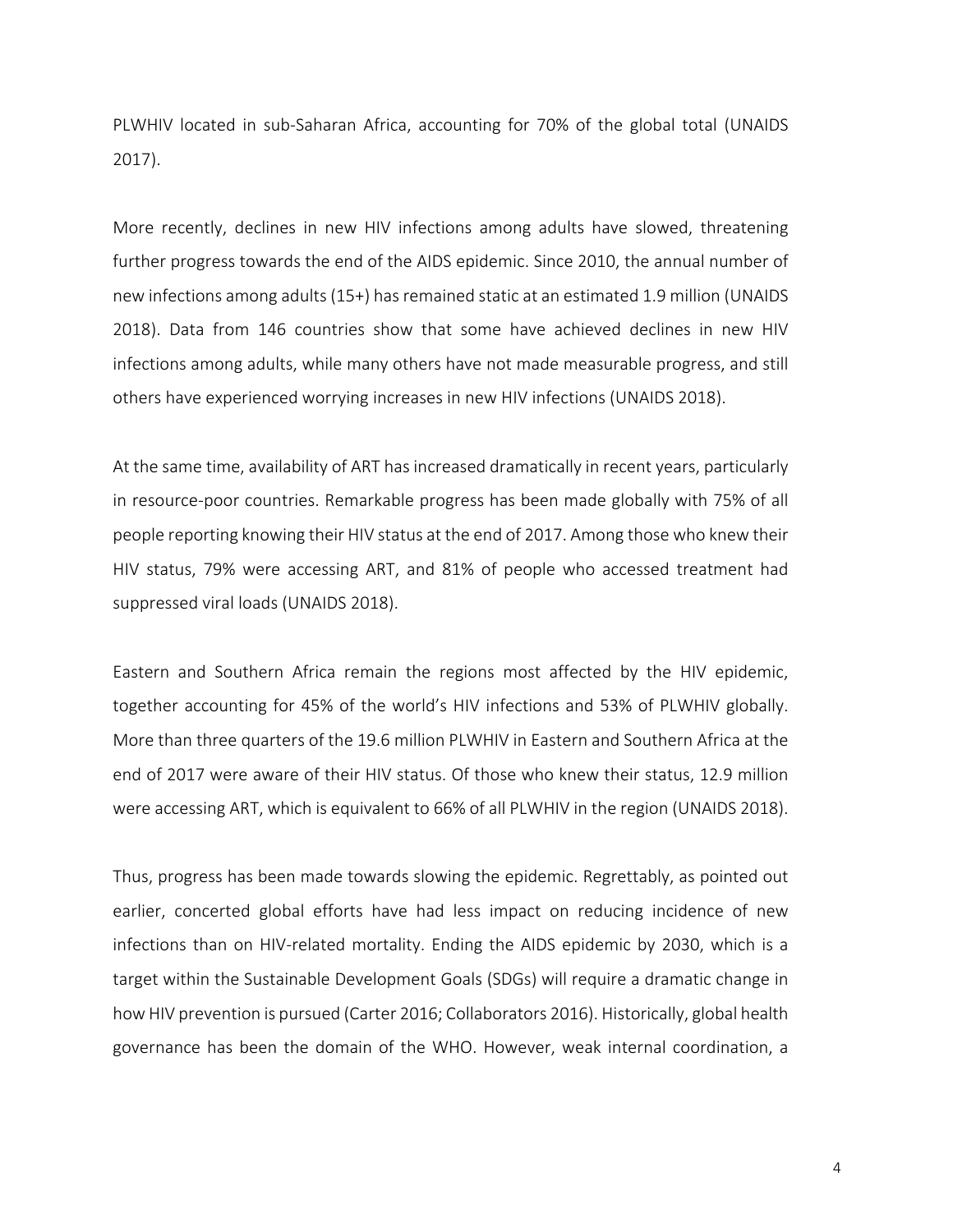PLWHIV located in sub-Saharan Africa, accounting for 70% of the global total (UNAIDS 2017).

More recently, declines in new HIV infections among adults have slowed, threatening further progress towards the end of the AIDS epidemic. Since 2010, the annual number of new infections among adults (15+) has remained static at an estimated 1.9 million (UNAIDS 2018). Data from 146 countries show that some have achieved declines in new HIV infections among adults, while many others have not made measurable progress, and still others have experienced worrying increases in new HIV infections (UNAIDS 2018).

At the same time, availability of ART has increased dramatically in recent years, particularly in resource-poor countries. Remarkable progress has been made globally with 75% of all people reporting knowing their HIV status at the end of 2017. Among those who knew their HIV status, 79% were accessing ART, and 81% of people who accessed treatment had suppressed viral loads (UNAIDS 2018).

Eastern and Southern Africa remain the regions most affected by the HIV epidemic, together accounting for 45% of the world's HIV infections and 53% of PLWHIV globally. More than three quarters of the 19.6 million PLWHIV in Eastern and Southern Africa at the end of 2017 were aware of their HIV status. Of those who knew their status, 12.9 million were accessing ART, which is equivalent to 66% of all PLWHIV in the region (UNAIDS 2018).

Thus, progress has been made towards slowing the epidemic. Regrettably, as pointed out earlier, concerted global efforts have had less impact on reducing incidence of new infections than on HIV-related mortality. Ending the AIDS epidemic by 2030, which is a target within the Sustainable Development Goals (SDGs) will require a dramatic change in how HIV prevention is pursued (Carter 2016; Collaborators 2016). Historically, global health governance has been the domain of the WHO. However, weak internal coordination, a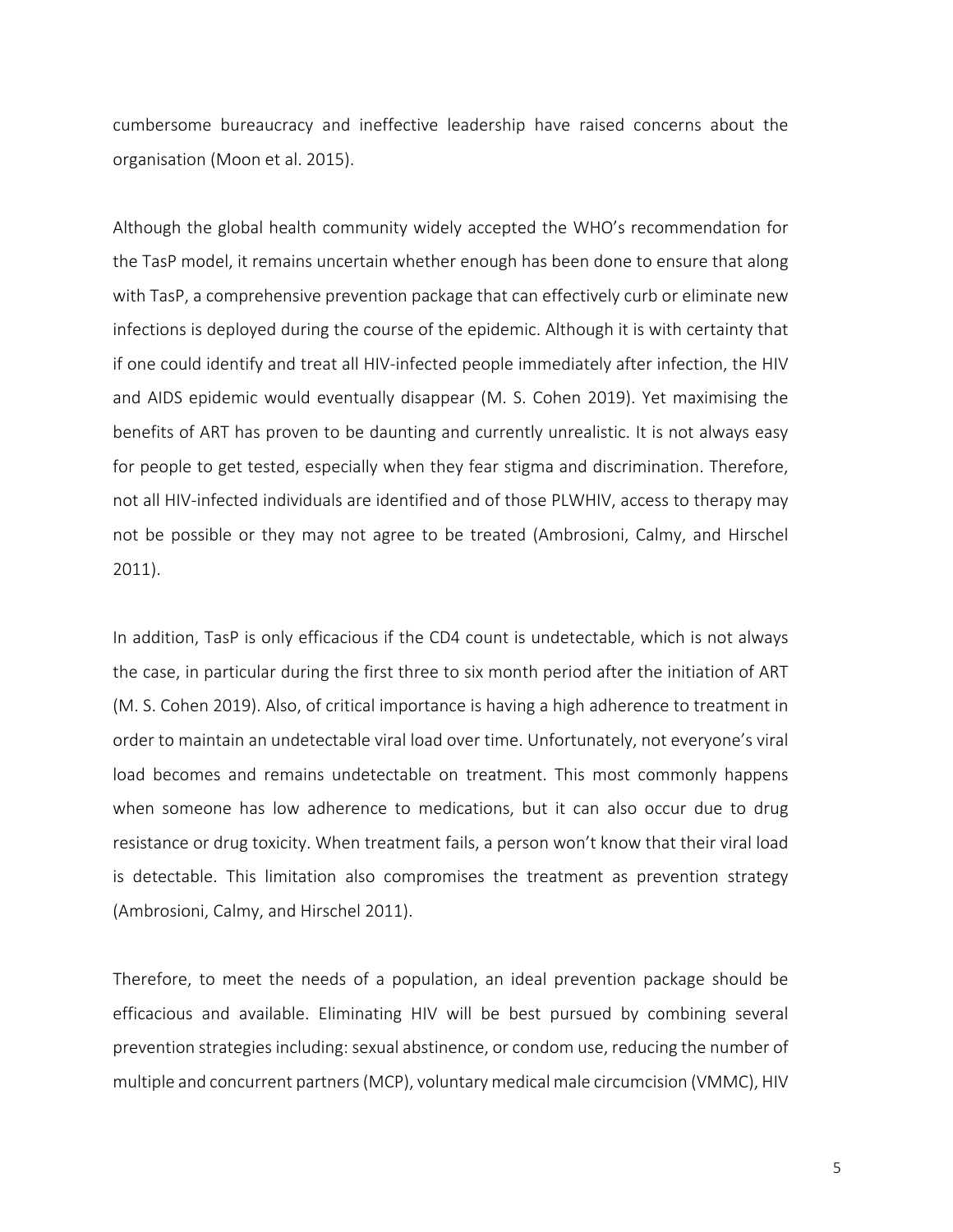cumbersome bureaucracy and ineffective leadership have raised concerns about the organisation (Moon et al. 2015).

Although the global health community widely accepted the WHO's recommendation for the TasP model, it remains uncertain whether enough has been done to ensure that along with TasP, a comprehensive prevention package that can effectively curb or eliminate new infections is deployed during the course of the epidemic. Although it is with certainty that if one could identify and treat all HIV-infected people immediately after infection, the HIV and AIDS epidemic would eventually disappear (M. S. Cohen 2019). Yet maximising the benefits of ART has proven to be daunting and currently unrealistic. It is not always easy for people to get tested, especially when they fear stigma and discrimination. Therefore, not all HIV-infected individuals are identified and of those PLWHIV, access to therapy may not be possible or they may not agree to be treated (Ambrosioni, Calmy, and Hirschel 2011).

In addition, TasP is only efficacious if the CD4 count is undetectable, which is not always the case, in particular during the first three to six month period after the initiation of ART (M. S. Cohen 2019). Also, of critical importance is having a high adherence to treatment in order to maintain an undetectable viral load over time. Unfortunately, not everyone's viral load becomes and remains undetectable on treatment. This most commonly happens when someone has low adherence to medications, but it can also occur due to drug resistance or drug toxicity. When treatment fails, a person won't know that their viral load is detectable. This limitation also compromises the treatment as prevention strategy (Ambrosioni, Calmy, and Hirschel 2011).

Therefore, to meet the needs of a population, an ideal prevention package should be efficacious and available. Eliminating HIV will be best pursued by combining several prevention strategies including: sexual abstinence, or condom use, reducing the number of multiple and concurrent partners (MCP), voluntary medical male circumcision (VMMC), HIV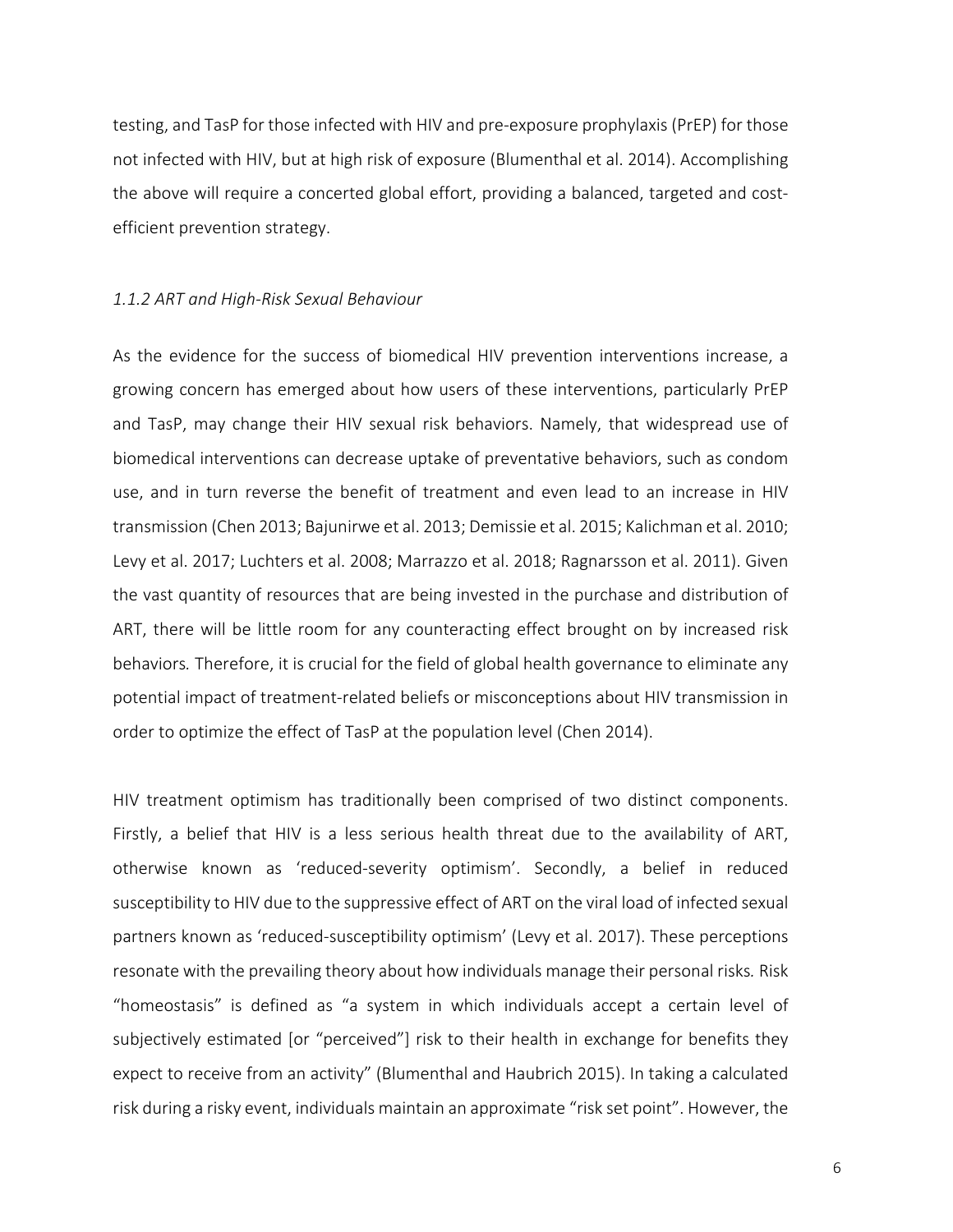testing, and TasP for those infected with HIV and pre-exposure prophylaxis (PrEP) for those not infected with HIV, but at high risk of exposure (Blumenthal et al. 2014). Accomplishing the above will require a concerted global effort, providing a balanced, targeted and cost-efficient prevention strategy.

### *1.1.2 ART and High-Risk Sexual Behaviour*

As the evidence for the success of biomedical HIV prevention interventions increase, a growing concern has emerged about how users of these interventions, particularly PrEP and TasP, may change their HIV sexual risk behaviors. Namely, that widespread use of biomedical interventions can decrease uptake of preventative behaviors, such as condom use, and in turn reverse the benefit of treatment and even lead to an increase in HIV transmission (Chen 2013; Bajunirwe et al. 2013; Demissie et al. 2015; Kalichman et al. 2010; Levy et al. 2017; Luchters et al. 2008; Marrazzo et al. 2018; Ragnarsson et al. 2011). Given the vast quantity of resources that are being invested in the purchase and distribution of ART, there will be little room for any counteracting effect brought on by increased risk behaviors. Therefore, it is crucial for the field of global health governance to eliminate any potential impact of treatment-related beliefs or misconceptions about HIV transmission in order to optimize the effect of TasP at the population level (Chen 2014).

HIV treatment optimism has traditionally been comprised of two distinct components. Firstly, a belief that HIV is a less serious health threat due to the availability of ART, otherwise known as 'reduced-severity optimism'. Secondly, a belief in reduced susceptibility to HIV due to the suppressive effect of ART on the viral load of infected sexual partners known as 'reduced-susceptibility optimism' (Levy et al. 2017). These perceptions resonate with the prevailing theory about how individuals manage their personal risks. Risk "homeostasis" is defined as "a system in which individuals accept a certain level of subjectively estimated [or "perceived"] risk to their health in exchange for benefits they expect to receive from an activity" (Blumenthal and Haubrich 2015). In taking a calculated risk during a risky event, individuals maintain an approximate "risk set point". However, the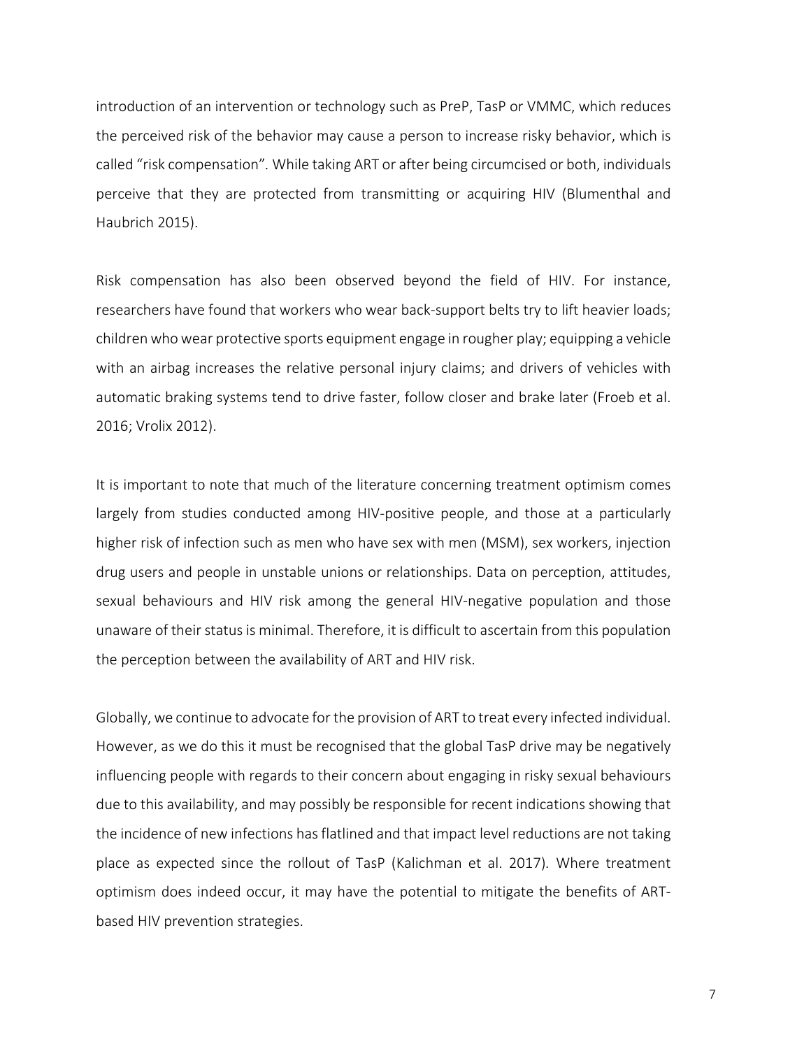introduction of an intervention or technology such as PreP, TasP or VMMC, which reduces the perceived risk of the behavior may cause a person to increase risky behavior, which is called "risk compensation". While taking ART or after being circumcised or both, individuals perceive that they are protected from transmitting or acquiring HIV (Blumenthal and Haubrich 2015).

Risk compensation has also been observed beyond the field of HIV. For instance, researchers have found that workers who wear back-support belts try to lift heavier loads; children who wear protective sports equipment engage in rougher play; equipping a vehicle with an airbag increases the relative personal injury claims; and drivers of vehicles with automatic braking systems tend to drive faster, follow closer and brake later (Froeb et al. 2016; Vrolix 2012).

It is important to note that much of the literature concerning treatment optimism comes largely from studies conducted among HIV-positive people, and those at a particularly higher risk of infection such as men who have sex with men (MSM), sex workers, injection drug users and people in unstable unions or relationships. Data on perception, attitudes, sexual behaviours and HIV risk among the general HIV-negative population and those unaware of their status is minimal. Therefore, it is difficult to ascertain from this population the perception between the availability of ART and HIV risk.

Globally, we continue to advocate for the provision of ART to treat every infected individual. However, as we do this it must be recognised that the global TasP drive may be negatively influencing people with regards to their concern about engaging in risky sexual behaviours due to this availability, and may possibly be responsible for recent indications showing that the incidence of new infections has flatlined and that impact level reductions are not taking place as expected since the rollout of TasP (Kalichman et al. 2017). Where treatment optimism does indeed occur, it may have the potential to mitigate the benefits of ART-based HIV prevention strategies.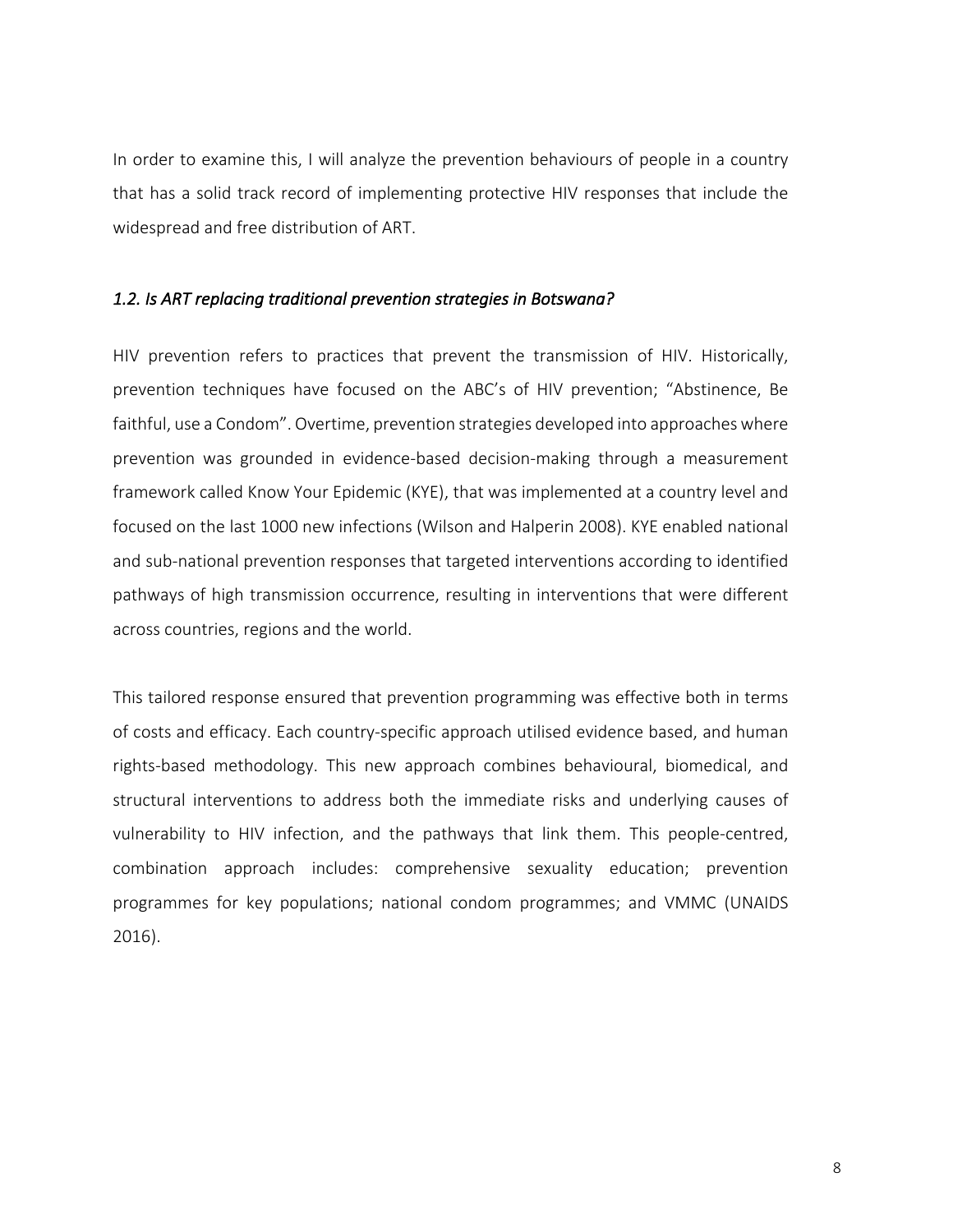In order to examine this, I will analyze the prevention behaviours of people in a country that has a solid track record of implementing protective HIV responses that include the widespread and free distribution of ART.

### *1.2. Is ART replacing traditional prevention strategies in Botswana?*

HIV prevention refers to practices that prevent the transmission of HIV. Historically, prevention techniques have focused on the ABC's of HIV prevention; "Abstinence, Be faithful, use a Condom". Overtime, prevention strategies developed into approaches where prevention was grounded in evidence-based decision-making through a measurement framework called Know Your Epidemic (KYE), that was implemented at a country level and focused on the last 1000 new infections (Wilson and Halperin 2008). KYE enabled national and sub-national prevention responses that targeted interventions according to identified pathways of high transmission occurrence, resulting in interventions that were different across countries, regions and the world.

This tailored response ensured that prevention programming was effective both in terms of costs and efficacy. Each country-specific approach utilised evidence based, and human rights-based methodology. This new approach combines behavioural, biomedical, and structural interventions to address both the immediate risks and underlying causes of vulnerability to HIV infection, and the pathways that link them. This people-centred, combination approach includes: comprehensive sexuality education; prevention programmes for key populations; national condom programmes; and VMMC (UNAIDS 2016).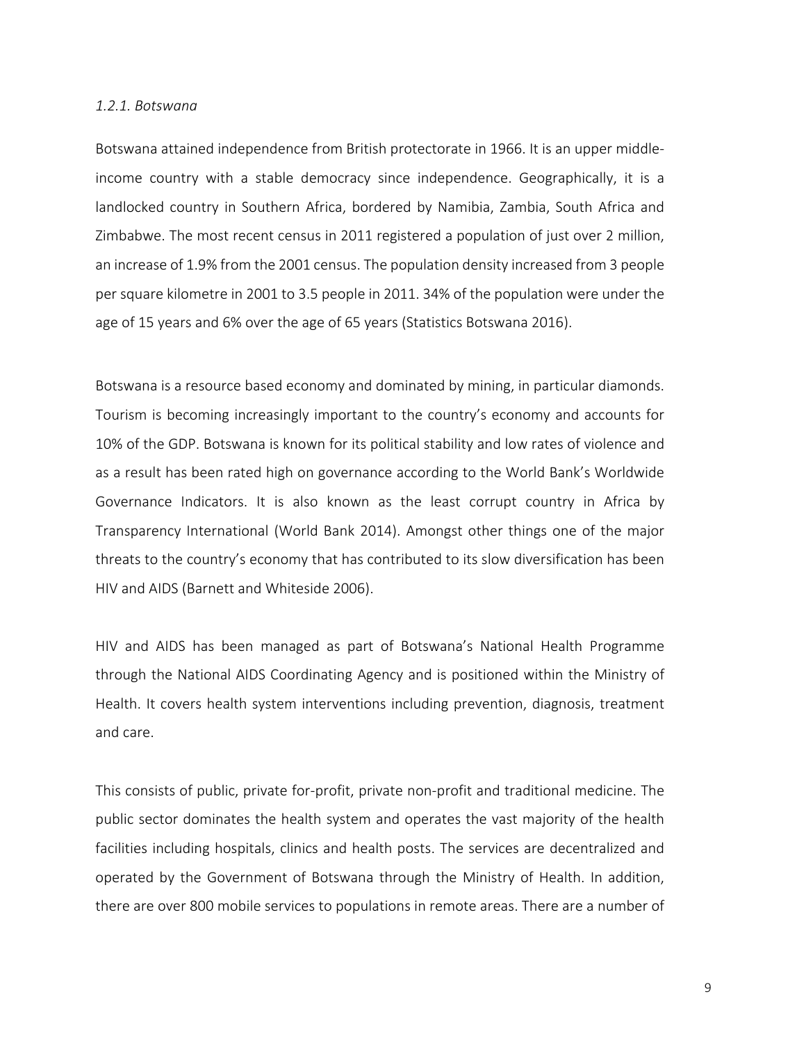*1.2.1. Botswana*

Botswana attained independence from British protectorate in 1966. It is an upper middle-income country with a stable democracy since independence. Geographically, it is a landlocked country in Southern Africa, bordered by Namibia, Zambia, South Africa and Zimbabwe. The most recent census in 2011 registered a population of just over 2 million, an increase of 1.9% from the 2001 census. The population density increased from 3 people per square kilometre in 2001 to 3.5 people in 2011. 34% of the population were under the age of 15 years and 6% over the age of 65 years (Statistics Botswana 2016).

Botswana is a resource based economy and dominated by mining, in particular diamonds. Tourism is becoming increasingly important to the country's economy and accounts for 10% of the GDP. Botswana is known for its political stability and low rates of violence and as a result has been rated high on governance according to the World Bank's Worldwide Governance Indicators. It is also known as the least corrupt country in Africa by Transparency International (World Bank 2014). Amongst other things one of the major threats to the country's economy that has contributed to its slow diversification has been HIV and AIDS (Barnett and Whiteside 2006).

HIV and AIDS has been managed as part of Botswana's National Health Programme through the National AIDS Coordinating Agency and is positioned within the Ministry of Health. It covers health system interventions including prevention, diagnosis, treatment and care.

This consists of public, private for-profit, private non-profit and traditional medicine. The public sector dominates the health system and operates the vast majority of the health facilities including hospitals, clinics and health posts. The services are decentralized and operated by the Government of Botswana through the Ministry of Health. In addition, there are over 800 mobile services to populations in remote areas. There are a number of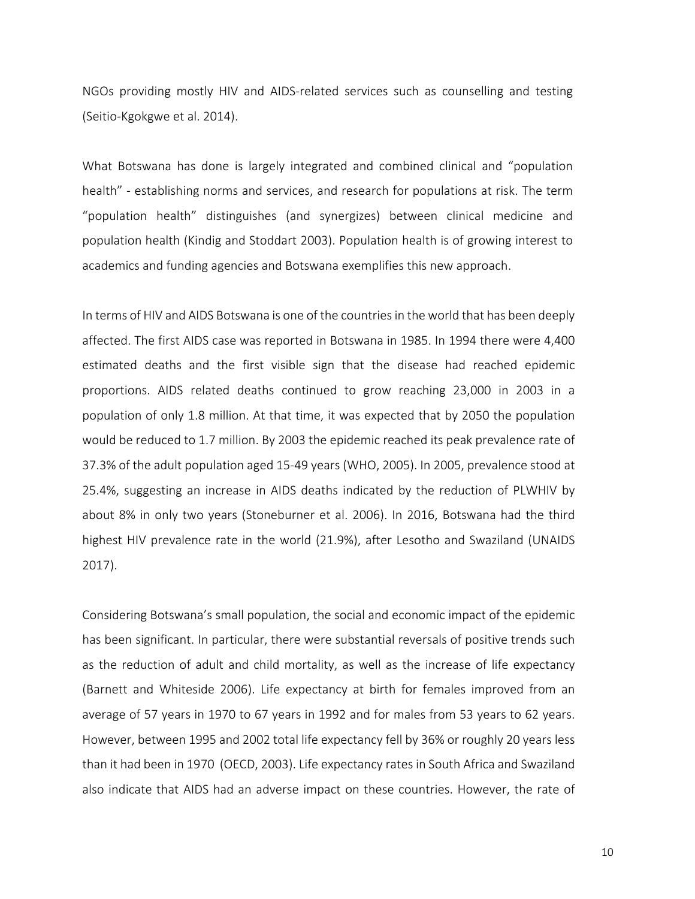NGOs providing mostly HIV and AIDS-related services such as counselling and testing (Seitio-Kgokgwe et al. 2014).

What Botswana has done is largely integrated and combined clinical and "population health" - establishing norms and services, and research for populations at risk. The term "population health" distinguishes (and synergizes) between clinical medicine and population health (Kindig and Stoddart 2003). Population health is of growing interest to academics and funding agencies and Botswana exemplifies this new approach.

In terms of HIV and AIDS Botswana is one of the countries in the world that has been deeply affected. The first AIDS case was reported in Botswana in 1985. In 1994 there were 4,400 estimated deaths and the first visible sign that the disease had reached epidemic proportions. AIDS related deaths continued to grow reaching 23,000 in 2003 in a population of only 1.8 million. At that time, it was expected that by 2050 the population would be reduced to 1.7 million. By 2003 the epidemic reached its peak prevalence rate of 37.3% of the adult population aged 15-49 years (WHO, 2005). In 2005, prevalence stood at 25.4%, suggesting an increase in AIDS deaths indicated by the reduction of PLWHIV by about 8% in only two years (Stoneburner et al. 2006). In 2016, Botswana had the third highest HIV prevalence rate in the world (21.9%), after Lesotho and Swaziland (UNAIDS 2017).

Considering Botswana's small population, the social and economic impact of the epidemic has been significant. In particular, there were substantial reversals of positive trends such as the reduction of adult and child mortality, as well as the increase of life expectancy (Barnett and Whiteside 2006). Life expectancy at birth for females improved from an average of 57 years in 1970 to 67 years in 1992 and for males from 53 years to 62 years. However, between 1995 and 2002 total life expectancy fell by 36% or roughly 20 years less than it had been in 1970 (OECD, 2003). Life expectancy rates in South Africa and Swaziland also indicate that AIDS had an adverse impact on these countries. However, the rate of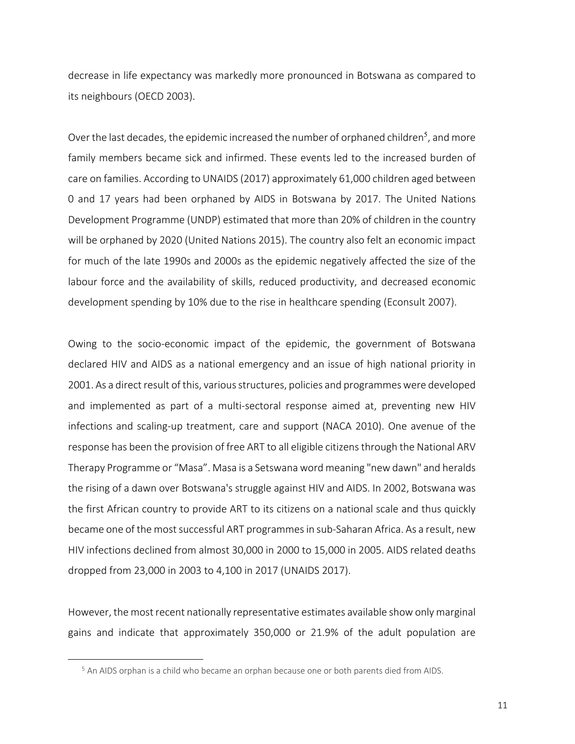decrease in life expectancy was markedly more pronounced in Botswana as compared to its neighbours (OECD 2003).

Over the last decades, the epidemic increased the number of orphaned children[5], and more family members became sick and infirmed. These events led to the increased burden of care on families. According to UNAIDS (2017) approximately 61,000 children aged between 0 and 17 years had been orphaned by AIDS in Botswana by 2017. The United Nations Development Programme (UNDP) estimated that more than 20% of children in the country will be orphaned by 2020 (United Nations 2015). The country also felt an economic impact for much of the late 1990s and 2000s as the epidemic negatively affected the size of the labour force and the availability of skills, reduced productivity, and decreased economic development spending by 10% due to the rise in healthcare spending (Econsult 2007).

Owing to the socio-economic impact of the epidemic, the government of Botswana declared HIV and AIDS as a national emergency and an issue of high national priority in 2001. As a direct result of this, various structures, policies and programmes were developed and implemented as part of a multi-sectoral response aimed at, preventing new HIV infections and scaling-up treatment, care and support (NACA 2010). One avenue of the response has been the provision of free ART to all eligible citizens through the National ARV Therapy Programme or "Masa". Masa is a Setswana word meaning "new dawn" and heralds the rising of a dawn over Botswana's struggle against HIV and AIDS. In 2002, Botswana was the first African country to provide ART to its citizens on a national scale and thus quickly became one of the most successful ART programmes in sub-Saharan Africa. As a result, new HIV infections declined from almost 30,000 in 2000 to 15,000 in 2005. AIDS related deaths dropped from 23,000 in 2003 to 4,100 in 2017 (UNAIDS 2017).

However, the most recent nationally representative estimates available show only marginal gains and indicate that approximately 350,000 or 21.9% of the adult population are

[5] An AIDS orphan is a child who became an orphan because one or both parents died from AIDS.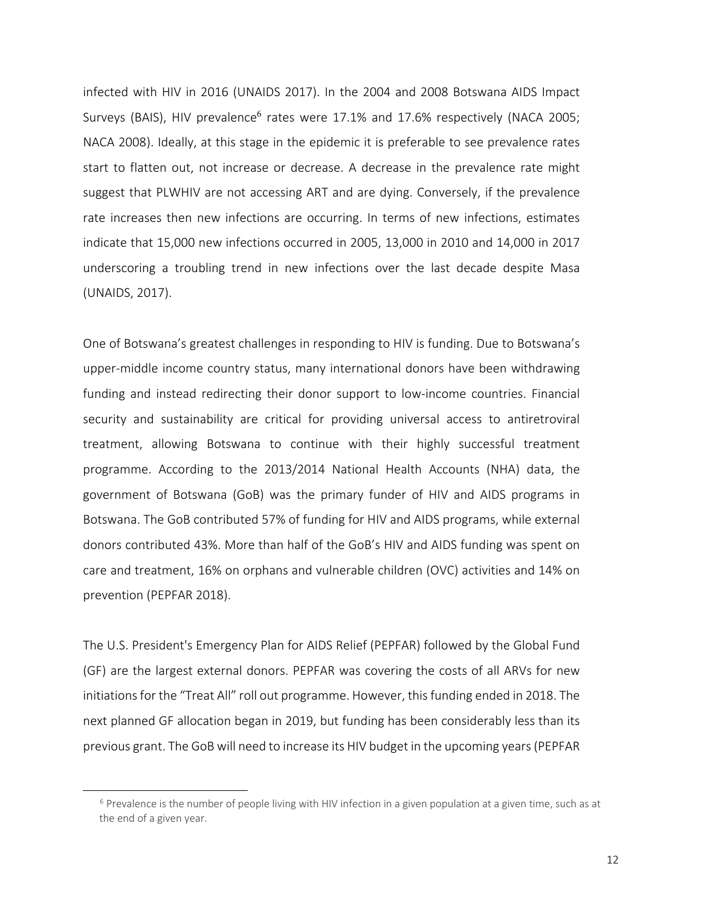infected with HIV in 2016 (UNAIDS 2017). In the 2004 and 2008 Botswana AIDS Impact Surveys (BAIS), HIV prevalence[6] rates were 17.1% and 17.6% respectively (NACA 2005; NACA 2008). Ideally, at this stage in the epidemic it is preferable to see prevalence rates start to flatten out, not increase or decrease. A decrease in the prevalence rate might suggest that PLWHIV are not accessing ART and are dying. Conversely, if the prevalence rate increases then new infections are occurring. In terms of new infections, estimates indicate that 15,000 new infections occurred in 2005, 13,000 in 2010 and 14,000 in 2017 underscoring a troubling trend in new infections over the last decade despite Masa (UNAIDS, 2017).

One of Botswana's greatest challenges in responding to HIV is funding. Due to Botswana's upper-middle income country status, many international donors have been withdrawing funding and instead redirecting their donor support to low-income countries. Financial security and sustainability are critical for providing universal access to antiretroviral treatment, allowing Botswana to continue with their highly successful treatment programme. According to the 2013/2014 National Health Accounts (NHA) data, the government of Botswana (GoB) was the primary funder of HIV and AIDS programs in Botswana. The GoB contributed 57% of funding for HIV and AIDS programs, while external donors contributed 43%. More than half of the GoB's HIV and AIDS funding was spent on care and treatment, 16% on orphans and vulnerable children (OVC) activities and 14% on prevention (PEPFAR 2018).

The U.S. President's Emergency Plan for AIDS Relief (PEPFAR) followed by the Global Fund (GF) are the largest external donors. PEPFAR was covering the costs of all ARVs for new initiations for the "Treat All" roll out programme. However, this funding ended in 2018. The next planned GF allocation began in 2019, but funding has been considerably less than its previous grant. The GoB will need to increase its HIV budget in the upcoming years (PEPFAR

[6] Prevalence is the number of people living with HIV infection in a given population at a given time, such as at the end of a given year.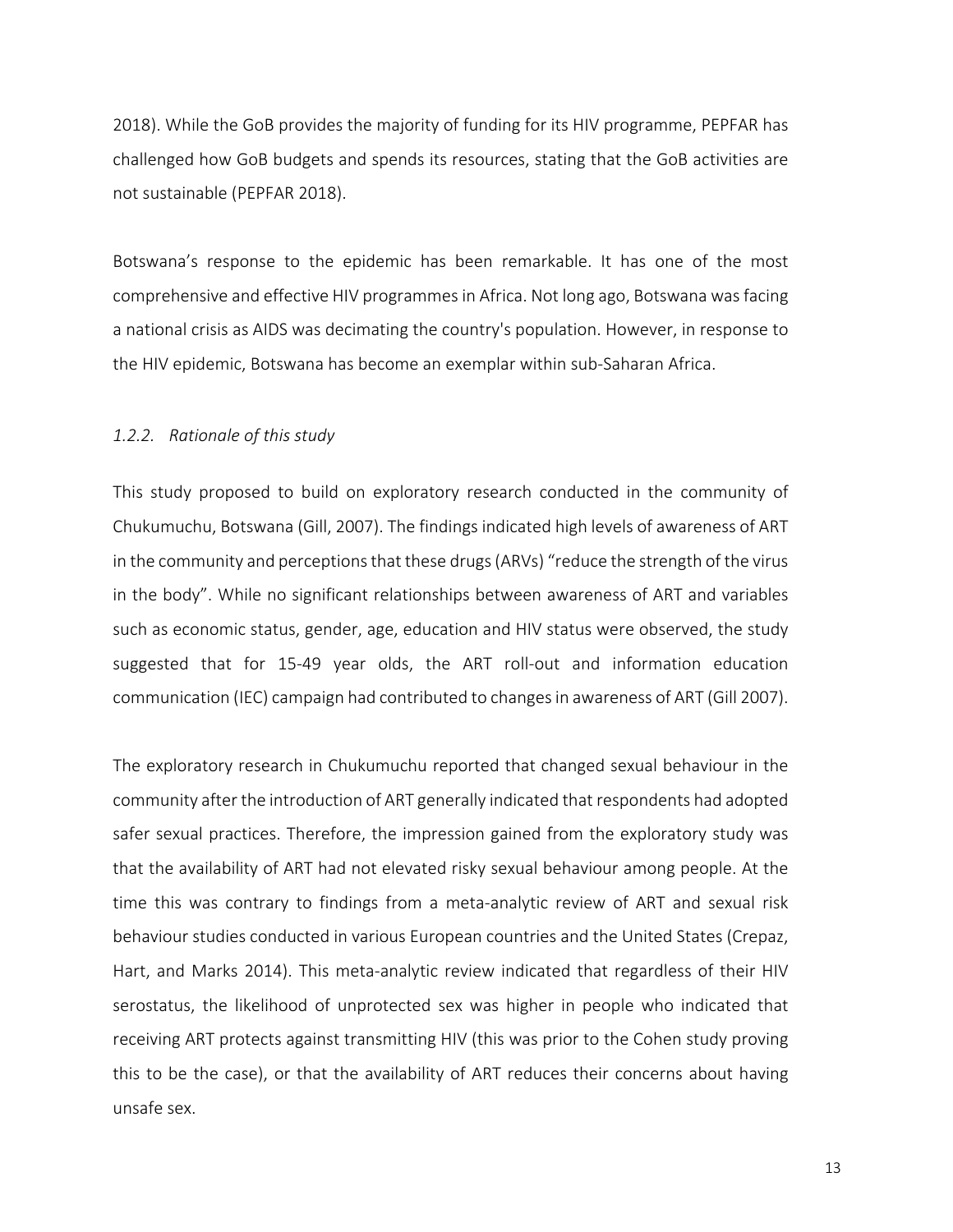2018). While the GoB provides the majority of funding for its HIV programme, PEPFAR has challenged how GoB budgets and spends its resources, stating that the GoB activities are not sustainable (PEPFAR 2018).

Botswana's response to the epidemic has been remarkable. It has one of the most comprehensive and effective HIV programmes in Africa. Not long ago, Botswana was facing a national crisis as AIDS was decimating the country's population. However, in response to the HIV epidemic, Botswana has become an exemplar within sub-Saharan Africa.

### *1.2.2. Rationale of this study*

This study proposed to build on exploratory research conducted in the community of Chukumuchu, Botswana (Gill, 2007). The findings indicated high levels of awareness of ART in the community and perceptions that these drugs (ARVs) "reduce the strength of the virus in the body". While no significant relationships between awareness of ART and variables such as economic status, gender, age, education and HIV status were observed, the study suggested that for 15-49 year olds, the ART roll-out and information education communication (IEC) campaign had contributed to changes in awareness of ART (Gill 2007).

The exploratory research in Chukumuchu reported that changed sexual behaviour in the community after the introduction of ART generally indicated that respondents had adopted safer sexual practices. Therefore, the impression gained from the exploratory study was that the availability of ART had not elevated risky sexual behaviour among people. At the time this was contrary to findings from a meta-analytic review of ART and sexual risk behaviour studies conducted in various European countries and the United States (Crepaz, Hart, and Marks 2014). This meta-analytic review indicated that regardless of their HIV serostatus, the likelihood of unprotected sex was higher in people who indicated that receiving ART protects against transmitting HIV (this was prior to the Cohen study proving this to be the case), or that the availability of ART reduces their concerns about having unsafe sex.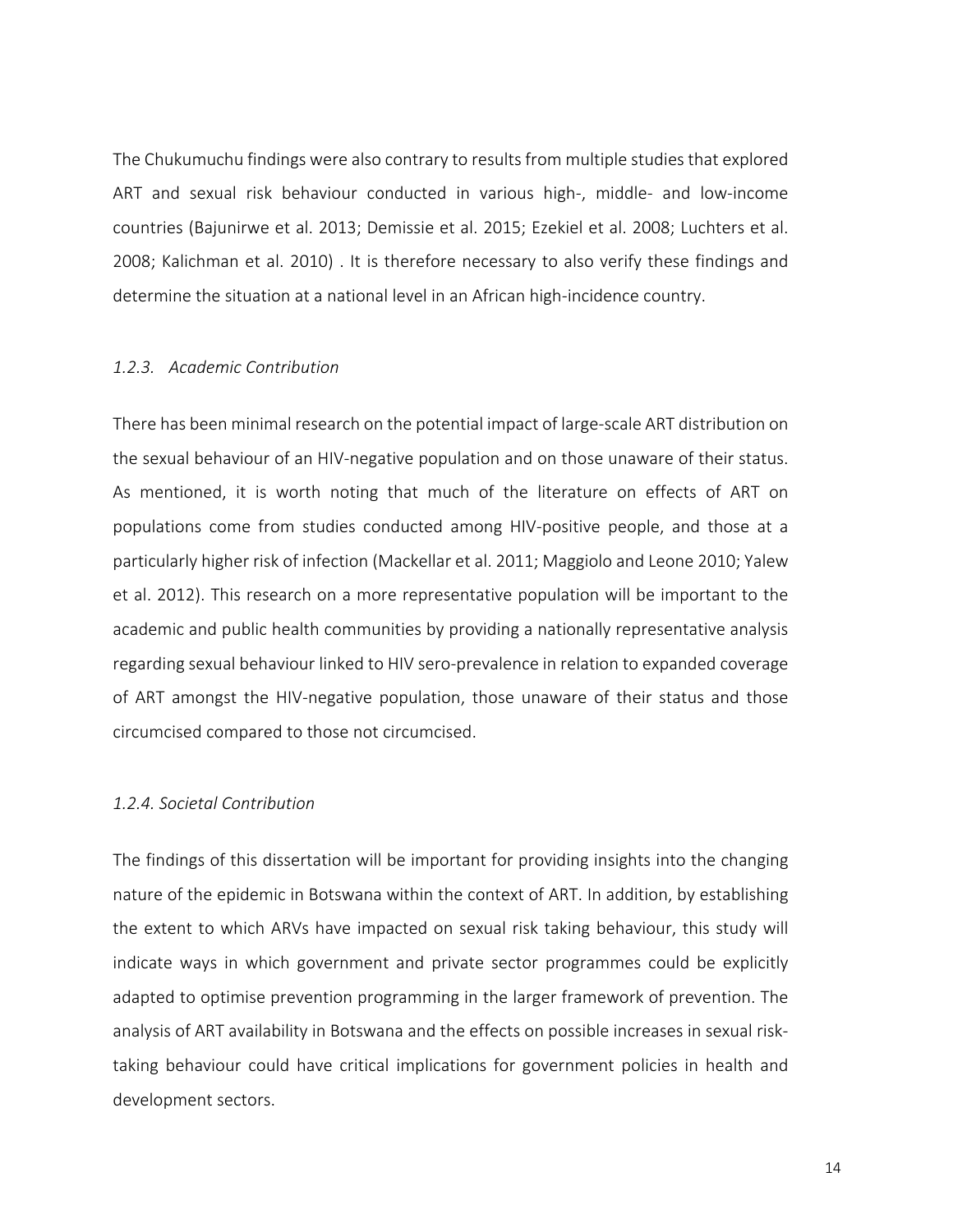The Chukumuchu findings were also contrary to results from multiple studies that explored ART and sexual risk behaviour conducted in various high-, middle- and low-income countries (Bajunirwe et al. 2013; Demissie et al. 2015; Ezekiel et al. 2008; Luchters et al. 2008; Kalichman et al. 2010) . It is therefore necessary to also verify these findings and determine the situation at a national level in an African high-incidence country.

### *1.2.3. Academic Contribution*

There has been minimal research on the potential impact of large-scale ART distribution on the sexual behaviour of an HIV-negative population and on those unaware of their status. As mentioned, it is worth noting that much of the literature on effects of ART on populations come from studies conducted among HIV-positive people, and those at a particularly higher risk of infection (Mackellar et al. 2011; Maggiolo and Leone 2010; Yalew et al. 2012). This research on a more representative population will be important to the academic and public health communities by providing a nationally representative analysis regarding sexual behaviour linked to HIV sero-prevalence in relation to expanded coverage of ART amongst the HIV-negative population, those unaware of their status and those circumcised compared to those not circumcised.

### *1.2.4. Societal Contribution*

The findings of this dissertation will be important for providing insights into the changing nature of the epidemic in Botswana within the context of ART. In addition, by establishing the extent to which ARVs have impacted on sexual risk taking behaviour, this study will indicate ways in which government and private sector programmes could be explicitly adapted to optimise prevention programming in the larger framework of prevention. The analysis of ART availability in Botswana and the effects on possible increases in sexual risk-taking behaviour could have critical implications for government policies in health and development sectors.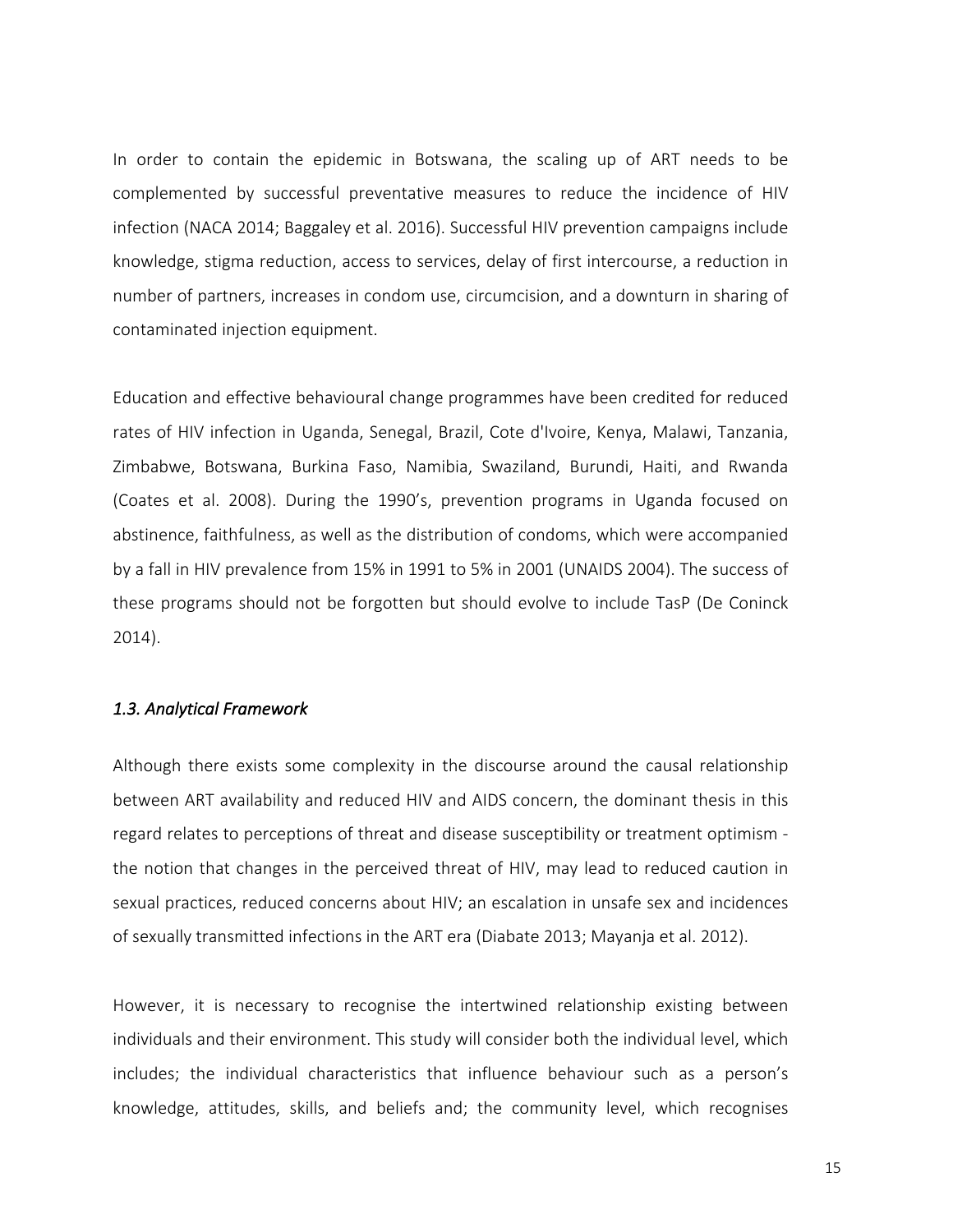In order to contain the epidemic in Botswana, the scaling up of ART needs to be complemented by successful preventative measures to reduce the incidence of HIV infection (NACA 2014; Baggaley et al. 2016). Successful HIV prevention campaigns include knowledge, stigma reduction, access to services, delay of first intercourse, a reduction in number of partners, increases in condom use, circumcision, and a downturn in sharing of contaminated injection equipment.

Education and effective behavioural change programmes have been credited for reduced rates of HIV infection in Uganda, Senegal, Brazil, Cote d'Ivoire, Kenya, Malawi, Tanzania, Zimbabwe, Botswana, Burkina Faso, Namibia, Swaziland, Burundi, Haiti, and Rwanda (Coates et al. 2008). During the 1990's, prevention programs in Uganda focused on abstinence, faithfulness, as well as the distribution of condoms, which were accompanied by a fall in HIV prevalence from 15% in 1991 to 5% in 2001 (UNAIDS 2004). The success of these programs should not be forgotten but should evolve to include TasP (De Coninck 2014).

### *1.3. Analytical Framework*

Although there exists some complexity in the discourse around the causal relationship between ART availability and reduced HIV and AIDS concern, the dominant thesis in this regard relates to perceptions of threat and disease susceptibility or treatment optimism - the notion that changes in the perceived threat of HIV, may lead to reduced caution in sexual practices, reduced concerns about HIV; an escalation in unsafe sex and incidences of sexually transmitted infections in the ART era (Diabate 2013; Mayanja et al. 2012).

However, it is necessary to recognise the intertwined relationship existing between individuals and their environment. This study will consider both the individual level, which includes; the individual characteristics that influence behaviour such as a person's knowledge, attitudes, skills, and beliefs and; the community level, which recognises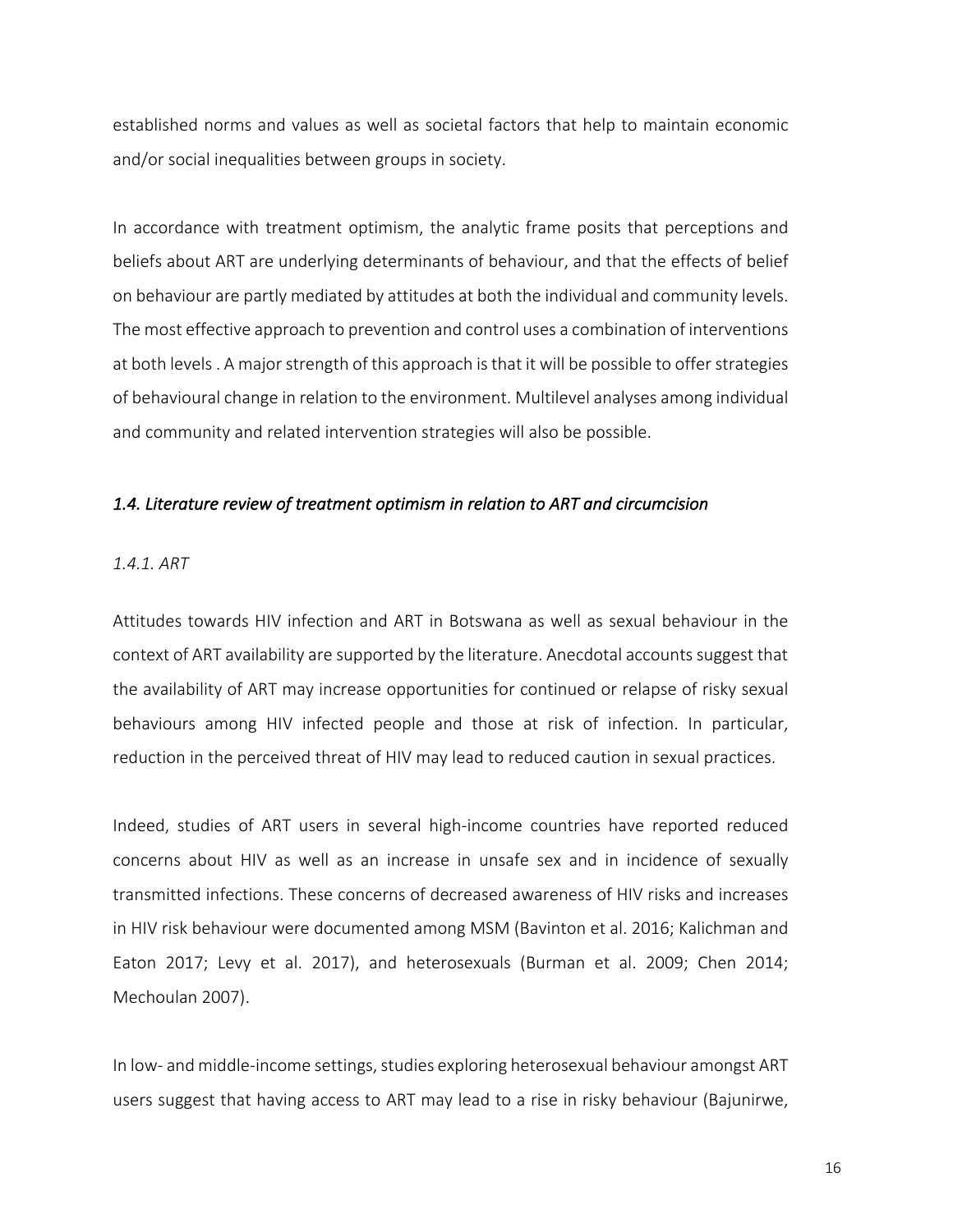established norms and values as well as societal factors that help to maintain economic and/or social inequalities between groups in society.

In accordance with treatment optimism, the analytic frame posits that perceptions and beliefs about ART are underlying determinants of behaviour, and that the effects of belief on behaviour are partly mediated by attitudes at both the individual and community levels. The most effective approach to prevention and control uses a combination of interventions at both levels . A major strength of this approach is that it will be possible to offer strategies of behavioural change in relation to the environment. Multilevel analyses among individual and community and related intervention strategies will also be possible.

### *1.4. Literature review of treatment optimism in relation to ART and circumcision*

#### *1.4.1. ART*

Attitudes towards HIV infection and ART in Botswana as well as sexual behaviour in the context of ART availability are supported by the literature. Anecdotal accounts suggest that the availability of ART may increase opportunities for continued or relapse of risky sexual behaviours among HIV infected people and those at risk of infection. In particular, reduction in the perceived threat of HIV may lead to reduced caution in sexual practices.

Indeed, studies of ART users in several high-income countries have reported reduced concerns about HIV as well as an increase in unsafe sex and in incidence of sexually transmitted infections. These concerns of decreased awareness of HIV risks and increases in HIV risk behaviour were documented among MSM (Bavinton et al. 2016; Kalichman and Eaton 2017; Levy et al. 2017), and heterosexuals (Burman et al. 2009; Chen 2014; Mechoulan 2007).

In low- and middle-income settings, studies exploring heterosexual behaviour amongst ART users suggest that having access to ART may lead to a rise in risky behaviour (Bajunirwe,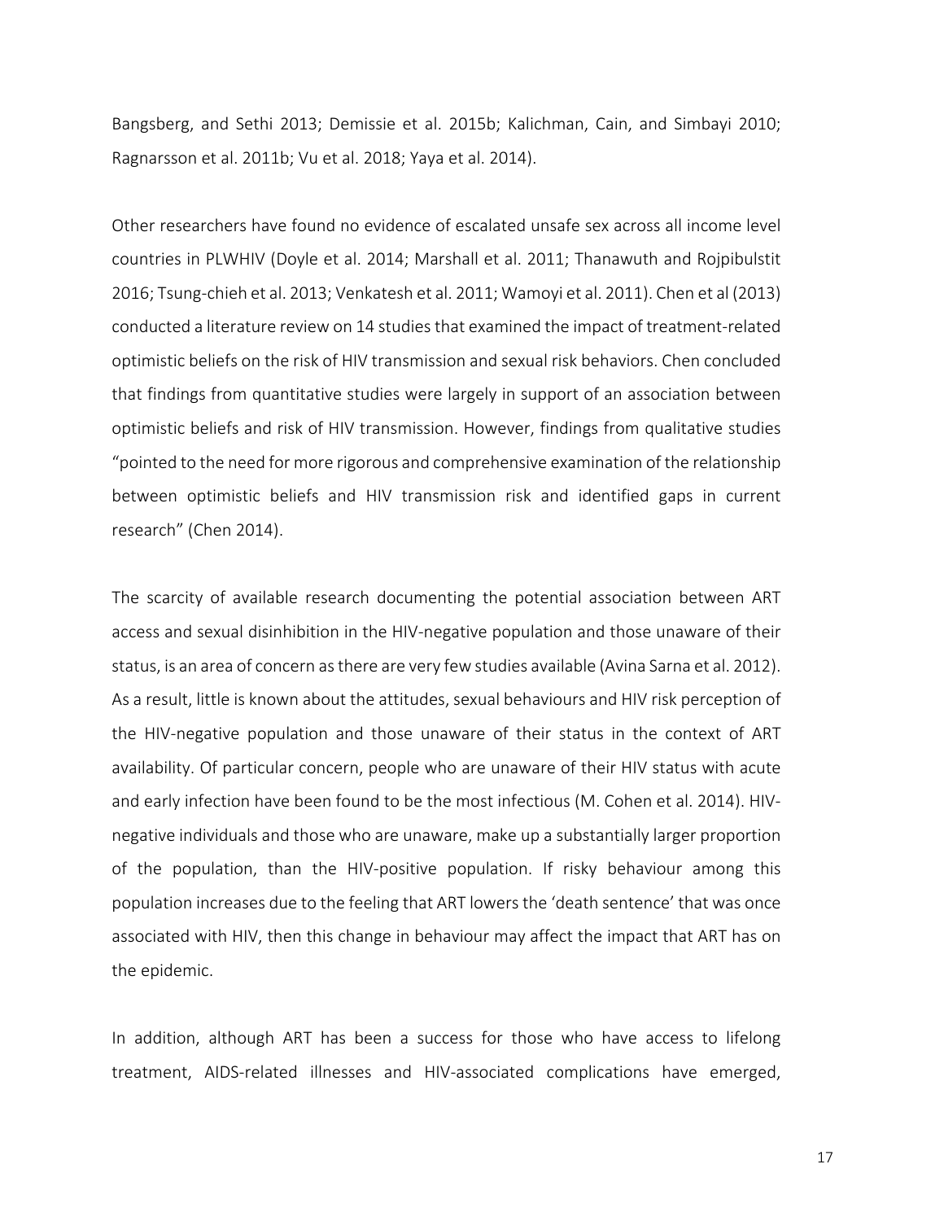Bangsberg, and Sethi 2013; Demissie et al. 2015b; Kalichman, Cain, and Simbayi 2010; Ragnarsson et al. 2011b; Vu et al. 2018; Yaya et al. 2014).

Other researchers have found no evidence of escalated unsafe sex across all income level countries in PLWHIV (Doyle et al. 2014; Marshall et al. 2011; Thanawuth and Rojpibulstit 2016; Tsung-chieh et al. 2013; Venkatesh et al. 2011; Wamoyi et al. 2011). Chen et al (2013) conducted a literature review on 14 studies that examined the impact of treatment-related optimistic beliefs on the risk of HIV transmission and sexual risk behaviors. Chen concluded that findings from quantitative studies were largely in support of an association between optimistic beliefs and risk of HIV transmission. However, findings from qualitative studies "pointed to the need for more rigorous and comprehensive examination of the relationship between optimistic beliefs and HIV transmission risk and identified gaps in current research" (Chen 2014).

The scarcity of available research documenting the potential association between ART access and sexual disinhibition in the HIV-negative population and those unaware of their status, is an area of concern as there are very few studies available (Avina Sarna et al. 2012). As a result, little is known about the attitudes, sexual behaviours and HIV risk perception of the HIV-negative population and those unaware of their status in the context of ART availability. Of particular concern, people who are unaware of their HIV status with acute and early infection have been found to be the most infectious (M. Cohen et al. 2014). HIV-negative individuals and those who are unaware, make up a substantially larger proportion of the population, than the HIV-positive population. If risky behaviour among this population increases due to the feeling that ART lowers the 'death sentence' that was once associated with HIV, then this change in behaviour may affect the impact that ART has on the epidemic.

In addition, although ART has been a success for those who have access to lifelong treatment, AIDS-related illnesses and HIV-associated complications have emerged,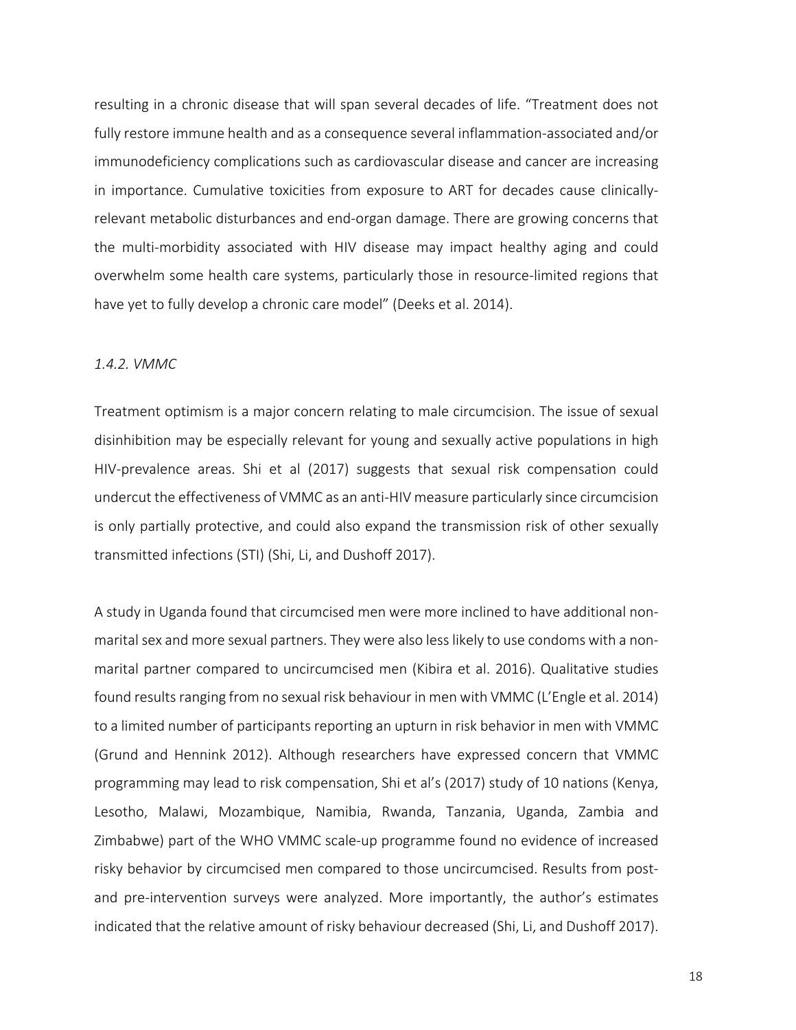resulting in a chronic disease that will span several decades of life. “Treatment does not fully restore immune health and as a consequence several inflammation-associated and/or immunodeficiency complications such as cardiovascular disease and cancer are increasing in importance. Cumulative toxicities from exposure to ART for decades cause clinically-relevant metabolic disturbances and end-organ damage. There are growing concerns that the multi-morbidity associated with HIV disease may impact healthy aging and could overwhelm some health care systems, particularly those in resource-limited regions that have yet to fully develop a chronic care model” (Deeks et al. 2014).

#### *1.4.2. VMMC*

Treatment optimism is a major concern relating to male circumcision. The issue of sexual disinhibition may be especially relevant for young and sexually active populations in high HIV-prevalence areas. Shi et al (2017) suggests that sexual risk compensation could undercut the effectiveness of VMMC as an anti-HIV measure particularly since circumcision is only partially protective, and could also expand the transmission risk of other sexually transmitted infections (STI) (Shi, Li, and Dushoff 2017).

A study in Uganda found that circumcised men were more inclined to have additional non-marital sex and more sexual partners. They were also less likely to use condoms with a non-marital partner compared to uncircumcised men (Kibira et al. 2016). Qualitative studies found results ranging from no sexual risk behaviour in men with VMMC (L’Engle et al. 2014) to a limited number of participants reporting an upturn in risk behavior in men with VMMC (Grund and Hennink 2012). Although researchers have expressed concern that VMMC programming may lead to risk compensation, Shi et al’s (2017) study of 10 nations (Kenya, Lesotho, Malawi, Mozambique, Namibia, Rwanda, Tanzania, Uganda, Zambia and Zimbabwe) part of the WHO VMMC scale-up programme found no evidence of increased risky behavior by circumcised men compared to those uncircumcised. Results from post- and pre-intervention surveys were analyzed. More importantly, the author’s estimates indicated that the relative amount of risky behaviour decreased (Shi, Li, and Dushoff 2017).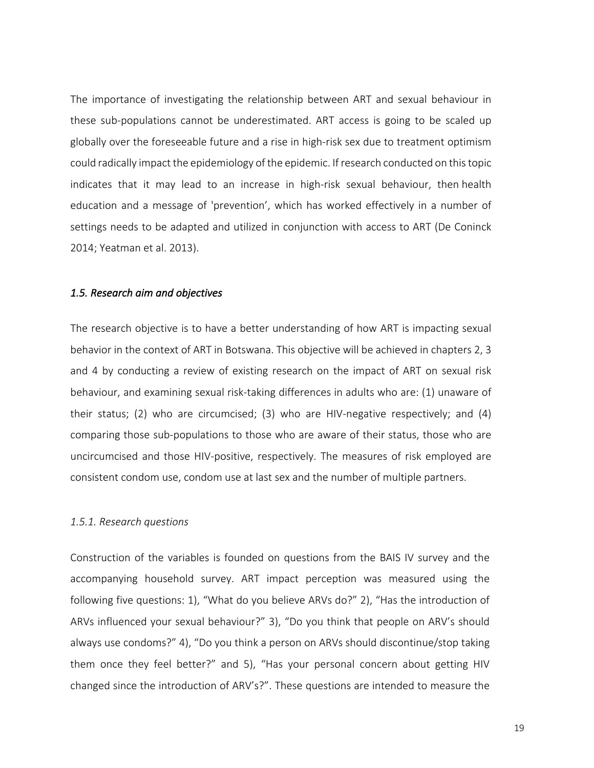The importance of investigating the relationship between ART and sexual behaviour in these sub-populations cannot be underestimated. ART access is going to be scaled up globally over the foreseeable future and a rise in high-risk sex due to treatment optimism could radically impact the epidemiology of the epidemic. If research conducted on this topic indicates that it may lead to an increase in high-risk sexual behaviour, then health education and a message of 'prevention’, which has worked effectively in a number of settings needs to be adapted and utilized in conjunction with access to ART (De Coninck 2014; Yeatman et al. 2013).

### *1.5. Research aim and objectives*

The research objective is to have a better understanding of how ART is impacting sexual behavior in the context of ART in Botswana. This objective will be achieved in chapters 2, 3 and 4 by conducting a review of existing research on the impact of ART on sexual risk behaviour, and examining sexual risk-taking differences in adults who are: (1) unaware of their status; (2) who are circumcised; (3) who are HIV-negative respectively; and (4) comparing those sub-populations to those who are aware of their status, those who are uncircumcised and those HIV-positive, respectively. The measures of risk employed are consistent condom use, condom use at last sex and the number of multiple partners.

#### *1.5.1. Research questions*

Construction of the variables is founded on questions from the BAIS IV survey and the accompanying household survey. ART impact perception was measured using the following five questions: 1), “What do you believe ARVs do?” 2), “Has the introduction of ARVs influenced your sexual behaviour?” 3), “Do you think that people on ARV’s should always use condoms?” 4), “Do you think a person on ARVs should discontinue/stop taking them once they feel better?” and 5), “Has your personal concern about getting HIV changed since the introduction of ARV’s?”. These questions are intended to measure the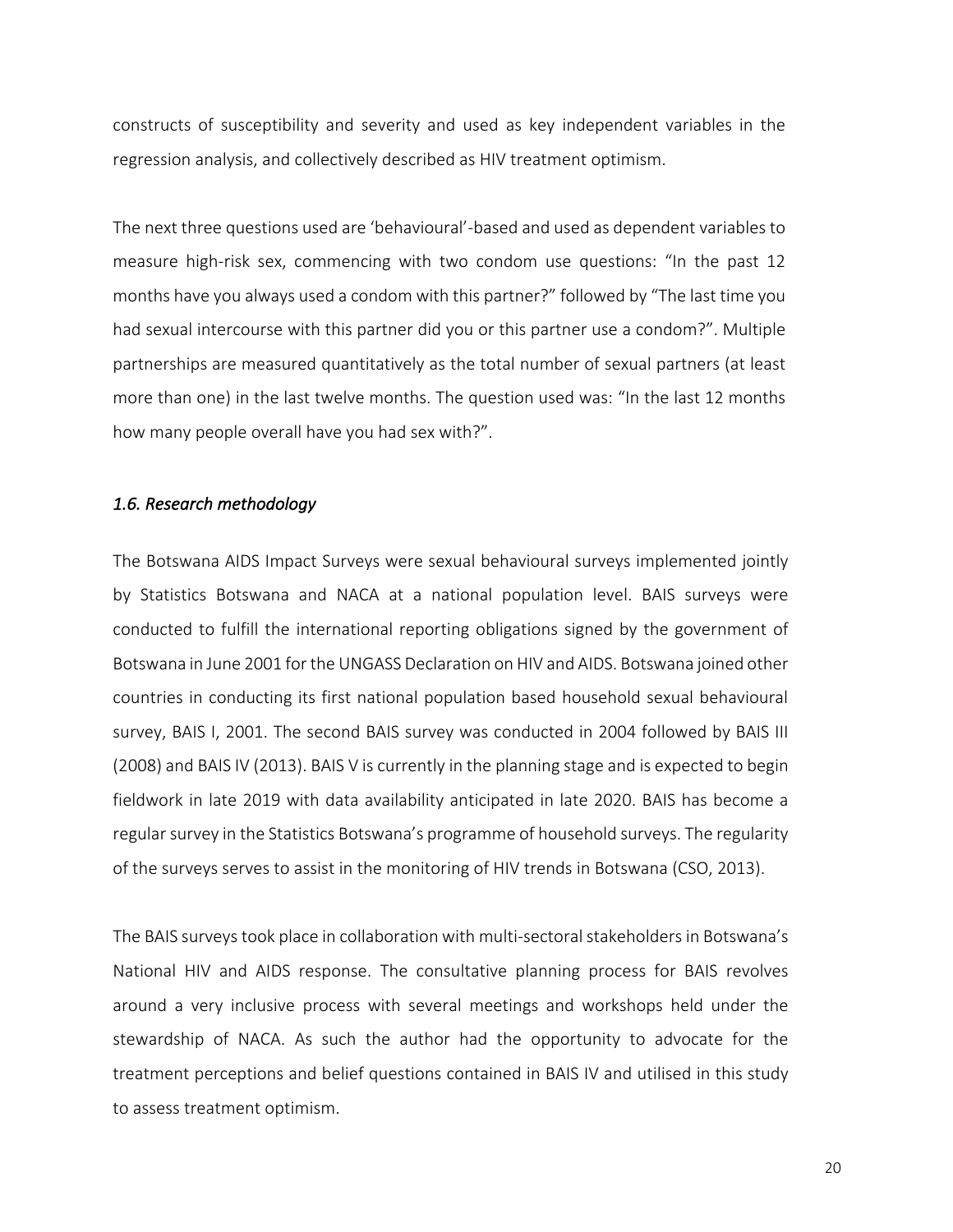constructs of susceptibility and severity and used as key independent variables in the regression analysis, and collectively described as HIV treatment optimism.

The next three questions used are 'behavioural'-based and used as dependent variables to measure high-risk sex, commencing with two condom use questions: "In the past 12 months have you always used a condom with this partner?" followed by "The last time you had sexual intercourse with this partner did you or this partner use a condom?". Multiple partnerships are measured quantitatively as the total number of sexual partners (at least more than one) in the last twelve months. The question used was: "In the last 12 months how many people overall have you had sex with?".

### *1.6. Research methodology*

The Botswana AIDS Impact Surveys were sexual behavioural surveys implemented jointly by Statistics Botswana and NACA at a national population level. BAIS surveys were conducted to fulfill the international reporting obligations signed by the government of Botswana in June 2001 for the UNGASS Declaration on HIV and AIDS. Botswana joined other countries in conducting its first national population based household sexual behavioural survey, BAIS I, 2001. The second BAIS survey was conducted in 2004 followed by BAIS III (2008) and BAIS IV (2013). BAIS V is currently in the planning stage and is expected to begin fieldwork in late 2019 with data availability anticipated in late 2020. BAIS has become a regular survey in the Statistics Botswana's programme of household surveys. The regularity of the surveys serves to assist in the monitoring of HIV trends in Botswana (CSO, 2013).

The BAIS surveys took place in collaboration with multi-sectoral stakeholders in Botswana's National HIV and AIDS response. The consultative planning process for BAIS revolves around a very inclusive process with several meetings and workshops held under the stewardship of NACA. As such the author had the opportunity to advocate for the treatment perceptions and belief questions contained in BAIS IV and utilised in this study to assess treatment optimism.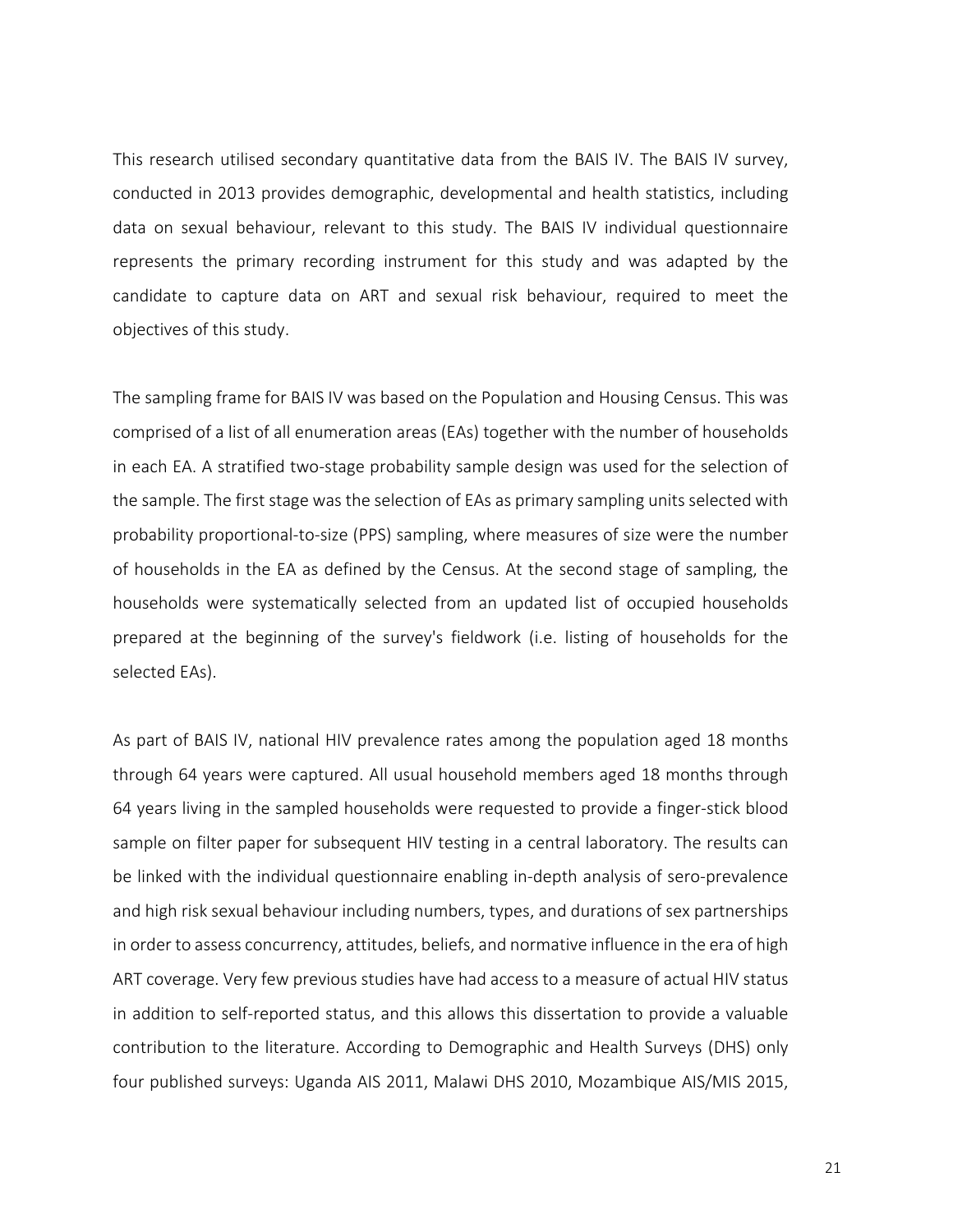This research utilised secondary quantitative data from the BAIS IV. The BAIS IV survey, conducted in 2013 provides demographic, developmental and health statistics, including data on sexual behaviour, relevant to this study. The BAIS IV individual questionnaire represents the primary recording instrument for this study and was adapted by the candidate to capture data on ART and sexual risk behaviour, required to meet the objectives of this study.

The sampling frame for BAIS IV was based on the Population and Housing Census. This was comprised of a list of all enumeration areas (EAs) together with the number of households in each EA. A stratified two-stage probability sample design was used for the selection of the sample. The first stage was the selection of EAs as primary sampling units selected with probability proportional-to-size (PPS) sampling, where measures of size were the number of households in the EA as defined by the Census. At the second stage of sampling, the households were systematically selected from an updated list of occupied households prepared at the beginning of the survey's fieldwork (i.e. listing of households for the selected EAs).

As part of BAIS IV, national HIV prevalence rates among the population aged 18 months through 64 years were captured. All usual household members aged 18 months through 64 years living in the sampled households were requested to provide a finger-stick blood sample on filter paper for subsequent HIV testing in a central laboratory. The results can be linked with the individual questionnaire enabling in-depth analysis of sero-prevalence and high risk sexual behaviour including numbers, types, and durations of sex partnerships in order to assess concurrency, attitudes, beliefs, and normative influence in the era of high ART coverage. Very few previous studies have had access to a measure of actual HIV status in addition to self-reported status, and this allows this dissertation to provide a valuable contribution to the literature. According to Demographic and Health Surveys (DHS) only four published surveys: Uganda AIS 2011, Malawi DHS 2010, Mozambique AIS/MIS 2015,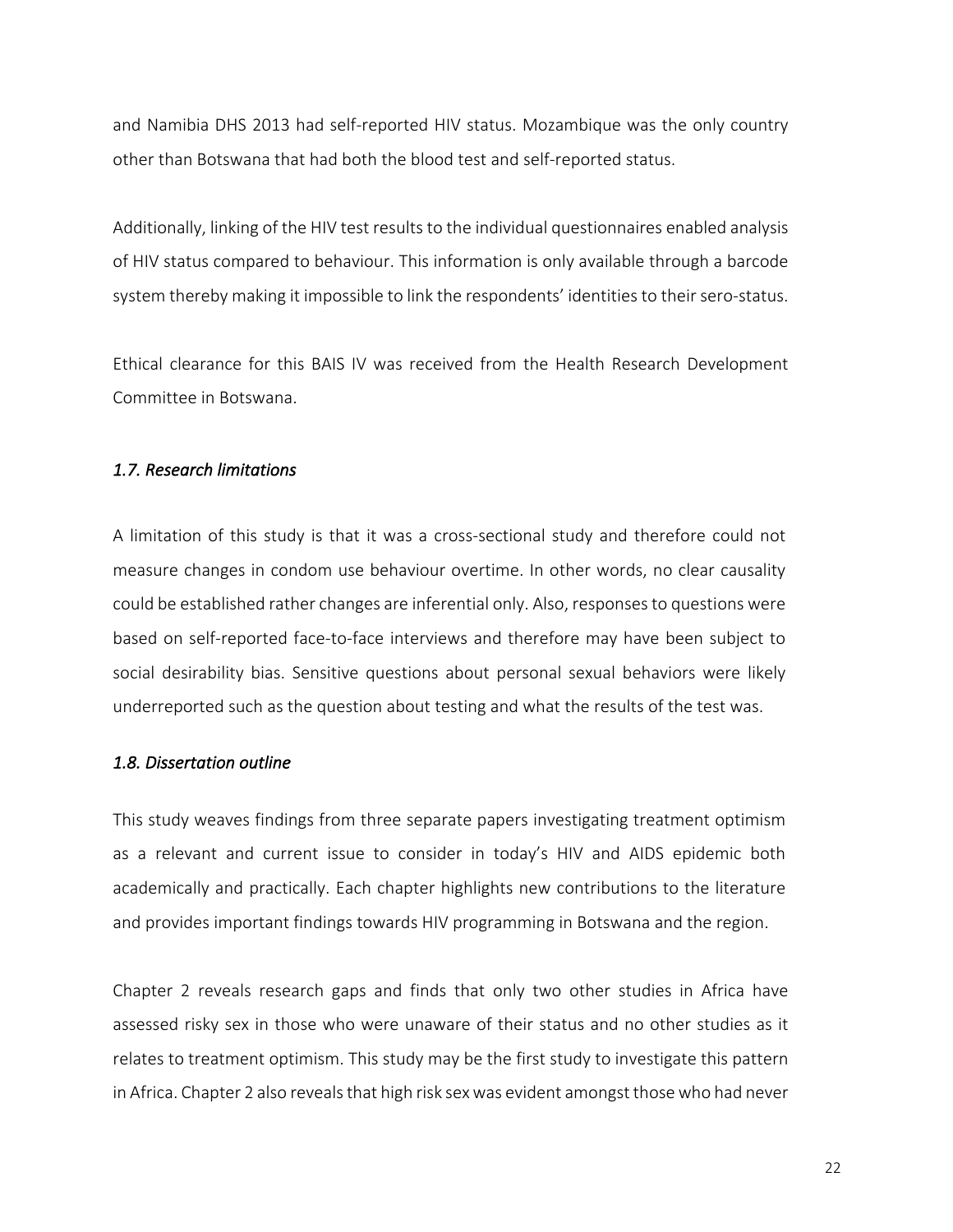and Namibia DHS 2013 had self-reported HIV status. Mozambique was the only country other than Botswana that had both the blood test and self-reported status.

Additionally, linking of the HIV test results to the individual questionnaires enabled analysis of HIV status compared to behaviour. This information is only available through a barcode system thereby making it impossible to link the respondents' identities to their sero-status.

Ethical clearance for this BAIS IV was received from the Health Research Development Committee in Botswana.

### *1.7. Research limitations*

A limitation of this study is that it was a cross-sectional study and therefore could not measure changes in condom use behaviour overtime. In other words, no clear causality could be established rather changes are inferential only. Also, responses to questions were based on self-reported face-to-face interviews and therefore may have been subject to social desirability bias. Sensitive questions about personal sexual behaviors were likely underreported such as the question about testing and what the results of the test was.

### *1.8. Dissertation outline*

This study weaves findings from three separate papers investigating treatment optimism as a relevant and current issue to consider in today's HIV and AIDS epidemic both academically and practically. Each chapter highlights new contributions to the literature and provides important findings towards HIV programming in Botswana and the region.

Chapter 2 reveals research gaps and finds that only two other studies in Africa have assessed risky sex in those who were unaware of their status and no other studies as it relates to treatment optimism. This study may be the first study to investigate this pattern in Africa. Chapter 2 also reveals that high risk sex was evident amongst those who had never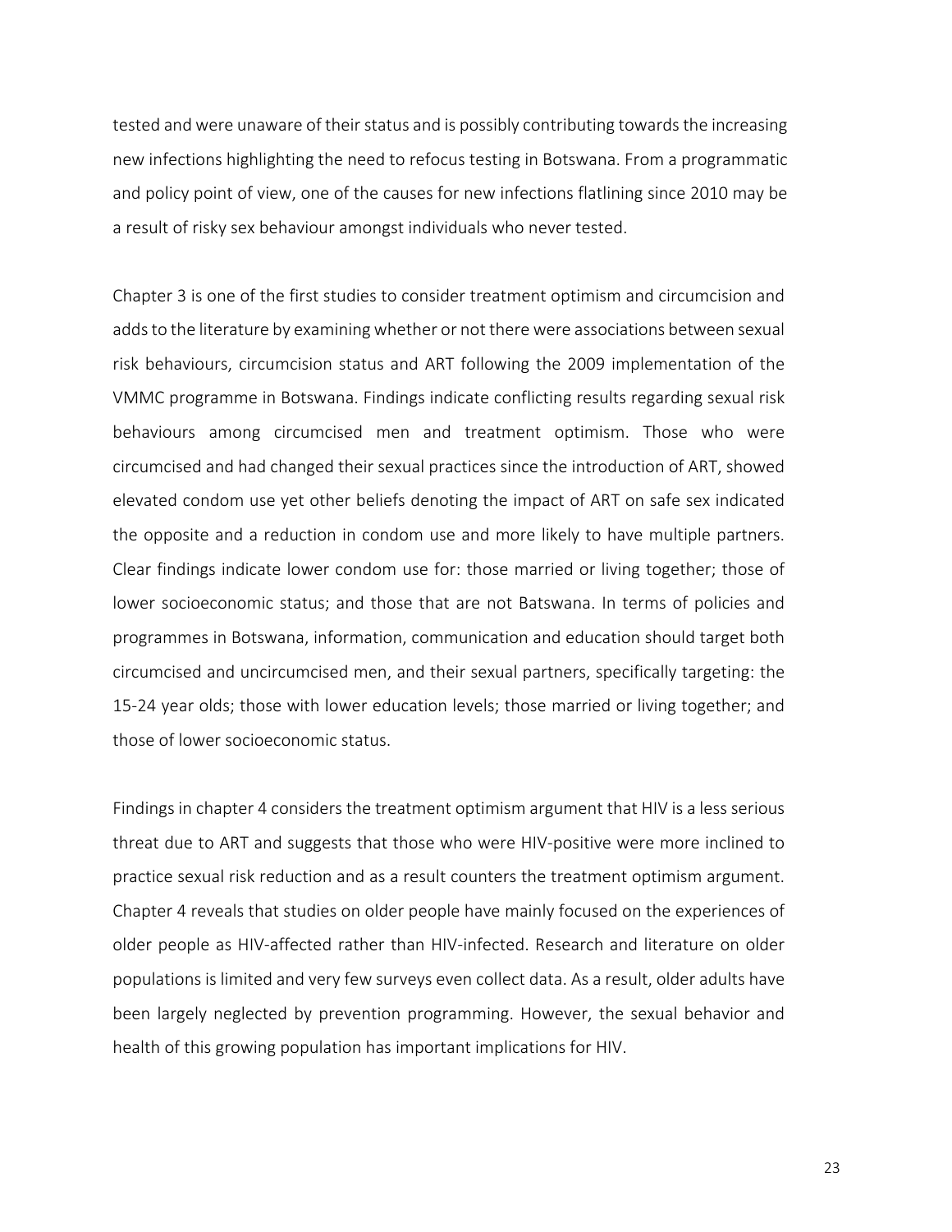tested and were unaware of their status and is possibly contributing towards the increasing new infections highlighting the need to refocus testing in Botswana. From a programmatic and policy point of view, one of the causes for new infections flatlining since 2010 may be a result of risky sex behaviour amongst individuals who never tested.

Chapter 3 is one of the first studies to consider treatment optimism and circumcision and adds to the literature by examining whether or not there were associations between sexual risk behaviours, circumcision status and ART following the 2009 implementation of the VMMC programme in Botswana. Findings indicate conflicting results regarding sexual risk behaviours among circumcised men and treatment optimism. Those who were circumcised and had changed their sexual practices since the introduction of ART, showed elevated condom use yet other beliefs denoting the impact of ART on safe sex indicated the opposite and a reduction in condom use and more likely to have multiple partners. Clear findings indicate lower condom use for: those married or living together; those of lower socioeconomic status; and those that are not Batswana. In terms of policies and programmes in Botswana, information, communication and education should target both circumcised and uncircumcised men, and their sexual partners, specifically targeting: the 15-24 year olds; those with lower education levels; those married or living together; and those of lower socioeconomic status.

Findings in chapter 4 considers the treatment optimism argument that HIV is a less serious threat due to ART and suggests that those who were HIV-positive were more inclined to practice sexual risk reduction and as a result counters the treatment optimism argument. Chapter 4 reveals that studies on older people have mainly focused on the experiences of older people as HIV-affected rather than HIV-infected. Research and literature on older populations is limited and very few surveys even collect data. As a result, older adults have been largely neglected by prevention programming. However, the sexual behavior and health of this growing population has important implications for HIV.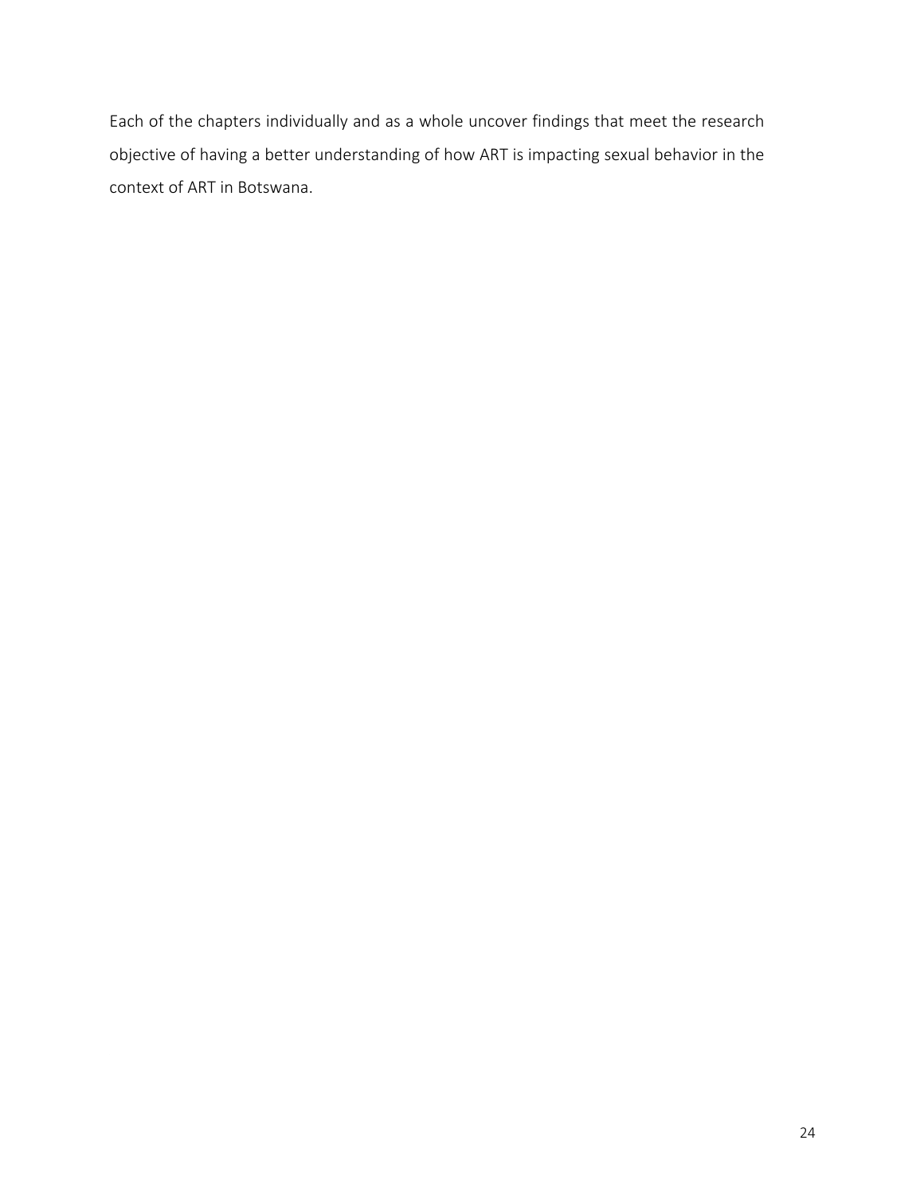Each of the chapters individually and as a whole uncover findings that meet the research objective of having a better understanding of how ART is impacting sexual behavior in the context of ART in Botswana.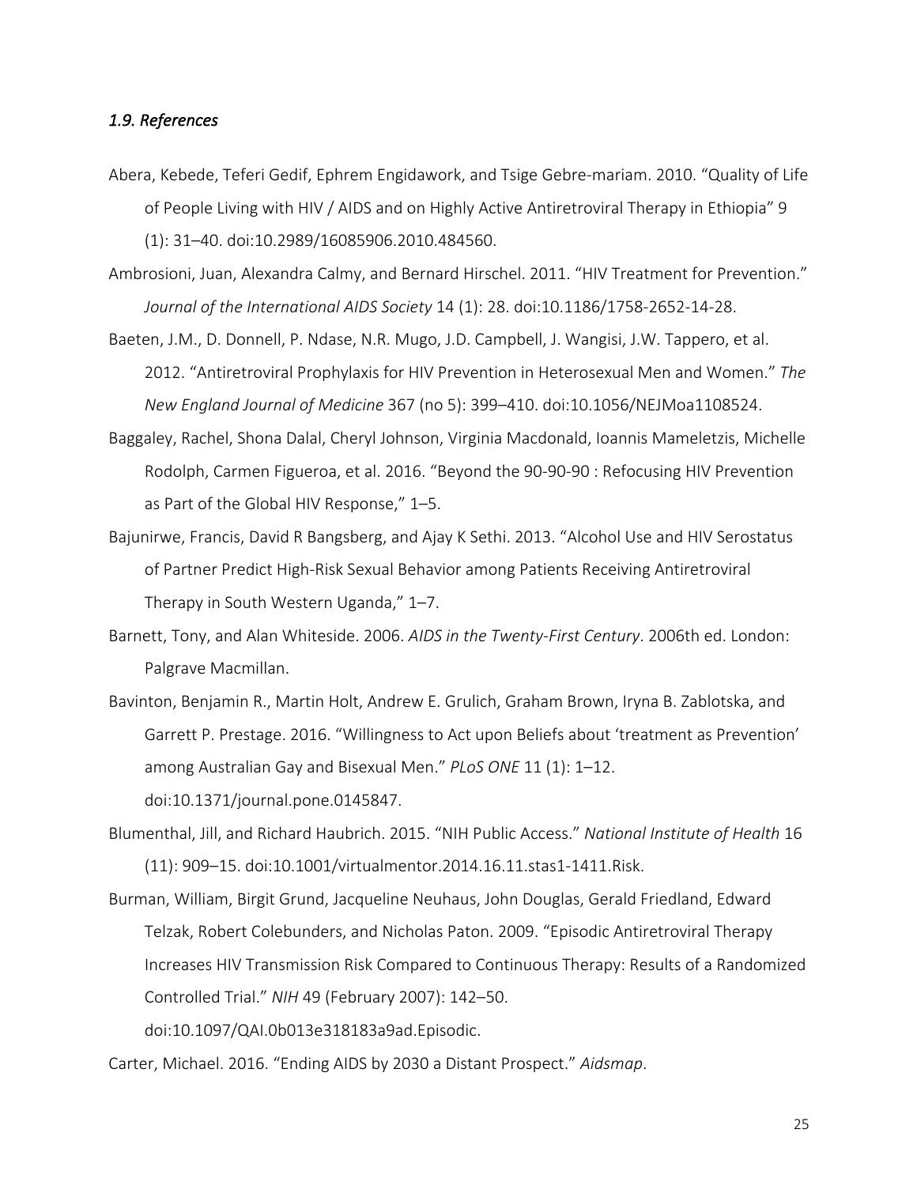### *1.9. References*

Abera, Kebede, Teferi Gedif, Ephrem Engidawork, and Tsige Gebre-mariam. 2010. "Quality of Life of People Living with HIV / AIDS and on Highly Active Antiretroviral Therapy in Ethiopia" 9 (1): 31–40. doi:10.2989/16085906.2010.484560.

Ambrosioni, Juan, Alexandra Calmy, and Bernard Hirschel. 2011. "HIV Treatment for Prevention." *Journal of the International AIDS Society* 14 (1): 28. doi:10.1186/1758-2652-14-28.

Baeten, J.M., D. Donnell, P. Ndase, N.R. Mugo, J.D. Campbell, J. Wangisi, J.W. Tappero, et al. 2012. "Antiretroviral Prophylaxis for HIV Prevention in Heterosexual Men and Women." *The New England Journal of Medicine* 367 (no 5): 399–410. doi:10.1056/NEJMoa1108524.

Baggaley, Rachel, Shona Dalal, Cheryl Johnson, Virginia Macdonald, Ioannis Mameletzis, Michelle Rodolph, Carmen Figueroa, et al. 2016. "Beyond the 90-90-90 : Refocusing HIV Prevention as Part of the Global HIV Response," 1–5.

Bajunirwe, Francis, David R Bangsberg, and Ajay K Sethi. 2013. "Alcohol Use and HIV Serostatus of Partner Predict High-Risk Sexual Behavior among Patients Receiving Antiretroviral Therapy in South Western Uganda," 1–7.

Barnett, Tony, and Alan Whiteside. 2006. *AIDS in the Twenty-First Century*. 2006th ed. London: Palgrave Macmillan.

Bavinton, Benjamin R., Martin Holt, Andrew E. Grulich, Graham Brown, Iryna B. Zablotska, and Garrett P. Prestage. 2016. "Willingness to Act upon Beliefs about 'treatment as Prevention' among Australian Gay and Bisexual Men." *PLoS ONE* 11 (1): 1–12. doi:10.1371/journal.pone.0145847.

Blumenthal, Jill, and Richard Haubrich. 2015. "NIH Public Access." *National Institute of Health* 16 (11): 909–15. doi:10.1001/virtualmentor.2014.16.11.stas1-1411.Risk.

Burman, William, Birgit Grund, Jacqueline Neuhaus, John Douglas, Gerald Friedland, Edward Telzak, Robert Colebunders, and Nicholas Paton. 2009. "Episodic Antiretroviral Therapy Increases HIV Transmission Risk Compared to Continuous Therapy: Results of a Randomized Controlled Trial." *NIH* 49 (February 2007): 142–50. doi:10.1097/QAI.0b013e318183a9ad.Episodic.

Carter, Michael. 2016. "Ending AIDS by 2030 a Distant Prospect." *Aidsmap*.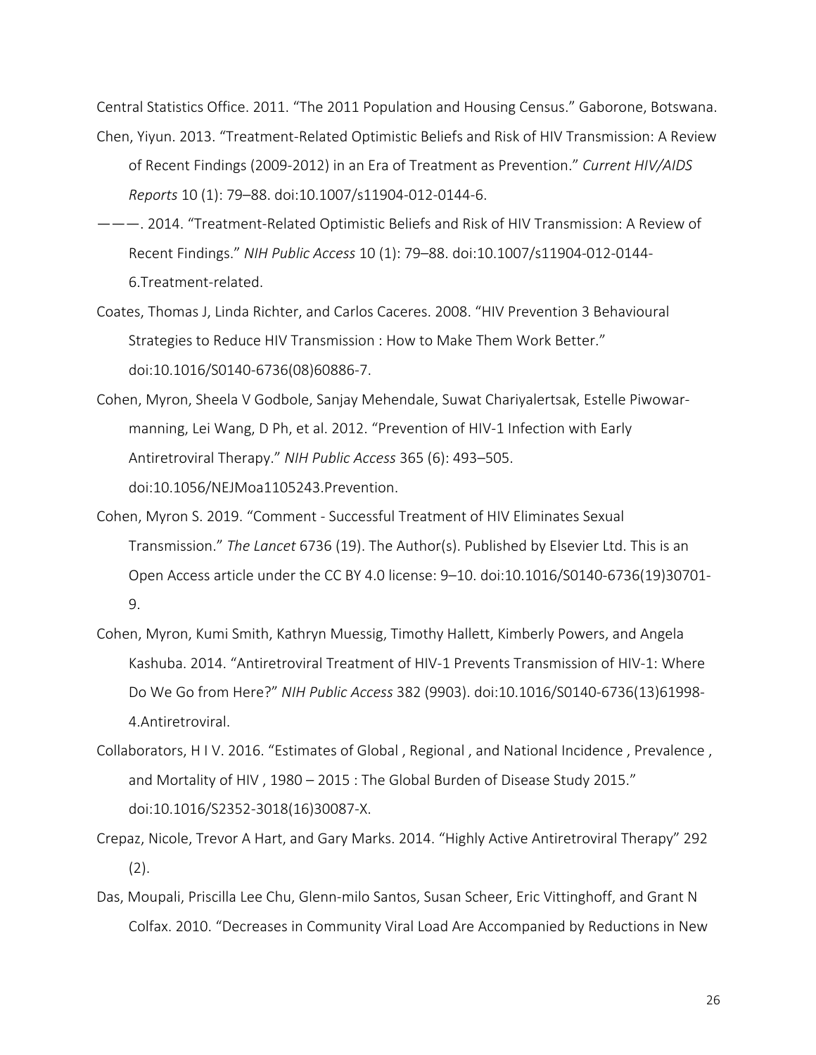Central Statistics Office. 2011. “The 2011 Population and Housing Census.” Gaborone, Botswana.

Chen, Yiyun. 2013. “Treatment-Related Optimistic Beliefs and Risk of HIV Transmission: A Review of Recent Findings (2009-2012) in an Era of Treatment as Prevention.” *Current HIV/AIDS Reports* 10 (1): 79–88. doi:10.1007/s11904-012-0144-6.

———. 2014. “Treatment-Related Optimistic Beliefs and Risk of HIV Transmission: A Review of Recent Findings.” *NIH Public Access* 10 (1): 79–88. doi:10.1007/s11904-012-0144-6.Treatment-related.

Coates, Thomas J, Linda Richter, and Carlos Caceres. 2008. “HIV Prevention 3 Behavioural Strategies to Reduce HIV Transmission : How to Make Them Work Better.” doi:10.1016/S0140-6736(08)60886-7.

Cohen, Myron, Sheela V Godbole, Sanjay Mehendale, Suwat Chariyalertsak, Estelle Piwowar-manning, Lei Wang, D Ph, et al. 2012. “Prevention of HIV-1 Infection with Early Antiretroviral Therapy.” *NIH Public Access* 365 (6): 493–505. doi:10.1056/NEJMoa1105243.Prevention.

Cohen, Myron S. 2019. “Comment - Successful Treatment of HIV Eliminates Sexual Transmission.” *The Lancet* 6736 (19). The Author(s). Published by Elsevier Ltd. This is an Open Access article under the CC BY 4.0 license: 9–10. doi:10.1016/S0140-6736(19)30701-9.

Cohen, Myron, Kumi Smith, Kathryn Muessig, Timothy Hallett, Kimberly Powers, and Angela Kashuba. 2014. “Antiretroviral Treatment of HIV-1 Prevents Transmission of HIV-1: Where Do We Go from Here?” *NIH Public Access* 382 (9903). doi:10.1016/S0140-6736(13)61998-4.Antiretroviral.

Collaborators, H I V. 2016. “Estimates of Global , Regional , and National Incidence , Prevalence , and Mortality of HIV , 1980 – 2015 : The Global Burden of Disease Study 2015.” doi:10.1016/S2352-3018(16)30087-X.

Crepaz, Nicole, Trevor A Hart, and Gary Marks. 2014. “Highly Active Antiretroviral Therapy” 292 (2).

Das, Moupali, Priscilla Lee Chu, Glenn-milo Santos, Susan Scheer, Eric Vittinghoff, and Grant N Colfax. 2010. “Decreases in Community Viral Load Are Accompanied by Reductions in New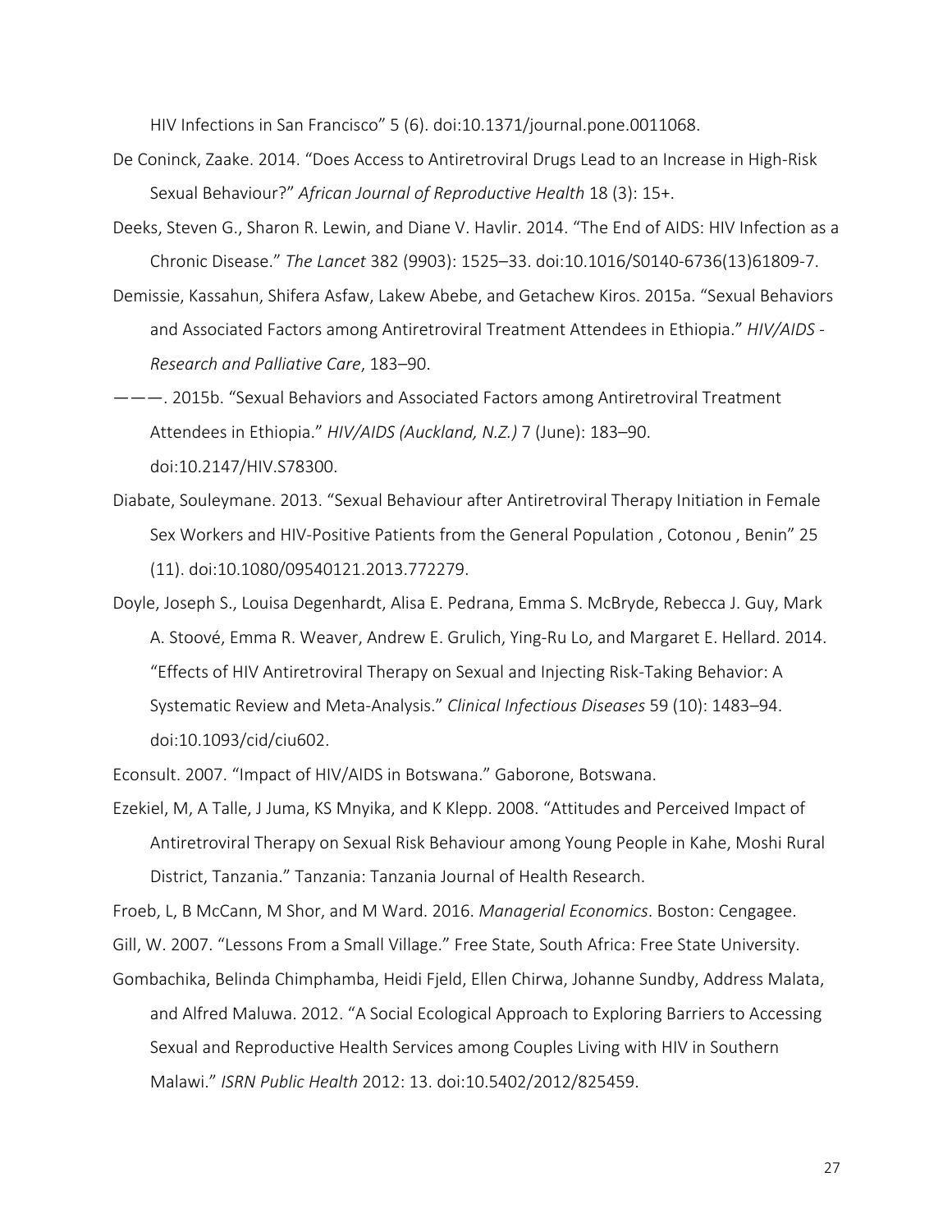HIV Infections in San Francisco" 5 (6). doi:10.1371/journal.pone.0011068.

De Coninck, Zaake. 2014. "Does Access to Antiretroviral Drugs Lead to an Increase in High-Risk Sexual Behaviour?" *African Journal of Reproductive Health* 18 (3): 15+.

Deeks, Steven G., Sharon R. Lewin, and Diane V. Havlir. 2014. "The End of AIDS: HIV Infection as a Chronic Disease." *The Lancet* 382 (9903): 1525–33. doi:10.1016/S0140-6736(13)61809-7.

Demissie, Kassahun, Shifera Asfaw, Lakew Abebe, and Getachew Kiros. 2015a. "Sexual Behaviors and Associated Factors among Antiretroviral Treatment Attendees in Ethiopia." *HIV/AIDS - Research and Palliative Care*, 183–90.

———. 2015b. "Sexual Behaviors and Associated Factors among Antiretroviral Treatment Attendees in Ethiopia." *HIV/AIDS (Auckland, N.Z.)* 7 (June): 183–90. doi:10.2147/HIV.S78300.

Diabate, Souleymane. 2013. "Sexual Behaviour after Antiretroviral Therapy Initiation in Female Sex Workers and HIV-Positive Patients from the General Population , Cotonou , Benin" 25 (11). doi:10.1080/09540121.2013.772279.

Doyle, Joseph S., Louisa Degenhardt, Alisa E. Pedrana, Emma S. McBryde, Rebecca J. Guy, Mark A. Stoové, Emma R. Weaver, Andrew E. Grulich, Ying-Ru Lo, and Margaret E. Hellard. 2014. "Effects of HIV Antiretroviral Therapy on Sexual and Injecting Risk-Taking Behavior: A Systematic Review and Meta-Analysis." *Clinical Infectious Diseases* 59 (10): 1483–94. doi:10.1093/cid/ciu602.

Econsult. 2007. "Impact of HIV/AIDS in Botswana." Gaborone, Botswana.

Ezekiel, M, A Talle, J Juma, KS Mnyika, and K Klepp. 2008. "Attitudes and Perceived Impact of Antiretroviral Therapy on Sexual Risk Behaviour among Young People in Kahe, Moshi Rural District, Tanzania." Tanzania: Tanzania Journal of Health Research.

Froeb, L, B McCann, M Shor, and M Ward. 2016. *Managerial Economics*. Boston: Cengagee.

Gill, W. 2007. "Lessons From a Small Village." Free State, South Africa: Free State University.

Gombachika, Belinda Chimphamba, Heidi Fjeld, Ellen Chirwa, Johanne Sundby, Address Malata, and Alfred Maluwa. 2012. "A Social Ecological Approach to Exploring Barriers to Accessing Sexual and Reproductive Health Services among Couples Living with HIV in Southern Malawi." *ISRN Public Health* 2012: 13. doi:10.5402/2012/825459.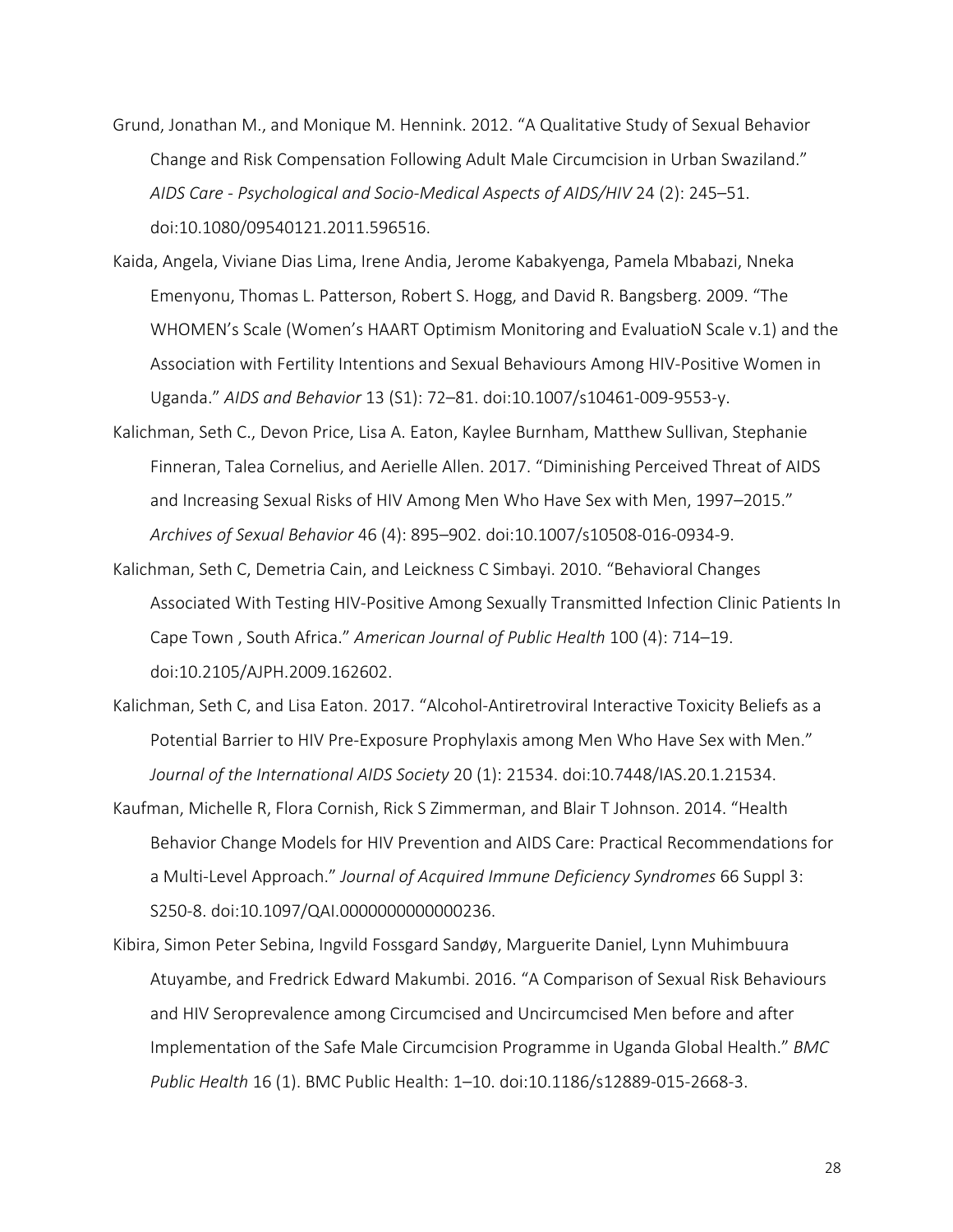Grund, Jonathan M., and Monique M. Hennink. 2012. "A Qualitative Study of Sexual Behavior Change and Risk Compensation Following Adult Male Circumcision in Urban Swaziland." *AIDS Care - Psychological and Socio-Medical Aspects of AIDS/HIV* 24 (2): 245–51. doi:10.1080/09540121.2011.596516.

Kaida, Angela, Viviane Dias Lima, Irene Andia, Jerome Kabakyenga, Pamela Mbabazi, Nneka Emenyonu, Thomas L. Patterson, Robert S. Hogg, and David R. Bangsberg. 2009. "The WHOMEN's Scale (Women's HAART Optimism Monitoring and EvaluatioN Scale v.1) and the Association with Fertility Intentions and Sexual Behaviours Among HIV-Positive Women in Uganda." *AIDS and Behavior* 13 (S1): 72–81. doi:10.1007/s10461-009-9553-y.

Kalichman, Seth C., Devon Price, Lisa A. Eaton, Kaylee Burnham, Matthew Sullivan, Stephanie Finneran, Talea Cornelius, and Aerielle Allen. 2017. "Diminishing Perceived Threat of AIDS and Increasing Sexual Risks of HIV Among Men Who Have Sex with Men, 1997–2015." *Archives of Sexual Behavior* 46 (4): 895–902. doi:10.1007/s10508-016-0934-9.

Kalichman, Seth C, Demetria Cain, and Leickness C Simbayi. 2010. "Behavioral Changes Associated With Testing HIV-Positive Among Sexually Transmitted Infection Clinic Patients In Cape Town , South Africa." *American Journal of Public Health* 100 (4): 714–19. doi:10.2105/AJPH.2009.162602.

Kalichman, Seth C, and Lisa Eaton. 2017. "Alcohol-Antiretroviral Interactive Toxicity Beliefs as a Potential Barrier to HIV Pre-Exposure Prophylaxis among Men Who Have Sex with Men." *Journal of the International AIDS Society* 20 (1): 21534. doi:10.7448/IAS.20.1.21534.

Kaufman, Michelle R, Flora Cornish, Rick S Zimmerman, and Blair T Johnson. 2014. "Health Behavior Change Models for HIV Prevention and AIDS Care: Practical Recommendations for a Multi-Level Approach." *Journal of Acquired Immune Deficiency Syndromes* 66 Suppl 3: S250-8. doi:10.1097/QAI.0000000000000236.

Kibira, Simon Peter Sebina, Ingvild Fossgard Sandøy, Marguerite Daniel, Lynn Muhimbuura Atuyambe, and Fredrick Edward Makumbi. 2016. "A Comparison of Sexual Risk Behaviours and HIV Seroprevalence among Circumcised and Uncircumcised Men before and after Implementation of the Safe Male Circumcision Programme in Uganda Global Health." *BMC Public Health* 16 (1). BMC Public Health: 1–10. doi:10.1186/s12889-015-2668-3.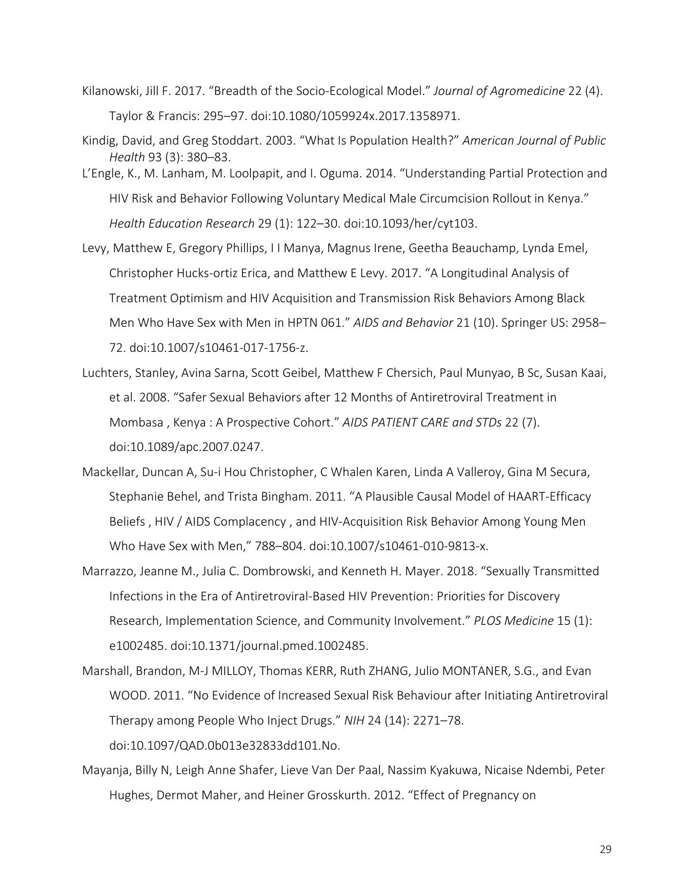Kilanowski, Jill F. 2017. "Breadth of the Socio-Ecological Model." *Journal of Agromedicine* 22 (4). Taylor & Francis: 295–97. doi:10.1080/1059924x.2017.1358971.

Kindig, David, and Greg Stoddart. 2003. "What Is Population Health?" *American Journal of Public Health* 93 (3): 380–83.

L'Engle, K., M. Lanham, M. Loolpapit, and I. Oguma. 2014. "Understanding Partial Protection and HIV Risk and Behavior Following Voluntary Medical Male Circumcision Rollout in Kenya." *Health Education Research* 29 (1): 122–30. doi:10.1093/her/cyt103.

Levy, Matthew E, Gregory Phillips, I I Manya, Magnus Irene, Geetha Beauchamp, Lynda Emel, Christopher Hucks-ortiz Erica, and Matthew E Levy. 2017. "A Longitudinal Analysis of Treatment Optimism and HIV Acquisition and Transmission Risk Behaviors Among Black Men Who Have Sex with Men in HPTN 061." *AIDS and Behavior* 21 (10). Springer US: 2958–72. doi:10.1007/s10461-017-1756-z.

Luchters, Stanley, Avina Sarna, Scott Geibel, Matthew F Chersich, Paul Munyao, B Sc, Susan Kaai, et al. 2008. "Safer Sexual Behaviors after 12 Months of Antiretroviral Treatment in Mombasa , Kenya : A Prospective Cohort." *AIDS PATIENT CARE and STDs* 22 (7). doi:10.1089/apc.2007.0247.

Mackellar, Duncan A, Su-i Hou Christopher, C Whalen Karen, Linda A Valleroy, Gina M Secura, Stephanie Behel, and Trista Bingham. 2011. "A Plausible Causal Model of HAART-Efficacy Beliefs , HIV / AIDS Complacency , and HIV-Acquisition Risk Behavior Among Young Men Who Have Sex with Men," 788–804. doi:10.1007/s10461-010-9813-x.

Marrazzo, Jeanne M., Julia C. Dombrowski, and Kenneth H. Mayer. 2018. "Sexually Transmitted Infections in the Era of Antiretroviral-Based HIV Prevention: Priorities for Discovery Research, Implementation Science, and Community Involvement." *PLOS Medicine* 15 (1): e1002485. doi:10.1371/journal.pmed.1002485.

Marshall, Brandon, M-J MILLOY, Thomas KERR, Ruth ZHANG, Julio MONTANER, S.G., and Evan WOOD. 2011. "No Evidence of Increased Sexual Risk Behaviour after Initiating Antiretroviral Therapy among People Who Inject Drugs." *NIH* 24 (14): 2271–78. doi:10.1097/QAD.0b013e32833dd101.No.

Mayanja, Billy N, Leigh Anne Shafer, Lieve Van Der Paal, Nassim Kyakuwa, Nicaise Ndembi, Peter Hughes, Dermot Maher, and Heiner Grosskurth. 2012. "Effect of Pregnancy on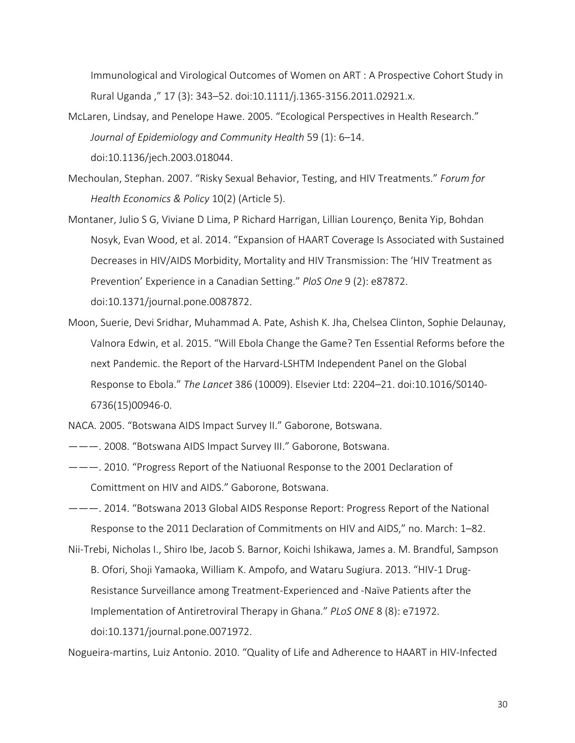Immunological and Virological Outcomes of Women on ART : A Prospective Cohort Study in Rural Uganda ," 17 (3): 343–52. doi:10.1111/j.1365-3156.2011.02921.x.

McLaren, Lindsay, and Penelope Hawe. 2005. "Ecological Perspectives in Health Research." *Journal of Epidemiology and Community Health* 59 (1): 6–14. doi:10.1136/jech.2003.018044.

Mechoulan, Stephan. 2007. "Risky Sexual Behavior, Testing, and HIV Treatments." *Forum for Health Economics & Policy* 10(2) (Article 5).

Montaner, Julio S G, Viviane D Lima, P Richard Harrigan, Lillian Lourenço, Benita Yip, Bohdan Nosyk, Evan Wood, et al. 2014. "Expansion of HAART Coverage Is Associated with Sustained Decreases in HIV/AIDS Morbidity, Mortality and HIV Transmission: The 'HIV Treatment as Prevention' Experience in a Canadian Setting." *PloS One* 9 (2): e87872. doi:10.1371/journal.pone.0087872.

Moon, Suerie, Devi Sridhar, Muhammad A. Pate, Ashish K. Jha, Chelsea Clinton, Sophie Delaunay, Valnora Edwin, et al. 2015. "Will Ebola Change the Game? Ten Essential Reforms before the next Pandemic. the Report of the Harvard-LSHTM Independent Panel on the Global Response to Ebola." *The Lancet* 386 (10009). Elsevier Ltd: 2204–21. doi:10.1016/S0140-6736(15)00946-0.

NACA. 2005. "Botswana AIDS Impact Survey II." Gaborone, Botswana.

———. 2008. "Botswana AIDS Impact Survey III." Gaborone, Botswana.

———. 2010. "Progress Report of the Natiuonal Response to the 2001 Declaration of Comittment on HIV and AIDS." Gaborone, Botswana.

———. 2014. "Botswana 2013 Global AIDS Response Report: Progress Report of the National Response to the 2011 Declaration of Commitments on HIV and AIDS," no. March: 1–82.

Nii-Trebi, Nicholas I., Shiro Ibe, Jacob S. Barnor, Koichi Ishikawa, James a. M. Brandful, Sampson B. Ofori, Shoji Yamaoka, William K. Ampofo, and Wataru Sugiura. 2013. "HIV-1 Drug-Resistance Surveillance among Treatment-Experienced and -Naïve Patients after the Implementation of Antiretroviral Therapy in Ghana." *PLoS ONE* 8 (8): e71972. doi:10.1371/journal.pone.0071972.

Nogueira-martins, Luiz Antonio. 2010. "Quality of Life and Adherence to HAART in HIV-Infected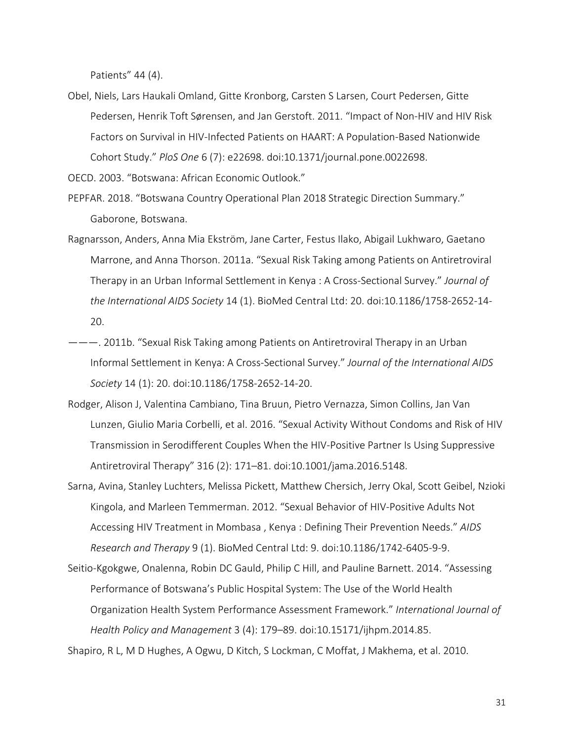Patients” 44 (4).

Obel, Niels, Lars Haukali Omland, Gitte Kronborg, Carsten S Larsen, Court Pedersen, Gitte Pedersen, Henrik Toft Sørensen, and Jan Gerstoft. 2011. “Impact of Non-HIV and HIV Risk Factors on Survival in HIV-Infected Patients on HAART: A Population-Based Nationwide Cohort Study.” *PloS One* 6 (7): e22698. doi:10.1371/journal.pone.0022698.

OECD. 2003. “Botswana: African Economic Outlook.”

PEPFAR. 2018. “Botswana Country Operational Plan 2018 Strategic Direction Summary.” Gaborone, Botswana.

Ragnarsson, Anders, Anna Mia Ekström, Jane Carter, Festus Ilako, Abigail Lukhwaro, Gaetano Marrone, and Anna Thorson. 2011a. “Sexual Risk Taking among Patients on Antiretroviral Therapy in an Urban Informal Settlement in Kenya : A Cross-Sectional Survey.” *Journal of the International AIDS Society* 14 (1). BioMed Central Ltd: 20. doi:10.1186/1758-2652-14-20.

———. 2011b. “Sexual Risk Taking among Patients on Antiretroviral Therapy in an Urban Informal Settlement in Kenya: A Cross-Sectional Survey.” *Journal of the International AIDS Society* 14 (1): 20. doi:10.1186/1758-2652-14-20.

Rodger, Alison J, Valentina Cambiano, Tina Bruun, Pietro Vernazza, Simon Collins, Jan Van Lunzen, Giulio Maria Corbelli, et al. 2016. “Sexual Activity Without Condoms and Risk of HIV Transmission in Serodifferent Couples When the HIV-Positive Partner Is Using Suppressive Antiretroviral Therapy” 316 (2): 171–81. doi:10.1001/jama.2016.5148.

Sarna, Avina, Stanley Luchters, Melissa Pickett, Matthew Chersich, Jerry Okal, Scott Geibel, Nzioki Kingola, and Marleen Temmerman. 2012. “Sexual Behavior of HIV-Positive Adults Not Accessing HIV Treatment in Mombasa , Kenya : Defining Their Prevention Needs.” *AIDS Research and Therapy* 9 (1). BioMed Central Ltd: 9. doi:10.1186/1742-6405-9-9.

Seitio-Kgokgwe, Onalenna, Robin DC Gauld, Philip C Hill, and Pauline Barnett. 2014. “Assessing Performance of Botswana’s Public Hospital System: The Use of the World Health Organization Health System Performance Assessment Framework.” *International Journal of Health Policy and Management* 3 (4): 179–89. doi:10.15171/ijhpm.2014.85.

Shapiro, R L, M D Hughes, A Ogwu, D Kitch, S Lockman, C Moffat, J Makhema, et al. 2010.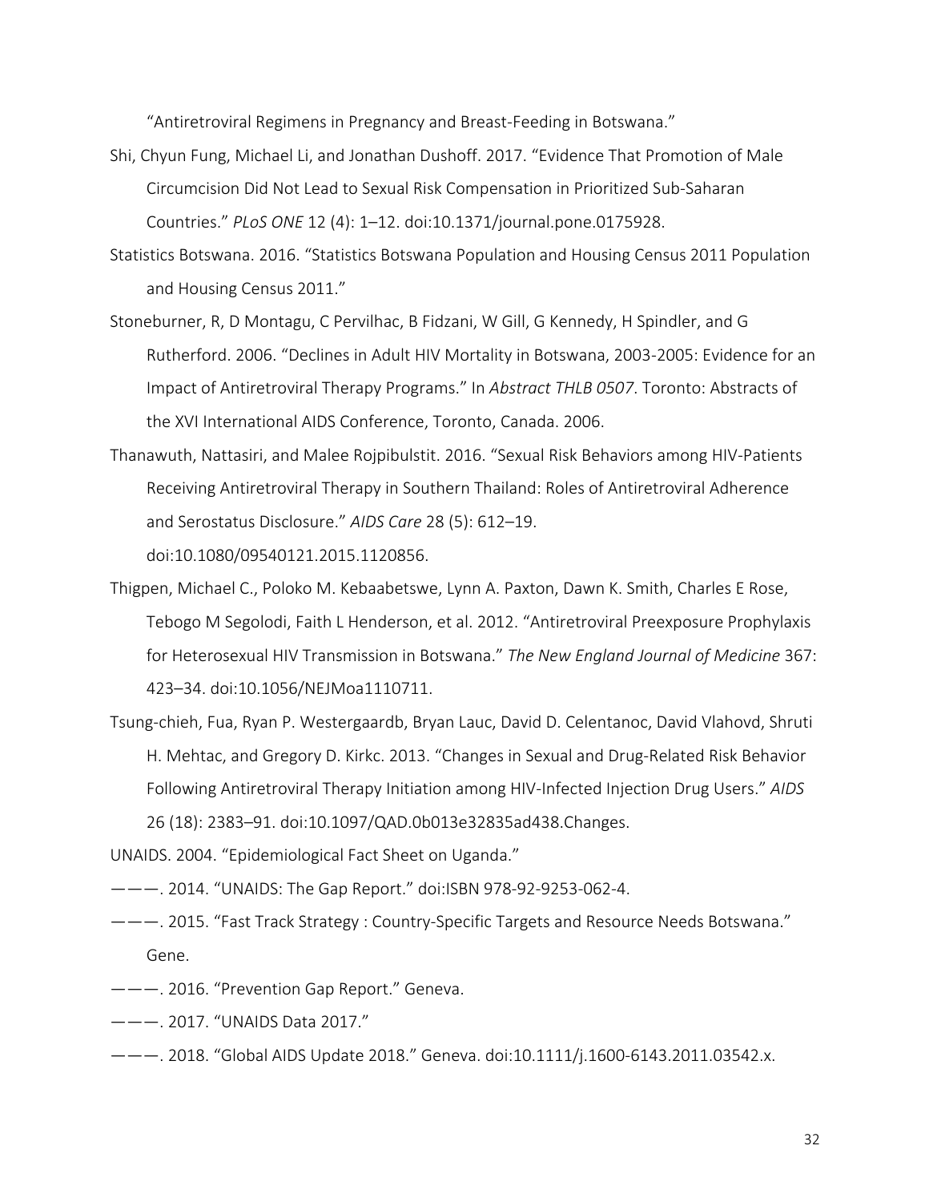"Antiretroviral Regimens in Pregnancy and Breast-Feeding in Botswana."

Shi, Chyun Fung, Michael Li, and Jonathan Dushoff. 2017. "Evidence That Promotion of Male Circumcision Did Not Lead to Sexual Risk Compensation in Prioritized Sub-Saharan Countries." *PLoS ONE* 12 (4): 1–12. doi:10.1371/journal.pone.0175928.

Statistics Botswana. 2016. "Statistics Botswana Population and Housing Census 2011 Population and Housing Census 2011."

Stoneburner, R, D Montagu, C Pervilhac, B Fidzani, W Gill, G Kennedy, H Spindler, and G Rutherford. 2006. "Declines in Adult HIV Mortality in Botswana, 2003-2005: Evidence for an Impact of Antiretroviral Therapy Programs." In *Abstract THLB 0507*. Toronto: Abstracts of the XVI International AIDS Conference, Toronto, Canada. 2006.

Thanawuth, Nattasiri, and Malee Rojpibulstit. 2016. "Sexual Risk Behaviors among HIV-Patients Receiving Antiretroviral Therapy in Southern Thailand: Roles of Antiretroviral Adherence and Serostatus Disclosure." *AIDS Care* 28 (5): 612–19. doi:10.1080/09540121.2015.1120856.

Thigpen, Michael C., Poloko M. Kebaabetswe, Lynn A. Paxton, Dawn K. Smith, Charles E Rose, Tebogo M Segolodi, Faith L Henderson, et al. 2012. "Antiretroviral Preexposure Prophylaxis for Heterosexual HIV Transmission in Botswana." *The New England Journal of Medicine* 367: 423–34. doi:10.1056/NEJMoa1110711.

Tsung-chieh, Fua, Ryan P. Westergaardb, Bryan Lauc, David D. Celentanoc, David Vlahovd, Shruti H. Mehtac, and Gregory D. Kirkc. 2013. "Changes in Sexual and Drug-Related Risk Behavior Following Antiretroviral Therapy Initiation among HIV-Infected Injection Drug Users." *AIDS* 26 (18): 2383–91. doi:10.1097/QAD.0b013e32835ad438.Changes.

UNAIDS. 2004. "Epidemiological Fact Sheet on Uganda."

———. 2014. "UNAIDS: The Gap Report." doi:ISBN 978-92-9253-062-4.

———. 2015. "Fast Track Strategy : Country-Specific Targets and Resource Needs Botswana." Gene.

———. 2016. "Prevention Gap Report." Geneva.

———. 2017. "UNAIDS Data 2017."

———. 2018. "Global AIDS Update 2018." Geneva. doi:10.1111/j.1600-6143.2011.03542.x.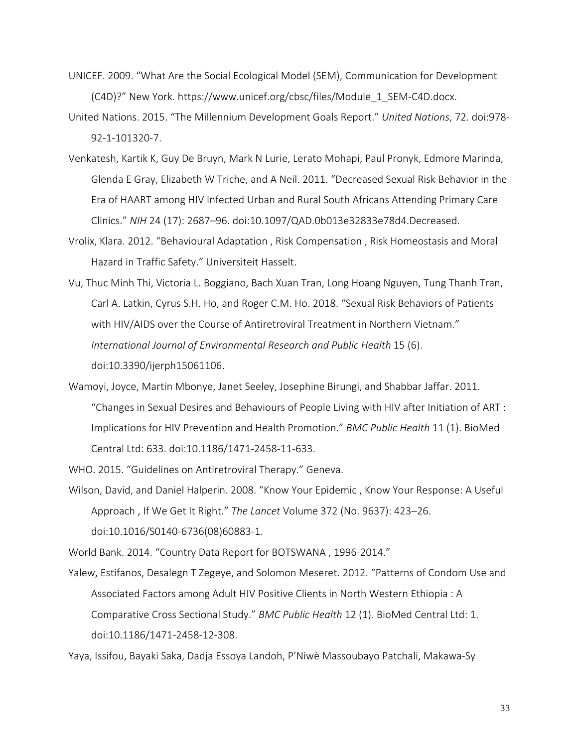UNICEF. 2009. “What Are the Social Ecological Model (SEM), Communication for Development (C4D)?” New York. https://www.unicef.org/cbsc/files/Module_1_SEM-C4D.docx.

United Nations. 2015. “The Millennium Development Goals Report.” *United Nations*, 72. doi:978-92-1-101320-7.

Venkatesh, Kartik K, Guy De Bruyn, Mark N Lurie, Lerato Mohapi, Paul Pronyk, Edmore Marinda, Glenda E Gray, Elizabeth W Triche, and A Neil. 2011. “Decreased Sexual Risk Behavior in the Era of HAART among HIV Infected Urban and Rural South Africans Attending Primary Care Clinics.” *NIH* 24 (17): 2687–96. doi:10.1097/QAD.0b013e32833e78d4.Decreased.

Vrolix, Klara. 2012. “Behavioural Adaptation , Risk Compensation , Risk Homeostasis and Moral Hazard in Traffic Safety.” Universiteit Hasselt.

Vu, Thuc Minh Thi, Victoria L. Boggiano, Bach Xuan Tran, Long Hoang Nguyen, Tung Thanh Tran, Carl A. Latkin, Cyrus S.H. Ho, and Roger C.M. Ho. 2018. “Sexual Risk Behaviors of Patients with HIV/AIDS over the Course of Antiretroviral Treatment in Northern Vietnam.” *International Journal of Environmental Research and Public Health* 15 (6). doi:10.3390/ijerph15061106.

Wamoyi, Joyce, Martin Mbonye, Janet Seeley, Josephine Birungi, and Shabbar Jaffar. 2011. “Changes in Sexual Desires and Behaviours of People Living with HIV after Initiation of ART : Implications for HIV Prevention and Health Promotion.” *BMC Public Health* 11 (1). BioMed Central Ltd: 633. doi:10.1186/1471-2458-11-633.

WHO. 2015. “Guidelines on Antiretroviral Therapy.” Geneva.

Wilson, David, and Daniel Halperin. 2008. “Know Your Epidemic , Know Your Response: A Useful Approach , If We Get It Right.” *The Lancet* Volume 372 (No. 9637): 423–26. doi:10.1016/S0140-6736(08)60883-1.

World Bank. 2014. “Country Data Report for BOTSWANA , 1996-2014.”

Yalew, Estifanos, Desalegn T Zegeye, and Solomon Meseret. 2012. “Patterns of Condom Use and Associated Factors among Adult HIV Positive Clients in North Western Ethiopia : A Comparative Cross Sectional Study.” *BMC Public Health* 12 (1). BioMed Central Ltd: 1. doi:10.1186/1471-2458-12-308.

Yaya, Issifou, Bayaki Saka, Dadja Essoya Landoh, P’Niwè Massoubayo Patchali, Makawa-Sy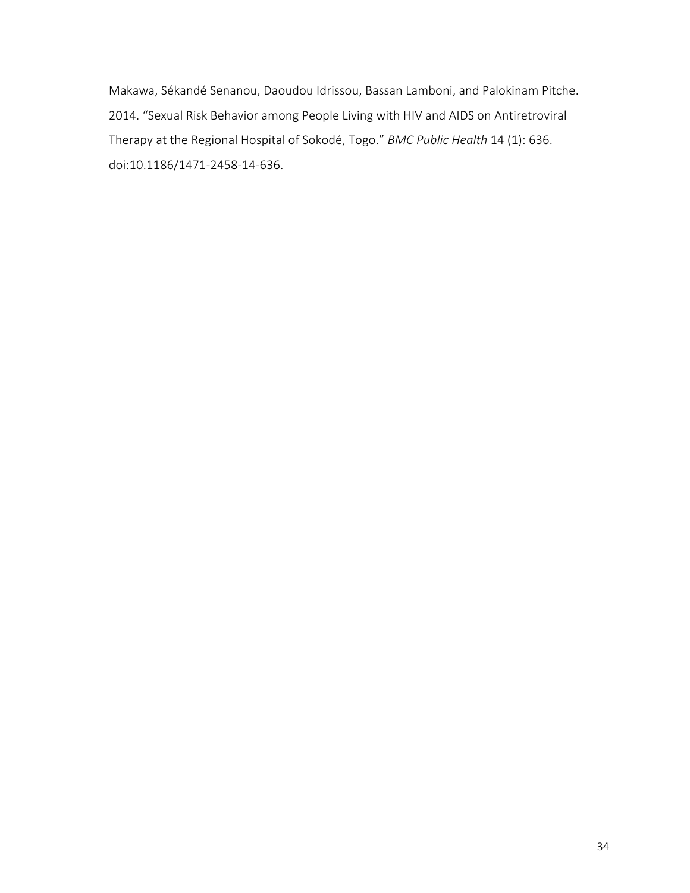Makawa, Sékandé Senanou, Daoudou Idrissou, Bassan Lamboni, and Palokinam Pitche. 2014. "Sexual Risk Behavior among People Living with HIV and AIDS on Antiretroviral Therapy at the Regional Hospital of Sokodé, Togo." *BMC Public Health* 14 (1): 636. doi:10.1186/1471-2458-14-636.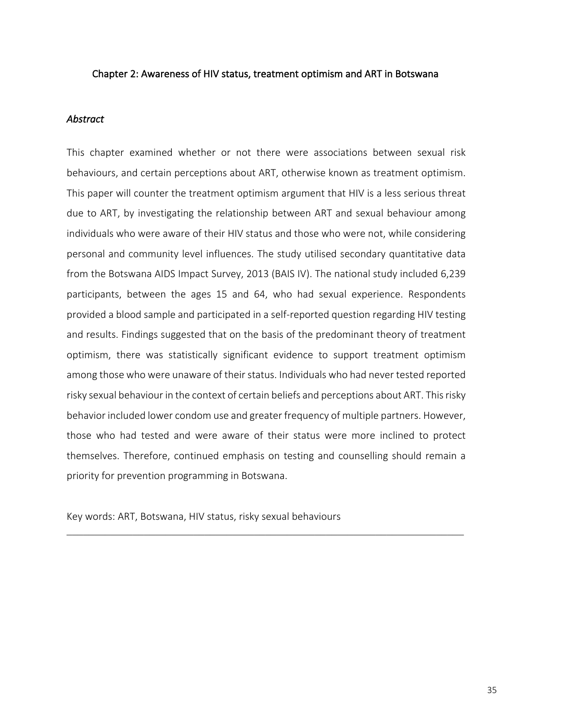## Chapter 2: Awareness of HIV status, treatment optimism and ART in Botswana

### *Abstract*

This chapter examined whether or not there were associations between sexual risk behaviours, and certain perceptions about ART, otherwise known as treatment optimism. This paper will counter the treatment optimism argument that HIV is a less serious threat due to ART, by investigating the relationship between ART and sexual behaviour among individuals who were aware of their HIV status and those who were not, while considering personal and community level influences. The study utilised secondary quantitative data from the Botswana AIDS Impact Survey, 2013 (BAIS IV). The national study included 6,239 participants, between the ages 15 and 64, who had sexual experience. Respondents provided a blood sample and participated in a self-reported question regarding HIV testing and results. Findings suggested that on the basis of the predominant theory of treatment optimism, there was statistically significant evidence to support treatment optimism among those who were unaware of their status. Individuals who had never tested reported risky sexual behaviour in the context of certain beliefs and perceptions about ART. This risky behavior included lower condom use and greater frequency of multiple partners. However, those who had tested and were aware of their status were more inclined to protect themselves. Therefore, continued emphasis on testing and counselling should remain a priority for prevention programming in Botswana.

Key words: ART, Botswana, HIV status, risky sexual behaviours

---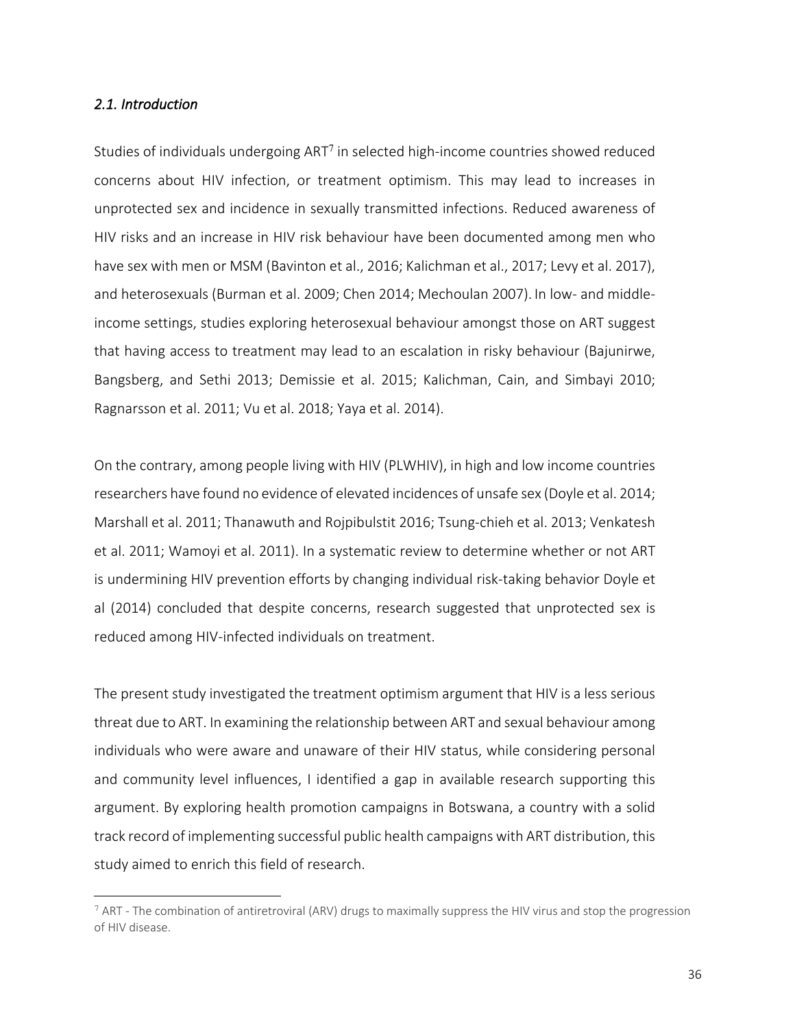### *2.1. Introduction*

Studies of individuals undergoing ART[7] in selected high-income countries showed reduced concerns about HIV infection, or treatment optimism. This may lead to increases in unprotected sex and incidence in sexually transmitted infections. Reduced awareness of HIV risks and an increase in HIV risk behaviour have been documented among men who have sex with men or MSM (Bavinton et al., 2016; Kalichman et al., 2017; Levy et al. 2017), and heterosexuals (Burman et al. 2009; Chen 2014; Mechoulan 2007). In low- and middle-income settings, studies exploring heterosexual behaviour amongst those on ART suggest that having access to treatment may lead to an escalation in risky behaviour (Bajunirwe, Bangsberg, and Sethi 2013; Demissie et al. 2015; Kalichman, Cain, and Simbayi 2010; Ragnarsson et al. 2011; Vu et al. 2018; Yaya et al. 2014).

On the contrary, among people living with HIV (PLWHIV), in high and low income countries researchers have found no evidence of elevated incidences of unsafe sex (Doyle et al. 2014; Marshall et al. 2011; Thanawuth and Rojpibulstit 2016; Tsung-chieh et al. 2013; Venkatesh et al. 2011; Wamoyi et al. 2011). In a systematic review to determine whether or not ART is undermining HIV prevention efforts by changing individual risk-taking behavior Doyle et al (2014) concluded that despite concerns, research suggested that unprotected sex is reduced among HIV-infected individuals on treatment.

The present study investigated the treatment optimism argument that HIV is a less serious threat due to ART. In examining the relationship between ART and sexual behaviour among individuals who were aware and unaware of their HIV status, while considering personal and community level influences, I identified a gap in available research supporting this argument. By exploring health promotion campaigns in Botswana, a country with a solid track record of implementing successful public health campaigns with ART distribution, this study aimed to enrich this field of research.

[7] ART - The combination of antiretroviral (ARV) drugs to maximally suppress the HIV virus and stop the progression of HIV disease.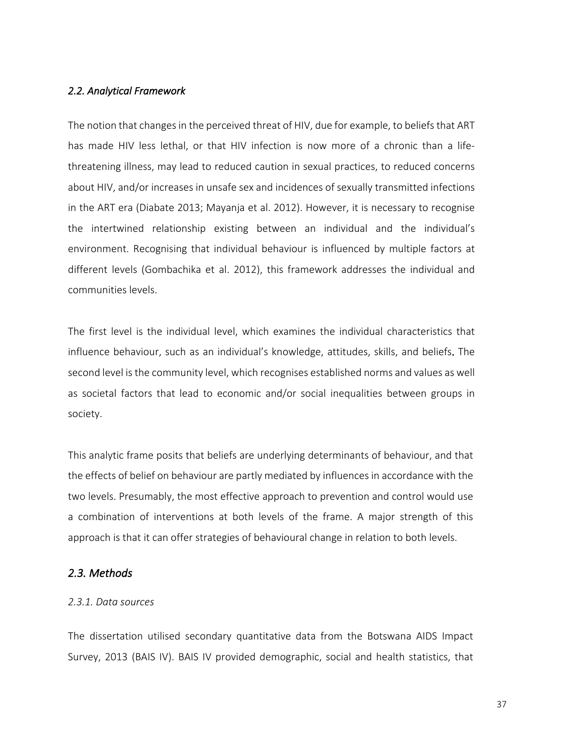### *2.2. Analytical Framework*

The notion that changes in the perceived threat of HIV, due for example, to beliefs that ART has made HIV less lethal, or that HIV infection is now more of a chronic than a life-threatening illness, may lead to reduced caution in sexual practices, to reduced concerns about HIV, and/or increases in unsafe sex and incidences of sexually transmitted infections in the ART era (Diabate 2013; Mayanja et al. 2012). However, it is necessary to recognise the intertwined relationship existing between an individual and the individual's environment. Recognising that individual behaviour is influenced by multiple factors at different levels (Gombachika et al. 2012), this framework addresses the individual and communities levels.

The first level is the individual level, which examines the individual characteristics that influence behaviour, such as an individual's knowledge, attitudes, skills, and beliefs. The second level is the community level, which recognises established norms and values as well as societal factors that lead to economic and/or social inequalities between groups in society.

This analytic frame posits that beliefs are underlying determinants of behaviour, and that the effects of belief on behaviour are partly mediated by influences in accordance with the two levels. Presumably, the most effective approach to prevention and control would use a combination of interventions at both levels of the frame. A major strength of this approach is that it can offer strategies of behavioural change in relation to both levels.

## *2.3. Methods*

#### *2.3.1. Data sources*

The dissertation utilised secondary quantitative data from the Botswana AIDS Impact Survey, 2013 (BAIS IV). BAIS IV provided demographic, social and health statistics, that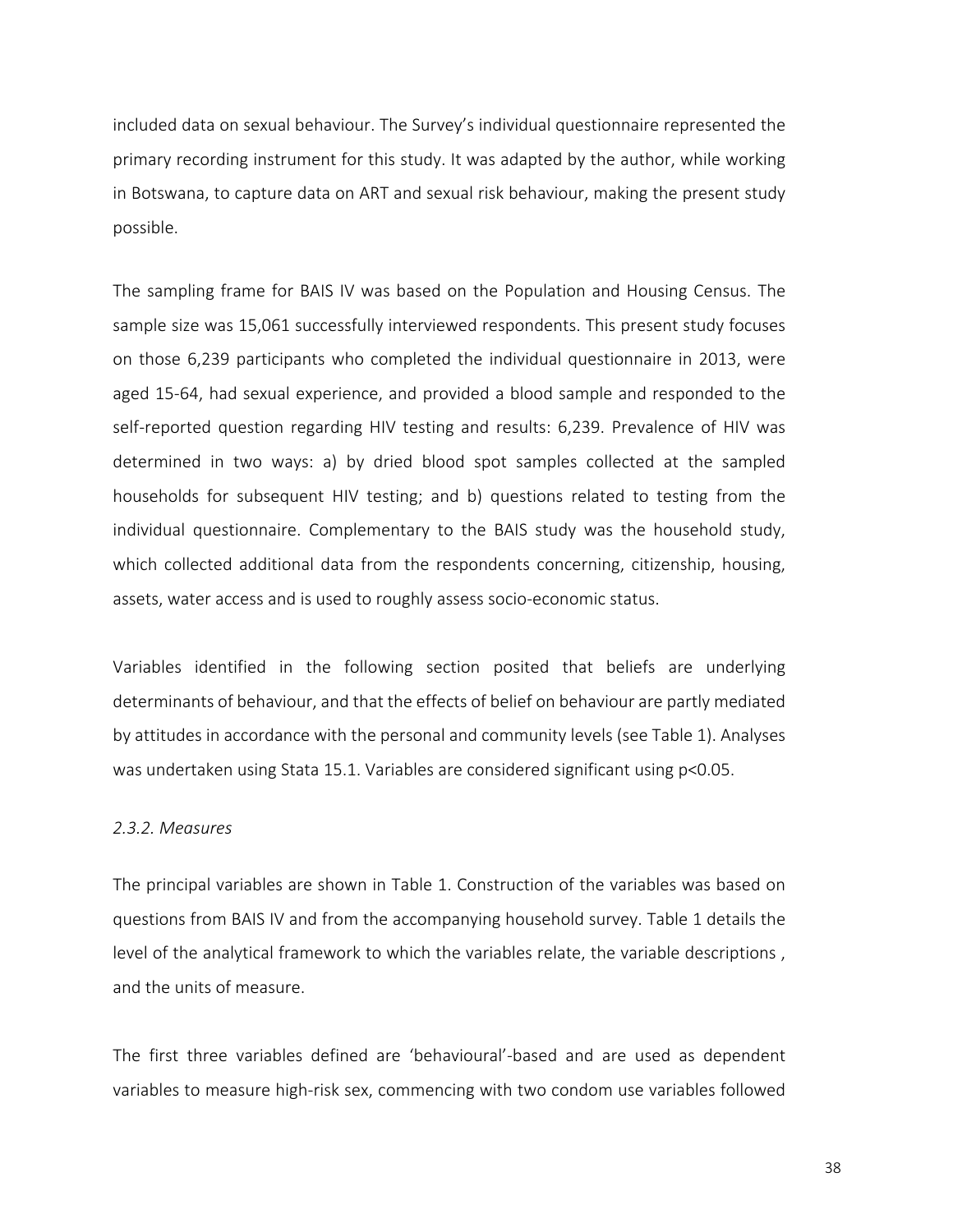included data on sexual behaviour. The Survey's individual questionnaire represented the primary recording instrument for this study. It was adapted by the author, while working in Botswana, to capture data on ART and sexual risk behaviour, making the present study possible.

The sampling frame for BAIS IV was based on the Population and Housing Census. The sample size was 15,061 successfully interviewed respondents. This present study focuses on those 6,239 participants who completed the individual questionnaire in 2013, were aged 15-64, had sexual experience, and provided a blood sample and responded to the self-reported question regarding HIV testing and results: 6,239. Prevalence of HIV was determined in two ways: a) by dried blood spot samples collected at the sampled households for subsequent HIV testing; and b) questions related to testing from the individual questionnaire. Complementary to the BAIS study was the household study, which collected additional data from the respondents concerning, citizenship, housing, assets, water access and is used to roughly assess socio-economic status.

Variables identified in the following section posited that beliefs are underlying determinants of behaviour, and that the effects of belief on behaviour are partly mediated by attitudes in accordance with the personal and community levels (see Table 1). Analyses was undertaken using Stata 15.1. Variables are considered significant using $p<0.05$.

*2.3.2. Measures*

The principal variables are shown in Table 1. Construction of the variables was based on questions from BAIS IV and from the accompanying household survey. Table 1 details the level of the analytical framework to which the variables relate, the variable descriptions , and the units of measure.

The first three variables defined are 'behavioural'-based and are used as dependent variables to measure high-risk sex, commencing with two condom use variables followed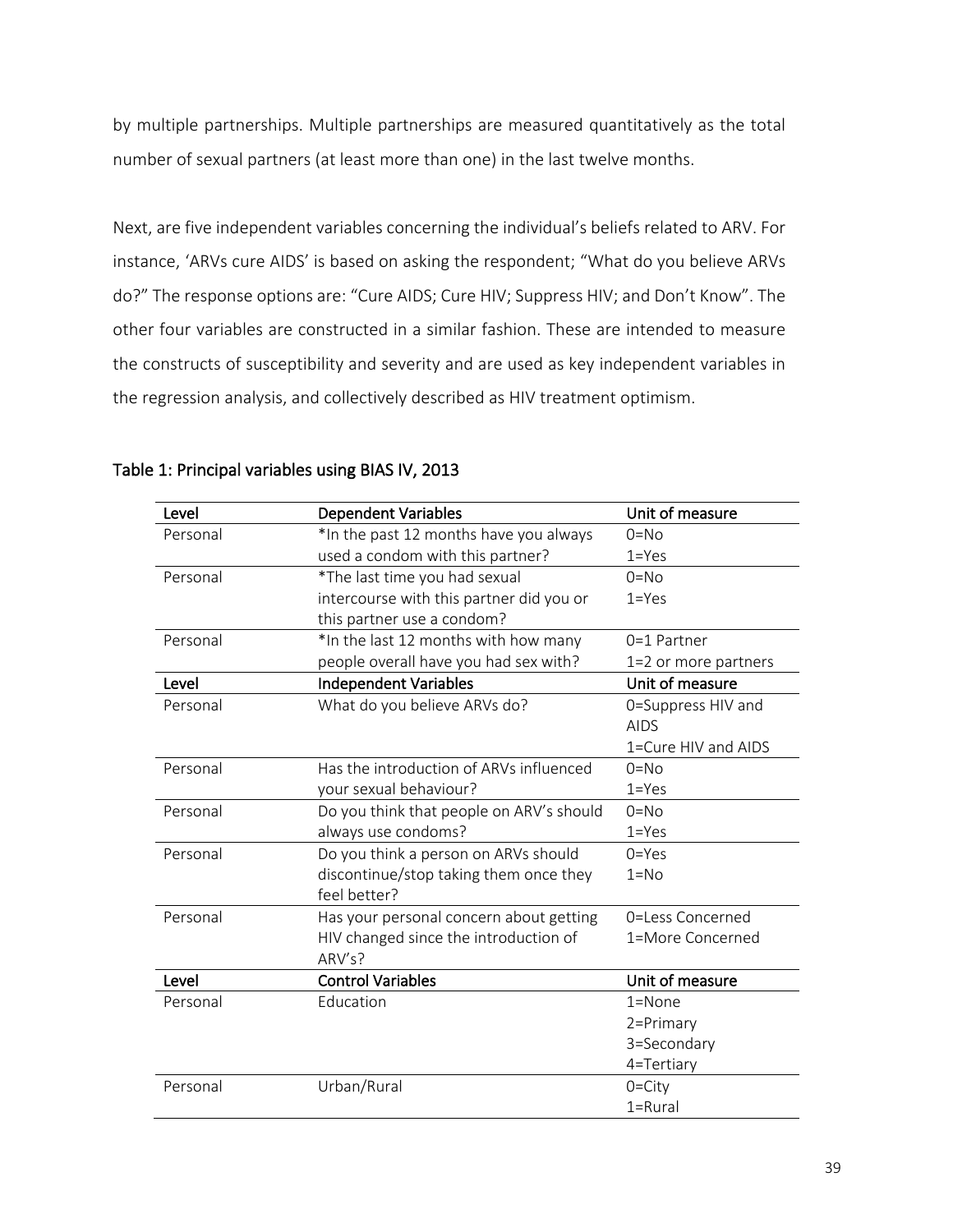by multiple partnerships. Multiple partnerships are measured quantitatively as the total number of sexual partners (at least more than one) in the last twelve months.

Next, are five independent variables concerning the individual's beliefs related to ARV. For instance, 'ARVs cure AIDS' is based on asking the respondent; "What do you believe ARVs do?" The response options are: "Cure AIDS; Cure HIV; Suppress HIV; and Don't Know". The other four variables are constructed in a similar fashion. These are intended to measure the constructs of susceptibility and severity and are used as key independent variables in the regression analysis, and collectively described as HIV treatment optimism.

**Table 1: Principal variables using BIAS IV, 2013**

| Level | Dependent Variables | Unit of measure |
|---|---|---|
| Personal | *In the past 12 months have you always used a condom with this partner? | 0=No<br>1=Yes |
| Personal | *The last time you had sexual intercourse with this partner did you or this partner use a condom? | 0=No<br>1=Yes |
| Personal | *In the last 12 months with how many people overall have you had sex with? | 0=1 Partner<br>1=2 or more partners |
| **Level** | **Independent Variables** | **Unit of measure** |
| Personal | What do you believe ARVs do? | 0=Suppress HIV and AIDS<br>1=Cure HIV and AIDS |
| Personal | Has the introduction of ARVs influenced your sexual behaviour? | 0=No<br>1=Yes |
| Personal | Do you think that people on ARV's should always use condoms? | 0=No<br>1=Yes |
| Personal | Do you think a person on ARVs should discontinue/stop taking them once they feel better? | 0=Yes<br>1=No |
| Personal | Has your personal concern about getting HIV changed since the introduction of ARV's? | 0=Less Concerned<br>1=More Concerned |
| **Level** | **Control Variables** | **Unit of measure** |
| Personal | Education | 1=None<br>2=Primary<br>3=Secondary<br>4=Tertiary |
| Personal | Urban/Rural | 0=City<br>1=Rural |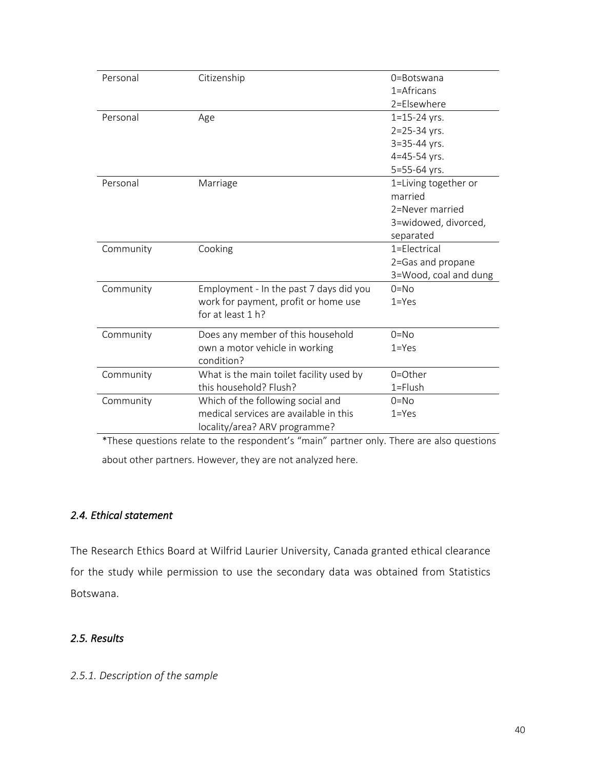| | | |
|---|---|---|
| Personal | Citizenship | 0=Botswana<br>1=Africans<br>2=Elsewhere |
| Personal | Age | 1=15-24 yrs.<br>2=25-34 yrs.<br>3=35-44 yrs.<br>4=45-54 yrs.<br>5=55-64 yrs. |
| Personal | Marriage | 1=Living together or married<br>2=Never married<br>3=widowed, divorced, separated |
| Community | Cooking | 1=Electrical<br>2=Gas and propane<br>3=Wood, coal and dung |
| Community | Employment - In the past 7 days did you work for payment, profit or home use for at least 1 h? | 0=No<br>1=Yes |
| Community | Does any member of this household own a motor vehicle in working condition? | 0=No<br>1=Yes |
| Community | What is the main toilet facility used by this household? Flush? | 0=Other<br>1=Flush |
| Community | Which of the following social and medical services are available in this locality/area? ARV programme? | 0=No<br>1=Yes |

*These questions relate to the respondent's "main" partner only. There are also questions about other partners. However, they are not analyzed here.

### *2.4. Ethical statement*

The Research Ethics Board at Wilfrid Laurier University, Canada granted ethical clearance for the study while permission to use the secondary data was obtained from Statistics Botswana.

### *2.5. Results*

#### *2.5.1. Description of the sample*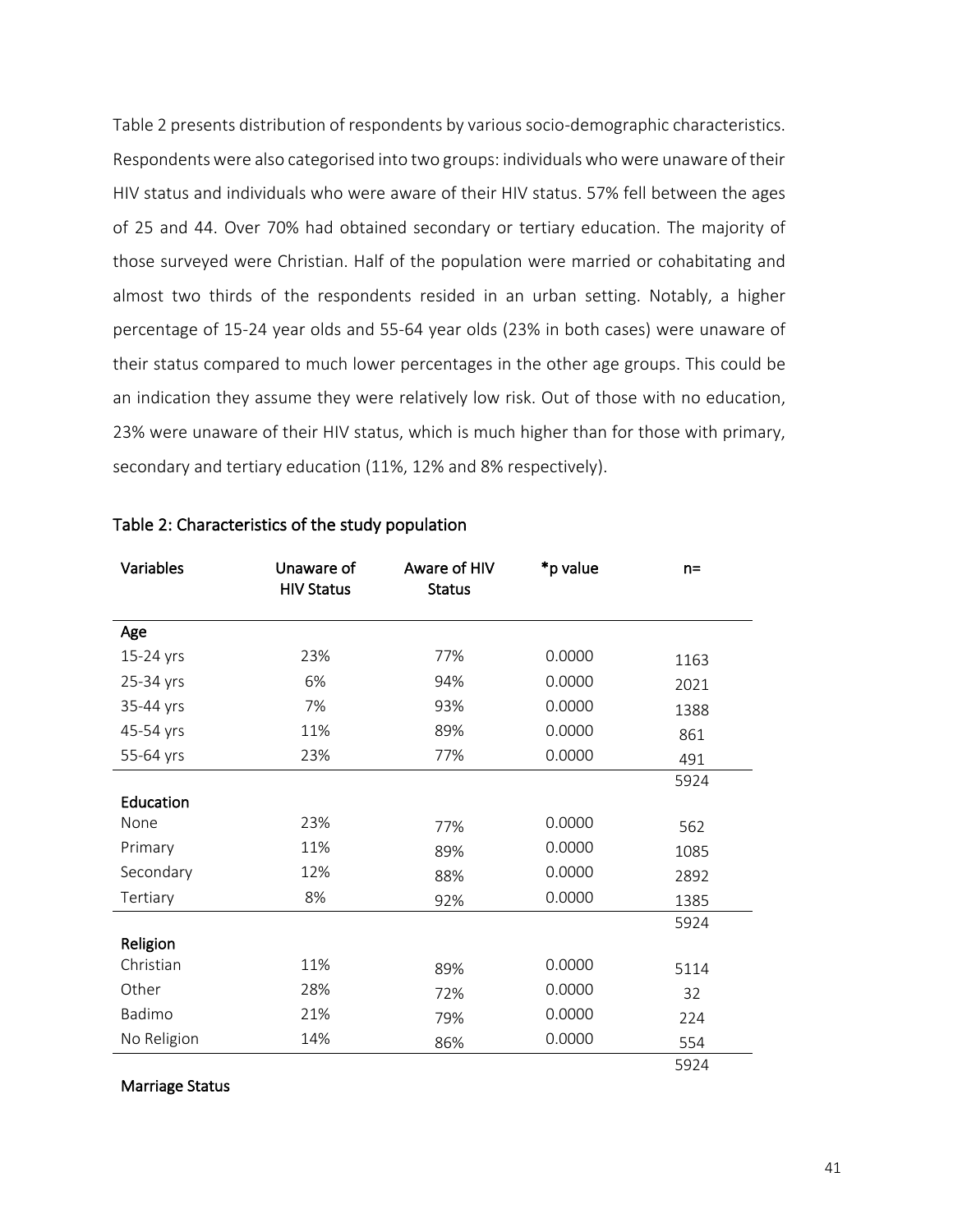Table 2 presents distribution of respondents by various socio-demographic characteristics. Respondents were also categorised into two groups: individuals who were unaware of their HIV status and individuals who were aware of their HIV status. 57% fell between the ages of 25 and 44. Over 70% had obtained secondary or tertiary education. The majority of those surveyed were Christian. Half of the population were married or cohabitating and almost two thirds of the respondents resided in an urban setting. Notably, a higher percentage of 15-24 year olds and 55-64 year olds (23% in both cases) were unaware of their status compared to much lower percentages in the other age groups. This could be an indication they assume they were relatively low risk. Out of those with no education, 23% were unaware of their HIV status, which is much higher than for those with primary, secondary and tertiary education (11%, 12% and 8% respectively).

Table 2: Characteristics of the study population

| Variables | Unaware of HIV Status | Aware of HIV Status | *p value | n= |
|---|---|---|---|---|
| **Age** | | | | |
| 15-24 yrs | 23% | 77% | 0.0000 | 1163 |
| 25-34 yrs | 6% | 94% | 0.0000 | 2021 |
| 35-44 yrs | 7% | 93% | 0.0000 | 1388 |
| 45-54 yrs | 11% | 89% | 0.0000 | 861 |
| 55-64 yrs | 23% | 77% | 0.0000 | 491 |
| | | | | 5924 |
| **Education** | | | | |
| None | 23% | 77% | 0.0000 | 562 |
| Primary | 11% | 89% | 0.0000 | 1085 |
| Secondary | 12% | 88% | 0.0000 | 2892 |
| Tertiary | 8% | 92% | 0.0000 | 1385 |
| | | | | 5924 |
| **Religion** | | | | |
| Christian | 11% | 89% | 0.0000 | 5114 |
| Other | 28% | 72% | 0.0000 | 32 |
| Badimo | 21% | 79% | 0.0000 | 224 |
| No Religion | 14% | 86% | 0.0000 | 554 |
| | | | | 5924 |
| **Marriage Status** | | | | |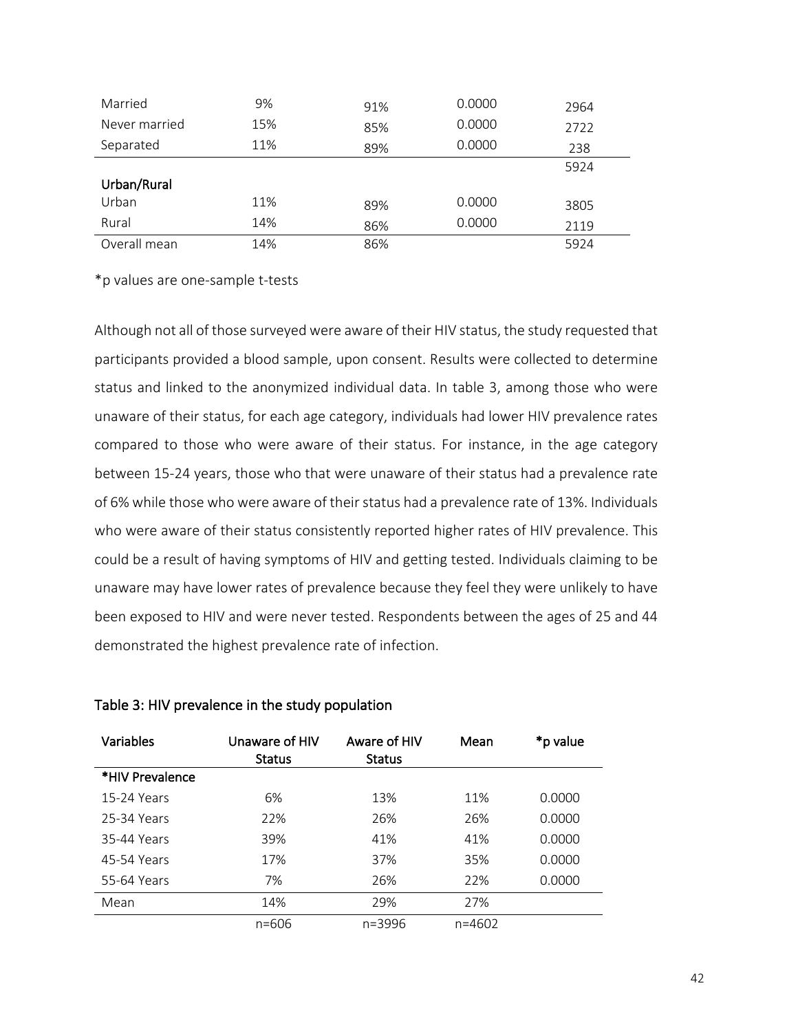| | | | | |
|---|---|---|---|---|
| Married | 9% | 91% | 0.0000 | 2964 |
| Never married | 15% | 85% | 0.0000 | 2722 |
| Separated | 11% | 89% | 0.0000 | 238 |
| | | | | 5924 |
| **Urban/Rural** | | | | |
| Urban | 11% | 89% | 0.0000 | 3805 |
| Rural | 14% | 86% | 0.0000 | 2119 |
| Overall mean | 14% | 86% | | 5924 |

*p values are one-sample t-tests

Although not all of those surveyed were aware of their HIV status, the study requested that participants provided a blood sample, upon consent. Results were collected to determine status and linked to the anonymized individual data. In table 3, among those who were unaware of their status, for each age category, individuals had lower HIV prevalence rates compared to those who were aware of their status. For instance, in the age category between 15-24 years, those who that were unaware of their status had a prevalence rate of 6% while those who were aware of their status had a prevalence rate of 13%. Individuals who were aware of their status consistently reported higher rates of HIV prevalence. This could be a result of having symptoms of HIV and getting tested. Individuals claiming to be unaware may have lower rates of prevalence because they feel they were unlikely to have been exposed to HIV and were never tested. Respondents between the ages of 25 and 44 demonstrated the highest prevalence rate of infection.

Table 3: HIV prevalence in the study population

| Variables | Unaware of HIV Status | Aware of HIV Status | Mean | *p value |
|---|---|---|---|---|
| ***HIV Prevalence** | | | | |
| 15-24 Years | 6% | 13% | 11% | 0.0000 |
| 25-34 Years | 22% | 26% | 26% | 0.0000 |
| 35-44 Years | 39% | 41% | 41% | 0.0000 |
| 45-54 Years | 17% | 37% | 35% | 0.0000 |
| 55-64 Years | 7% | 26% | 22% | 0.0000 |
| Mean | 14% | 29% | 27% | |
| | n=606 | n=3996 | n=4602 | |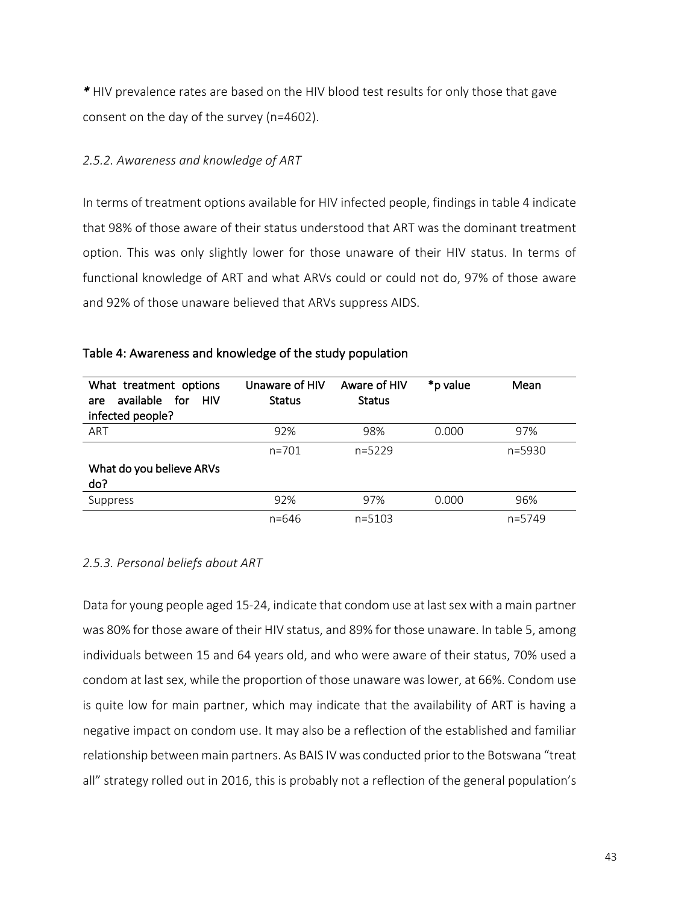*\* HIV prevalence rates are based on the HIV blood test results for only those that gave consent on the day of the survey (n=4602).

*2.5.2. Awareness and knowledge of ART*

In terms of treatment options available for HIV infected people, findings in table 4 indicate that 98% of those aware of their status understood that ART was the dominant treatment option. This was only slightly lower for those unaware of their HIV status. In terms of functional knowledge of ART and what ARVs could or could not do, 97% of those aware and 92% of those unaware believed that ARVs suppress AIDS.

Table 4: Awareness and knowledge of the study population

| What treatment options are available for HIV infected people? | Unaware of HIV Status | Aware of HIV Status | *p value | Mean |
|---|---|---|---|---|
| ART | 92% | 98% | 0.000 | 97% |
| | n=701 | n=5229 | | n=5930 |
| **What do you believe ARVs do?** | | | | |
| Suppress | 92% | 97% | 0.000 | 96% |
| | n=646 | n=5103 | | n=5749 |

*2.5.3. Personal beliefs about ART*

Data for young people aged 15-24, indicate that condom use at last sex with a main partner was 80% for those aware of their HIV status, and 89% for those unaware. In table 5, among individuals between 15 and 64 years old, and who were aware of their status, 70% used a condom at last sex, while the proportion of those unaware was lower, at 66%. Condom use is quite low for main partner, which may indicate that the availability of ART is having a negative impact on condom use. It may also be a reflection of the established and familiar relationship between main partners. As BAIS IV was conducted prior to the Botswana "treat all" strategy rolled out in 2016, this is probably not a reflection of the general population's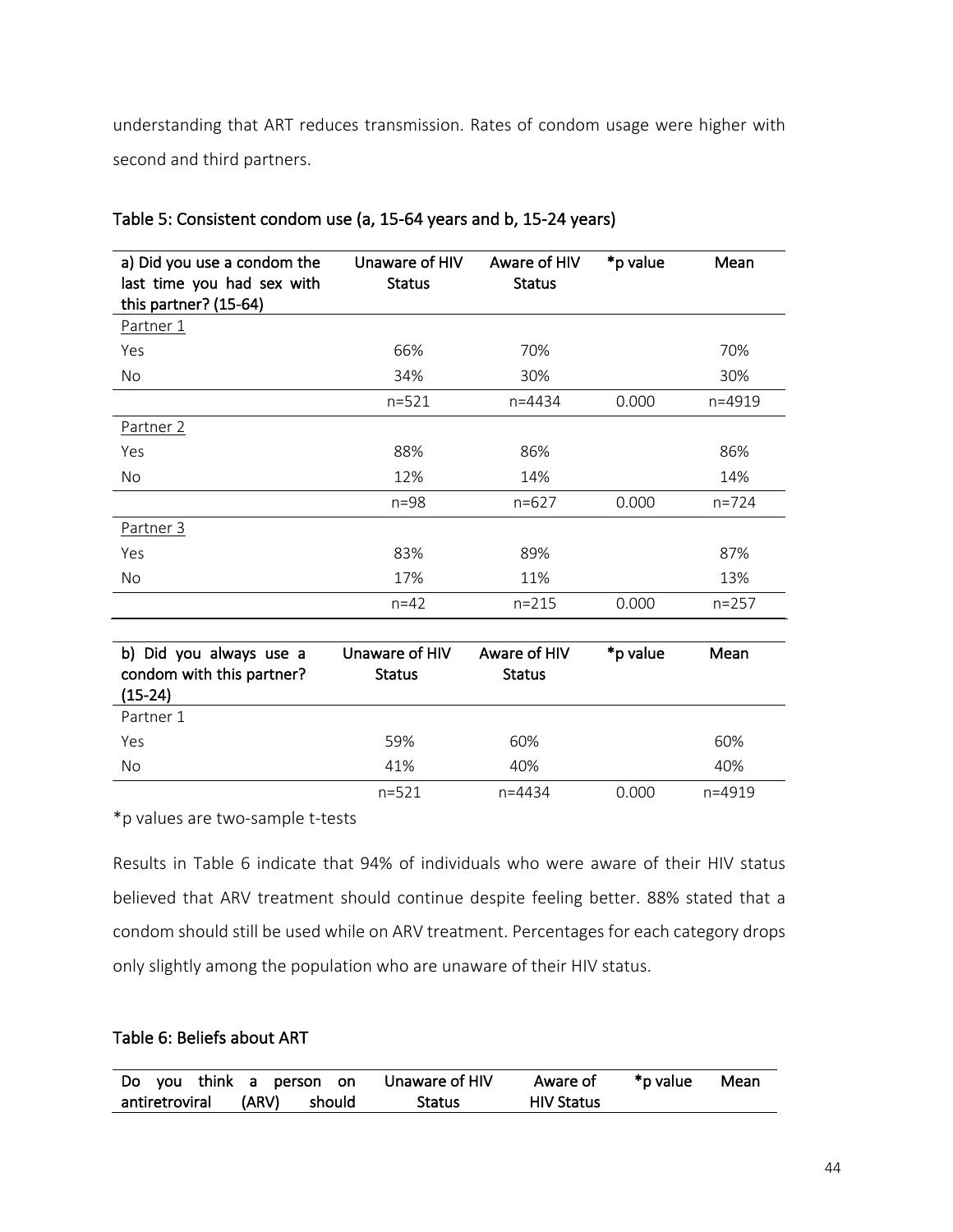understanding that ART reduces transmission. Rates of condom usage were higher with second and third partners.

**Table 5: Consistent condom use (a, 15-64 years and b, 15-24 years)**

| a) Did you use a condom the last time you had sex with this partner? (15-64) | Unaware of HIV Status | Aware of HIV Status | *p value | Mean |
|---|---|---|---|---|
| Partner 1 | | | | |
| Yes | 66% | 70% | | 70% |
| No | 34% | 30% | | 30% |
| | n=521 | n=4434 | 0.000 | n=4919 |
| Partner 2 | | | | |
| Yes | 88% | 86% | | 86% |
| No | 12% | 14% | | 14% |
| | n=98 | n=627 | 0.000 | n=724 |
| Partner 3 | | | | |
| Yes | 83% | 89% | | 87% |
| No | 17% | 11% | | 13% |
| | n=42 | n=215 | 0.000 | n=257 |

| b) Did you always use a condom with this partner? (15-24) | Unaware of HIV Status | Aware of HIV Status | *p value | Mean |
|---|---|---|---|---|
| Partner 1 | | | | |
| Yes | 59% | 60% | | 60% |
| No | 41% | 40% | | 40% |
| | n=521 | n=4434 | 0.000 | n=4919 |

*p values are two-sample t-tests

Results in Table 6 indicate that 94% of individuals who were aware of their HIV status believed that ARV treatment should continue despite feeling better. 88% stated that a condom should still be used while on ARV treatment. Percentages for each category drops only slightly among the population who are unaware of their HIV status.

**Table 6: Beliefs about ART**

| Do you think a person on antiretroviral (ARV) should | Unaware of HIV Status | Aware of HIV Status | *p value | Mean |
|---|---|---|---|---|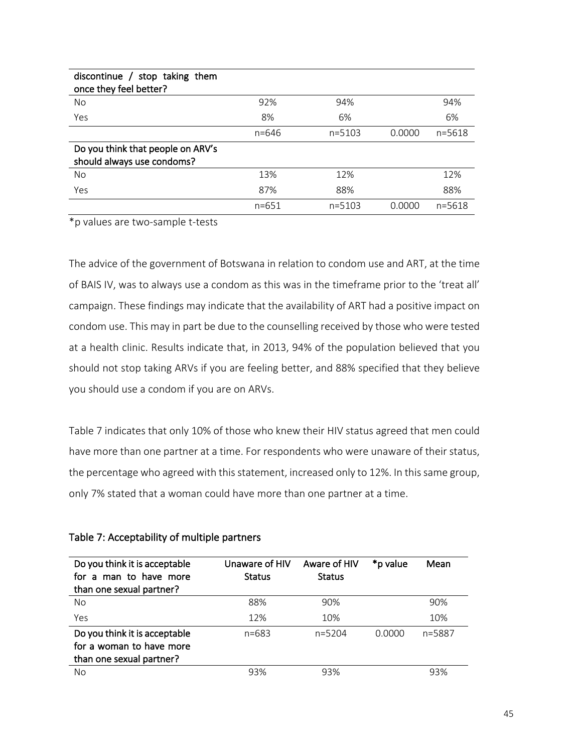| discontinue / stop taking them once they feel better? | | | | |
|---|---|---|---|---|
| No | 92% | 94% | | 94% |
| Yes | 8% | 6% | | 6% |
| | n=646 | n=5103 | 0.0000 | n=5618 |
| **Do you think that people on ARV's should always use condoms?** | | | | |
| No | 13% | 12% | | 12% |
| Yes | 87% | 88% | | 88% |
| | n=651 | n=5103 | 0.0000 | n=5618 |

*p values are two-sample t-tests

The advice of the government of Botswana in relation to condom use and ART, at the time of BAIS IV, was to always use a condom as this was in the timeframe prior to the 'treat all' campaign. These findings may indicate that the availability of ART had a positive impact on condom use. This may in part be due to the counselling received by those who were tested at a health clinic. Results indicate that, in 2013, 94% of the population believed that you should not stop taking ARVs if you are feeling better, and 88% specified that they believe you should use a condom if you are on ARVs.

Table 7 indicates that only 10% of those who knew their HIV status agreed that men could have more than one partner at a time. For respondents who were unaware of their status, the percentage who agreed with this statement, increased only to 12%. In this same group, only 7% stated that a woman could have more than one partner at a time.

**Table 7: Acceptability of multiple partners**

| Do you think it is acceptable for a man to have more than one sexual partner? | Unaware of HIV Status | Aware of HIV Status | *p value | Mean |
|---|---|---|---|---|
| No | 88% | 90% | | 90% |
| Yes | 12% | 10% | | 10% |
| **Do you think it is acceptable for a woman to have more than one sexual partner?** | n=683 | n=5204 | 0.0000 | n=5887 |
| No | 93% | 93% | | 93% |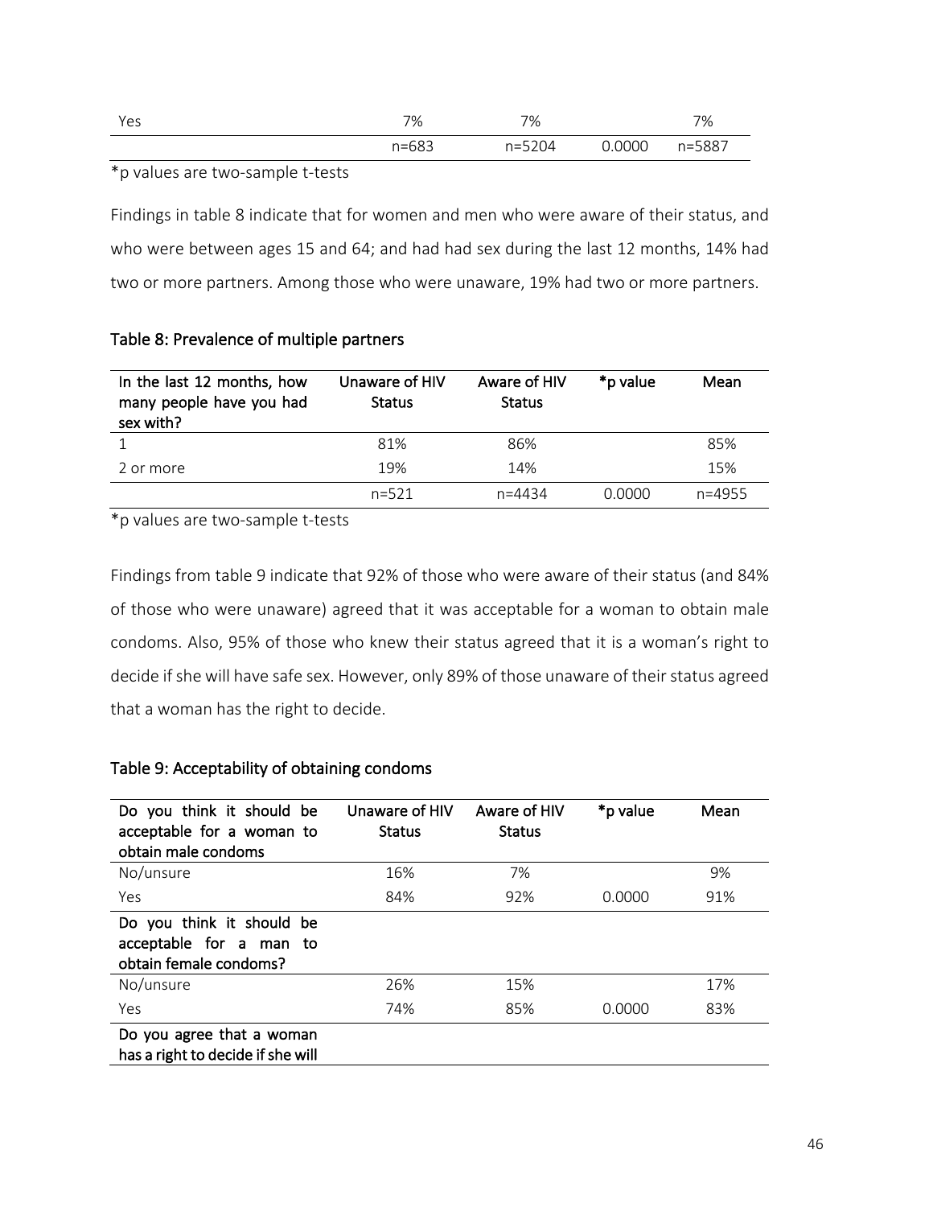| | | | | |
|---|---|---|---|---|
| Yes | 7% | 7% | | 7% |
| | n=683 | n=5204 | 0.0000 | n=5887 |

*p values are two-sample t-tests

Findings in table 8 indicate that for women and men who were aware of their status, and who were between ages 15 and 64; and had had sex during the last 12 months, 14% had two or more partners. Among those who were unaware, 19% had two or more partners.

### Table 8: Prevalence of multiple partners

| In the last 12 months, how many people have you had sex with? | Unaware of HIV Status | Aware of HIV Status | *p value | Mean |
|---|---|---|---|---|
| 1 | 81% | 86% | | 85% |
| 2 or more | 19% | 14% | | 15% |
| | n=521 | n=4434 | 0.0000 | n=4955 |

*p values are two-sample t-tests

Findings from table 9 indicate that 92% of those who were aware of their status (and 84% of those who were unaware) agreed that it was acceptable for a woman to obtain male condoms. Also, 95% of those who knew their status agreed that it is a woman's right to decide if she will have safe sex. However, only 89% of those unaware of their status agreed that a woman has the right to decide.

### Table 9: Acceptability of obtaining condoms

| Do you think it should be acceptable for a woman to obtain male condoms | Unaware of HIV Status | Aware of HIV Status | *p value | Mean |
|---|---|---|---|---|
| No/unsure | 16% | 7% | | 9% |
| Yes | 84% | 92% | 0.0000 | 91% |
| **Do you think it should be acceptable for a man to obtain female condoms?** | | | | |
| No/unsure | 26% | 15% | | 17% |
| Yes | 74% | 85% | 0.0000 | 83% |
| **Do you agree that a woman has a right to decide if she will** | | | | |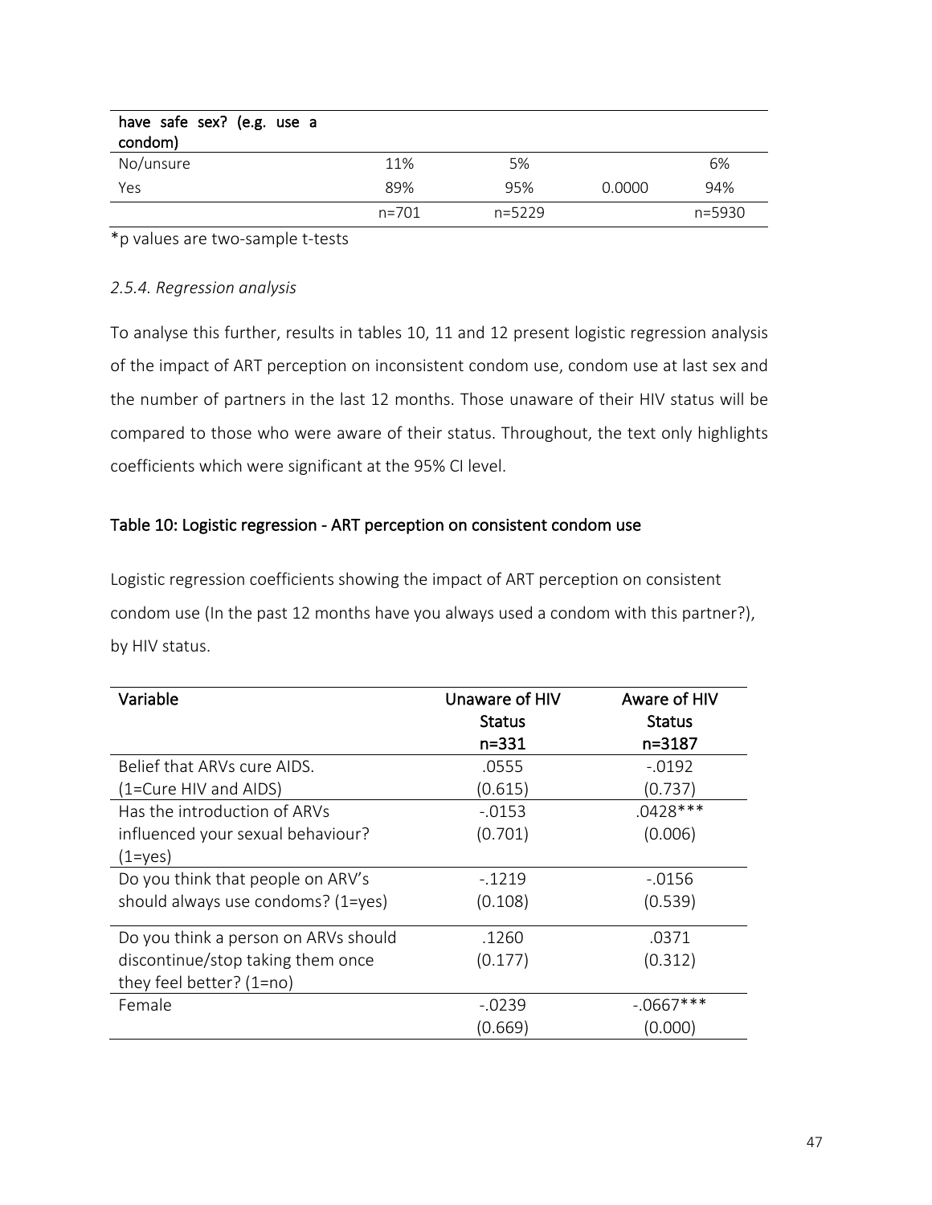| have safe sex? (e.g. use a condom) | | | | |
|---|---|---|---|---|
| No/unsure | 11% | 5% | | 6% |
| Yes | 89% | 95% | 0.0000 | 94% |
| | n=701 | n=5229 | | n=5930 |

*p values are two-sample t-tests

### *2.5.4. Regression analysis*

To analyse this further, results in tables 10, 11 and 12 present logistic regression analysis of the impact of ART perception on inconsistent condom use, condom use at last sex and the number of partners in the last 12 months. Those unaware of their HIV status will be compared to those who were aware of their status. Throughout, the text only highlights coefficients which were significant at the 95% CI level.

**Table 10: Logistic regression - ART perception on consistent condom use**

Logistic regression coefficients showing the impact of ART perception on consistent condom use (In the past 12 months have you always used a condom with this partner?), by HIV status.

| Variable | Unaware of HIV Status n=331 | Aware of HIV Status n=3187 |
|---|---|---|
| Belief that ARVs cure AIDS. (1=Cure HIV and AIDS) | .0555 (0.615) | -.0192 (0.737) |
| Has the introduction of ARVs influenced your sexual behaviour? (1=yes) | -.0153 (0.701) | .0428*** (0.006) |
| Do you think that people on ARV's should always use condoms? (1=yes) | -.1219 (0.108) | -.0156 (0.539) |
| Do you think a person on ARVs should discontinue/stop taking them once they feel better? (1=no) | .1260 (0.177) | .0371 (0.312) |
| Female | -.0239 (0.669) | -.0667*** (0.000) |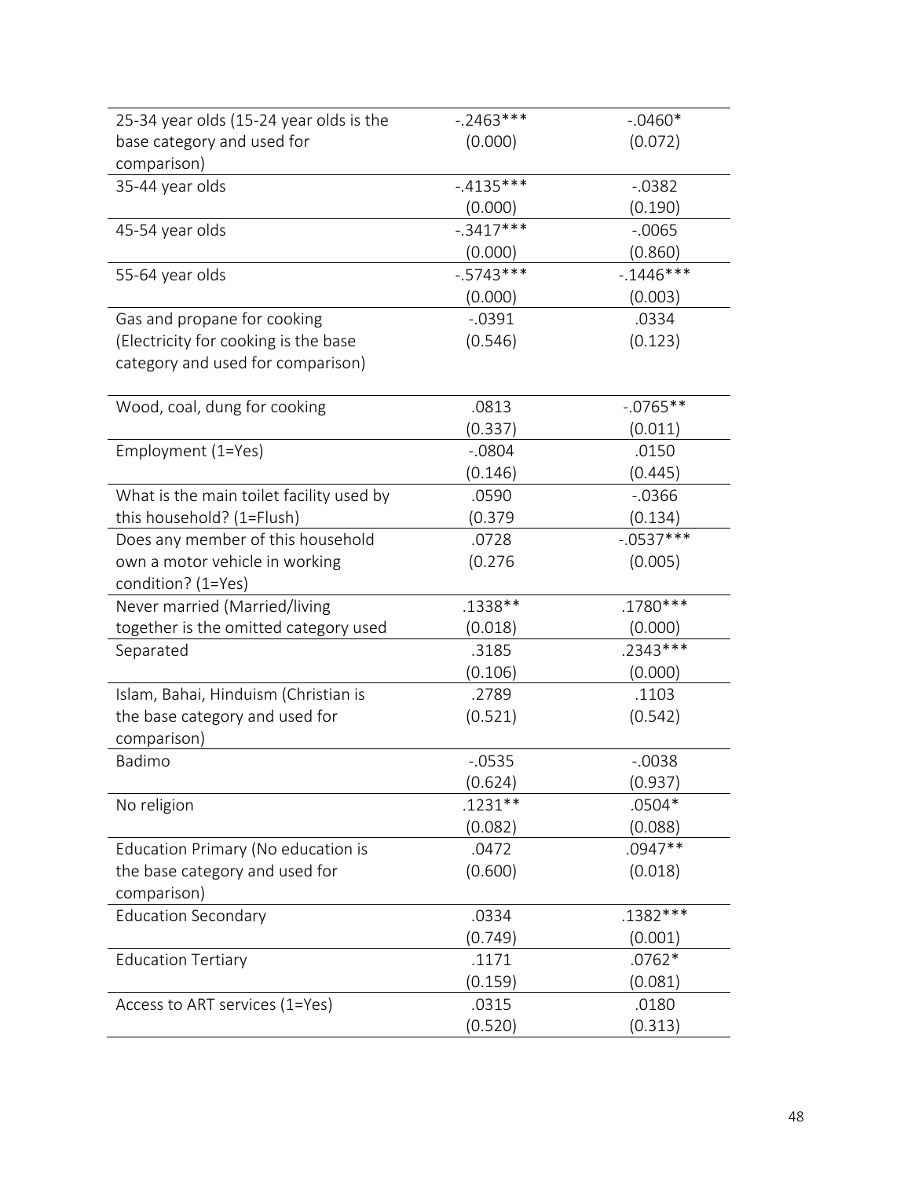| | | |
|---|---|---|
| 25-34 year olds (15-24 year olds is the base category and used for comparison) | -.2463***<br>(0.000) | -.0460*<br>(0.072) |
| 35-44 year olds | -.4135***<br>(0.000) | -.0382<br>(0.190) |
| 45-54 year olds | -.3417***<br>(0.000) | -.0065<br>(0.860) |
| 55-64 year olds | -.5743***<br>(0.000) | -.1446***<br>(0.003) |
| Gas and propane for cooking (Electricity for cooking is the base category and used for comparison) | -.0391<br>(0.546) | .0334<br>(0.123) |
| Wood, coal, dung for cooking | .0813<br>(0.337) | -.0765**<br>(0.011) |
| Employment (1=Yes) | -.0804<br>(0.146) | .0150<br>(0.445) |
| What is the main toilet facility used by this household? (1=Flush) | .0590<br>(0.379 | -.0366<br>(0.134) |
| Does any member of this household own a motor vehicle in working condition? (1=Yes) | .0728<br>(0.276 | -.0537***<br>(0.005) |
| Never married (Married/living together is the omitted category used | .1338**<br>(0.018) | .1780***<br>(0.000) |
| Separated | .3185<br>(0.106) | .2343***<br>(0.000) |
| Islam, Bahai, Hinduism (Christian is the base category and used for comparison) | .2789<br>(0.521) | .1103<br>(0.542) |
| Badimo | -.0535<br>(0.624) | -.0038<br>(0.937) |
| No religion | .1231**<br>(0.082) | .0504*<br>(0.088) |
| Education Primary (No education is the base category and used for comparison) | .0472<br>(0.600) | .0947**<br>(0.018) |
| Education Secondary | .0334<br>(0.749) | .1382***<br>(0.001) |
| Education Tertiary | .1171<br>(0.159) | .0762*<br>(0.081) |
| Access to ART services (1=Yes) | .0315<br>(0.520) | .0180<br>(0.313) |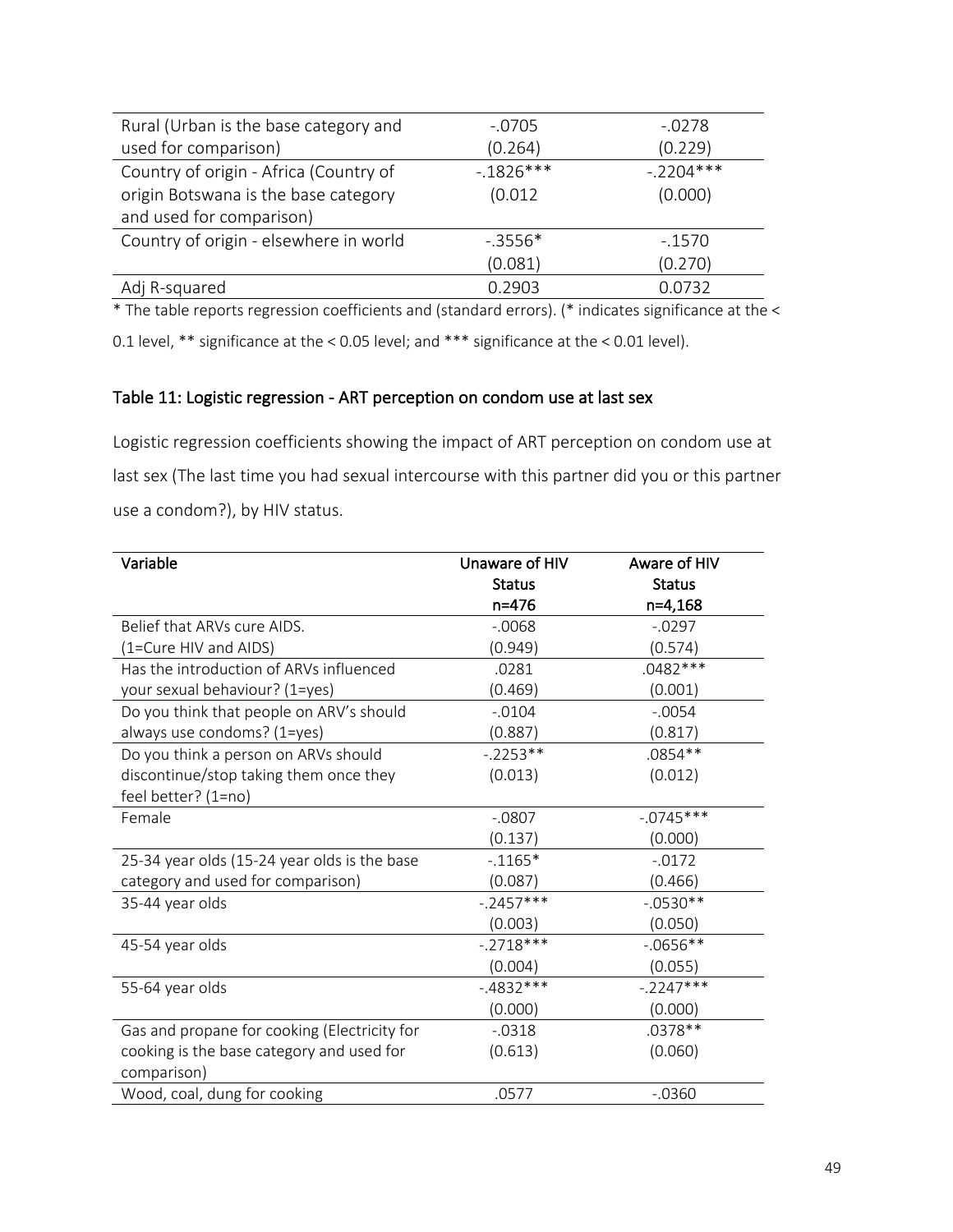| | | |
|---|---|---|
| Rural (Urban is the base category and used for comparison) | -.0705<br>(0.264) | -.0278<br>(0.229) |
| Country of origin - Africa (Country of origin Botswana is the base category and used for comparison) | -.1826***<br>(0.012 | -.2204***<br>(0.000) |
| Country of origin - elsewhere in world | -.3556*<br>(0.081) | -.1570<br>(0.270) |
| Adj R-squared | 0.2903 | 0.0732 |

* The table reports regression coefficients and (standard errors). (* indicates significance at the < 0.1 level, ** significance at the < 0.05 level; and *** significance at the < 0.01 level).

### Table 11: Logistic regression - ART perception on condom use at last sex

Logistic regression coefficients showing the impact of ART perception on condom use at last sex (The last time you had sexual intercourse with this partner did you or this partner use a condom?), by HIV status.

| Variable | Unaware of HIV Status n=476 | Aware of HIV Status n=4,168 |
|---|---|---|
| Belief that ARVs cure AIDS. (1=Cure HIV and AIDS) | -.0068<br>(0.949) | -.0297<br>(0.574) |
| Has the introduction of ARVs influenced your sexual behaviour? (1=yes) | .0281<br>(0.469) | .0482***<br>(0.001) |
| Do you think that people on ARV's should always use condoms? (1=yes) | -.0104<br>(0.887) | -.0054<br>(0.817) |
| Do you think a person on ARVs should discontinue/stop taking them once they feel better? (1=no) | -.2253**<br>(0.013) | .0854**<br>(0.012) |
| Female | -.0807<br>(0.137) | -.0745***<br>(0.000) |
| 25-34 year olds (15-24 year olds is the base category and used for comparison) | -.1165*<br>(0.087) | -.0172<br>(0.466) |
| 35-44 year olds | -.2457***<br>(0.003) | -.0530**<br>(0.050) |
| 45-54 year olds | -.2718***<br>(0.004) | -.0656**<br>(0.055) |
| 55-64 year olds | -.4832***<br>(0.000) | -.2247***<br>(0.000) |
| Gas and propane for cooking (Electricity for cooking is the base category and used for comparison) | -.0318<br>(0.613) | .0378**<br>(0.060) |
| Wood, coal, dung for cooking | .0577 | -.0360 |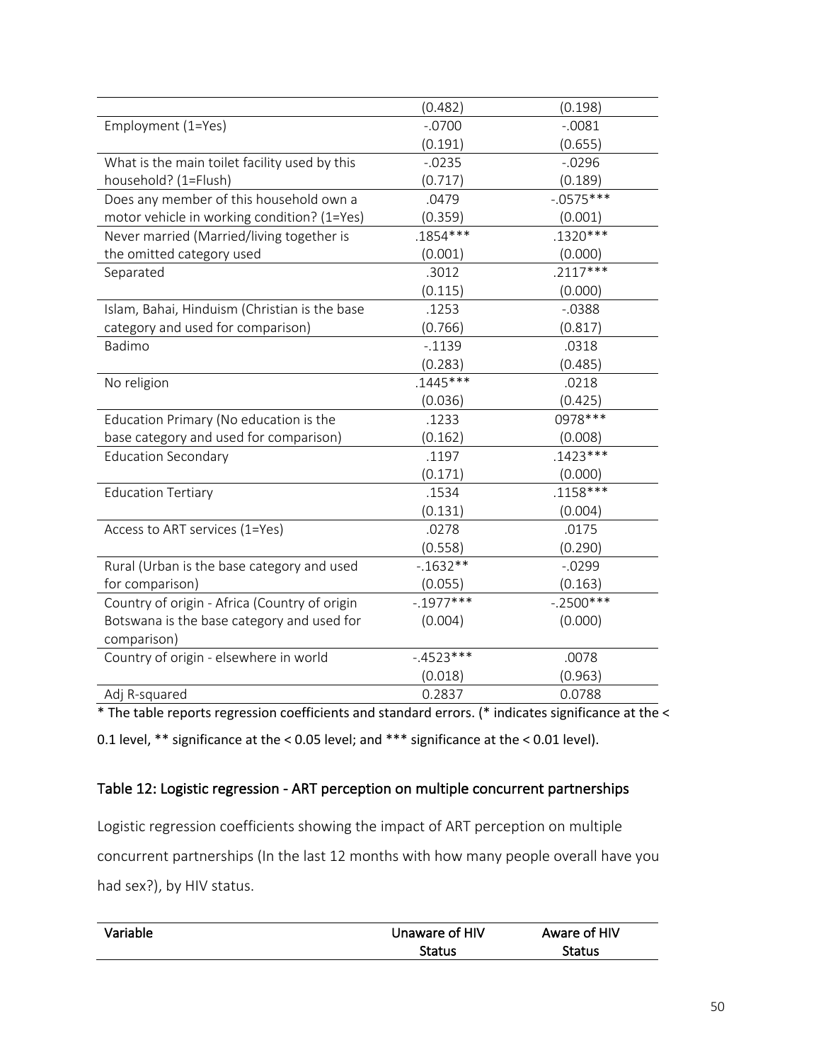| | | |
|---|---|---|
| | (0.482) | (0.198) |
| Employment (1=Yes) | -.0700 | -.0081 |
| | (0.191) | (0.655) |
| What is the main toilet facility used by this household? (1=Flush) | -.0235 | -.0296 |
| | (0.717) | (0.189) |
| Does any member of this household own a motor vehicle in working condition? (1=Yes) | .0479 | -.0575*** |
| | (0.359) | (0.001) |
| Never married (Married/living together is the omitted category used | .1854*** | .1320*** |
| | (0.001) | (0.000) |
| Separated | .3012 | .2117*** |
| | (0.115) | (0.000) |
| Islam, Bahai, Hinduism (Christian is the base category and used for comparison) | .1253 | -.0388 |
| | (0.766) | (0.817) |
| Badimo | -.1139 | .0318 |
| | (0.283) | (0.485) |
| No religion | .1445*** | .0218 |
| | (0.036) | (0.425) |
| Education Primary (No education is the base category and used for comparison) | .1233 | 0978*** |
| | (0.162) | (0.008) |
| Education Secondary | .1197 | .1423*** |
| | (0.171) | (0.000) |
| Education Tertiary | .1534 | .1158*** |
| | (0.131) | (0.004) |
| Access to ART services (1=Yes) | .0278 | .0175 |
| | (0.558) | (0.290) |
| Rural (Urban is the base category and used for comparison) | -.1632** | -.0299 |
| | (0.055) | (0.163) |
| Country of origin - Africa (Country of origin Botswana is the base category and used for comparison) | -.1977*** | -.2500*** |
| | (0.004) | (0.000) |
| Country of origin - elsewhere in world | -.4523*** | .0078 |
| | (0.018) | (0.963) |
| Adj R-squared | 0.2837 | 0.0788 |

* The table reports regression coefficients and standard errors. (* indicates significance at the < 0.1 level, ** significance at the < 0.05 level; and *** significance at the < 0.01 level).

## Table 12: Logistic regression - ART perception on multiple concurrent partnerships

Logistic regression coefficients showing the impact of ART perception on multiple concurrent partnerships (In the last 12 months with how many people overall have you had sex?), by HIV status.

| Variable | Unaware of HIV Status | Aware of HIV Status |
|---|---|---|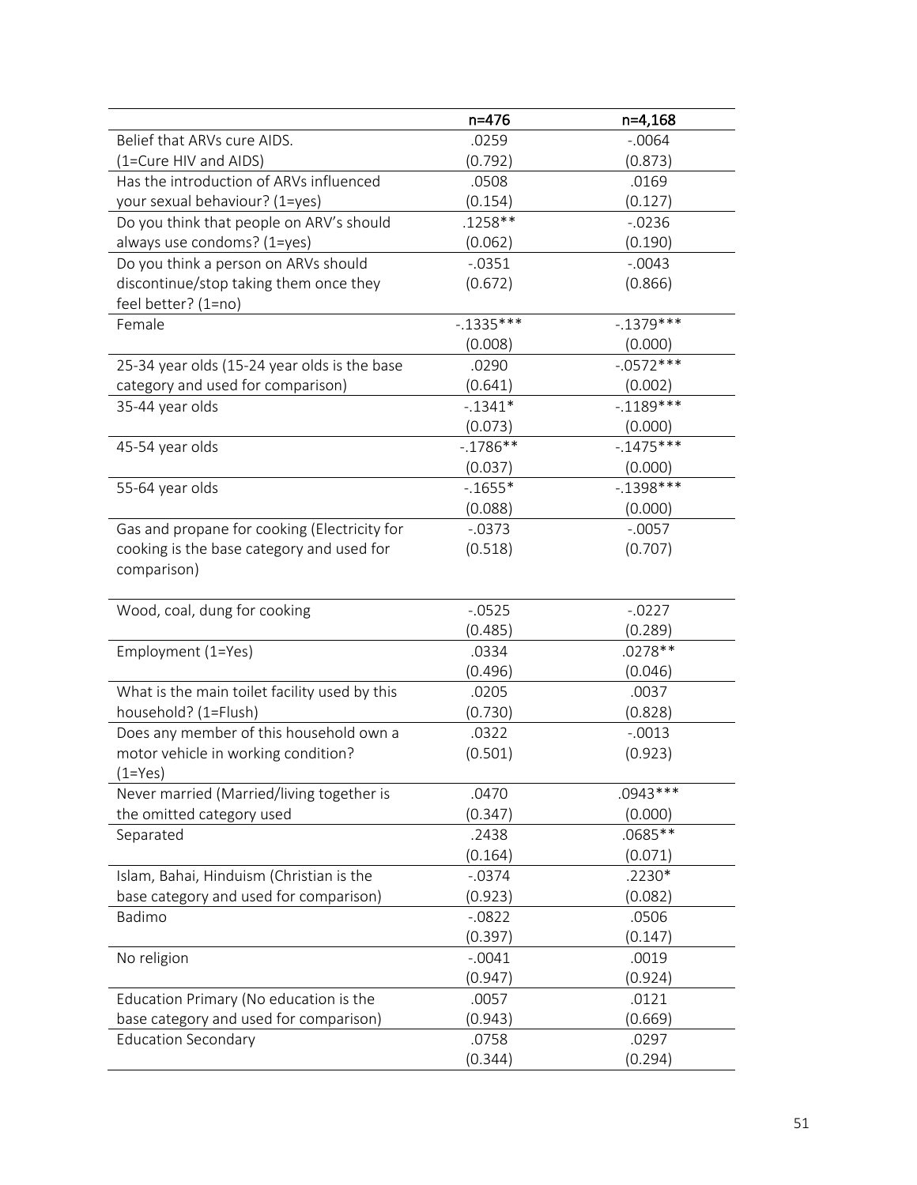| | n=476 | n=4,168 |
|---|---|---|
| Belief that ARVs cure AIDS. (1=Cure HIV and AIDS) | .0259 (0.792) | -.0064 (0.873) |
| Has the introduction of ARVs influenced your sexual behaviour? (1=yes) | .0508 (0.154) | .0169 (0.127) |
| Do you think that people on ARV's should always use condoms? (1=yes) | .1258** (0.062) | -.0236 (0.190) |
| Do you think a person on ARVs should discontinue/stop taking them once they feel better? (1=no) | -.0351 (0.672) | -.0043 (0.866) |
| Female | -.1335*** (0.008) | -.1379*** (0.000) |
| 25-34 year olds (15-24 year olds is the base category and used for comparison) | .0290 (0.641) | -.0572*** (0.002) |
| 35-44 year olds | -.1341* (0.073) | -.1189*** (0.000) |
| 45-54 year olds | -.1786** (0.037) | -.1475*** (0.000) |
| 55-64 year olds | -.1655* (0.088) | -.1398*** (0.000) |
| Gas and propane for cooking (Electricity for cooking is the base category and used for comparison) | -.0373 (0.518) | -.0057 (0.707) |
| Wood, coal, dung for cooking | -.0525 (0.485) | -.0227 (0.289) |
| Employment (1=Yes) | .0334 (0.496) | .0278** (0.046) |
| What is the main toilet facility used by this household? (1=Flush) | .0205 (0.730) | .0037 (0.828) |
| Does any member of this household own a motor vehicle in working condition? (1=Yes) | .0322 (0.501) | -.0013 (0.923) |
| Never married (Married/living together is the omitted category used | .0470 (0.347) | .0943*** (0.000) |
| Separated | .2438 (0.164) | .0685** (0.071) |
| Islam, Bahai, Hinduism (Christian is the base category and used for comparison) | -.0374 (0.923) | .2230* (0.082) |
| Badimo | -.0822 (0.397) | .0506 (0.147) |
| No religion | -.0041 (0.947) | .0019 (0.924) |
| Education Primary (No education is the base category and used for comparison) | .0057 (0.943) | .0121 (0.669) |
| Education Secondary | .0758 (0.344) | .0297 (0.294) |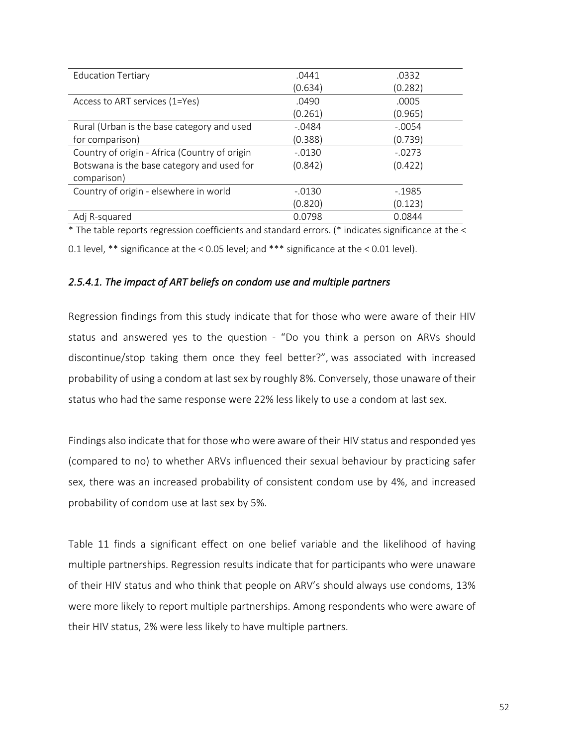| | | |
|---|---|---|
| Education Tertiary | .0441<br>(0.634) | .0332<br>(0.282) |
| Access to ART services (1=Yes) | .0490<br>(0.261) | .0005<br>(0.965) |
| Rural (Urban is the base category and used for comparison) | -.0484<br>(0.388) | -.0054<br>(0.739) |
| Country of origin - Africa (Country of origin Botswana is the base category and used for comparison) | -.0130<br>(0.842) | -.0273<br>(0.422) |
| Country of origin - elsewhere in world | -.0130<br>(0.820) | -.1985<br>(0.123) |
| Adj R-squared | 0.0798 | 0.0844 |

* The table reports regression coefficients and standard errors. (* indicates significance at the < 0.1 level, ** significance at the < 0.05 level; and *** significance at the < 0.01 level).

### *2.5.4.1. The impact of ART beliefs on condom use and multiple partners*

Regression findings from this study indicate that for those who were aware of their HIV status and answered yes to the question - "Do you think a person on ARVs should discontinue/stop taking them once they feel better?", was associated with increased probability of using a condom at last sex by roughly 8%. Conversely, those unaware of their status who had the same response were 22% less likely to use a condom at last sex.

Findings also indicate that for those who were aware of their HIV status and responded yes (compared to no) to whether ARVs influenced their sexual behaviour by practicing safer sex, there was an increased probability of consistent condom use by 4%, and increased probability of condom use at last sex by 5%.

Table 11 finds a significant effect on one belief variable and the likelihood of having multiple partnerships. Regression results indicate that for participants who were unaware of their HIV status and who think that people on ARV's should always use condoms, 13% were more likely to report multiple partnerships. Among respondents who were aware of their HIV status, 2% were less likely to have multiple partners.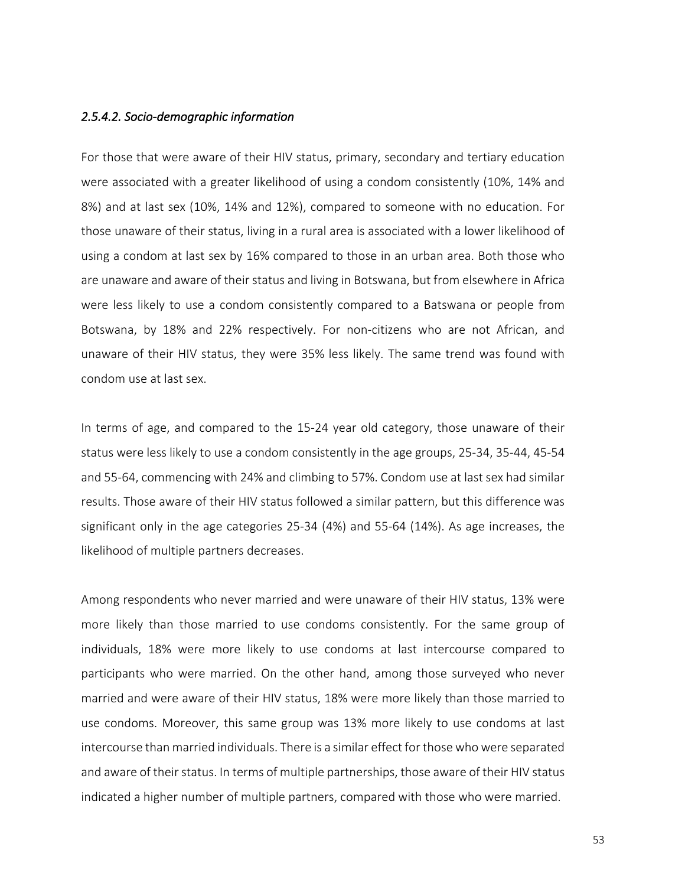#### *2.5.4.2. Socio-demographic information*

For those that were aware of their HIV status, primary, secondary and tertiary education were associated with a greater likelihood of using a condom consistently (10%, 14% and 8%) and at last sex (10%, 14% and 12%), compared to someone with no education. For those unaware of their status, living in a rural area is associated with a lower likelihood of using a condom at last sex by 16% compared to those in an urban area. Both those who are unaware and aware of their status and living in Botswana, but from elsewhere in Africa were less likely to use a condom consistently compared to a Batswana or people from Botswana, by 18% and 22% respectively. For non-citizens who are not African, and unaware of their HIV status, they were 35% less likely. The same trend was found with condom use at last sex.

In terms of age, and compared to the 15-24 year old category, those unaware of their status were less likely to use a condom consistently in the age groups, 25-34, 35-44, 45-54 and 55-64, commencing with 24% and climbing to 57%. Condom use at last sex had similar results. Those aware of their HIV status followed a similar pattern, but this difference was significant only in the age categories 25-34 (4%) and 55-64 (14%). As age increases, the likelihood of multiple partners decreases.

Among respondents who never married and were unaware of their HIV status, 13% were more likely than those married to use condoms consistently. For the same group of individuals, 18% were more likely to use condoms at last intercourse compared to participants who were married. On the other hand, among those surveyed who never married and were aware of their HIV status, 18% were more likely than those married to use condoms. Moreover, this same group was 13% more likely to use condoms at last intercourse than married individuals. There is a similar effect for those who were separated and aware of their status. In terms of multiple partnerships, those aware of their HIV status indicated a higher number of multiple partners, compared with those who were married.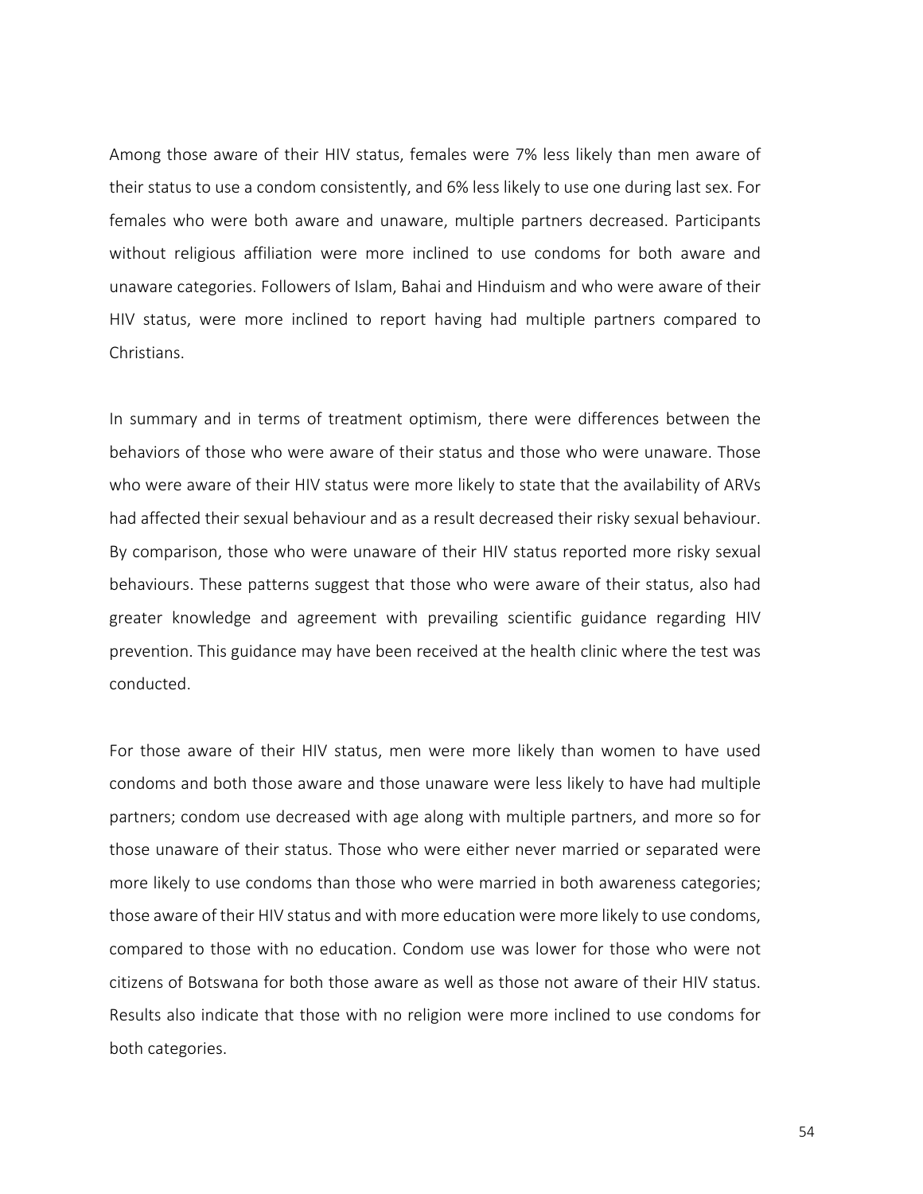Among those aware of their HIV status, females were 7% less likely than men aware of their status to use a condom consistently, and 6% less likely to use one during last sex. For females who were both aware and unaware, multiple partners decreased. Participants without religious affiliation were more inclined to use condoms for both aware and unaware categories. Followers of Islam, Bahai and Hinduism and who were aware of their HIV status, were more inclined to report having had multiple partners compared to Christians.

In summary and in terms of treatment optimism, there were differences between the behaviors of those who were aware of their status and those who were unaware. Those who were aware of their HIV status were more likely to state that the availability of ARVs had affected their sexual behaviour and as a result decreased their risky sexual behaviour. By comparison, those who were unaware of their HIV status reported more risky sexual behaviours. These patterns suggest that those who were aware of their status, also had greater knowledge and agreement with prevailing scientific guidance regarding HIV prevention. This guidance may have been received at the health clinic where the test was conducted.

For those aware of their HIV status, men were more likely than women to have used condoms and both those aware and those unaware were less likely to have had multiple partners; condom use decreased with age along with multiple partners, and more so for those unaware of their status. Those who were either never married or separated were more likely to use condoms than those who were married in both awareness categories; those aware of their HIV status and with more education were more likely to use condoms, compared to those with no education. Condom use was lower for those who were not citizens of Botswana for both those aware as well as those not aware of their HIV status. Results also indicate that those with no religion were more inclined to use condoms for both categories.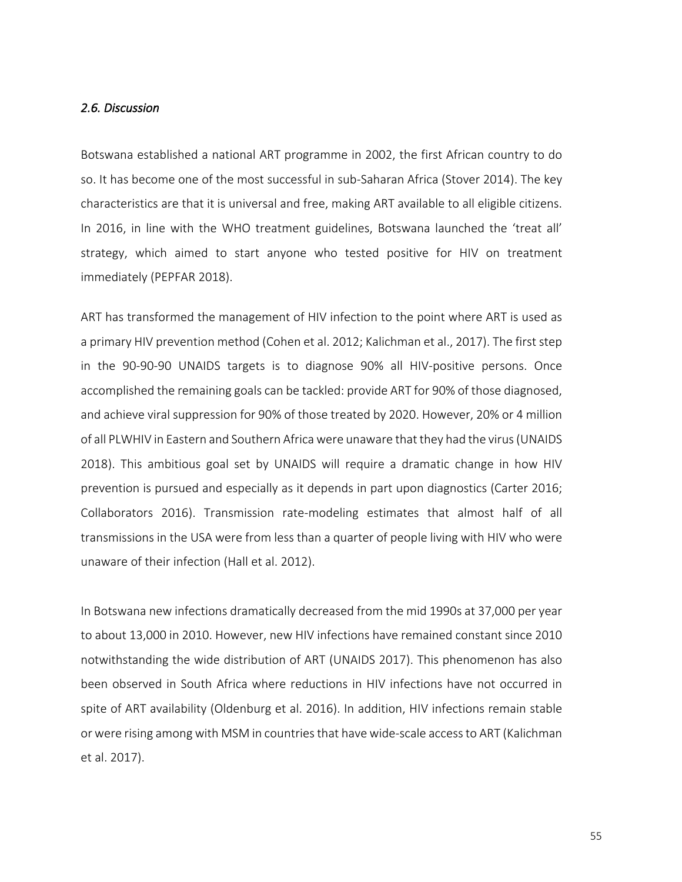### *2.6. Discussion*

Botswana established a national ART programme in 2002, the first African country to do so. It has become one of the most successful in sub-Saharan Africa (Stover 2014). The key characteristics are that it is universal and free, making ART available to all eligible citizens. In 2016, in line with the WHO treatment guidelines, Botswana launched the 'treat all' strategy, which aimed to start anyone who tested positive for HIV on treatment immediately (PEPFAR 2018).

ART has transformed the management of HIV infection to the point where ART is used as a primary HIV prevention method (Cohen et al. 2012; Kalichman et al., 2017). The first step in the 90-90-90 UNAIDS targets is to diagnose 90% all HIV-positive persons. Once accomplished the remaining goals can be tackled: provide ART for 90% of those diagnosed, and achieve viral suppression for 90% of those treated by 2020. However, 20% or 4 million of all PLWHIV in Eastern and Southern Africa were unaware that they had the virus (UNAIDS 2018). This ambitious goal set by UNAIDS will require a dramatic change in how HIV prevention is pursued and especially as it depends in part upon diagnostics (Carter 2016; Collaborators 2016). Transmission rate-modeling estimates that almost half of all transmissions in the USA were from less than a quarter of people living with HIV who were unaware of their infection (Hall et al. 2012).

In Botswana new infections dramatically decreased from the mid 1990s at 37,000 per year to about 13,000 in 2010. However, new HIV infections have remained constant since 2010 notwithstanding the wide distribution of ART (UNAIDS 2017). This phenomenon has also been observed in South Africa where reductions in HIV infections have not occurred in spite of ART availability (Oldenburg et al. 2016). In addition, HIV infections remain stable or were rising among with MSM in countries that have wide-scale access to ART (Kalichman et al. 2017).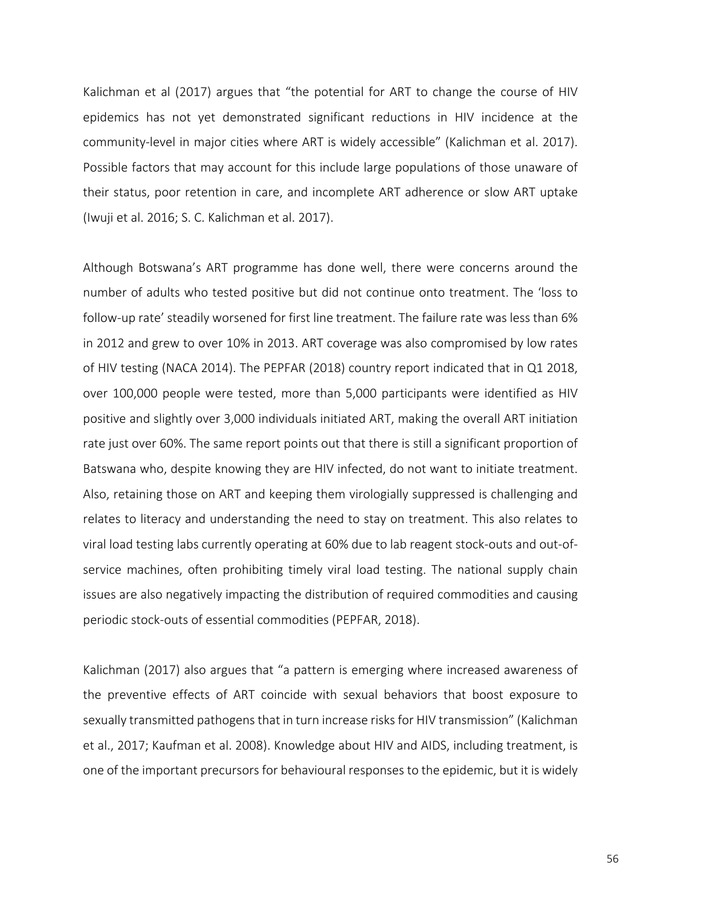Kalichman et al (2017) argues that "the potential for ART to change the course of HIV epidemics has not yet demonstrated significant reductions in HIV incidence at the community-level in major cities where ART is widely accessible" (Kalichman et al. 2017). Possible factors that may account for this include large populations of those unaware of their status, poor retention in care, and incomplete ART adherence or slow ART uptake (Iwuji et al. 2016; S. C. Kalichman et al. 2017).

Although Botswana's ART programme has done well, there were concerns around the number of adults who tested positive but did not continue onto treatment. The 'loss to follow-up rate' steadily worsened for first line treatment. The failure rate was less than 6% in 2012 and grew to over 10% in 2013. ART coverage was also compromised by low rates of HIV testing (NACA 2014). The PEPFAR (2018) country report indicated that in Q1 2018, over 100,000 people were tested, more than 5,000 participants were identified as HIV positive and slightly over 3,000 individuals initiated ART, making the overall ART initiation rate just over 60%. The same report points out that there is still a significant proportion of Batswana who, despite knowing they are HIV infected, do not want to initiate treatment. Also, retaining those on ART and keeping them virologially suppressed is challenging and relates to literacy and understanding the need to stay on treatment. This also relates to viral load testing labs currently operating at 60% due to lab reagent stock-outs and out-of-service machines, often prohibiting timely viral load testing. The national supply chain issues are also negatively impacting the distribution of required commodities and causing periodic stock-outs of essential commodities (PEPFAR, 2018).

Kalichman (2017) also argues that "a pattern is emerging where increased awareness of the preventive effects of ART coincide with sexual behaviors that boost exposure to sexually transmitted pathogens that in turn increase risks for HIV transmission" (Kalichman et al., 2017; Kaufman et al. 2008). Knowledge about HIV and AIDS, including treatment, is one of the important precursors for behavioural responses to the epidemic, but it is widely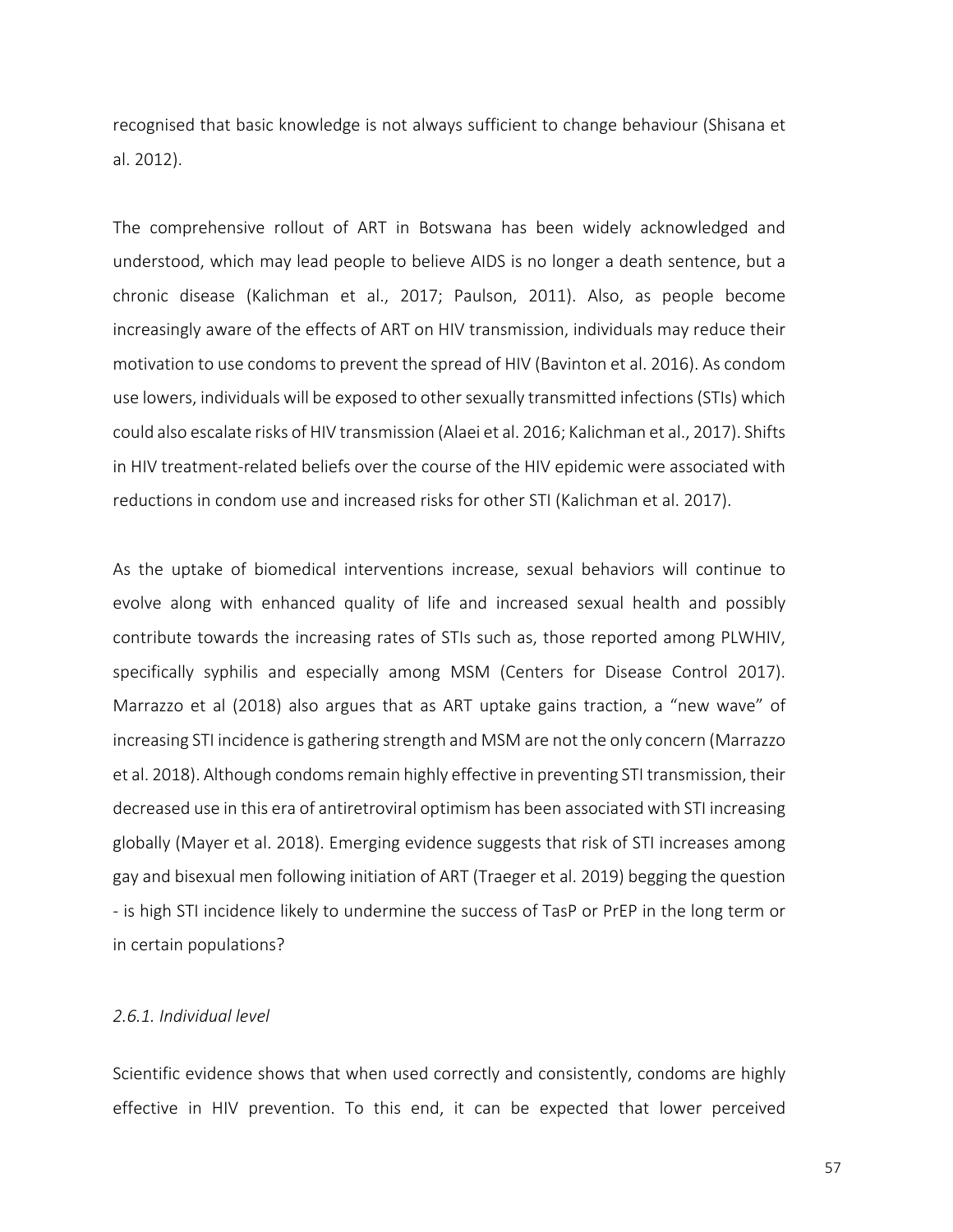recognised that basic knowledge is not always sufficient to change behaviour (Shisana et al. 2012).

The comprehensive rollout of ART in Botswana has been widely acknowledged and understood, which may lead people to believe AIDS is no longer a death sentence, but a chronic disease (Kalichman et al., 2017; Paulson, 2011). Also, as people become increasingly aware of the effects of ART on HIV transmission, individuals may reduce their motivation to use condoms to prevent the spread of HIV (Bavinton et al. 2016). As condom use lowers, individuals will be exposed to other sexually transmitted infections (STIs) which could also escalate risks of HIV transmission (Alaei et al. 2016; Kalichman et al., 2017). Shifts in HIV treatment-related beliefs over the course of the HIV epidemic were associated with reductions in condom use and increased risks for other STI (Kalichman et al. 2017).

As the uptake of biomedical interventions increase, sexual behaviors will continue to evolve along with enhanced quality of life and increased sexual health and possibly contribute towards the increasing rates of STIs such as, those reported among PLWHIV, specifically syphilis and especially among MSM (Centers for Disease Control 2017). Marrazzo et al (2018) also argues that as ART uptake gains traction, a "new wave" of increasing STI incidence is gathering strength and MSM are not the only concern (Marrazzo et al. 2018). Although condoms remain highly effective in preventing STI transmission, their decreased use in this era of antiretroviral optimism has been associated with STI increasing globally (Mayer et al. 2018). Emerging evidence suggests that risk of STI increases among gay and bisexual men following initiation of ART (Traeger et al. 2019) begging the question - is high STI incidence likely to undermine the success of TasP or PrEP in the long term or in certain populations?

### *2.6.1. Individual level*

Scientific evidence shows that when used correctly and consistently, condoms are highly effective in HIV prevention. To this end, it can be expected that lower perceived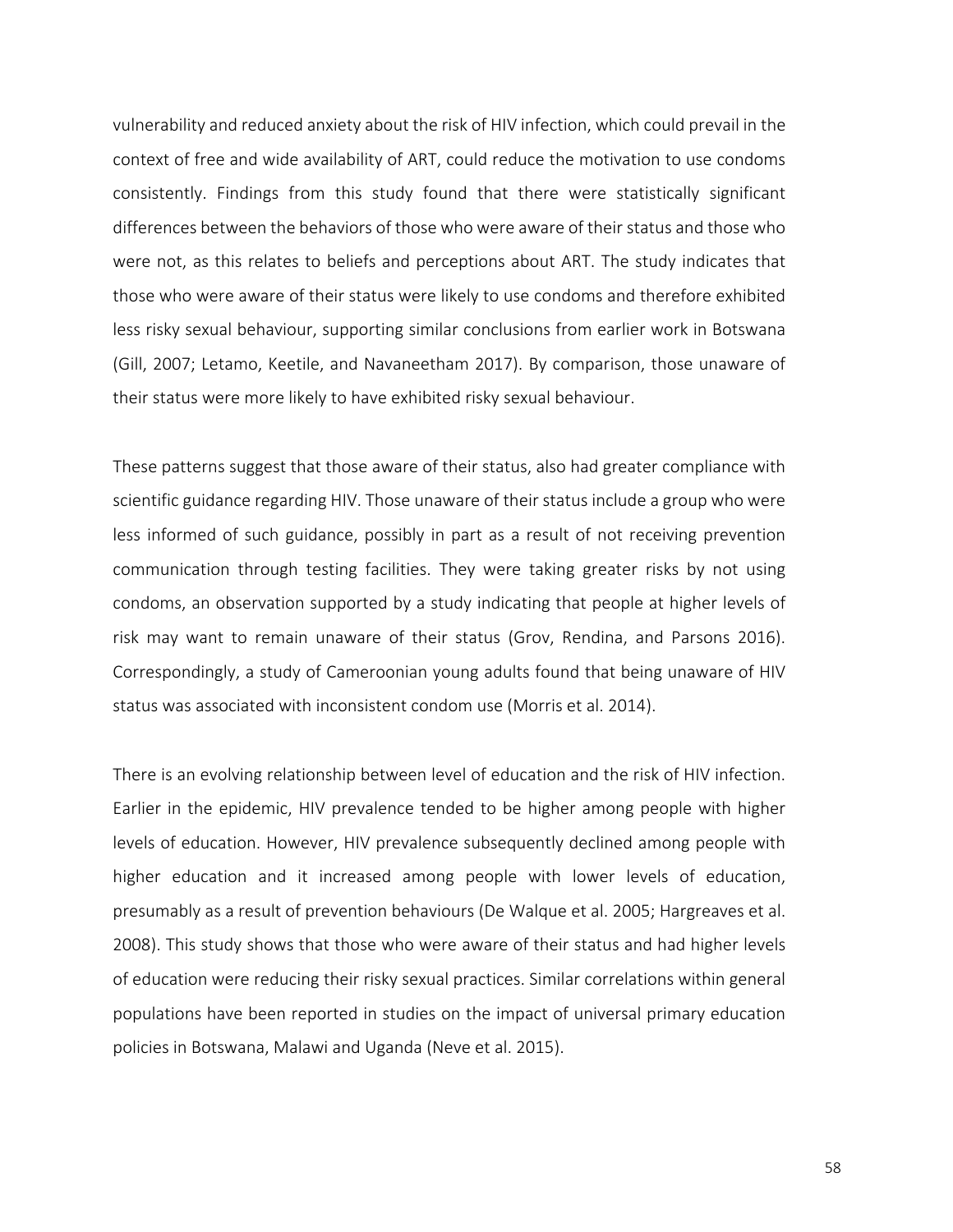vulnerability and reduced anxiety about the risk of HIV infection, which could prevail in the context of free and wide availability of ART, could reduce the motivation to use condoms consistently. Findings from this study found that there were statistically significant differences between the behaviors of those who were aware of their status and those who were not, as this relates to beliefs and perceptions about ART. The study indicates that those who were aware of their status were likely to use condoms and therefore exhibited less risky sexual behaviour, supporting similar conclusions from earlier work in Botswana (Gill, 2007; Letamo, Keetile, and Navaneetham 2017). By comparison, those unaware of their status were more likely to have exhibited risky sexual behaviour.

These patterns suggest that those aware of their status, also had greater compliance with scientific guidance regarding HIV. Those unaware of their status include a group who were less informed of such guidance, possibly in part as a result of not receiving prevention communication through testing facilities. They were taking greater risks by not using condoms, an observation supported by a study indicating that people at higher levels of risk may want to remain unaware of their status (Grov, Rendina, and Parsons 2016). Correspondingly, a study of Cameroonian young adults found that being unaware of HIV status was associated with inconsistent condom use (Morris et al. 2014).

There is an evolving relationship between level of education and the risk of HIV infection. Earlier in the epidemic, HIV prevalence tended to be higher among people with higher levels of education. However, HIV prevalence subsequently declined among people with higher education and it increased among people with lower levels of education, presumably as a result of prevention behaviours (De Walque et al. 2005; Hargreaves et al. 2008). This study shows that those who were aware of their status and had higher levels of education were reducing their risky sexual practices. Similar correlations within general populations have been reported in studies on the impact of universal primary education policies in Botswana, Malawi and Uganda (Neve et al. 2015).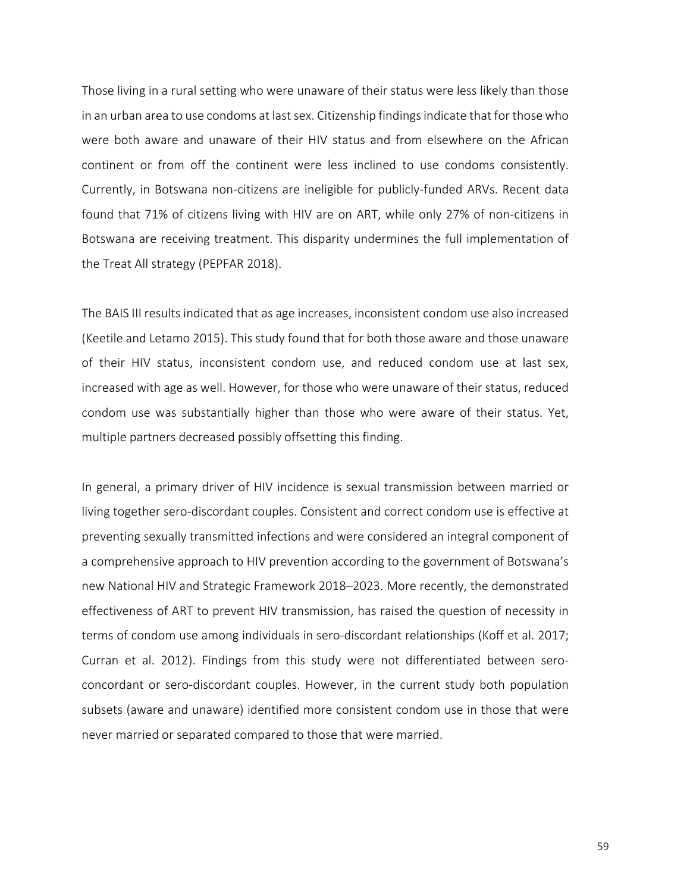Those living in a rural setting who were unaware of their status were less likely than those in an urban area to use condoms at last sex. Citizenship findings indicate that for those who were both aware and unaware of their HIV status and from elsewhere on the African continent or from off the continent were less inclined to use condoms consistently. Currently, in Botswana non-citizens are ineligible for publicly-funded ARVs. Recent data found that 71% of citizens living with HIV are on ART, while only 27% of non-citizens in Botswana are receiving treatment. This disparity undermines the full implementation of the Treat All strategy (PEPFAR 2018).

The BAIS III results indicated that as age increases, inconsistent condom use also increased (Keetile and Letamo 2015). This study found that for both those aware and those unaware of their HIV status, inconsistent condom use, and reduced condom use at last sex, increased with age as well. However, for those who were unaware of their status, reduced condom use was substantially higher than those who were aware of their status. Yet, multiple partners decreased possibly offsetting this finding.

In general, a primary driver of HIV incidence is sexual transmission between married or living together sero-discordant couples. Consistent and correct condom use is effective at preventing sexually transmitted infections and were considered an integral component of a comprehensive approach to HIV prevention according to the government of Botswana's new National HIV and Strategic Framework 2018–2023. More recently, the demonstrated effectiveness of ART to prevent HIV transmission, has raised the question of necessity in terms of condom use among individuals in sero-discordant relationships (Koff et al. 2017; Curran et al. 2012). Findings from this study were not differentiated between sero-concordant or sero-discordant couples. However, in the current study both population subsets (aware and unaware) identified more consistent condom use in those that were never married or separated compared to those that were married.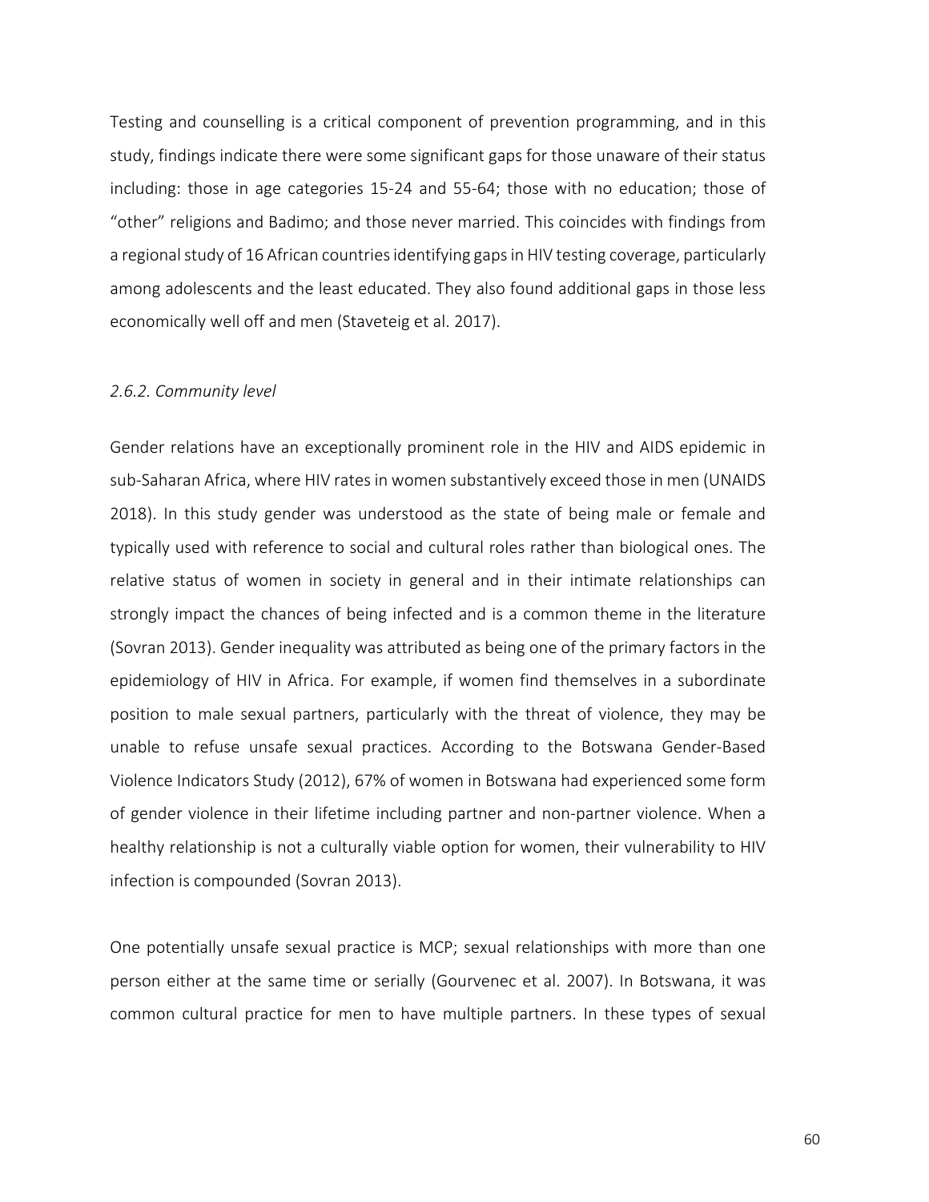Testing and counselling is a critical component of prevention programming, and in this study, findings indicate there were some significant gaps for those unaware of their status including: those in age categories 15-24 and 55-64; those with no education; those of "other" religions and Badimo; and those never married. This coincides with findings from a regional study of 16 African countries identifying gaps in HIV testing coverage, particularly among adolescents and the least educated. They also found additional gaps in those less economically well off and men (Staveteig et al. 2017).

### *2.6.2. Community level*

Gender relations have an exceptionally prominent role in the HIV and AIDS epidemic in sub-Saharan Africa, where HIV rates in women substantively exceed those in men (UNAIDS 2018). In this study gender was understood as the state of being male or female and typically used with reference to social and cultural roles rather than biological ones. The relative status of women in society in general and in their intimate relationships can strongly impact the chances of being infected and is a common theme in the literature (Sovran 2013). Gender inequality was attributed as being one of the primary factors in the epidemiology of HIV in Africa. For example, if women find themselves in a subordinate position to male sexual partners, particularly with the threat of violence, they may be unable to refuse unsafe sexual practices. According to the Botswana Gender-Based Violence Indicators Study (2012), 67% of women in Botswana had experienced some form of gender violence in their lifetime including partner and non-partner violence. When a healthy relationship is not a culturally viable option for women, their vulnerability to HIV infection is compounded (Sovran 2013).

One potentially unsafe sexual practice is MCP; sexual relationships with more than one person either at the same time or serially (Gourvenec et al. 2007). In Botswana, it was common cultural practice for men to have multiple partners. In these types of sexual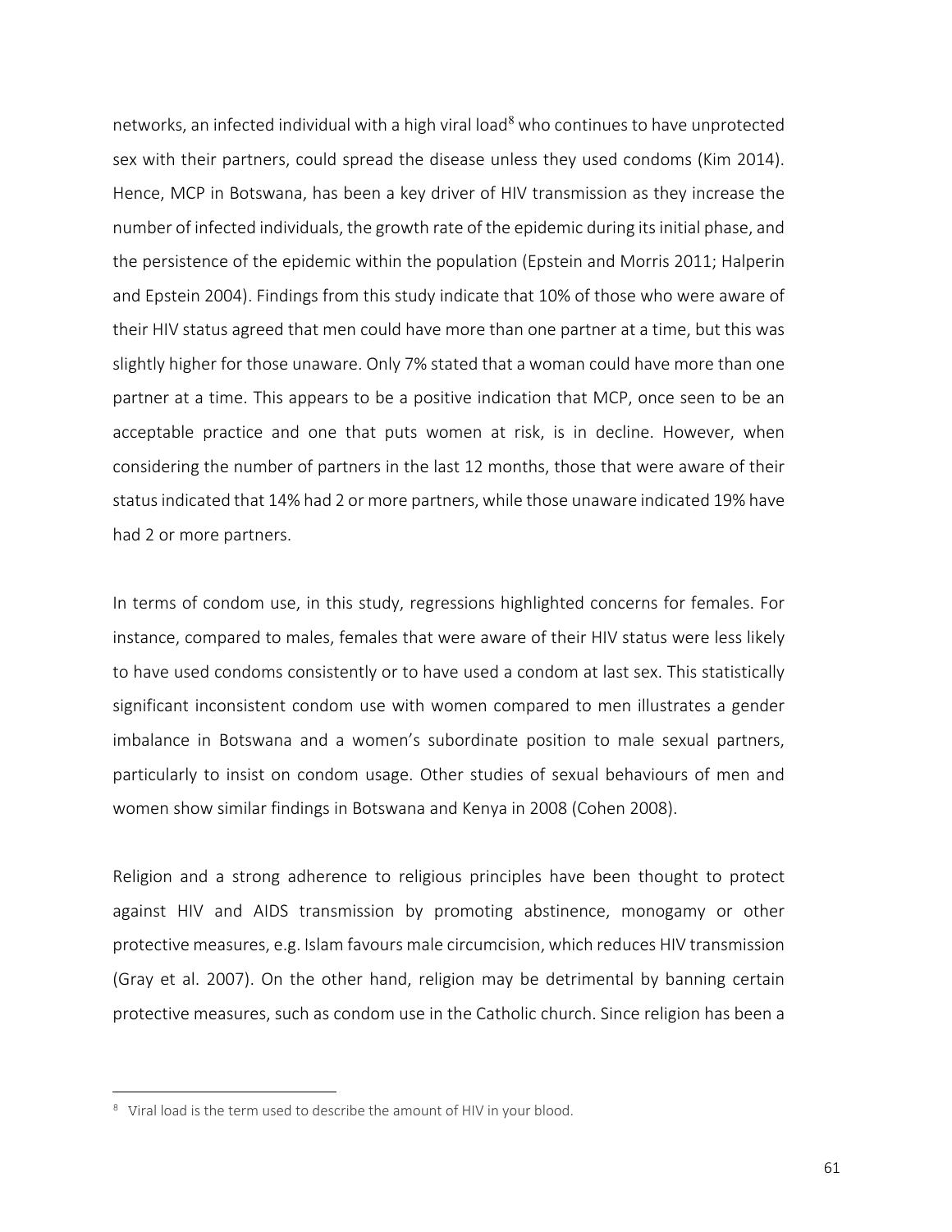networks, an infected individual with a high viral load[8] who continues to have unprotected sex with their partners, could spread the disease unless they used condoms (Kim 2014). Hence, MCP in Botswana, has been a key driver of HIV transmission as they increase the number of infected individuals, the growth rate of the epidemic during its initial phase, and the persistence of the epidemic within the population (Epstein and Morris 2011; Halperin and Epstein 2004). Findings from this study indicate that 10% of those who were aware of their HIV status agreed that men could have more than one partner at a time, but this was slightly higher for those unaware. Only 7% stated that a woman could have more than one partner at a time. This appears to be a positive indication that MCP, once seen to be an acceptable practice and one that puts women at risk, is in decline. However, when considering the number of partners in the last 12 months, those that were aware of their status indicated that 14% had 2 or more partners, while those unaware indicated 19% have had 2 or more partners.

In terms of condom use, in this study, regressions highlighted concerns for females. For instance, compared to males, females that were aware of their HIV status were less likely to have used condoms consistently or to have used a condom at last sex. This statistically significant inconsistent condom use with women compared to men illustrates a gender imbalance in Botswana and a women's subordinate position to male sexual partners, particularly to insist on condom usage. Other studies of sexual behaviours of men and women show similar findings in Botswana and Kenya in 2008 (Cohen 2008).

Religion and a strong adherence to religious principles have been thought to protect against HIV and AIDS transmission by promoting abstinence, monogamy or other protective measures, e.g. Islam favours male circumcision, which reduces HIV transmission (Gray et al. 2007). On the other hand, religion may be detrimental by banning certain protective measures, such as condom use in the Catholic church. Since religion has been a

[8] Viral load is the term used to describe the amount of HIV in your blood.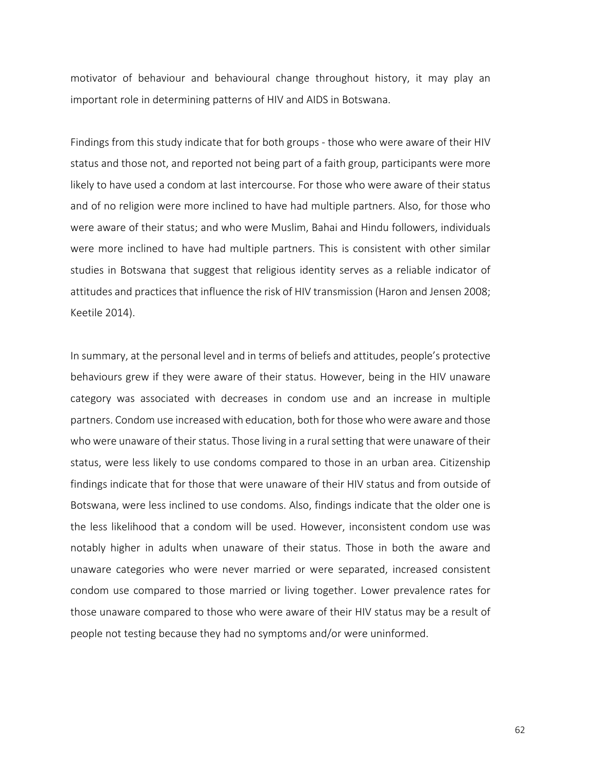motivator of behaviour and behavioural change throughout history, it may play an important role in determining patterns of HIV and AIDS in Botswana.

Findings from this study indicate that for both groups - those who were aware of their HIV status and those not, and reported not being part of a faith group, participants were more likely to have used a condom at last intercourse. For those who were aware of their status and of no religion were more inclined to have had multiple partners. Also, for those who were aware of their status; and who were Muslim, Bahai and Hindu followers, individuals were more inclined to have had multiple partners. This is consistent with other similar studies in Botswana that suggest that religious identity serves as a reliable indicator of attitudes and practices that influence the risk of HIV transmission (Haron and Jensen 2008; Keetile 2014).

In summary, at the personal level and in terms of beliefs and attitudes, people's protective behaviours grew if they were aware of their status. However, being in the HIV unaware category was associated with decreases in condom use and an increase in multiple partners. Condom use increased with education, both for those who were aware and those who were unaware of their status. Those living in a rural setting that were unaware of their status, were less likely to use condoms compared to those in an urban area. Citizenship findings indicate that for those that were unaware of their HIV status and from outside of Botswana, were less inclined to use condoms. Also, findings indicate that the older one is the less likelihood that a condom will be used. However, inconsistent condom use was notably higher in adults when unaware of their status. Those in both the aware and unaware categories who were never married or were separated, increased consistent condom use compared to those married or living together. Lower prevalence rates for those unaware compared to those who were aware of their HIV status may be a result of people not testing because they had no symptoms and/or were uninformed.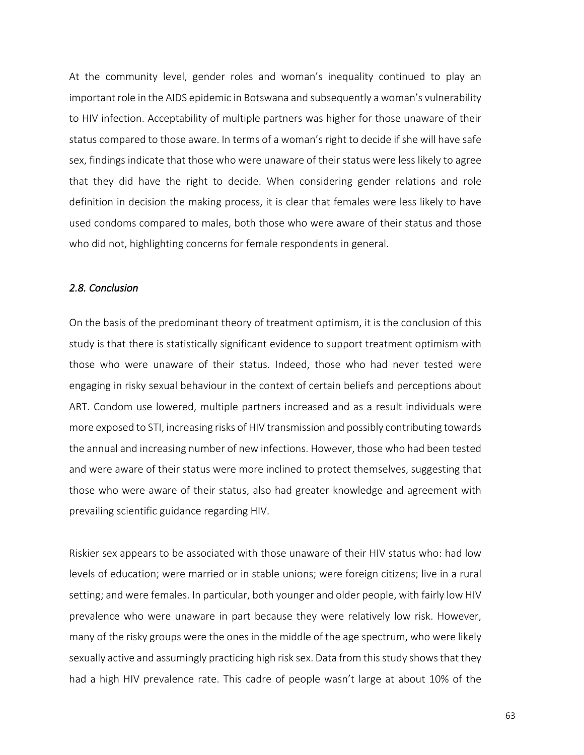At the community level, gender roles and woman's inequality continued to play an important role in the AIDS epidemic in Botswana and subsequently a woman's vulnerability to HIV infection. Acceptability of multiple partners was higher for those unaware of their status compared to those aware. In terms of a woman's right to decide if she will have safe sex, findings indicate that those who were unaware of their status were less likely to agree that they did have the right to decide. When considering gender relations and role definition in decision the making process, it is clear that females were less likely to have used condoms compared to males, both those who were aware of their status and those who did not, highlighting concerns for female respondents in general.

### *2.8. Conclusion*

On the basis of the predominant theory of treatment optimism, it is the conclusion of this study is that there is statistically significant evidence to support treatment optimism with those who were unaware of their status. Indeed, those who had never tested were engaging in risky sexual behaviour in the context of certain beliefs and perceptions about ART. Condom use lowered, multiple partners increased and as a result individuals were more exposed to STI, increasing risks of HIV transmission and possibly contributing towards the annual and increasing number of new infections. However, those who had been tested and were aware of their status were more inclined to protect themselves, suggesting that those who were aware of their status, also had greater knowledge and agreement with prevailing scientific guidance regarding HIV.

Riskier sex appears to be associated with those unaware of their HIV status who: had low levels of education; were married or in stable unions; were foreign citizens; live in a rural setting; and were females. In particular, both younger and older people, with fairly low HIV prevalence who were unaware in part because they were relatively low risk. However, many of the risky groups were the ones in the middle of the age spectrum, who were likely sexually active and assumingly practicing high risk sex. Data from this study shows that they had a high HIV prevalence rate. This cadre of people wasn't large at about 10% of the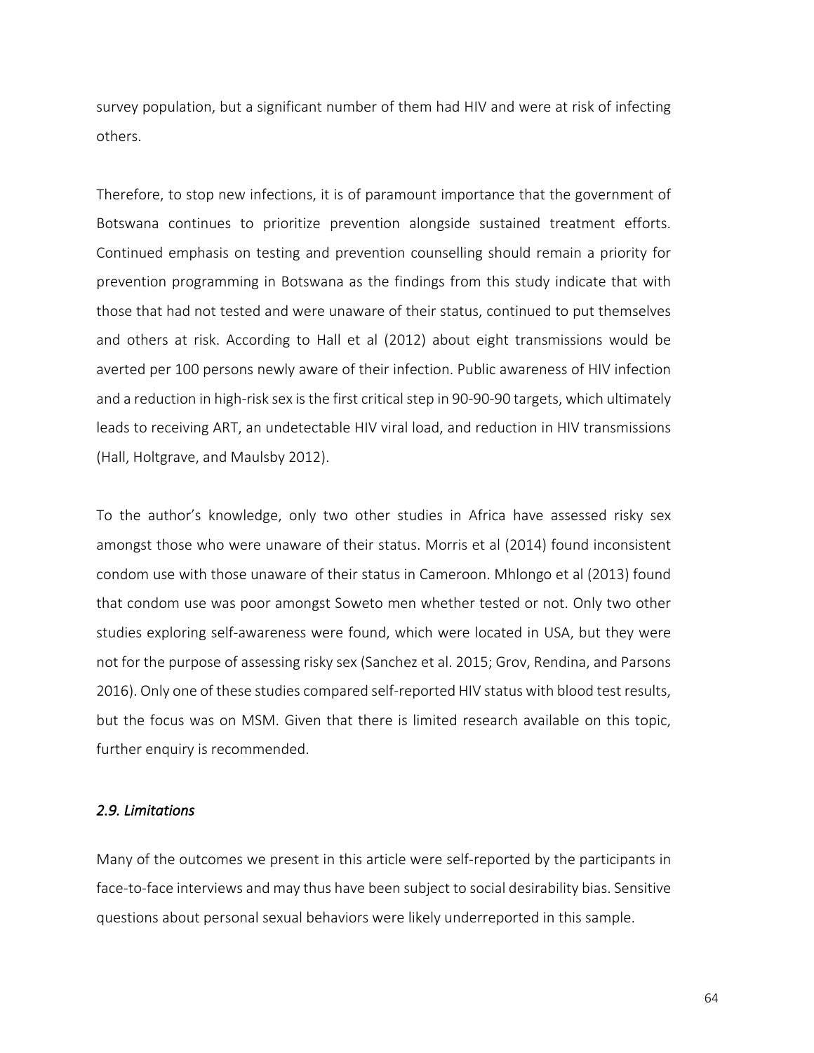survey population, but a significant number of them had HIV and were at risk of infecting others.

Therefore, to stop new infections, it is of paramount importance that the government of Botswana continues to prioritize prevention alongside sustained treatment efforts. Continued emphasis on testing and prevention counselling should remain a priority for prevention programming in Botswana as the findings from this study indicate that with those that had not tested and were unaware of their status, continued to put themselves and others at risk. According to Hall et al (2012) about eight transmissions would be averted per 100 persons newly aware of their infection. Public awareness of HIV infection and a reduction in high-risk sex is the first critical step in 90-90-90 targets, which ultimately leads to receiving ART, an undetectable HIV viral load, and reduction in HIV transmissions (Hall, Holtgrave, and Maulsby 2012).

To the author's knowledge, only two other studies in Africa have assessed risky sex amongst those who were unaware of their status. Morris et al (2014) found inconsistent condom use with those unaware of their status in Cameroon. Mhlongo et al (2013) found that condom use was poor amongst Soweto men whether tested or not. Only two other studies exploring self-awareness were found, which were located in USA, but they were not for the purpose of assessing risky sex (Sanchez et al. 2015; Grov, Rendina, and Parsons 2016). Only one of these studies compared self-reported HIV status with blood test results, but the focus was on MSM. Given that there is limited research available on this topic, further enquiry is recommended.

### *2.9. Limitations*

Many of the outcomes we present in this article were self-reported by the participants in face-to-face interviews and may thus have been subject to social desirability bias. Sensitive questions about personal sexual behaviors were likely underreported in this sample.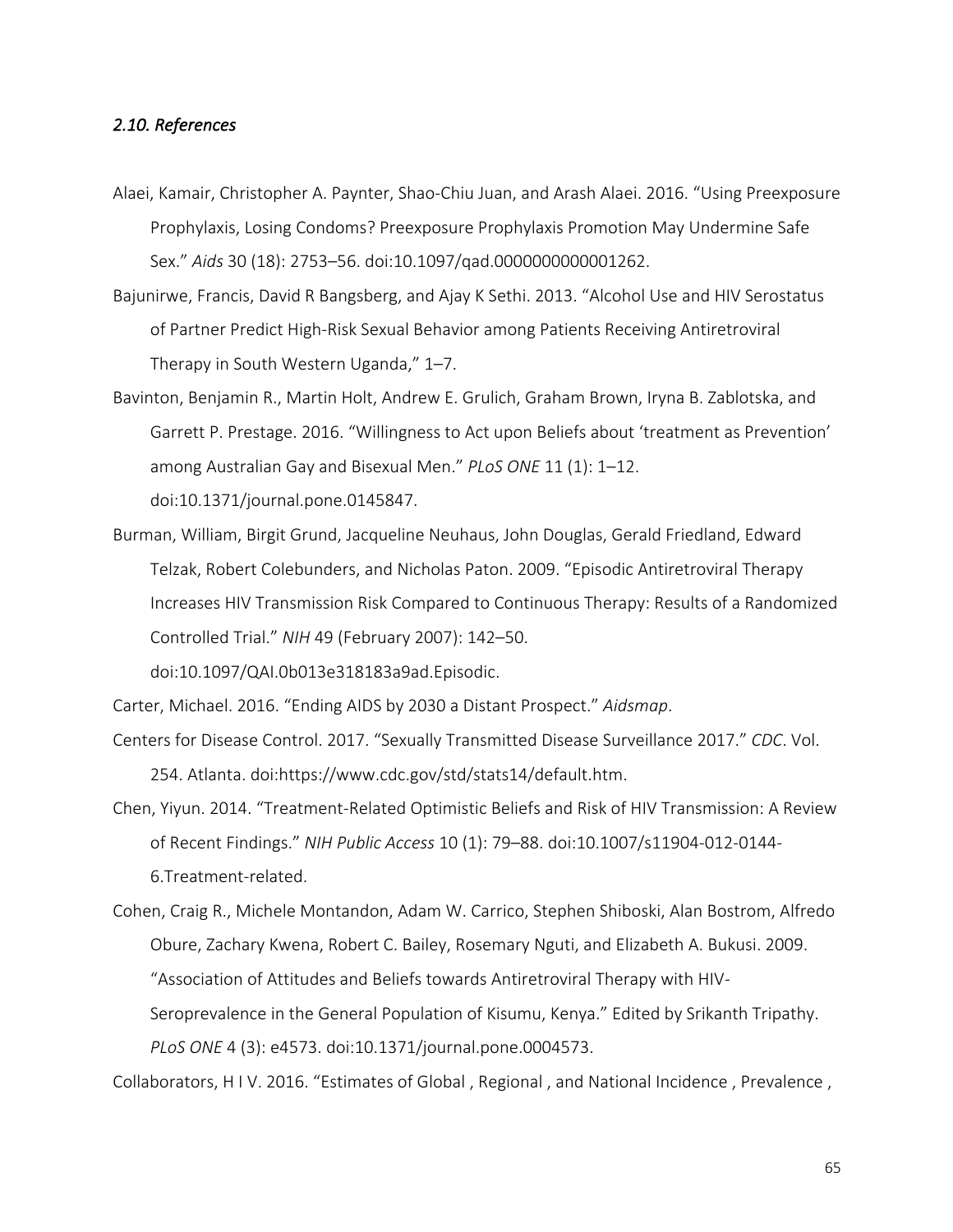### *2.10. References*

Alaei, Kamair, Christopher A. Paynter, Shao-Chiu Juan, and Arash Alaei. 2016. "Using Preexposure Prophylaxis, Losing Condoms? Preexposure Prophylaxis Promotion May Undermine Safe Sex." *Aids* 30 (18): 2753–56. doi:10.1097/qad.0000000000001262.

Bajunirwe, Francis, David R Bangsberg, and Ajay K Sethi. 2013. "Alcohol Use and HIV Serostatus of Partner Predict High-Risk Sexual Behavior among Patients Receiving Antiretroviral Therapy in South Western Uganda," 1–7.

Bavinton, Benjamin R., Martin Holt, Andrew E. Grulich, Graham Brown, Iryna B. Zablotska, and Garrett P. Prestage. 2016. "Willingness to Act upon Beliefs about 'treatment as Prevention' among Australian Gay and Bisexual Men." *PLoS ONE* 11 (1): 1–12. doi:10.1371/journal.pone.0145847.

Burman, William, Birgit Grund, Jacqueline Neuhaus, John Douglas, Gerald Friedland, Edward Telzak, Robert Colebunders, and Nicholas Paton. 2009. "Episodic Antiretroviral Therapy Increases HIV Transmission Risk Compared to Continuous Therapy: Results of a Randomized Controlled Trial." *NIH* 49 (February 2007): 142–50. doi:10.1097/QAI.0b013e318183a9ad.Episodic.

Carter, Michael. 2016. "Ending AIDS by 2030 a Distant Prospect." *Aidsmap*.

Centers for Disease Control. 2017. "Sexually Transmitted Disease Surveillance 2017." *CDC*. Vol. 254. Atlanta. doi:https://www.cdc.gov/std/stats14/default.htm.

Chen, Yiyun. 2014. "Treatment-Related Optimistic Beliefs and Risk of HIV Transmission: A Review of Recent Findings." *NIH Public Access* 10 (1): 79–88. doi:10.1007/s11904-012-0144-6.Treatment-related.

Cohen, Craig R., Michele Montandon, Adam W. Carrico, Stephen Shiboski, Alan Bostrom, Alfredo Obure, Zachary Kwena, Robert C. Bailey, Rosemary Nguti, and Elizabeth A. Bukusi. 2009. "Association of Attitudes and Beliefs towards Antiretroviral Therapy with HIV-Seroprevalence in the General Population of Kisumu, Kenya." Edited by Srikanth Tripathy. *PLoS ONE* 4 (3): e4573. doi:10.1371/journal.pone.0004573.

Collaborators, H I V. 2016. "Estimates of Global , Regional , and National Incidence , Prevalence ,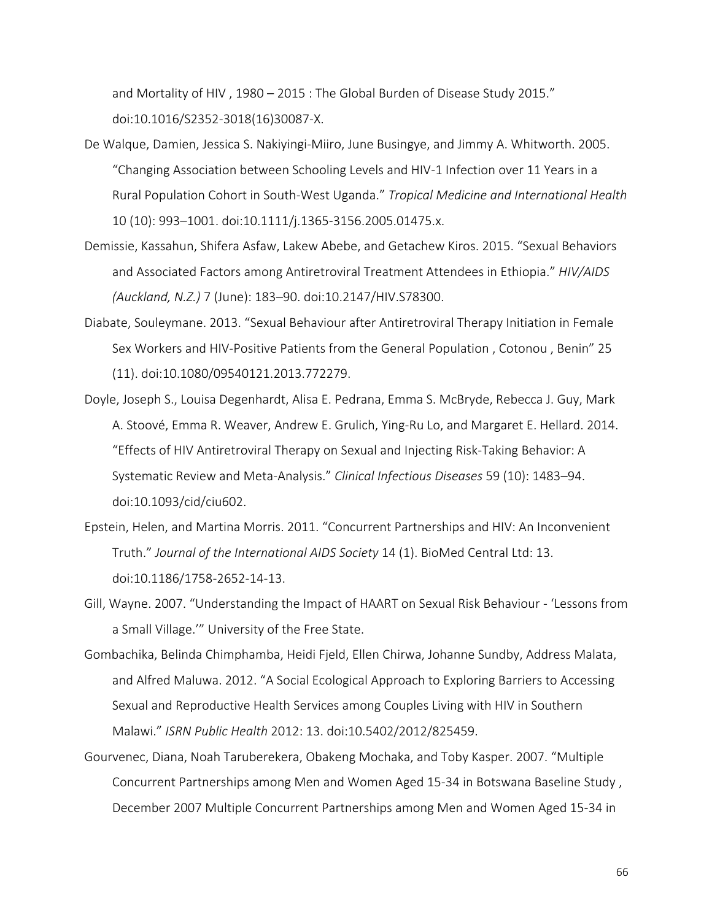and Mortality of HIV , 1980 – 2015 : The Global Burden of Disease Study 2015." doi:10.1016/S2352-3018(16)30087-X.

De Walque, Damien, Jessica S. Nakiyingi-Miiro, June Busingye, and Jimmy A. Whitworth. 2005. "Changing Association between Schooling Levels and HIV-1 Infection over 11 Years in a Rural Population Cohort in South-West Uganda." *Tropical Medicine and International Health* 10 (10): 993–1001. doi:10.1111/j.1365-3156.2005.01475.x.

Demissie, Kassahun, Shifera Asfaw, Lakew Abebe, and Getachew Kiros. 2015. "Sexual Behaviors and Associated Factors among Antiretroviral Treatment Attendees in Ethiopia." *HIV/AIDS (Auckland, N.Z.)* 7 (June): 183–90. doi:10.2147/HIV.S78300.

Diabate, Souleymane. 2013. "Sexual Behaviour after Antiretroviral Therapy Initiation in Female Sex Workers and HIV-Positive Patients from the General Population , Cotonou , Benin" 25 (11). doi:10.1080/09540121.2013.772279.

Doyle, Joseph S., Louisa Degenhardt, Alisa E. Pedrana, Emma S. McBryde, Rebecca J. Guy, Mark A. Stoové, Emma R. Weaver, Andrew E. Grulich, Ying-Ru Lo, and Margaret E. Hellard. 2014. "Effects of HIV Antiretroviral Therapy on Sexual and Injecting Risk-Taking Behavior: A Systematic Review and Meta-Analysis." *Clinical Infectious Diseases* 59 (10): 1483–94. doi:10.1093/cid/ciu602.

Epstein, Helen, and Martina Morris. 2011. "Concurrent Partnerships and HIV: An Inconvenient Truth." *Journal of the International AIDS Society* 14 (1). BioMed Central Ltd: 13. doi:10.1186/1758-2652-14-13.

Gill, Wayne. 2007. "Understanding the Impact of HAART on Sexual Risk Behaviour - 'Lessons from a Small Village.'" University of the Free State.

Gombachika, Belinda Chimphamba, Heidi Fjeld, Ellen Chirwa, Johanne Sundby, Address Malata, and Alfred Maluwa. 2012. "A Social Ecological Approach to Exploring Barriers to Accessing Sexual and Reproductive Health Services among Couples Living with HIV in Southern Malawi." *ISRN Public Health* 2012: 13. doi:10.5402/2012/825459.

Gourvenec, Diana, Noah Taruberekera, Obakeng Mochaka, and Toby Kasper. 2007. "Multiple Concurrent Partnerships among Men and Women Aged 15-34 in Botswana Baseline Study , December 2007 Multiple Concurrent Partnerships among Men and Women Aged 15-34 in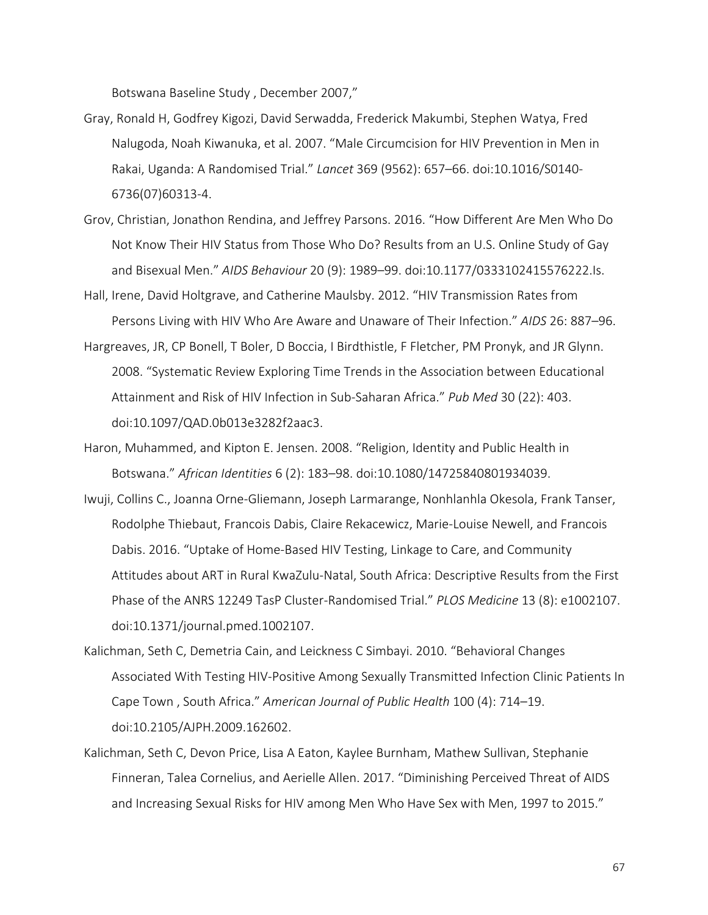Botswana Baseline Study , December 2007,"

Gray, Ronald H, Godfrey Kigozi, David Serwadda, Frederick Makumbi, Stephen Watya, Fred Nalugoda, Noah Kiwanuka, et al. 2007. "Male Circumcision for HIV Prevention in Men in Rakai, Uganda: A Randomised Trial." *Lancet* 369 (9562): 657–66. doi:10.1016/S0140-6736(07)60313-4.

Grov, Christian, Jonathon Rendina, and Jeffrey Parsons. 2016. "How Different Are Men Who Do Not Know Their HIV Status from Those Who Do? Results from an U.S. Online Study of Gay and Bisexual Men." *AIDS Behaviour* 20 (9): 1989–99. doi:10.1177/0333102415576222.Is.

Hall, Irene, David Holtgrave, and Catherine Maulsby. 2012. "HIV Transmission Rates from Persons Living with HIV Who Are Aware and Unaware of Their Infection." *AIDS* 26: 887–96.

Hargreaves, JR, CP Bonell, T Boler, D Boccia, I Birdthistle, F Fletcher, PM Pronyk, and JR Glynn. 2008. "Systematic Review Exploring Time Trends in the Association between Educational Attainment and Risk of HIV Infection in Sub-Saharan Africa." *Pub Med* 30 (22): 403. doi:10.1097/QAD.0b013e3282f2aac3.

Haron, Muhammed, and Kipton E. Jensen. 2008. "Religion, Identity and Public Health in Botswana." *African Identities* 6 (2): 183–98. doi:10.1080/14725840801934039.

Iwuji, Collins C., Joanna Orne-Gliemann, Joseph Larmarange, Nonhlanhla Okesola, Frank Tanser, Rodolphe Thiebaut, Francois Dabis, Claire Rekacewicz, Marie-Louise Newell, and Francois Dabis. 2016. "Uptake of Home-Based HIV Testing, Linkage to Care, and Community Attitudes about ART in Rural KwaZulu-Natal, South Africa: Descriptive Results from the First Phase of the ANRS 12249 TasP Cluster-Randomised Trial." *PLOS Medicine* 13 (8): e1002107. doi:10.1371/journal.pmed.1002107.

Kalichman, Seth C, Demetria Cain, and Leickness C Simbayi. 2010. "Behavioral Changes Associated With Testing HIV-Positive Among Sexually Transmitted Infection Clinic Patients In Cape Town , South Africa." *American Journal of Public Health* 100 (4): 714–19. doi:10.2105/AJPH.2009.162602.

Kalichman, Seth C, Devon Price, Lisa A Eaton, Kaylee Burnham, Mathew Sullivan, Stephanie Finneran, Talea Cornelius, and Aerielle Allen. 2017. "Diminishing Perceived Threat of AIDS and Increasing Sexual Risks for HIV among Men Who Have Sex with Men, 1997 to 2015."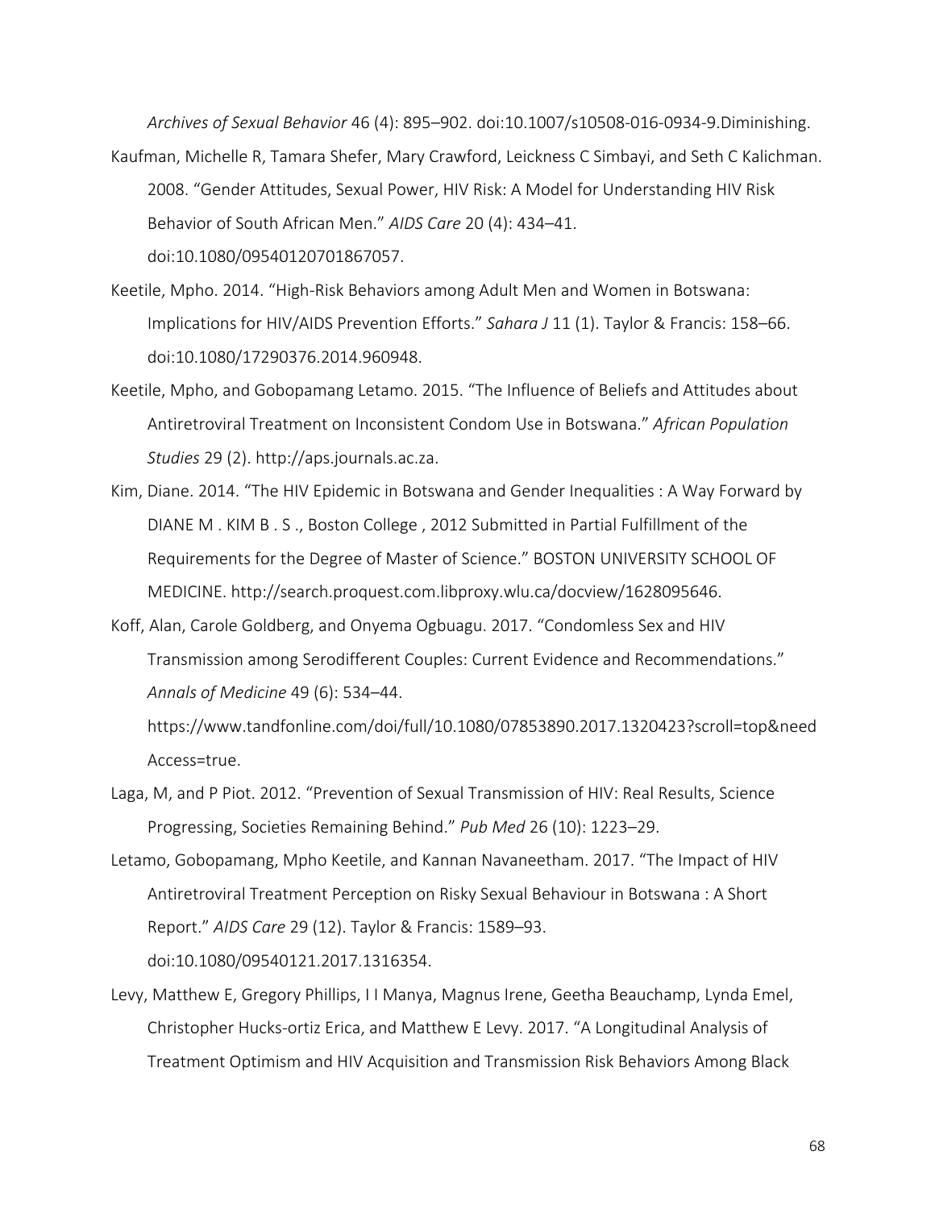*Archives of Sexual Behavior* 46 (4): 895–902. doi:10.1007/s10508-016-0934-9.Diminishing.

Kaufman, Michelle R, Tamara Shefer, Mary Crawford, Leickness C Simbayi, and Seth C Kalichman. 2008. "Gender Attitudes, Sexual Power, HIV Risk: A Model for Understanding HIV Risk Behavior of South African Men." *AIDS Care* 20 (4): 434–41. doi:10.1080/09540120701867057.

Keetile, Mpho. 2014. "High-Risk Behaviors among Adult Men and Women in Botswana: Implications for HIV/AIDS Prevention Efforts." *Sahara J* 11 (1). Taylor & Francis: 158–66. doi:10.1080/17290376.2014.960948.

Keetile, Mpho, and Gobopamang Letamo. 2015. "The Influence of Beliefs and Attitudes about Antiretroviral Treatment on Inconsistent Condom Use in Botswana." *African Population Studies* 29 (2). http://aps.journals.ac.za.

Kim, Diane. 2014. "The HIV Epidemic in Botswana and Gender Inequalities : A Way Forward by DIANE M . KIM B . S ., Boston College , 2012 Submitted in Partial Fulfillment of the Requirements for the Degree of Master of Science." BOSTON UNIVERSITY SCHOOL OF MEDICINE. http://search.proquest.com.libproxy.wlu.ca/docview/1628095646.

Koff, Alan, Carole Goldberg, and Onyema Ogbuagu. 2017. "Condomless Sex and HIV Transmission among Serodifferent Couples: Current Evidence and Recommendations." *Annals of Medicine* 49 (6): 534–44. https://www.tandfonline.com/doi/full/10.1080/07853890.2017.1320423?scroll=top&needAccess=true.

Laga, M, and P Piot. 2012. "Prevention of Sexual Transmission of HIV: Real Results, Science Progressing, Societies Remaining Behind." *Pub Med* 26 (10): 1223–29.

Letamo, Gobopamang, Mpho Keetile, and Kannan Navaneetham. 2017. "The Impact of HIV Antiretroviral Treatment Perception on Risky Sexual Behaviour in Botswana : A Short Report." *AIDS Care* 29 (12). Taylor & Francis: 1589–93. doi:10.1080/09540121.2017.1316354.

Levy, Matthew E, Gregory Phillips, I I Manya, Magnus Irene, Geetha Beauchamp, Lynda Emel, Christopher Hucks-ortiz Erica, and Matthew E Levy. 2017. "A Longitudinal Analysis of Treatment Optimism and HIV Acquisition and Transmission Risk Behaviors Among Black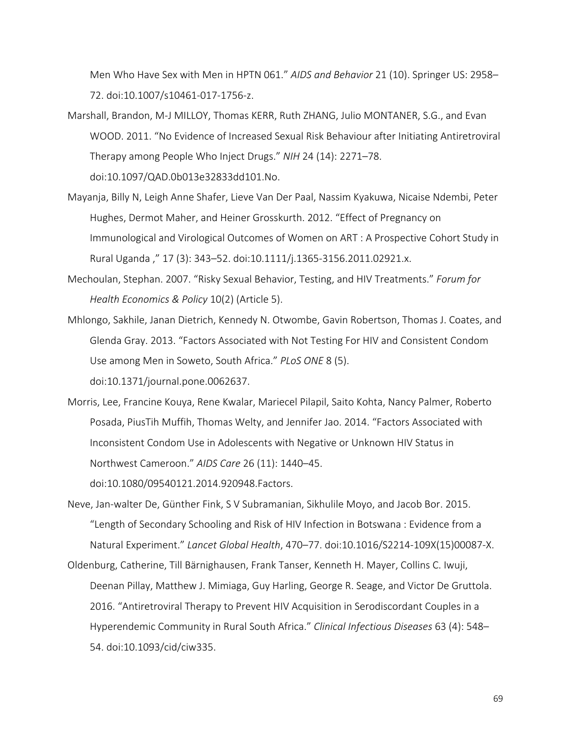Men Who Have Sex with Men in HPTN 061." *AIDS and Behavior* 21 (10). Springer US: 2958–72. doi:10.1007/s10461-017-1756-z.

Marshall, Brandon, M-J MILLOY, Thomas KERR, Ruth ZHANG, Julio MONTANER, S.G., and Evan WOOD. 2011. "No Evidence of Increased Sexual Risk Behaviour after Initiating Antiretroviral Therapy among People Who Inject Drugs." *NIH* 24 (14): 2271–78. doi:10.1097/QAD.0b013e32833dd101.No.

Mayanja, Billy N, Leigh Anne Shafer, Lieve Van Der Paal, Nassim Kyakuwa, Nicaise Ndembi, Peter Hughes, Dermot Maher, and Heiner Grosskurth. 2012. "Effect of Pregnancy on Immunological and Virological Outcomes of Women on ART : A Prospective Cohort Study in Rural Uganda ," 17 (3): 343–52. doi:10.1111/j.1365-3156.2011.02921.x.

Mechoulan, Stephan. 2007. "Risky Sexual Behavior, Testing, and HIV Treatments." *Forum for Health Economics & Policy* 10(2) (Article 5).

Mhlongo, Sakhile, Janan Dietrich, Kennedy N. Otwombe, Gavin Robertson, Thomas J. Coates, and Glenda Gray. 2013. "Factors Associated with Not Testing For HIV and Consistent Condom Use among Men in Soweto, South Africa." *PLoS ONE* 8 (5). doi:10.1371/journal.pone.0062637.

Morris, Lee, Francine Kouya, Rene Kwalar, Mariecel Pilapil, Saito Kohta, Nancy Palmer, Roberto Posada, PiusTih Muffih, Thomas Welty, and Jennifer Jao. 2014. "Factors Associated with Inconsistent Condom Use in Adolescents with Negative or Unknown HIV Status in Northwest Cameroon." *AIDS Care* 26 (11): 1440–45. doi:10.1080/09540121.2014.920948.Factors.

Neve, Jan-walter De, Günther Fink, S V Subramanian, Sikhulile Moyo, and Jacob Bor. 2015. "Length of Secondary Schooling and Risk of HIV Infection in Botswana : Evidence from a Natural Experiment." *Lancet Global Health*, 470–77. doi:10.1016/S2214-109X(15)00087-X.

Oldenburg, Catherine, Till Bärnighausen, Frank Tanser, Kenneth H. Mayer, Collins C. Iwuji, Deenan Pillay, Matthew J. Mimiaga, Guy Harling, George R. Seage, and Victor De Gruttola. 2016. "Antiretroviral Therapy to Prevent HIV Acquisition in Serodiscordant Couples in a Hyperendemic Community in Rural South Africa." *Clinical Infectious Diseases* 63 (4): 548–54. doi:10.1093/cid/ciw335.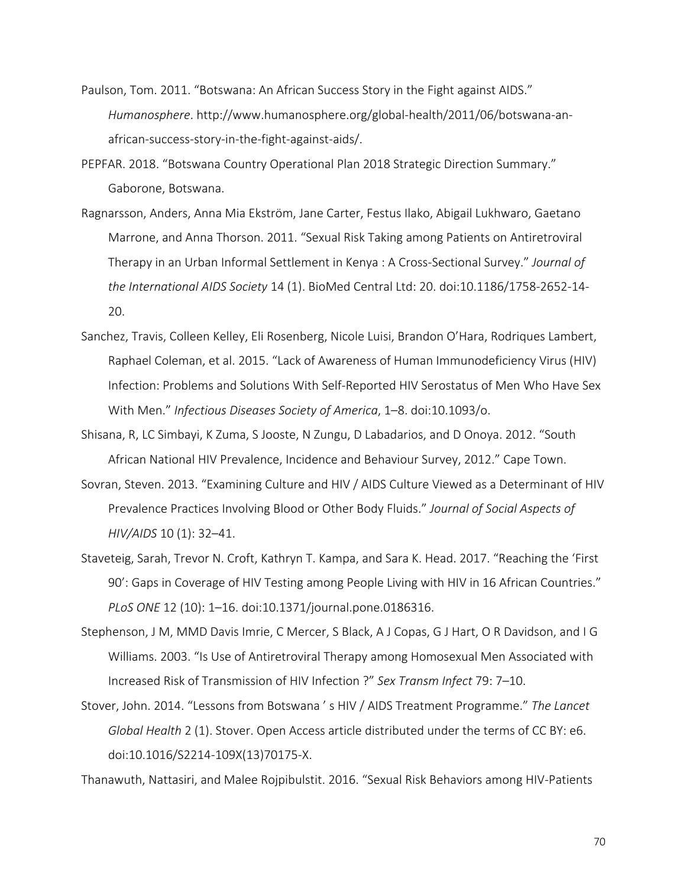Paulson, Tom. 2011. "Botswana: An African Success Story in the Fight against AIDS." *Humanosphere*. http://www.humanosphere.org/global-health/2011/06/botswana-an-african-success-story-in-the-fight-against-aids/.

PEPFAR. 2018. "Botswana Country Operational Plan 2018 Strategic Direction Summary." Gaborone, Botswana.

Ragnarsson, Anders, Anna Mia Ekström, Jane Carter, Festus Ilako, Abigail Lukhwaro, Gaetano Marrone, and Anna Thorson. 2011. "Sexual Risk Taking among Patients on Antiretroviral Therapy in an Urban Informal Settlement in Kenya : A Cross-Sectional Survey." *Journal of the International AIDS Society* 14 (1). BioMed Central Ltd: 20. doi:10.1186/1758-2652-14-20.

Sanchez, Travis, Colleen Kelley, Eli Rosenberg, Nicole Luisi, Brandon O'Hara, Rodriques Lambert, Raphael Coleman, et al. 2015. "Lack of Awareness of Human Immunodeficiency Virus (HIV) Infection: Problems and Solutions With Self-Reported HIV Serostatus of Men Who Have Sex With Men." *Infectious Diseases Society of America*, 1–8. doi:10.1093/o.

Shisana, R, LC Simbayi, K Zuma, S Jooste, N Zungu, D Labadarios, and D Onoya. 2012. "South African National HIV Prevalence, Incidence and Behaviour Survey, 2012." Cape Town.

Sovran, Steven. 2013. "Examining Culture and HIV / AIDS Culture Viewed as a Determinant of HIV Prevalence Practices Involving Blood or Other Body Fluids." *Journal of Social Aspects of HIV/AIDS* 10 (1): 32–41.

Staveteig, Sarah, Trevor N. Croft, Kathryn T. Kampa, and Sara K. Head. 2017. "Reaching the 'First 90': Gaps in Coverage of HIV Testing among People Living with HIV in 16 African Countries." *PLoS ONE* 12 (10): 1–16. doi:10.1371/journal.pone.0186316.

Stephenson, J M, MMD Davis Imrie, C Mercer, S Black, A J Copas, G J Hart, O R Davidson, and I G Williams. 2003. "Is Use of Antiretroviral Therapy among Homosexual Men Associated with Increased Risk of Transmission of HIV Infection ?" *Sex Transm Infect* 79: 7–10.

Stover, John. 2014. "Lessons from Botswana ' s HIV / AIDS Treatment Programme." *The Lancet Global Health* 2 (1). Stover. Open Access article distributed under the terms of CC BY: e6. doi:10.1016/S2214-109X(13)70175-X.

Thanawuth, Nattasiri, and Malee Rojpibulstit. 2016. "Sexual Risk Behaviors among HIV-Patients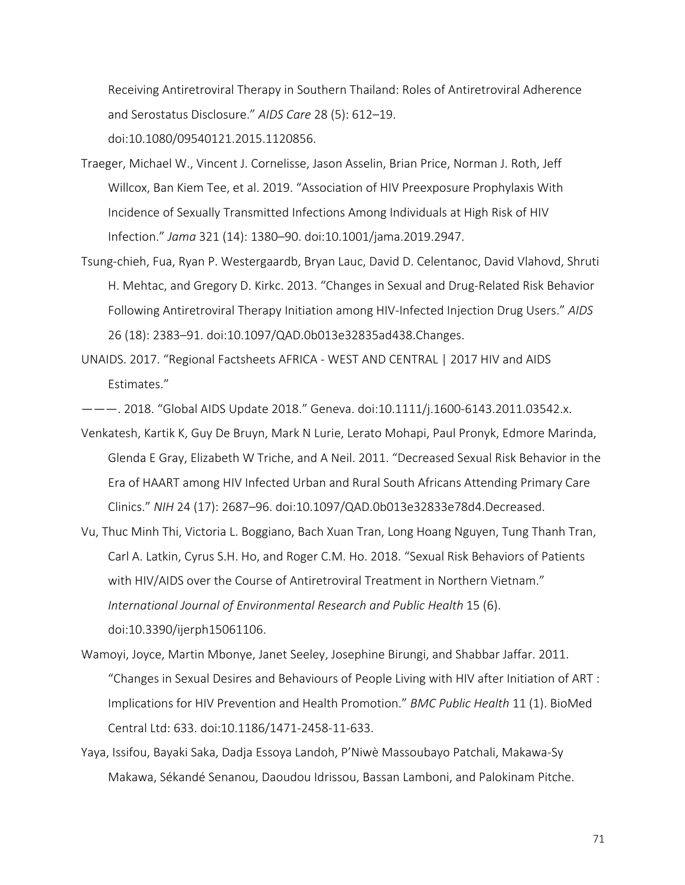Receiving Antiretroviral Therapy in Southern Thailand: Roles of Antiretroviral Adherence and Serostatus Disclosure." *AIDS Care* 28 (5): 612–19. doi:10.1080/09540121.2015.1120856.

Traeger, Michael W., Vincent J. Cornelisse, Jason Asselin, Brian Price, Norman J. Roth, Jeff Willcox, Ban Kiem Tee, et al. 2019. "Association of HIV Preexposure Prophylaxis With Incidence of Sexually Transmitted Infections Among Individuals at High Risk of HIV Infection." *Jama* 321 (14): 1380–90. doi:10.1001/jama.2019.2947.

Tsung-chieh, Fua, Ryan P. Westergaardb, Bryan Lauc, David D. Celentanoc, David Vlahovd, Shruti H. Mehtac, and Gregory D. Kirkc. 2013. "Changes in Sexual and Drug-Related Risk Behavior Following Antiretroviral Therapy Initiation among HIV-Infected Injection Drug Users." *AIDS* 26 (18): 2383–91. doi:10.1097/QAD.0b013e32835ad438.Changes.

UNAIDS. 2017. "Regional Factsheets AFRICA - WEST AND CENTRAL | 2017 HIV and AIDS Estimates."

———. 2018. "Global AIDS Update 2018." Geneva. doi:10.1111/j.1600-6143.2011.03542.x.

Venkatesh, Kartik K, Guy De Bruyn, Mark N Lurie, Lerato Mohapi, Paul Pronyk, Edmore Marinda, Glenda E Gray, Elizabeth W Triche, and A Neil. 2011. "Decreased Sexual Risk Behavior in the Era of HAART among HIV Infected Urban and Rural South Africans Attending Primary Care Clinics." *NIH* 24 (17): 2687–96. doi:10.1097/QAD.0b013e32833e78d4.Decreased.

Vu, Thuc Minh Thi, Victoria L. Boggiano, Bach Xuan Tran, Long Hoang Nguyen, Tung Thanh Tran, Carl A. Latkin, Cyrus S.H. Ho, and Roger C.M. Ho. 2018. "Sexual Risk Behaviors of Patients with HIV/AIDS over the Course of Antiretroviral Treatment in Northern Vietnam." *International Journal of Environmental Research and Public Health* 15 (6). doi:10.3390/ijerph15061106.

Wamoyi, Joyce, Martin Mbonye, Janet Seeley, Josephine Birungi, and Shabbar Jaffar. 2011. "Changes in Sexual Desires and Behaviours of People Living with HIV after Initiation of ART : Implications for HIV Prevention and Health Promotion." *BMC Public Health* 11 (1). BioMed Central Ltd: 633. doi:10.1186/1471-2458-11-633.

Yaya, Issifou, Bayaki Saka, Dadja Essoya Landoh, P'Niwè Massoubayo Patchali, Makawa-Sy Makawa, Sékandé Senanou, Daoudou Idrissou, Bassan Lamboni, and Palokinam Pitche.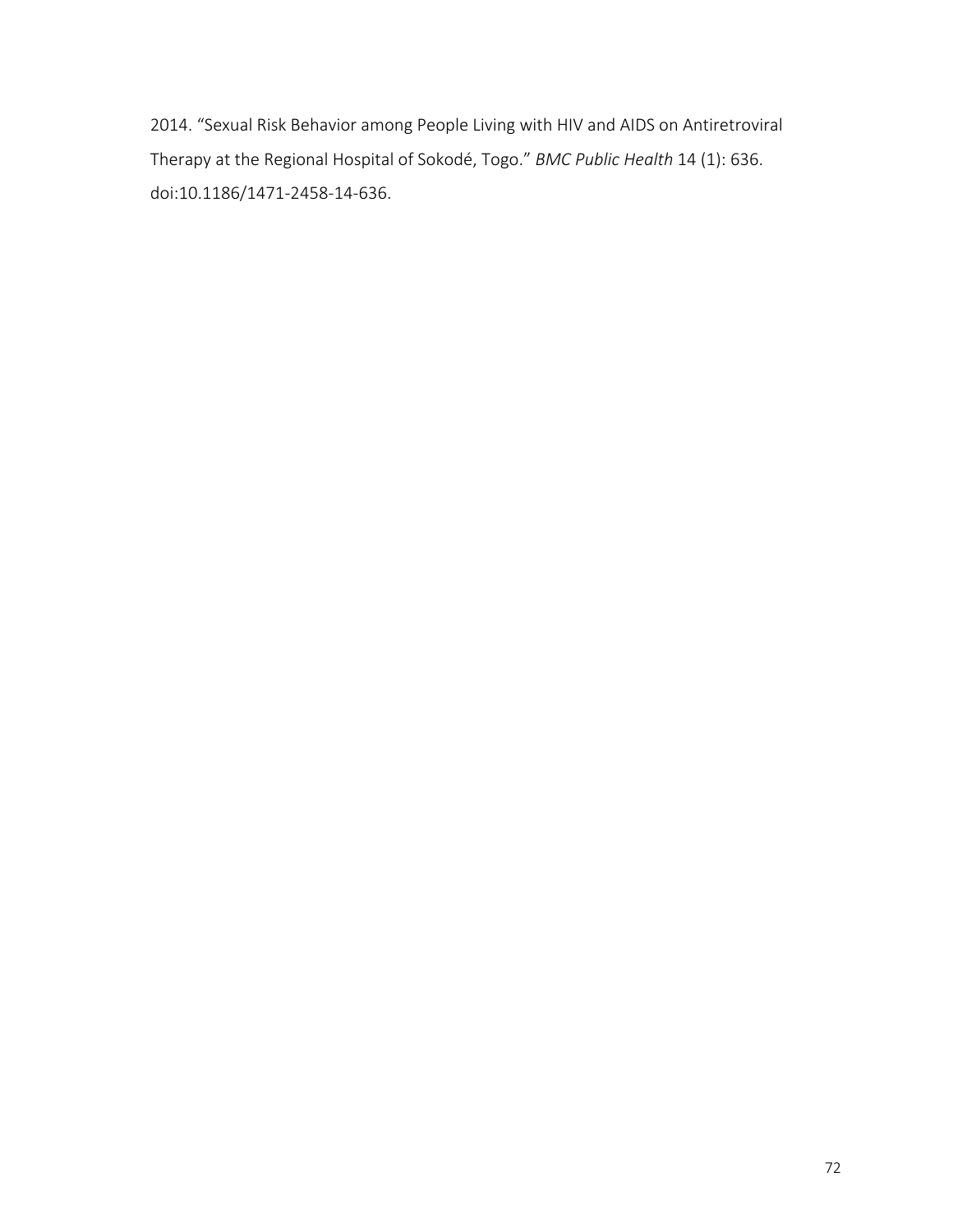2014. "Sexual Risk Behavior among People Living with HIV and AIDS on Antiretroviral Therapy at the Regional Hospital of Sokodé, Togo." *BMC Public Health* 14 (1): 636. doi:10.1186/1471-2458-14-636.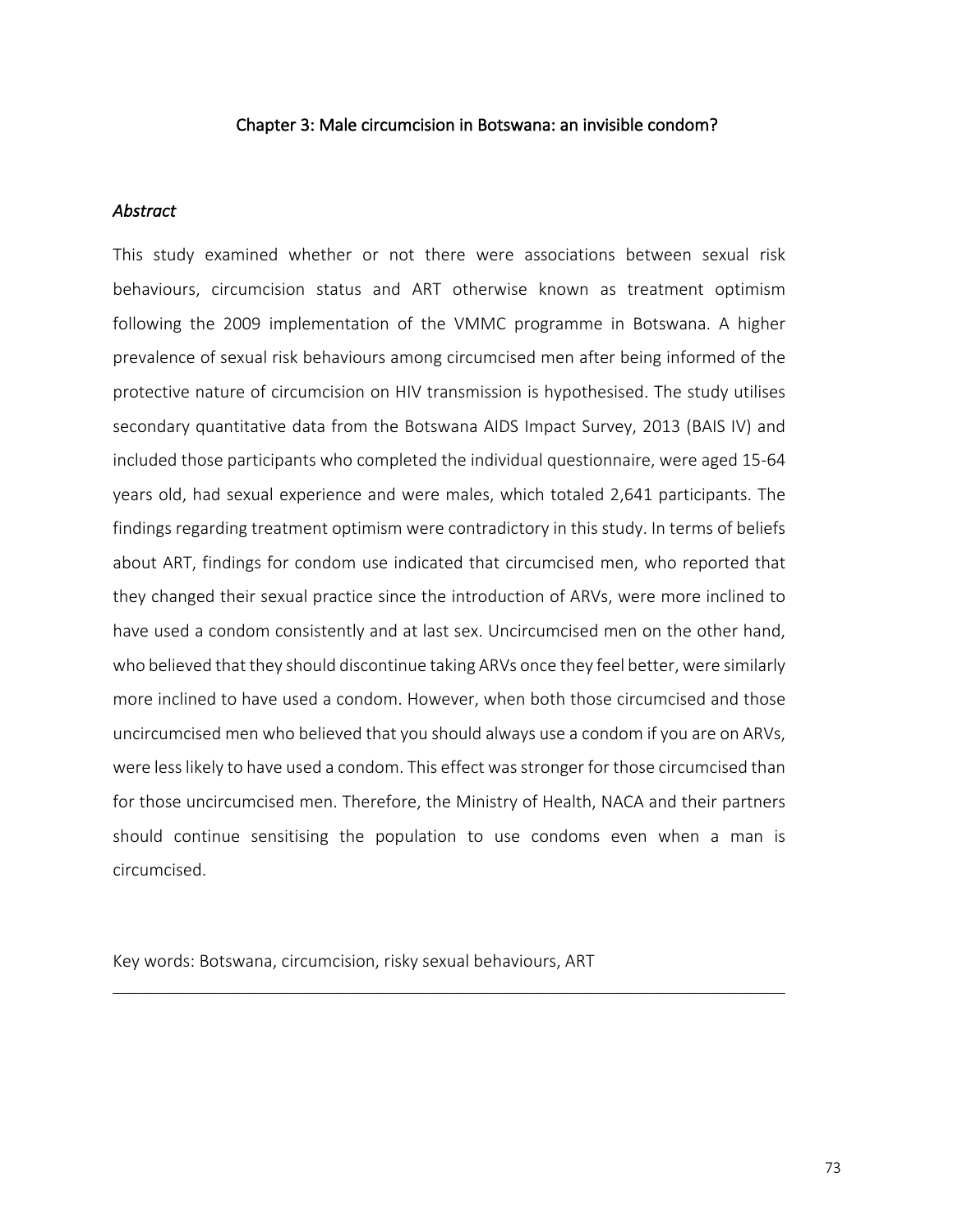# Chapter 3: Male circumcision in Botswana: an invisible condom?

## *Abstract*

This study examined whether or not there were associations between sexual risk behaviours, circumcision status and ART otherwise known as treatment optimism following the 2009 implementation of the VMMC programme in Botswana. A higher prevalence of sexual risk behaviours among circumcised men after being informed of the protective nature of circumcision on HIV transmission is hypothesised. The study utilises secondary quantitative data from the Botswana AIDS Impact Survey, 2013 (BAIS IV) and included those participants who completed the individual questionnaire, were aged 15-64 years old, had sexual experience and were males, which totaled 2,641 participants. The findings regarding treatment optimism were contradictory in this study. In terms of beliefs about ART, findings for condom use indicated that circumcised men, who reported that they changed their sexual practice since the introduction of ARVs, were more inclined to have used a condom consistently and at last sex. Uncircumcised men on the other hand, who believed that they should discontinue taking ARVs once they feel better, were similarly more inclined to have used a condom. However, when both those circumcised and those uncircumcised men who believed that you should always use a condom if you are on ARVs, were less likely to have used a condom. This effect was stronger for those circumcised than for those uncircumcised men. Therefore, the Ministry of Health, NACA and their partners should continue sensitising the population to use condoms even when a man is circumcised.

Key words: Botswana, circumcision, risky sexual behaviours, ART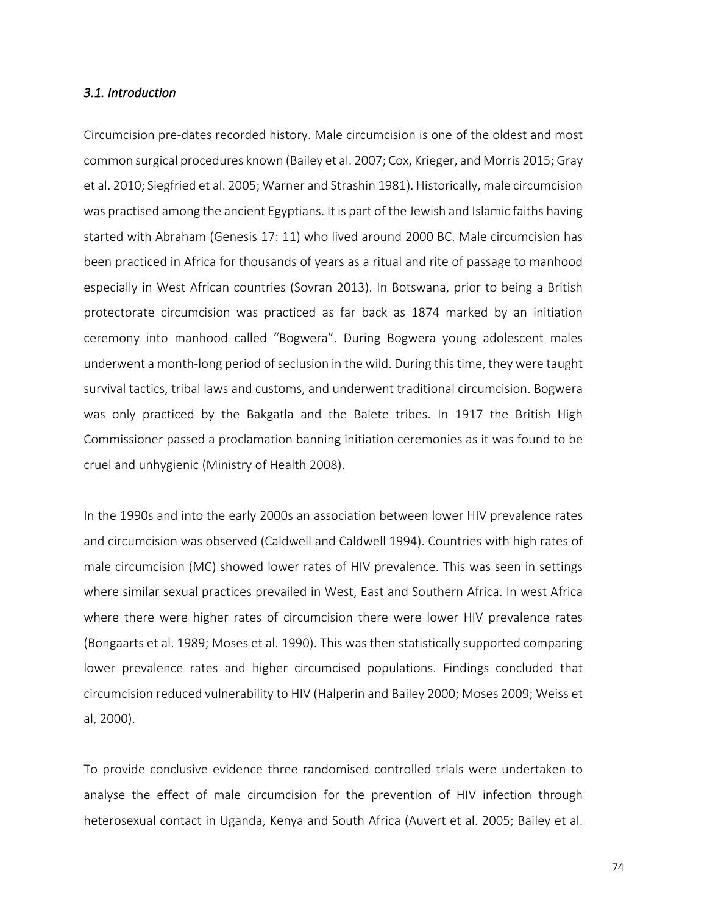### *3.1. Introduction*

Circumcision pre-dates recorded history. Male circumcision is one of the oldest and most common surgical procedures known (Bailey et al. 2007; Cox, Krieger, and Morris 2015; Gray et al. 2010; Siegfried et al. 2005; Warner and Strashin 1981). Historically, male circumcision was practised among the ancient Egyptians. It is part of the Jewish and Islamic faiths having started with Abraham (Genesis 17: 11) who lived around 2000 BC. Male circumcision has been practiced in Africa for thousands of years as a ritual and rite of passage to manhood especially in West African countries (Sovran 2013). In Botswana, prior to being a British protectorate circumcision was practiced as far back as 1874 marked by an initiation ceremony into manhood called "Bogwera". During Bogwera young adolescent males underwent a month-long period of seclusion in the wild. During this time, they were taught survival tactics, tribal laws and customs, and underwent traditional circumcision. Bogwera was only practiced by the Bakgatla and the Balete tribes. In 1917 the British High Commissioner passed a proclamation banning initiation ceremonies as it was found to be cruel and unhygienic (Ministry of Health 2008).

In the 1990s and into the early 2000s an association between lower HIV prevalence rates and circumcision was observed (Caldwell and Caldwell 1994). Countries with high rates of male circumcision (MC) showed lower rates of HIV prevalence. This was seen in settings where similar sexual practices prevailed in West, East and Southern Africa. In west Africa where there were higher rates of circumcision there were lower HIV prevalence rates (Bongaarts et al. 1989; Moses et al. 1990). This was then statistically supported comparing lower prevalence rates and higher circumcised populations. Findings concluded that circumcision reduced vulnerability to HIV (Halperin and Bailey 2000; Moses 2009; Weiss et al, 2000).

To provide conclusive evidence three randomised controlled trials were undertaken to analyse the effect of male circumcision for the prevention of HIV infection through heterosexual contact in Uganda, Kenya and South Africa (Auvert et al. 2005; Bailey et al.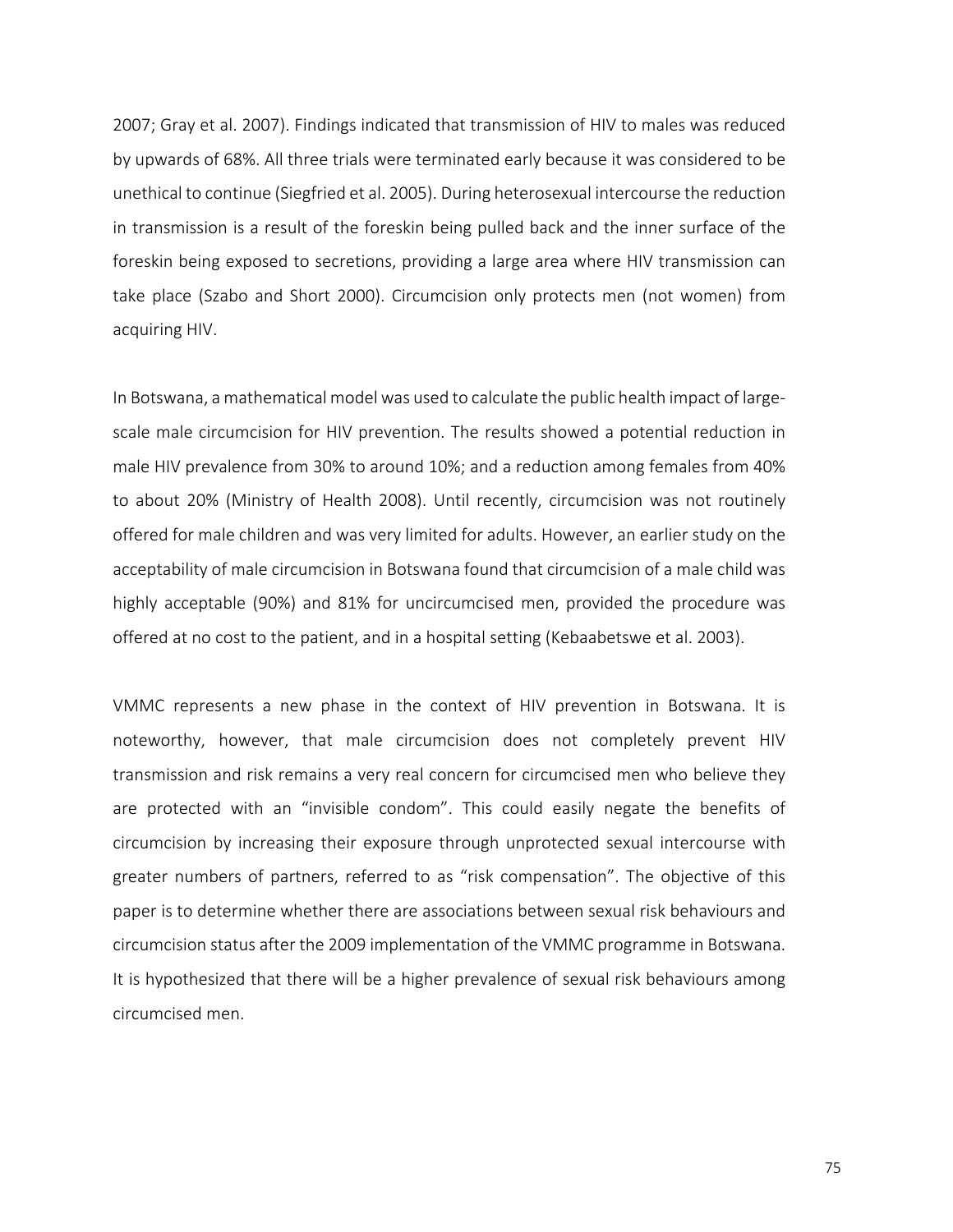2007; Gray et al. 2007). Findings indicated that transmission of HIV to males was reduced by upwards of 68%. All three trials were terminated early because it was considered to be unethical to continue (Siegfried et al. 2005). During heterosexual intercourse the reduction in transmission is a result of the foreskin being pulled back and the inner surface of the foreskin being exposed to secretions, providing a large area where HIV transmission can take place (Szabo and Short 2000). Circumcision only protects men (not women) from acquiring HIV.

In Botswana, a mathematical model was used to calculate the public health impact of large-scale male circumcision for HIV prevention. The results showed a potential reduction in male HIV prevalence from 30% to around 10%; and a reduction among females from 40% to about 20% (Ministry of Health 2008). Until recently, circumcision was not routinely offered for male children and was very limited for adults. However, an earlier study on the acceptability of male circumcision in Botswana found that circumcision of a male child was highly acceptable (90%) and 81% for uncircumcised men, provided the procedure was offered at no cost to the patient, and in a hospital setting (Kebaabetswe et al. 2003).

VMMC represents a new phase in the context of HIV prevention in Botswana. It is noteworthy, however, that male circumcision does not completely prevent HIV transmission and risk remains a very real concern for circumcised men who believe they are protected with an "invisible condom". This could easily negate the benefits of circumcision by increasing their exposure through unprotected sexual intercourse with greater numbers of partners, referred to as "risk compensation". The objective of this paper is to determine whether there are associations between sexual risk behaviours and circumcision status after the 2009 implementation of the VMMC programme in Botswana. It is hypothesized that there will be a higher prevalence of sexual risk behaviours among circumcised men.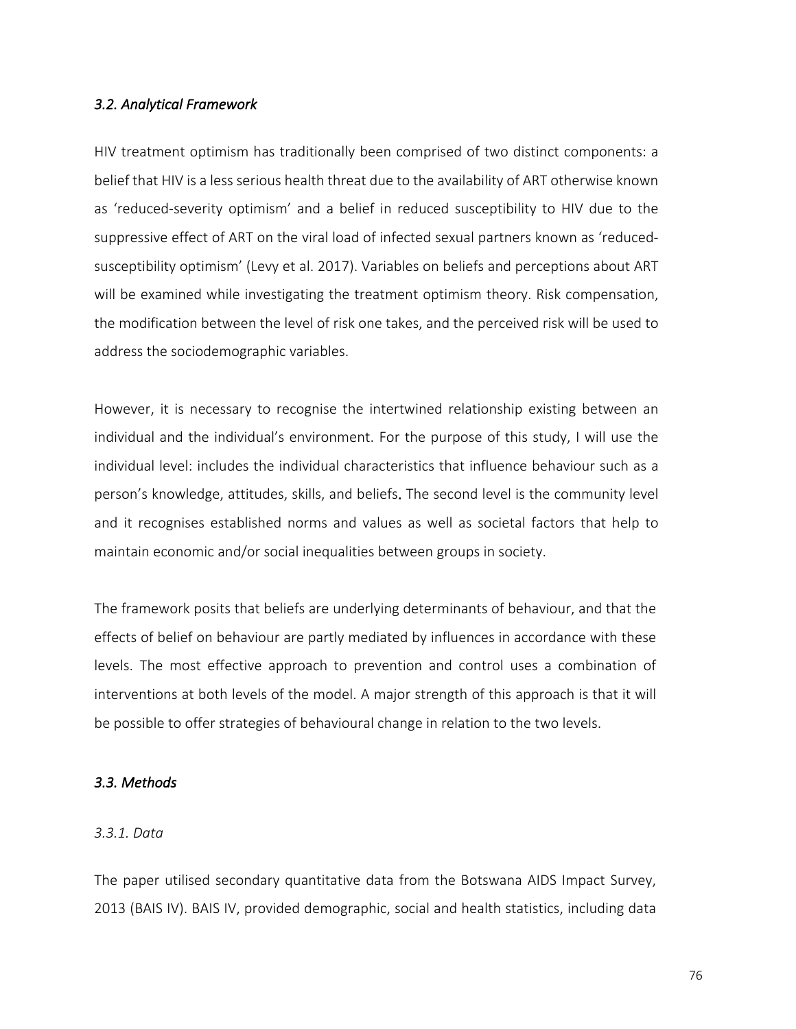### *3.2. Analytical Framework*

HIV treatment optimism has traditionally been comprised of two distinct components: a belief that HIV is a less serious health threat due to the availability of ART otherwise known as 'reduced-severity optimism' and a belief in reduced susceptibility to HIV due to the suppressive effect of ART on the viral load of infected sexual partners known as 'reduced-susceptibility optimism' (Levy et al. 2017). Variables on beliefs and perceptions about ART will be examined while investigating the treatment optimism theory. Risk compensation, the modification between the level of risk one takes, and the perceived risk will be used to address the sociodemographic variables.

However, it is necessary to recognise the intertwined relationship existing between an individual and the individual's environment. For the purpose of this study, I will use the individual level: includes the individual characteristics that influence behaviour such as a person's knowledge, attitudes, skills, and beliefs. The second level is the community level and it recognises established norms and values as well as societal factors that help to maintain economic and/or social inequalities between groups in society.

The framework posits that beliefs are underlying determinants of behaviour, and that the effects of belief on behaviour are partly mediated by influences in accordance with these levels. The most effective approach to prevention and control uses a combination of interventions at both levels of the model. A major strength of this approach is that it will be possible to offer strategies of behavioural change in relation to the two levels.

### *3.3. Methods*

#### *3.3.1. Data*

The paper utilised secondary quantitative data from the Botswana AIDS Impact Survey, 2013 (BAIS IV). BAIS IV, provided demographic, social and health statistics, including data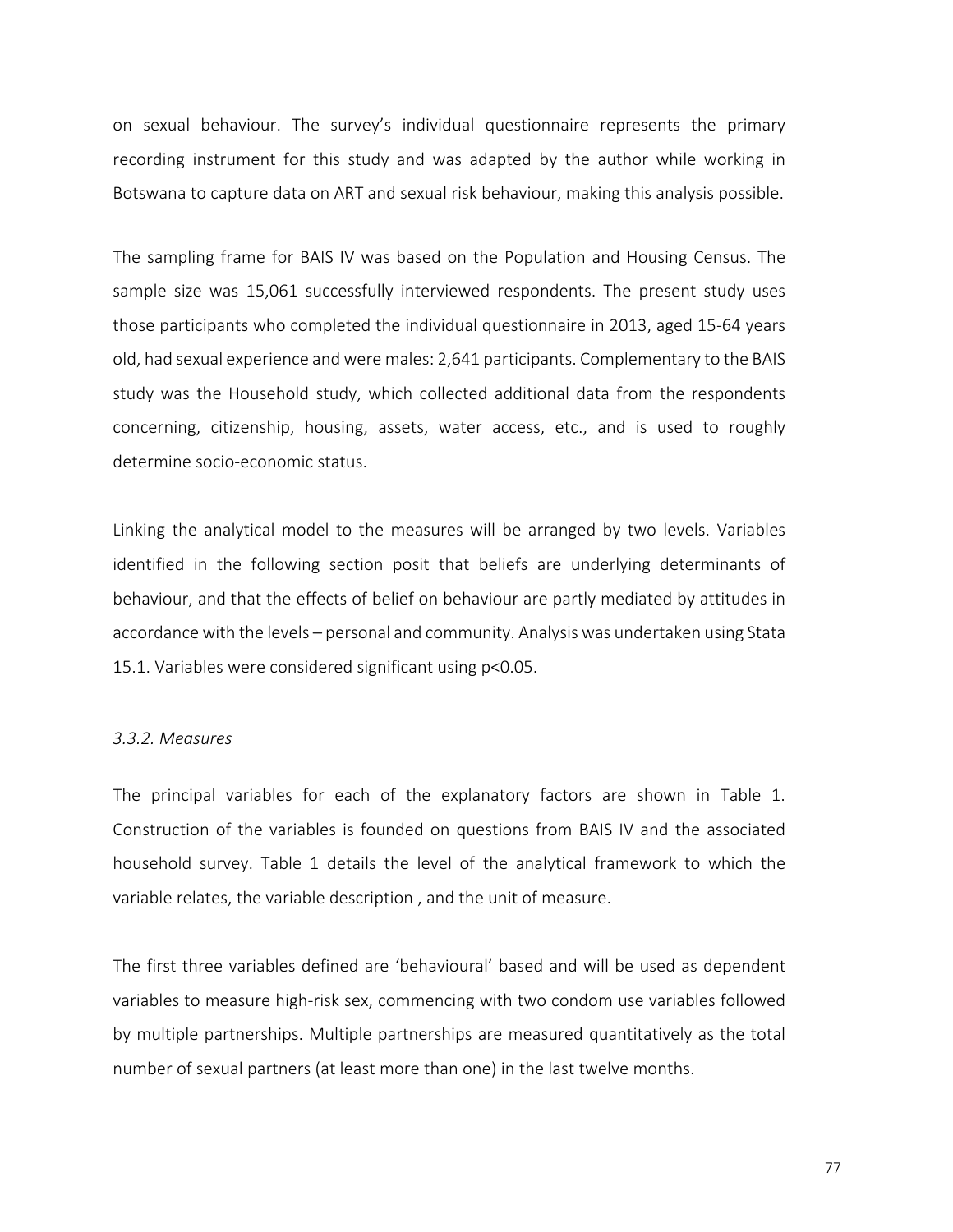on sexual behaviour. The survey's individual questionnaire represents the primary recording instrument for this study and was adapted by the author while working in Botswana to capture data on ART and sexual risk behaviour, making this analysis possible.

The sampling frame for BAIS IV was based on the Population and Housing Census. The sample size was 15,061 successfully interviewed respondents. The present study uses those participants who completed the individual questionnaire in 2013, aged 15-64 years old, had sexual experience and were males: 2,641 participants. Complementary to the BAIS study was the Household study, which collected additional data from the respondents concerning, citizenship, housing, assets, water access, etc., and is used to roughly determine socio-economic status.

Linking the analytical model to the measures will be arranged by two levels. Variables identified in the following section posit that beliefs are underlying determinants of behaviour, and that the effects of belief on behaviour are partly mediated by attitudes in accordance with the levels – personal and community. Analysis was undertaken using Stata 15.1. Variables were considered significant using $p<0.05$.

### *3.3.2. Measures*

The principal variables for each of the explanatory factors are shown in Table 1. Construction of the variables is founded on questions from BAIS IV and the associated household survey. Table 1 details the level of the analytical framework to which the variable relates, the variable description , and the unit of measure.

The first three variables defined are 'behavioural' based and will be used as dependent variables to measure high-risk sex, commencing with two condom use variables followed by multiple partnerships. Multiple partnerships are measured quantitatively as the total number of sexual partners (at least more than one) in the last twelve months.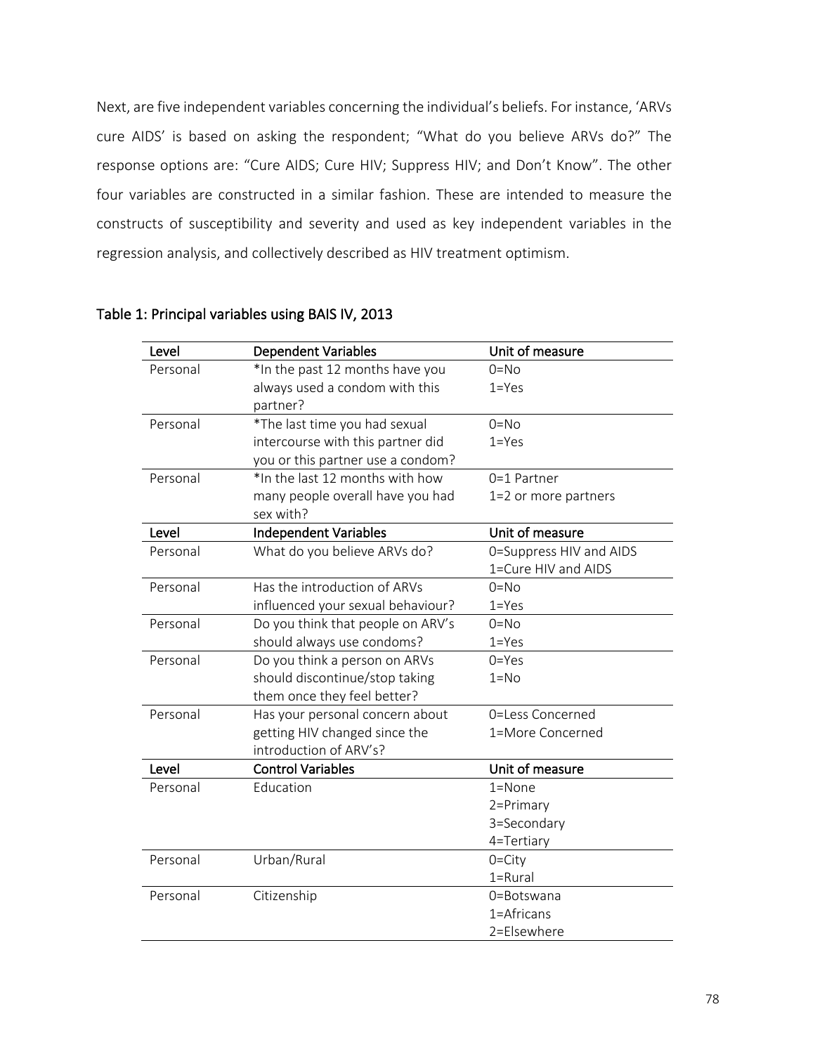Next, are five independent variables concerning the individual's beliefs. For instance, 'ARVs cure AIDS' is based on asking the respondent; "What do you believe ARVs do?" The response options are: "Cure AIDS; Cure HIV; Suppress HIV; and Don't Know". The other four variables are constructed in a similar fashion. These are intended to measure the constructs of susceptibility and severity and used as key independent variables in the regression analysis, and collectively described as HIV treatment optimism.

**Table 1: Principal variables using BAIS IV, 2013**

| Level | Dependent Variables | Unit of measure |
|---|---|---|
| Personal | *In the past 12 months have you always used a condom with this partner? | 0=No<br>1=Yes |
| Personal | *The last time you had sexual intercourse with this partner did you or this partner use a condom? | 0=No<br>1=Yes |
| Personal | *In the last 12 months with how many people overall have you had sex with? | 0=1 Partner<br>1=2 or more partners |
| **Level** | **Independent Variables** | **Unit of measure** |
| Personal | What do you believe ARVs do? | 0=Suppress HIV and AIDS<br>1=Cure HIV and AIDS |
| Personal | Has the introduction of ARVs influenced your sexual behaviour? | 0=No<br>1=Yes |
| Personal | Do you think that people on ARV's should always use condoms? | 0=No<br>1=Yes |
| Personal | Do you think a person on ARVs should discontinue/stop taking them once they feel better? | 0=Yes<br>1=No |
| Personal | Has your personal concern about getting HIV changed since the introduction of ARV's? | 0=Less Concerned<br>1=More Concerned |
| **Level** | **Control Variables** | **Unit of measure** |
| Personal | Education | 1=None<br>2=Primary<br>3=Secondary<br>4=Tertiary |
| Personal | Urban/Rural | 0=City<br>1=Rural |
| Personal | Citizenship | 0=Botswana<br>1=Africans<br>2=Elsewhere |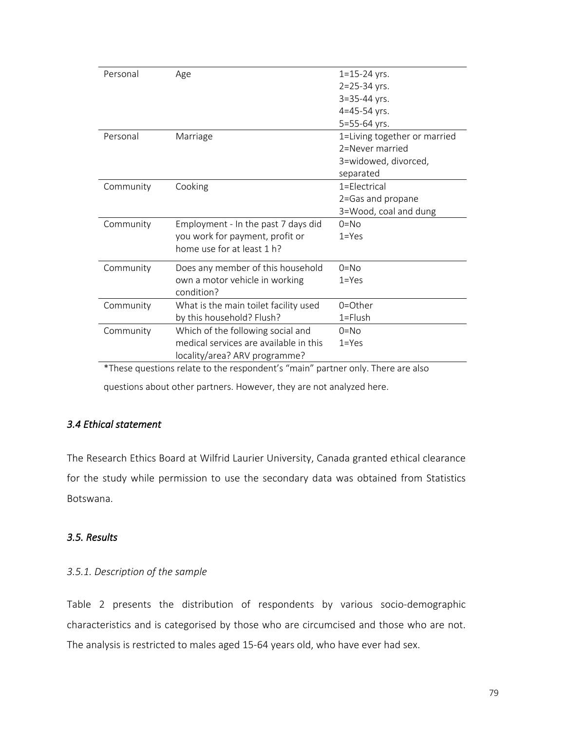| | | |
|---|---|---|
| Personal | Age | 1=15-24 yrs.<br>2=25-34 yrs.<br>3=35-44 yrs.<br>4=45-54 yrs.<br>5=55-64 yrs. |
| Personal | Marriage | 1=Living together or married<br>2=Never married<br>3=widowed, divorced, separated |
| Community | Cooking | 1=Electrical<br>2=Gas and propane<br>3=Wood, coal and dung |
| Community | Employment - In the past 7 days did you work for payment, profit or home use for at least 1 h? | 0=No<br>1=Yes |
| Community | Does any member of this household own a motor vehicle in working condition? | 0=No<br>1=Yes |
| Community | What is the main toilet facility used by this household? Flush? | 0=Other<br>1=Flush |
| Community | Which of the following social and medical services are available in this locality/area? ARV programme? | 0=No<br>1=Yes |

*These questions relate to the respondent's "main" partner only. There are also questions about other partners. However, they are not analyzed here.

### *3.4 Ethical statement*

The Research Ethics Board at Wilfrid Laurier University, Canada granted ethical clearance for the study while permission to use the secondary data was obtained from Statistics Botswana.

### *3.5. Results*

#### *3.5.1. Description of the sample*

Table 2 presents the distribution of respondents by various socio-demographic characteristics and is categorised by those who are circumcised and those who are not. The analysis is restricted to males aged 15-64 years old, who have ever had sex.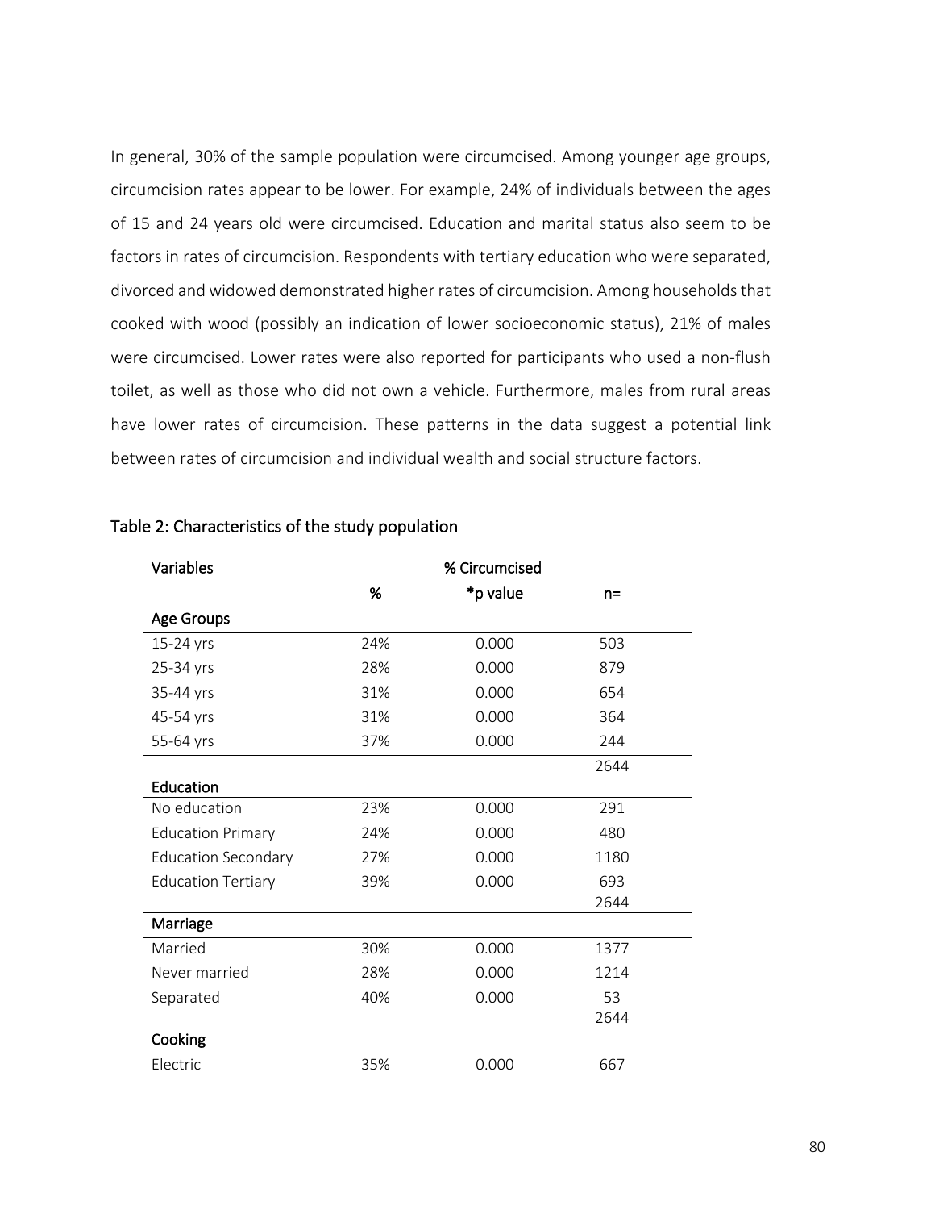In general, 30% of the sample population were circumcised. Among younger age groups, circumcision rates appear to be lower. For example, 24% of individuals between the ages of 15 and 24 years old were circumcised. Education and marital status also seem to be factors in rates of circumcision. Respondents with tertiary education who were separated, divorced and widowed demonstrated higher rates of circumcision. Among households that cooked with wood (possibly an indication of lower socioeconomic status), 21% of males were circumcised. Lower rates were also reported for participants who used a non-flush toilet, as well as those who did not own a vehicle. Furthermore, males from rural areas have lower rates of circumcision. These patterns in the data suggest a potential link between rates of circumcision and individual wealth and social structure factors.

Table 2: Characteristics of the study population

| Variables | % Circumcised | | |
|---|---|---|---|
| | % | *p value | n= |
| **Age Groups** | | | |
| 15-24 yrs | 24% | 0.000 | 503 |
| 25-34 yrs | 28% | 0.000 | 879 |
| 35-44 yrs | 31% | 0.000 | 654 |
| 45-54 yrs | 31% | 0.000 | 364 |
| 55-64 yrs | 37% | 0.000 | 244 |
| | | | 2644 |
| **Education** | | | |
| No education | 23% | 0.000 | 291 |
| Education Primary | 24% | 0.000 | 480 |
| Education Secondary | 27% | 0.000 | 1180 |
| Education Tertiary | 39% | 0.000 | 693 |
| | | | 2644 |
| **Marriage** | | | |
| Married | 30% | 0.000 | 1377 |
| Never married | 28% | 0.000 | 1214 |
| Separated | 40% | 0.000 | 53 |
| | | | 2644 |
| **Cooking** | | | |
| Electric | 35% | 0.000 | 667 |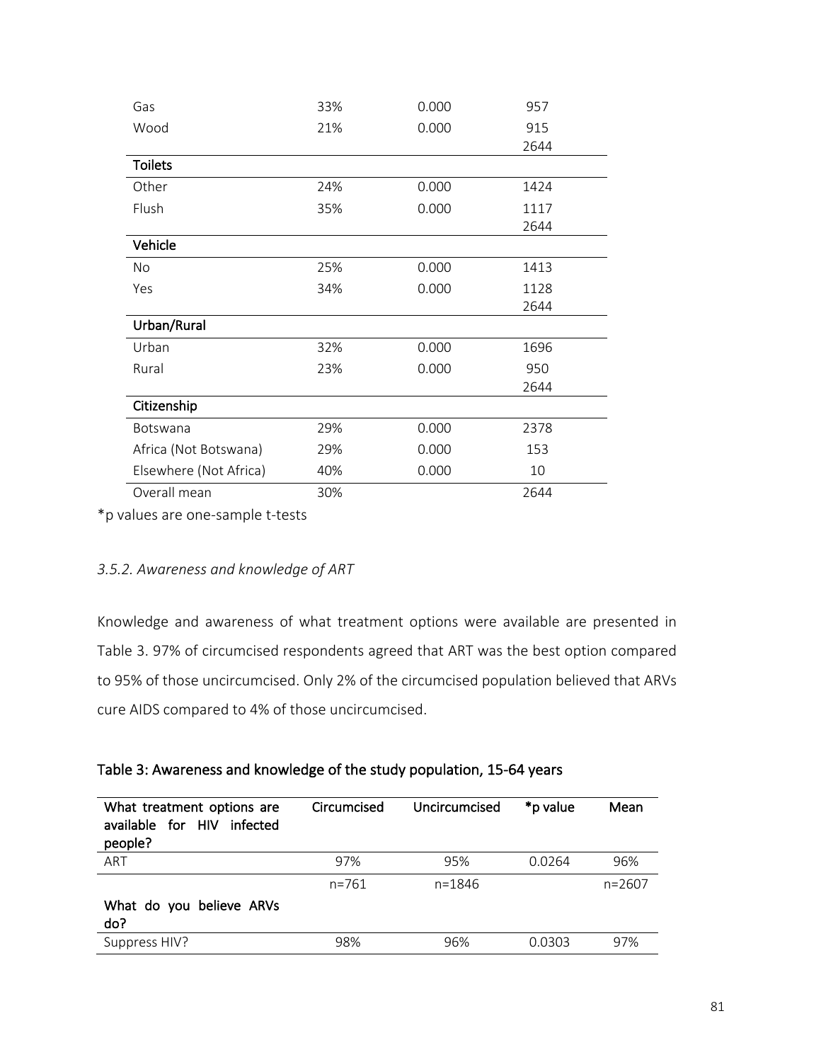| | | | |
|---|---|---|---|
| Gas | 33% | 0.000 | 957 |
| Wood | 21% | 0.000 | 915 |
| | | | 2644 |
| **Toilets** | | | |
| Other | 24% | 0.000 | 1424 |
| Flush | 35% | 0.000 | 1117 |
| | | | 2644 |
| **Vehicle** | | | |
| No | 25% | 0.000 | 1413 |
| Yes | 34% | 0.000 | 1128 |
| | | | 2644 |
| **Urban/Rural** | | | |
| Urban | 32% | 0.000 | 1696 |
| Rural | 23% | 0.000 | 950 |
| | | | 2644 |
| **Citizenship** | | | |
| Botswana | 29% | 0.000 | 2378 |
| Africa (Not Botswana) | 29% | 0.000 | 153 |
| Elsewhere (Not Africa) | 40% | 0.000 | 10 |
| Overall mean | 30% | | 2644 |

*p values are one-sample t-tests

### *3.5.2. Awareness and knowledge of ART*

Knowledge and awareness of what treatment options were available are presented in Table 3. 97% of circumcised respondents agreed that ART was the best option compared to 95% of those uncircumcised. Only 2% of the circumcised population believed that ARVs cure AIDS compared to 4% of those uncircumcised.

**Table 3: Awareness and knowledge of the study population, 15-64 years**

| What treatment options are available for HIV infected people? | Circumcised | Uncircumcised | *p value | Mean |
|---|---|---|---|---|
| ART | 97% | 95% | 0.0264 | 96% |
| | n=761 | n=1846 | | n=2607 |
| **What do you believe ARVs do?** | | | | |
| Suppress HIV? | 98% | 96% | 0.0303 | 97% |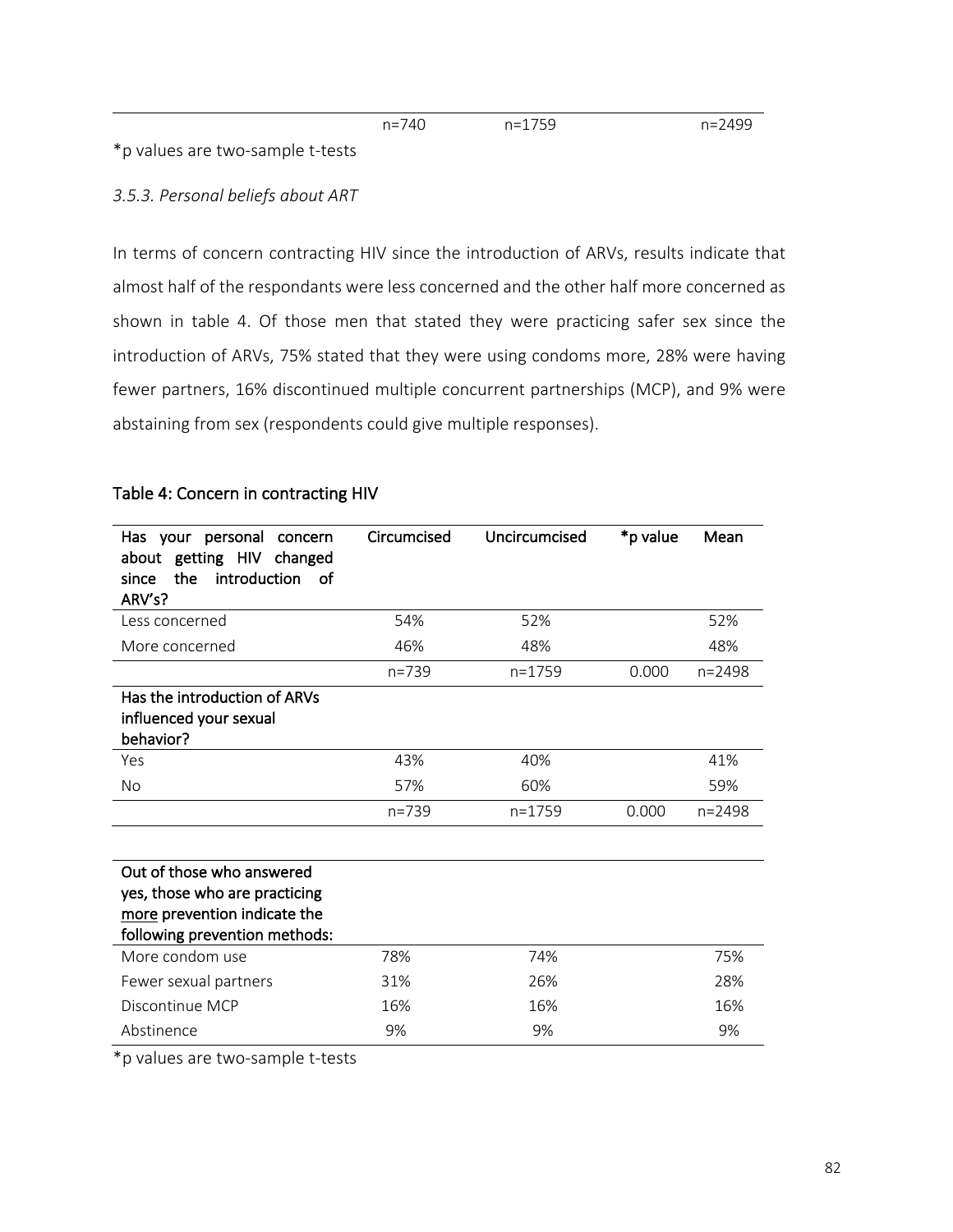| | n=740 | n=1759 | | n=2499 |
|---|---|---|---|---|

*p values are two-sample t-tests

### *3.5.3. Personal beliefs about ART*

In terms of concern contracting HIV since the introduction of ARVs, results indicate that almost half of the respondants were less concerned and the other half more concerned as shown in table 4. Of those men that stated they were practicing safer sex since the introduction of ARVs, 75% stated that they were using condoms more, 28% were having fewer partners, 16% discontinued multiple concurrent partnerships (MCP), and 9% were abstaining from sex (respondents could give multiple responses).

Table 4: Concern in contracting HIV

| Has your personal concern about getting HIV changed since the introduction of ARV's? | Circumcised | Uncircumcised | *p value | Mean |
|---|---|---|---|---|
| Less concerned | 54% | 52% | | 52% |
| More concerned | 46% | 48% | | 48% |
| | n=739 | n=1759 | 0.000 | n=2498 |
| **Has the introduction of ARVs influenced your sexual behavior?** | | | | |
| Yes | 43% | 40% | | 41% |
| No | 57% | 60% | | 59% |
| | n=739 | n=1759 | 0.000 | n=2498 |

| Out of those who answered yes, those who are practicing more prevention indicate the following prevention methods: | | | | |
|---|---|---|---|---|
| More condom use | 78% | 74% | | 75% |
| Fewer sexual partners | 31% | 26% | | 28% |
| Discontinue MCP | 16% | 16% | | 16% |
| Abstinence | 9% | 9% | | 9% |

*p values are two-sample t-tests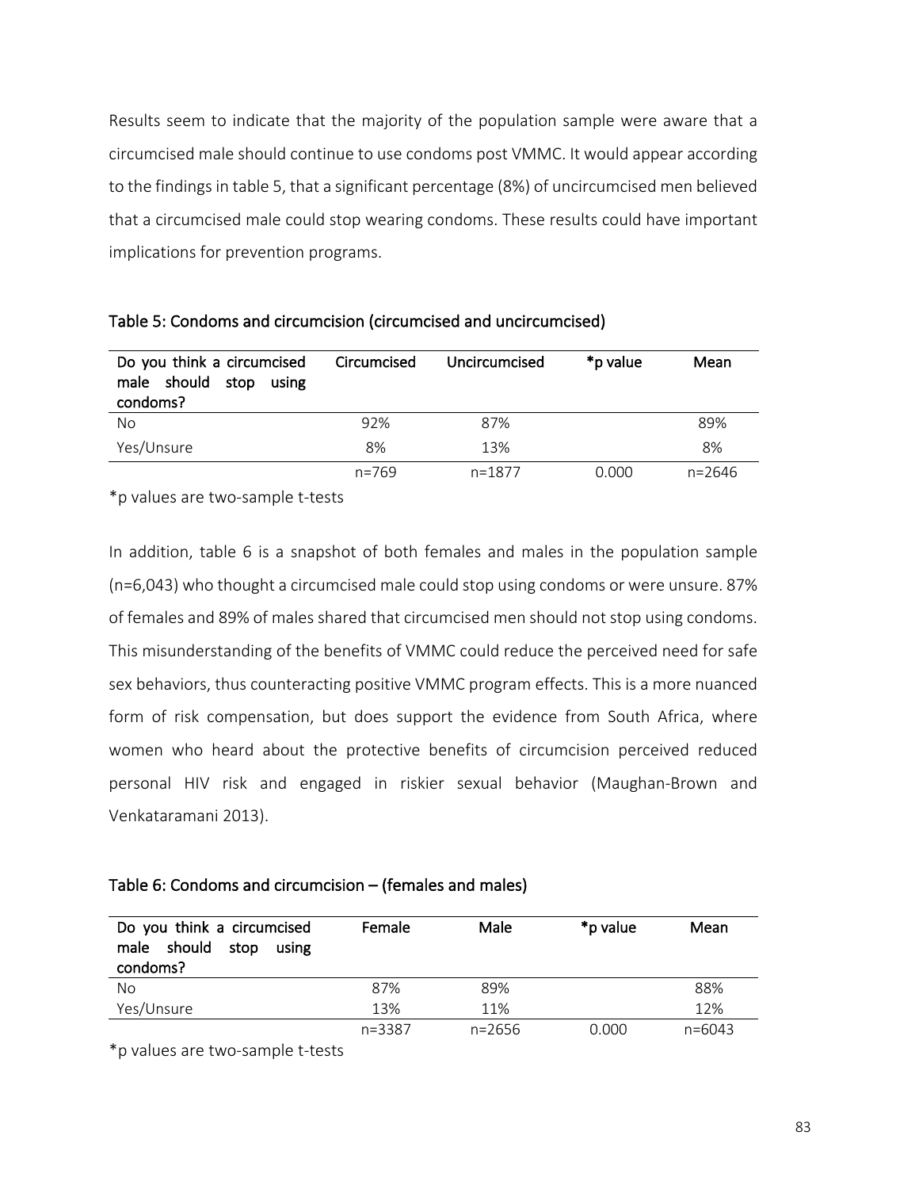Results seem to indicate that the majority of the population sample were aware that a circumcised male should continue to use condoms post VMMC. It would appear according to the findings in table 5, that a significant percentage (8%) of uncircumcised men believed that a circumcised male could stop wearing condoms. These results could have important implications for prevention programs.

**Table 5: Condoms and circumcision (circumcised and uncircumcised)**

| Do you think a circumcised male should stop using condoms? | Circumcised | Uncircumcised | *p value | Mean |
|---|---|---|---|---|
| No | 92% | 87% | | 89% |
| Yes/Unsure | 8% | 13% | | 8% |
| | n=769 | n=1877 | 0.000 | n=2646 |

*p values are two-sample t-tests

In addition, table 6 is a snapshot of both females and males in the population sample (n=6,043) who thought a circumcised male could stop using condoms or were unsure. 87% of females and 89% of males shared that circumcised men should not stop using condoms. This misunderstanding of the benefits of VMMC could reduce the perceived need for safe sex behaviors, thus counteracting positive VMMC program effects. This is a more nuanced form of risk compensation, but does support the evidence from South Africa, where women who heard about the protective benefits of circumcision perceived reduced personal HIV risk and engaged in riskier sexual behavior (Maughan-Brown and Venkataramani 2013).

**Table 6: Condoms and circumcision – (females and males)**

| Do you think a circumcised male should stop using condoms? | Female | Male | *p value | Mean |
|---|---|---|---|---|
| No | 87% | 89% | | 88% |
| Yes/Unsure | 13% | 11% | | 12% |
| | n=3387 | n=2656 | 0.000 | n=6043 |

*p values are two-sample t-tests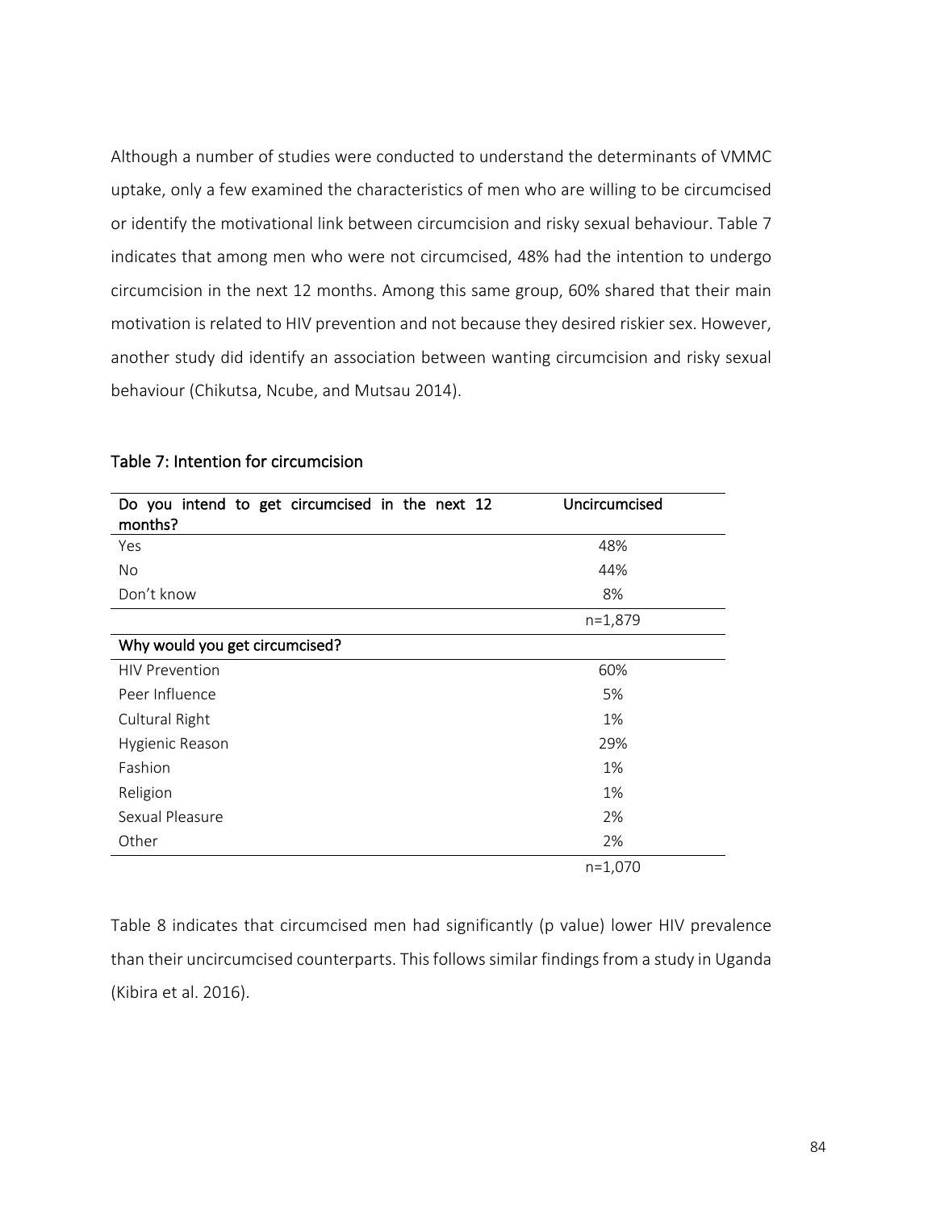Although a number of studies were conducted to understand the determinants of VMMC uptake, only a few examined the characteristics of men who are willing to be circumcised or identify the motivational link between circumcision and risky sexual behaviour. Table 7 indicates that among men who were not circumcised, 48% had the intention to undergo circumcision in the next 12 months. Among this same group, 60% shared that their main motivation is related to HIV prevention and not because they desired riskier sex. However, another study did identify an association between wanting circumcision and risky sexual behaviour (Chikutsa, Ncube, and Mutsau 2014).

Table 7: Intention for circumcision

| Do you intend to get circumcised in the next 12 months? | Uncircumcised |
|---|---|
| Yes | 48% |
| No | 44% |
| Don't know | 8% |
| | n=1,879 |
| **Why would you get circumcised?** | |
| HIV Prevention | 60% |
| Peer Influence | 5% |
| Cultural Right | 1% |
| Hygienic Reason | 29% |
| Fashion | 1% |
| Religion | 1% |
| Sexual Pleasure | 2% |
| Other | 2% |
| | n=1,070 |

Table 8 indicates that circumcised men had significantly (p value) lower HIV prevalence than their uncircumcised counterparts. This follows similar findings from a study in Uganda (Kibira et al. 2016).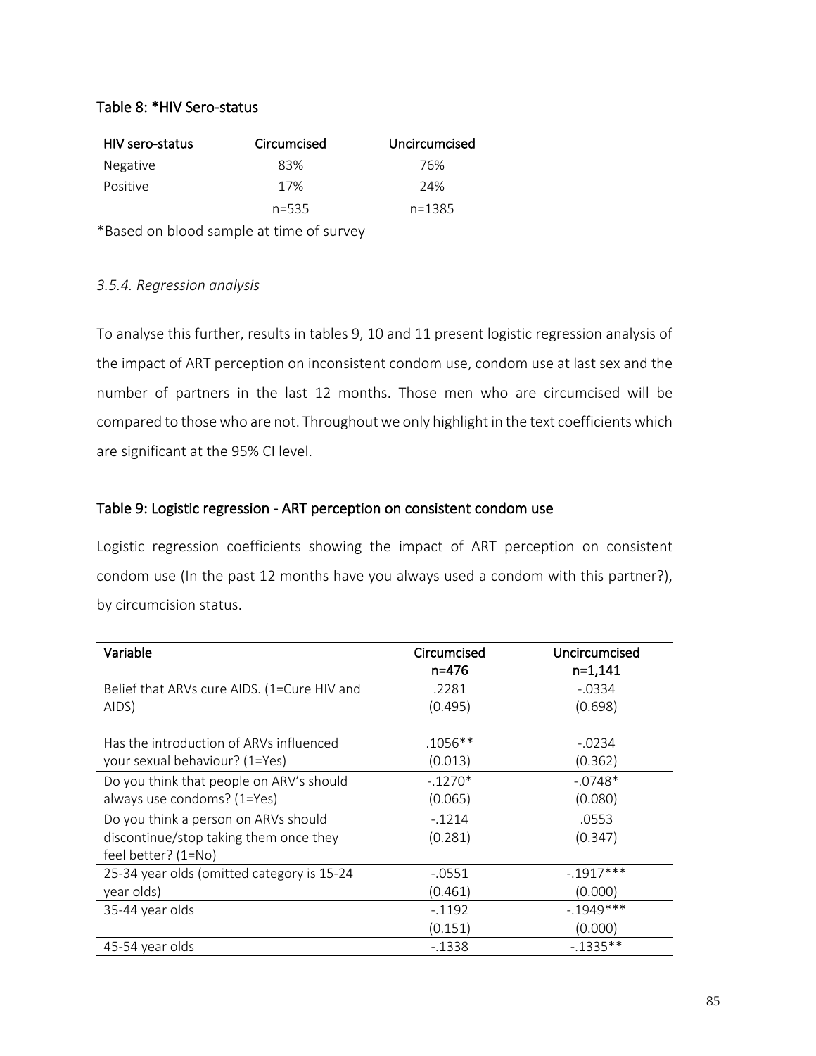### Table 8: *HIV Sero-status

| HIV sero-status | Circumcised | Uncircumcised |
|---|---|---|
| Negative | 83% | 76% |
| Positive | 17% | 24% |
| | n=535 | n=1385 |

*Based on blood sample at time of survey

*3.5.4. Regression analysis*

To analyse this further, results in tables 9, 10 and 11 present logistic regression analysis of the impact of ART perception on inconsistent condom use, condom use at last sex and the number of partners in the last 12 months. Those men who are circumcised will be compared to those who are not. Throughout we only highlight in the text coefficients which are significant at the 95% CI level.

### Table 9: Logistic regression - ART perception on consistent condom use

Logistic regression coefficients showing the impact of ART perception on consistent condom use (In the past 12 months have you always used a condom with this partner?), by circumcision status.

| Variable | Circumcised n=476 | Uncircumcised n=1,141 |
|---|---|---|
| Belief that ARVs cure AIDS. (1=Cure HIV and AIDS) | .2281<br>(0.495) | -.0334<br>(0.698) |
| Has the introduction of ARVs influenced your sexual behaviour? (1=Yes) | .1056**<br>(0.013) | -.0234<br>(0.362) |
| Do you think that people on ARV's should always use condoms? (1=Yes) | -.1270*<br>(0.065) | -.0748*<br>(0.080) |
| Do you think a person on ARVs should discontinue/stop taking them once they feel better? (1=No) | -.1214<br>(0.281) | .0553<br>(0.347) |
| 25-34 year olds (omitted category is 15-24 year olds) | -.0551<br>(0.461) | -.1917***<br>(0.000) |
| 35-44 year olds | -.1192<br>(0.151) | -.1949***<br>(0.000) |
| 45-54 year olds | -.1338 | -.1335** |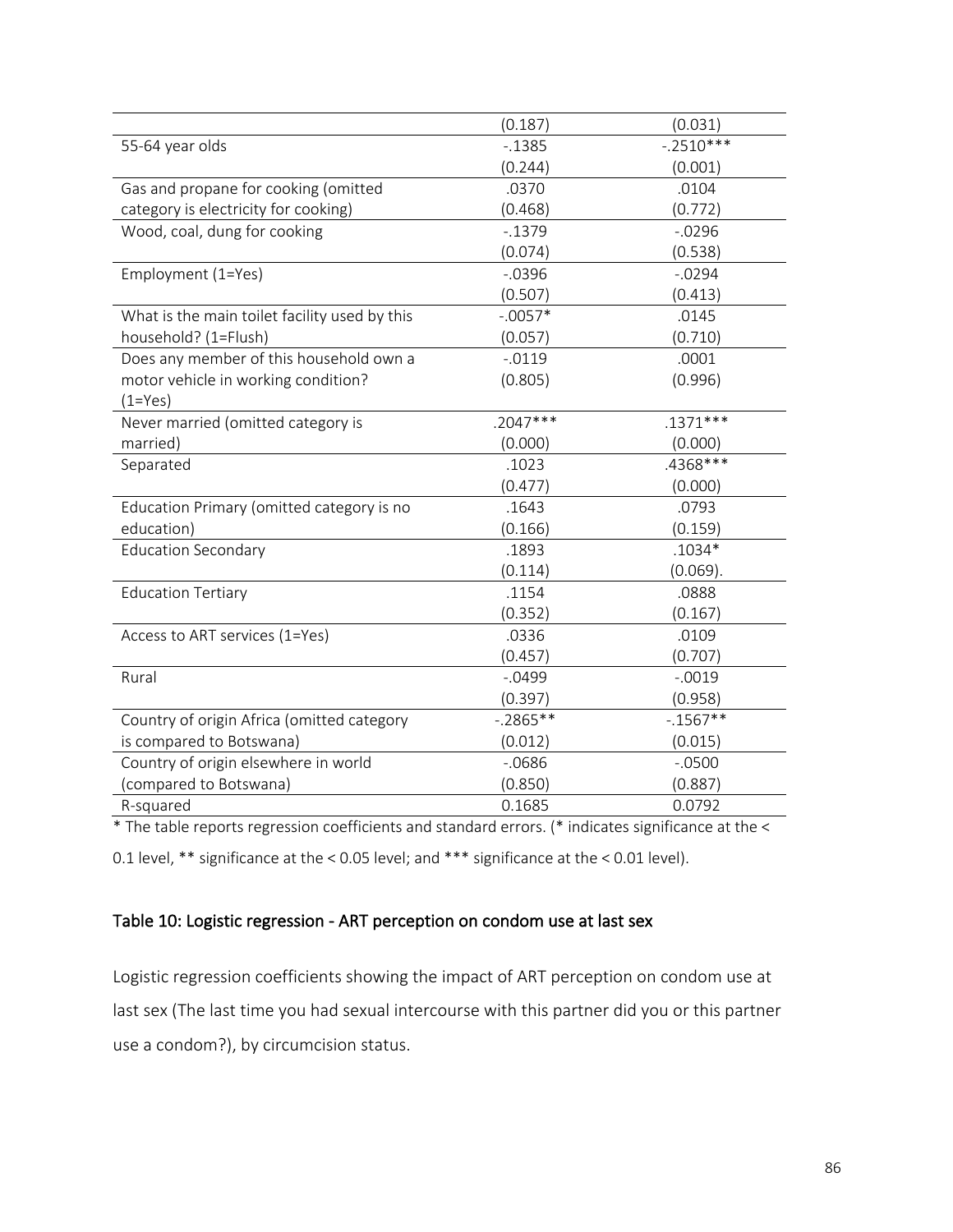| | | |
|---|---|---|
| | (0.187) | (0.031) |
| 55-64 year olds | -.1385 | -.2510*** |
| | (0.244) | (0.001) |
| Gas and propane for cooking (omitted category is electricity for cooking) | .0370 | .0104 |
| | (0.468) | (0.772) |
| Wood, coal, dung for cooking | -.1379 | -.0296 |
| | (0.074) | (0.538) |
| Employment (1=Yes) | -.0396 | -.0294 |
| | (0.507) | (0.413) |
| What is the main toilet facility used by this household? (1=Flush) | -.0057* | .0145 |
| | (0.057) | (0.710) |
| Does any member of this household own a motor vehicle in working condition? (1=Yes) | -.0119 | .0001 |
| | (0.805) | (0.996) |
| Never married (omitted category is married) | .2047*** | .1371*** |
| | (0.000) | (0.000) |
| Separated | .1023 | .4368*** |
| | (0.477) | (0.000) |
| Education Primary (omitted category is no education) | .1643 | .0793 |
| | (0.166) | (0.159) |
| Education Secondary | .1893 | .1034* |
| | (0.114) | (0.069). |
| Education Tertiary | .1154 | .0888 |
| | (0.352) | (0.167) |
| Access to ART services (1=Yes) | .0336 | .0109 |
| | (0.457) | (0.707) |
| Rural | -.0499 | -.0019 |
| | (0.397) | (0.958) |
| Country of origin Africa (omitted category is compared to Botswana) | -.2865** | -.1567** |
| | (0.012) | (0.015) |
| Country of origin elsewhere in world (compared to Botswana) | -.0686 | -.0500 |
| | (0.850) | (0.887) |
| R-squared | 0.1685 | 0.0792 |

* The table reports regression coefficients and standard errors. (* indicates significance at the < 0.1 level, ** significance at the < 0.05 level; and *** significance at the < 0.01 level).

### Table 10: Logistic regression - ART perception on condom use at last sex

Logistic regression coefficients showing the impact of ART perception on condom use at last sex (The last time you had sexual intercourse with this partner did you or this partner use a condom?), by circumcision status.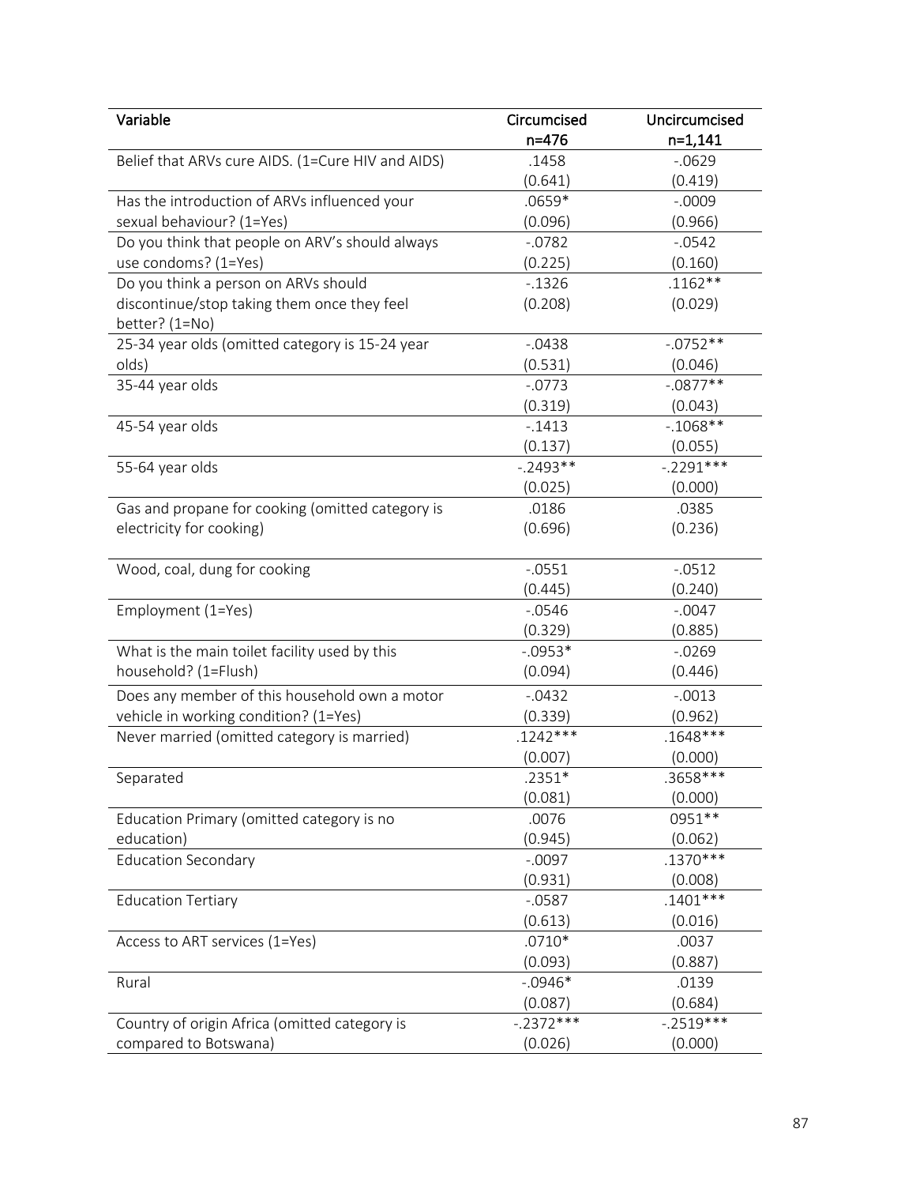| Variable | Circumcised n=476 | Uncircumcised n=1,141 |
|---|---|---|
| Belief that ARVs cure AIDS. (1=Cure HIV and AIDS) | .1458<br>(0.641) | -.0629<br>(0.419) |
| Has the introduction of ARVs influenced your sexual behaviour? (1=Yes) | .0659*<br>(0.096) | -.0009<br>(0.966) |
| Do you think that people on ARV's should always use condoms? (1=Yes) | -.0782<br>(0.225) | -.0542<br>(0.160) |
| Do you think a person on ARVs should discontinue/stop taking them once they feel better? (1=No) | -.1326<br>(0.208) | .1162**<br>(0.029) |
| 25-34 year olds (omitted category is 15-24 year olds) | -.0438<br>(0.531) | -.0752**<br>(0.046) |
| 35-44 year olds | -.0773<br>(0.319) | -.0877**<br>(0.043) |
| 45-54 year olds | -.1413<br>(0.137) | -.1068**<br>(0.055) |
| 55-64 year olds | -.2493**<br>(0.025) | -.2291***<br>(0.000) |
| Gas and propane for cooking (omitted category is electricity for cooking) | .0186<br>(0.696) | .0385<br>(0.236) |
| Wood, coal, dung for cooking | -.0551<br>(0.445) | -.0512<br>(0.240) |
| Employment (1=Yes) | -.0546<br>(0.329) | -.0047<br>(0.885) |
| What is the main toilet facility used by this household? (1=Flush) | -.0953*<br>(0.094) | -.0269<br>(0.446) |
| Does any member of this household own a motor vehicle in working condition? (1=Yes) | -.0432<br>(0.339) | -.0013<br>(0.962) |
| Never married (omitted category is married) | .1242***<br>(0.007) | .1648***<br>(0.000) |
| Separated | .2351*<br>(0.081) | .3658***<br>(0.000) |
| Education Primary (omitted category is no education) | .0076<br>(0.945) | 0951**<br>(0.062) |
| Education Secondary | -.0097<br>(0.931) | .1370***<br>(0.008) |
| Education Tertiary | -.0587<br>(0.613) | .1401***<br>(0.016) |
| Access to ART services (1=Yes) | .0710*<br>(0.093) | .0037<br>(0.887) |
| Rural | -.0946*<br>(0.087) | .0139<br>(0.684) |
| Country of origin Africa (omitted category is compared to Botswana) | -.2372***<br>(0.026) | -.2519***<br>(0.000) |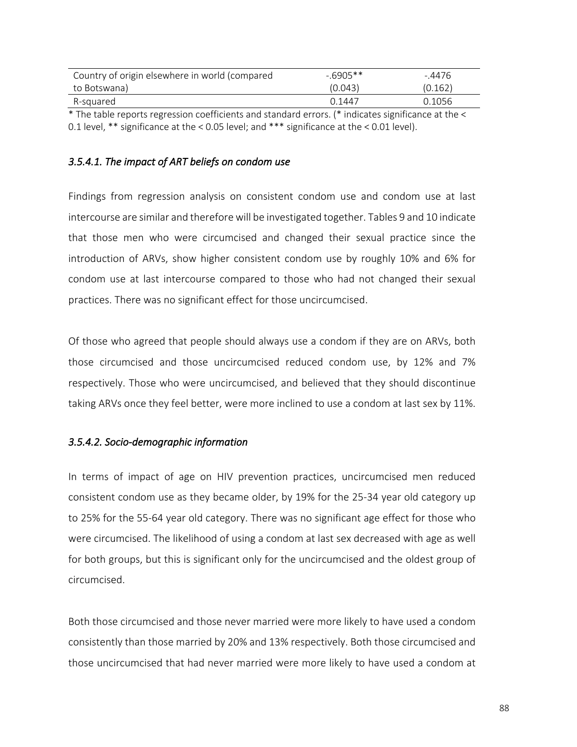| Country of origin elsewhere in world (compared to Botswana) | -.6905** (0.043) | -.4476 (0.162) |
|---|---|---|
| R-squared | 0.1447 | 0.1056 |

* The table reports regression coefficients and standard errors. (* indicates significance at the < 0.1 level, ** significance at the < 0.05 level; and *** significance at the < 0.01 level).

### *3.5.4.1. The impact of ART beliefs on condom use*

Findings from regression analysis on consistent condom use and condom use at last intercourse are similar and therefore will be investigated together. Tables 9 and 10 indicate that those men who were circumcised and changed their sexual practice since the introduction of ARVs, show higher consistent condom use by roughly 10% and 6% for condom use at last intercourse compared to those who had not changed their sexual practices. There was no significant effect for those uncircumcised.

Of those who agreed that people should always use a condom if they are on ARVs, both those circumcised and those uncircumcised reduced condom use, by 12% and 7% respectively. Those who were uncircumcised, and believed that they should discontinue taking ARVs once they feel better, were more inclined to use a condom at last sex by 11%.

### *3.5.4.2. Socio-demographic information*

In terms of impact of age on HIV prevention practices, uncircumcised men reduced consistent condom use as they became older, by 19% for the 25-34 year old category up to 25% for the 55-64 year old category. There was no significant age effect for those who were circumcised. The likelihood of using a condom at last sex decreased with age as well for both groups, but this is significant only for the uncircumcised and the oldest group of circumcised.

Both those circumcised and those never married were more likely to have used a condom consistently than those married by 20% and 13% respectively. Both those circumcised and those uncircumcised that had never married were more likely to have used a condom at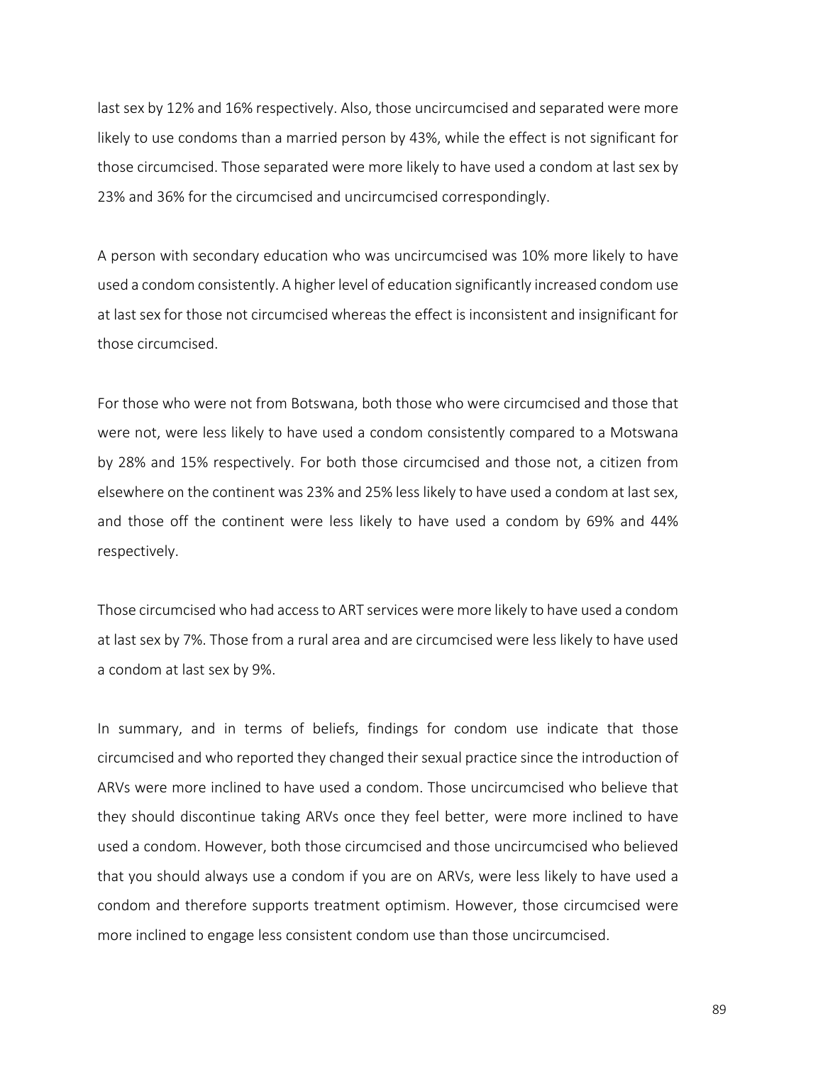last sex by 12% and 16% respectively. Also, those uncircumcised and separated were more likely to use condoms than a married person by 43%, while the effect is not significant for those circumcised. Those separated were more likely to have used a condom at last sex by 23% and 36% for the circumcised and uncircumcised correspondingly.

A person with secondary education who was uncircumcised was 10% more likely to have used a condom consistently. A higher level of education significantly increased condom use at last sex for those not circumcised whereas the effect is inconsistent and insignificant for those circumcised.

For those who were not from Botswana, both those who were circumcised and those that were not, were less likely to have used a condom consistently compared to a Motswana by 28% and 15% respectively. For both those circumcised and those not, a citizen from elsewhere on the continent was 23% and 25% less likely to have used a condom at last sex, and those off the continent were less likely to have used a condom by 69% and 44% respectively.

Those circumcised who had access to ART services were more likely to have used a condom at last sex by 7%. Those from a rural area and are circumcised were less likely to have used a condom at last sex by 9%.

In summary, and in terms of beliefs, findings for condom use indicate that those circumcised and who reported they changed their sexual practice since the introduction of ARVs were more inclined to have used a condom. Those uncircumcised who believe that they should discontinue taking ARVs once they feel better, were more inclined to have used a condom. However, both those circumcised and those uncircumcised who believed that you should always use a condom if you are on ARVs, were less likely to have used a condom and therefore supports treatment optimism. However, those circumcised were more inclined to engage less consistent condom use than those uncircumcised.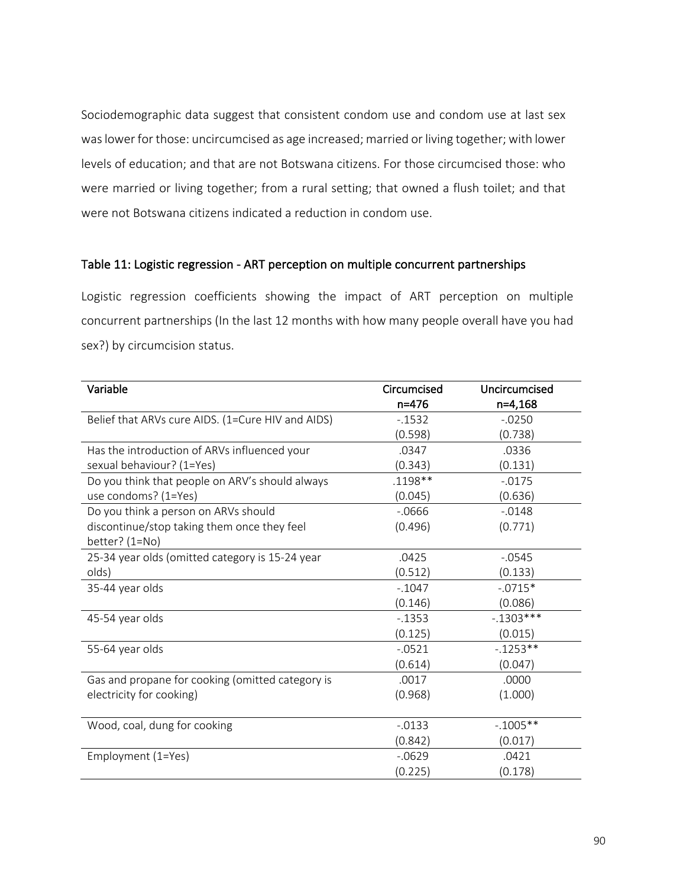Sociodemographic data suggest that consistent condom use and condom use at last sex was lower for those: uncircumcised as age increased; married or living together; with lower levels of education; and that are not Botswana citizens. For those circumcised those: who were married or living together; from a rural setting; that owned a flush toilet; and that were not Botswana citizens indicated a reduction in condom use.

### Table 11: Logistic regression - ART perception on multiple concurrent partnerships

Logistic regression coefficients showing the impact of ART perception on multiple concurrent partnerships (In the last 12 months with how many people overall have you had sex?) by circumcision status.

| Variable | Circumcised n=476 | Uncircumcised n=4,168 |
|---|---|---|
| Belief that ARVs cure AIDS. (1=Cure HIV and AIDS) | -.1532<br>(0.598) | -.0250<br>(0.738) |
| Has the introduction of ARVs influenced your sexual behaviour? (1=Yes) | .0347<br>(0.343) | .0336<br>(0.131) |
| Do you think that people on ARV's should always use condoms? (1=Yes) | .1198**<br>(0.045) | -.0175<br>(0.636) |
| Do you think a person on ARVs should discontinue/stop taking them once they feel better? (1=No) | -.0666<br>(0.496) | -.0148<br>(0.771) |
| 25-34 year olds (omitted category is 15-24 year olds) | .0425<br>(0.512) | -.0545<br>(0.133) |
| 35-44 year olds | -.1047<br>(0.146) | -.0715*<br>(0.086) |
| 45-54 year olds | -.1353<br>(0.125) | -.1303***<br>(0.015) |
| 55-64 year olds | -.0521<br>(0.614) | -.1253**<br>(0.047) |
| Gas and propane for cooking (omitted category is electricity for cooking) | .0017<br>(0.968) | .0000<br>(1.000) |
| Wood, coal, dung for cooking | -.0133<br>(0.842) | -.1005**<br>(0.017) |
| Employment (1=Yes) | -.0629<br>(0.225) | .0421<br>(0.178) |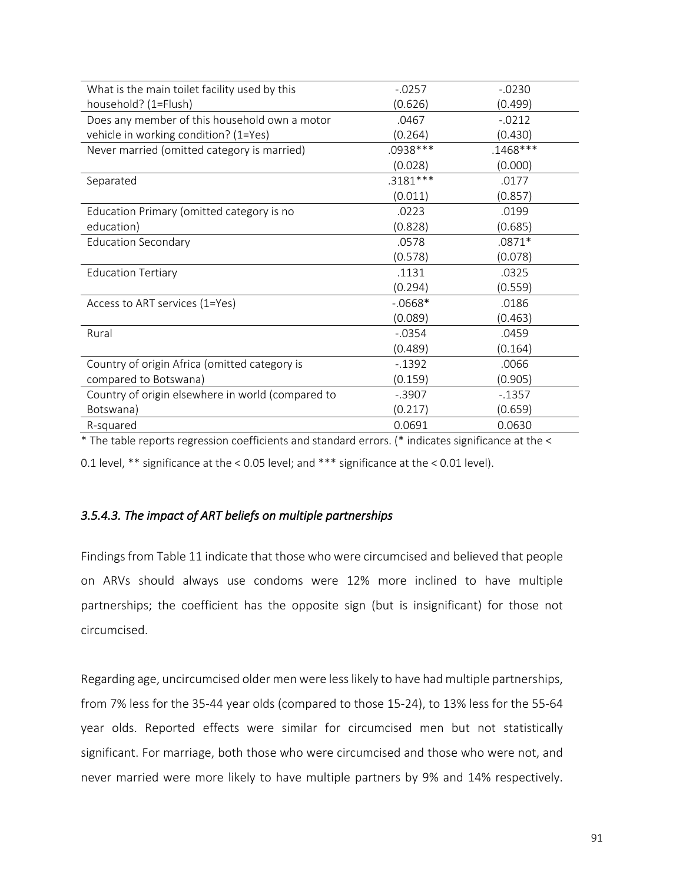| | | |
|---|---|---|
| What is the main toilet facility used by this household? (1=Flush) | -.0257<br>(0.626) | -.0230<br>(0.499) |
| Does any member of this household own a motor vehicle in working condition? (1=Yes) | .0467<br>(0.264) | -.0212<br>(0.430) |
| Never married (omitted category is married) | .0938***<br>(0.028) | .1468***<br>(0.000) |
| Separated | .3181***<br>(0.011) | .0177<br>(0.857) |
| Education Primary (omitted category is no education) | .0223<br>(0.828) | .0199<br>(0.685) |
| Education Secondary | .0578<br>(0.578) | .0871*<br>(0.078) |
| Education Tertiary | .1131<br>(0.294) | .0325<br>(0.559) |
| Access to ART services (1=Yes) | -.0668*<br>(0.089) | .0186<br>(0.463) |
| Rural | -.0354<br>(0.489) | .0459<br>(0.164) |
| Country of origin Africa (omitted category is compared to Botswana) | -.1392<br>(0.159) | .0066<br>(0.905) |
| Country of origin elsewhere in world (compared to Botswana) | -.3907<br>(0.217) | -.1357<br>(0.659) |
| R-squared | 0.0691 | 0.0630 |

* The table reports regression coefficients and standard errors. (* indicates significance at the < 0.1 level, ** significance at the < 0.05 level; and *** significance at the < 0.01 level).

### *3.5.4.3. The impact of ART beliefs on multiple partnerships*

Findings from Table 11 indicate that those who were circumcised and believed that people on ARVs should always use condoms were 12% more inclined to have multiple partnerships; the coefficient has the opposite sign (but is insignificant) for those not circumcised.

Regarding age, uncircumcised older men were less likely to have had multiple partnerships, from 7% less for the 35-44 year olds (compared to those 15-24), to 13% less for the 55-64 year olds. Reported effects were similar for circumcised men but not statistically significant. For marriage, both those who were circumcised and those who were not, and never married were more likely to have multiple partners by 9% and 14% respectively.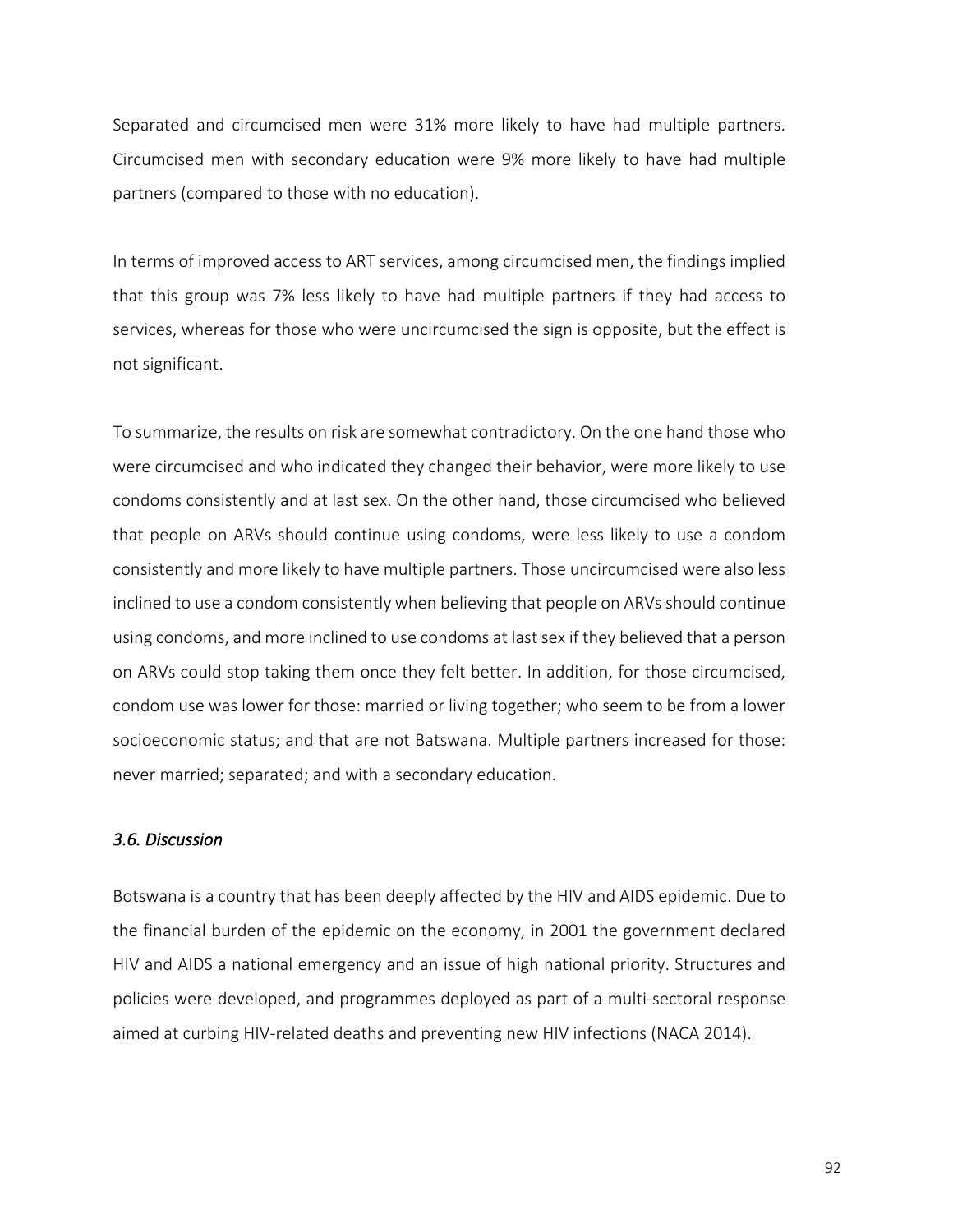Separated and circumcised men were 31% more likely to have had multiple partners. Circumcised men with secondary education were 9% more likely to have had multiple partners (compared to those with no education).

In terms of improved access to ART services, among circumcised men, the findings implied that this group was 7% less likely to have had multiple partners if they had access to services, whereas for those who were uncircumcised the sign is opposite, but the effect is not significant.

To summarize, the results on risk are somewhat contradictory. On the one hand those who were circumcised and who indicated they changed their behavior, were more likely to use condoms consistently and at last sex. On the other hand, those circumcised who believed that people on ARVs should continue using condoms, were less likely to use a condom consistently and more likely to have multiple partners. Those uncircumcised were also less inclined to use a condom consistently when believing that people on ARVs should continue using condoms, and more inclined to use condoms at last sex if they believed that a person on ARVs could stop taking them once they felt better. In addition, for those circumcised, condom use was lower for those: married or living together; who seem to be from a lower socioeconomic status; and that are not Batswana. Multiple partners increased for those: never married; separated; and with a secondary education.

### *3.6. Discussion*

Botswana is a country that has been deeply affected by the HIV and AIDS epidemic. Due to the financial burden of the epidemic on the economy, in 2001 the government declared HIV and AIDS a national emergency and an issue of high national priority. Structures and policies were developed, and programmes deployed as part of a multi-sectoral response aimed at curbing HIV-related deaths and preventing new HIV infections (NACA 2014).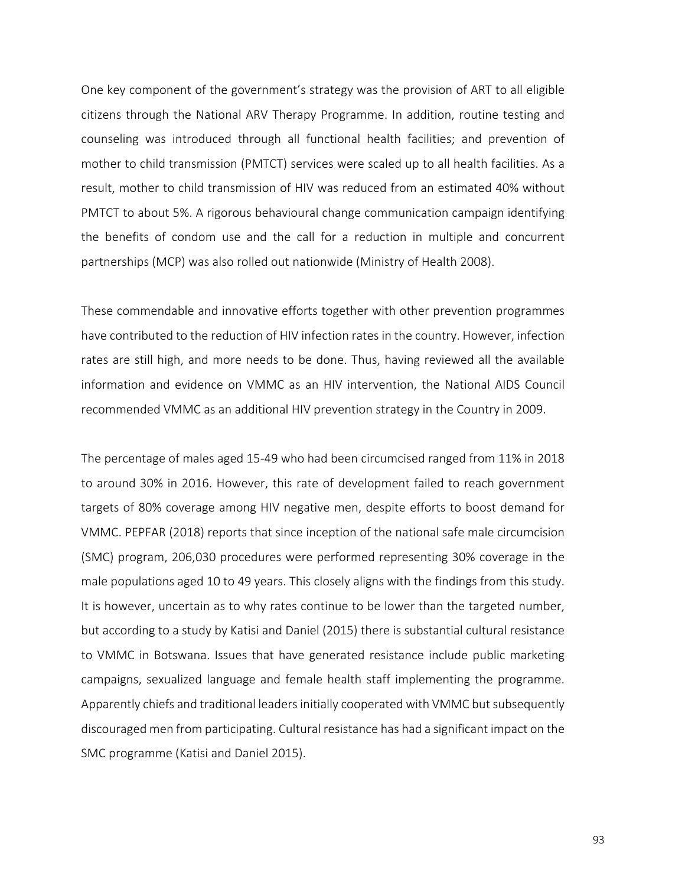One key component of the government's strategy was the provision of ART to all eligible citizens through the National ARV Therapy Programme. In addition, routine testing and counseling was introduced through all functional health facilities; and prevention of mother to child transmission (PMTCT) services were scaled up to all health facilities. As a result, mother to child transmission of HIV was reduced from an estimated 40% without PMTCT to about 5%. A rigorous behavioural change communication campaign identifying the benefits of condom use and the call for a reduction in multiple and concurrent partnerships (MCP) was also rolled out nationwide (Ministry of Health 2008).

These commendable and innovative efforts together with other prevention programmes have contributed to the reduction of HIV infection rates in the country. However, infection rates are still high, and more needs to be done. Thus, having reviewed all the available information and evidence on VMMC as an HIV intervention, the National AIDS Council recommended VMMC as an additional HIV prevention strategy in the Country in 2009.

The percentage of males aged 15-49 who had been circumcised ranged from 11% in 2018 to around 30% in 2016. However, this rate of development failed to reach government targets of 80% coverage among HIV negative men, despite efforts to boost demand for VMMC. PEPFAR (2018) reports that since inception of the national safe male circumcision (SMC) program, 206,030 procedures were performed representing 30% coverage in the male populations aged 10 to 49 years. This closely aligns with the findings from this study. It is however, uncertain as to why rates continue to be lower than the targeted number, but according to a study by Katisi and Daniel (2015) there is substantial cultural resistance to VMMC in Botswana. Issues that have generated resistance include public marketing campaigns, sexualized language and female health staff implementing the programme. Apparently chiefs and traditional leaders initially cooperated with VMMC but subsequently discouraged men from participating. Cultural resistance has had a significant impact on the SMC programme (Katisi and Daniel 2015).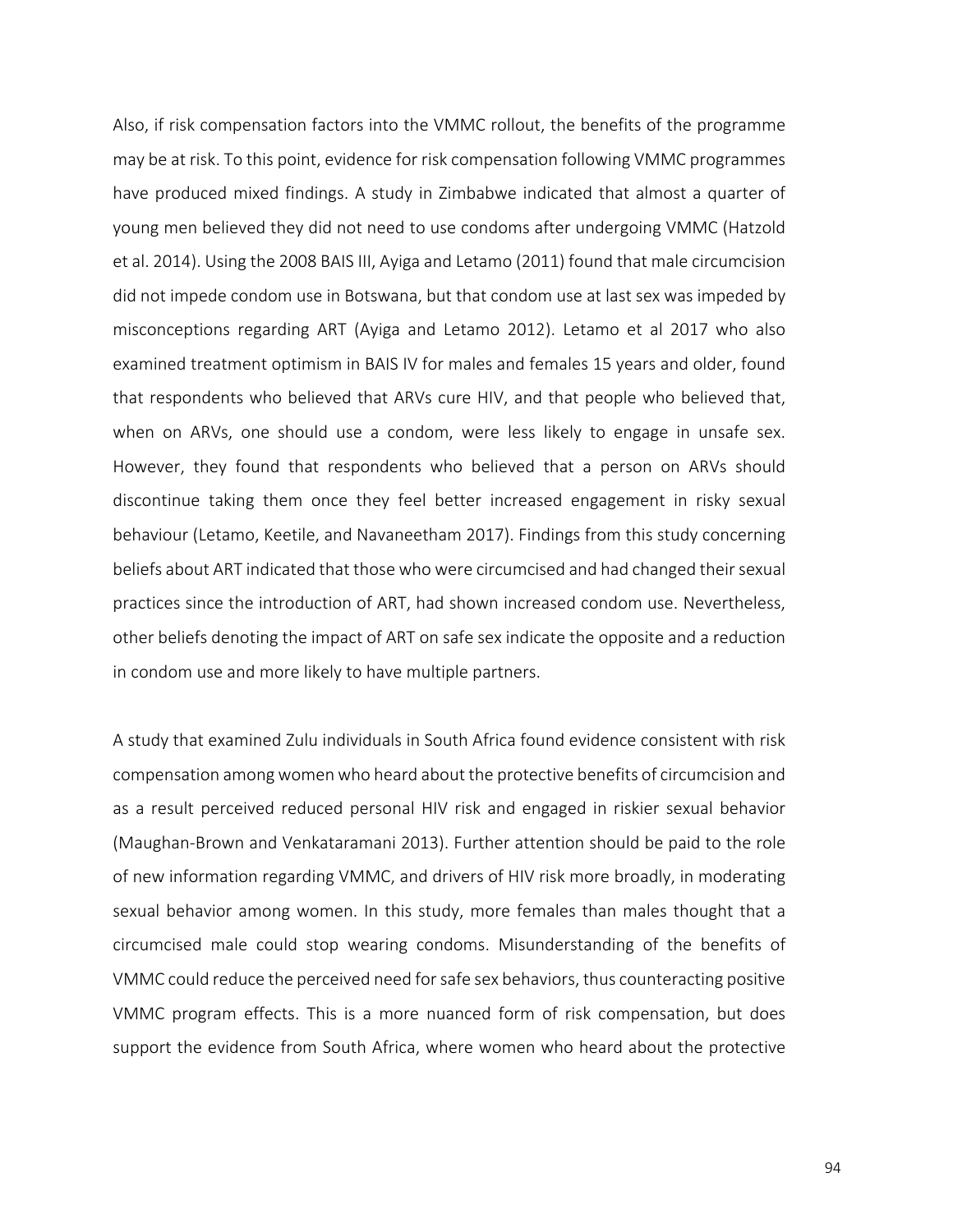Also, if risk compensation factors into the VMMC rollout, the benefits of the programme may be at risk. To this point, evidence for risk compensation following VMMC programmes have produced mixed findings. A study in Zimbabwe indicated that almost a quarter of young men believed they did not need to use condoms after undergoing VMMC (Hatzold et al. 2014). Using the 2008 BAIS III, Ayiga and Letamo (2011) found that male circumcision did not impede condom use in Botswana, but that condom use at last sex was impeded by misconceptions regarding ART (Ayiga and Letamo 2012). Letamo et al 2017 who also examined treatment optimism in BAIS IV for males and females 15 years and older, found that respondents who believed that ARVs cure HIV, and that people who believed that, when on ARVs, one should use a condom, were less likely to engage in unsafe sex. However, they found that respondents who believed that a person on ARVs should discontinue taking them once they feel better increased engagement in risky sexual behaviour (Letamo, Keetile, and Navaneetham 2017). Findings from this study concerning beliefs about ART indicated that those who were circumcised and had changed their sexual practices since the introduction of ART, had shown increased condom use. Nevertheless, other beliefs denoting the impact of ART on safe sex indicate the opposite and a reduction in condom use and more likely to have multiple partners.

A study that examined Zulu individuals in South Africa found evidence consistent with risk compensation among women who heard about the protective benefits of circumcision and as a result perceived reduced personal HIV risk and engaged in riskier sexual behavior (Maughan-Brown and Venkataramani 2013). Further attention should be paid to the role of new information regarding VMMC, and drivers of HIV risk more broadly, in moderating sexual behavior among women. In this study, more females than males thought that a circumcised male could stop wearing condoms. Misunderstanding of the benefits of VMMC could reduce the perceived need for safe sex behaviors, thus counteracting positive VMMC program effects. This is a more nuanced form of risk compensation, but does support the evidence from South Africa, where women who heard about the protective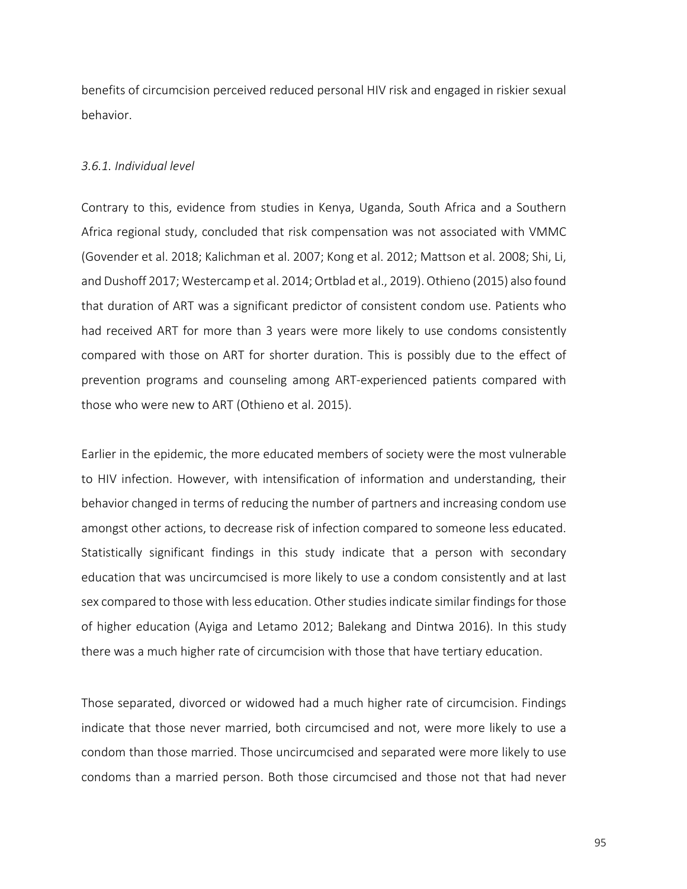benefits of circumcision perceived reduced personal HIV risk and engaged in riskier sexual behavior.

### *3.6.1. Individual level*

Contrary to this, evidence from studies in Kenya, Uganda, South Africa and a Southern Africa regional study, concluded that risk compensation was not associated with VMMC (Govender et al. 2018; Kalichman et al. 2007; Kong et al. 2012; Mattson et al. 2008; Shi, Li, and Dushoff 2017; Westercamp et al. 2014; Ortblad et al., 2019). Othieno (2015) also found that duration of ART was a significant predictor of consistent condom use. Patients who had received ART for more than 3 years were more likely to use condoms consistently compared with those on ART for shorter duration. This is possibly due to the effect of prevention programs and counseling among ART-experienced patients compared with those who were new to ART (Othieno et al. 2015).

Earlier in the epidemic, the more educated members of society were the most vulnerable to HIV infection. However, with intensification of information and understanding, their behavior changed in terms of reducing the number of partners and increasing condom use amongst other actions, to decrease risk of infection compared to someone less educated. Statistically significant findings in this study indicate that a person with secondary education that was uncircumcised is more likely to use a condom consistently and at last sex compared to those with less education. Other studies indicate similar findings for those of higher education (Ayiga and Letamo 2012; Balekang and Dintwa 2016). In this study there was a much higher rate of circumcision with those that have tertiary education.

Those separated, divorced or widowed had a much higher rate of circumcision. Findings indicate that those never married, both circumcised and not, were more likely to use a condom than those married. Those uncircumcised and separated were more likely to use condoms than a married person. Both those circumcised and those not that had never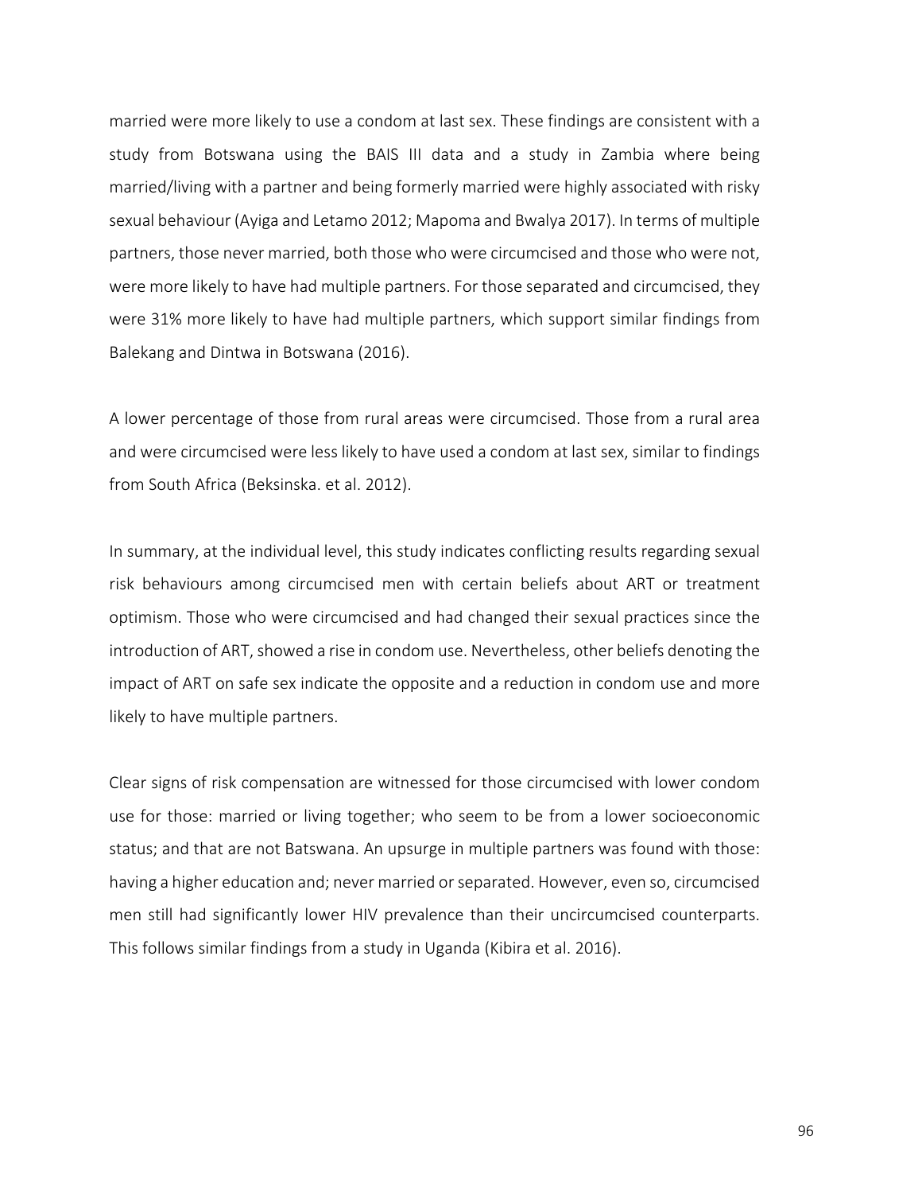married were more likely to use a condom at last sex. These findings are consistent with a study from Botswana using the BAIS III data and a study in Zambia where being married/living with a partner and being formerly married were highly associated with risky sexual behaviour (Ayiga and Letamo 2012; Mapoma and Bwalya 2017). In terms of multiple partners, those never married, both those who were circumcised and those who were not, were more likely to have had multiple partners. For those separated and circumcised, they were 31% more likely to have had multiple partners, which support similar findings from Balekang and Dintwa in Botswana (2016).

A lower percentage of those from rural areas were circumcised. Those from a rural area and were circumcised were less likely to have used a condom at last sex, similar to findings from South Africa (Beksinska. et al. 2012).

In summary, at the individual level, this study indicates conflicting results regarding sexual risk behaviours among circumcised men with certain beliefs about ART or treatment optimism. Those who were circumcised and had changed their sexual practices since the introduction of ART, showed a rise in condom use. Nevertheless, other beliefs denoting the impact of ART on safe sex indicate the opposite and a reduction in condom use and more likely to have multiple partners.

Clear signs of risk compensation are witnessed for those circumcised with lower condom use for those: married or living together; who seem to be from a lower socioeconomic status; and that are not Batswana. An upsurge in multiple partners was found with those: having a higher education and; never married or separated. However, even so, circumcised men still had significantly lower HIV prevalence than their uncircumcised counterparts. This follows similar findings from a study in Uganda (Kibira et al. 2016).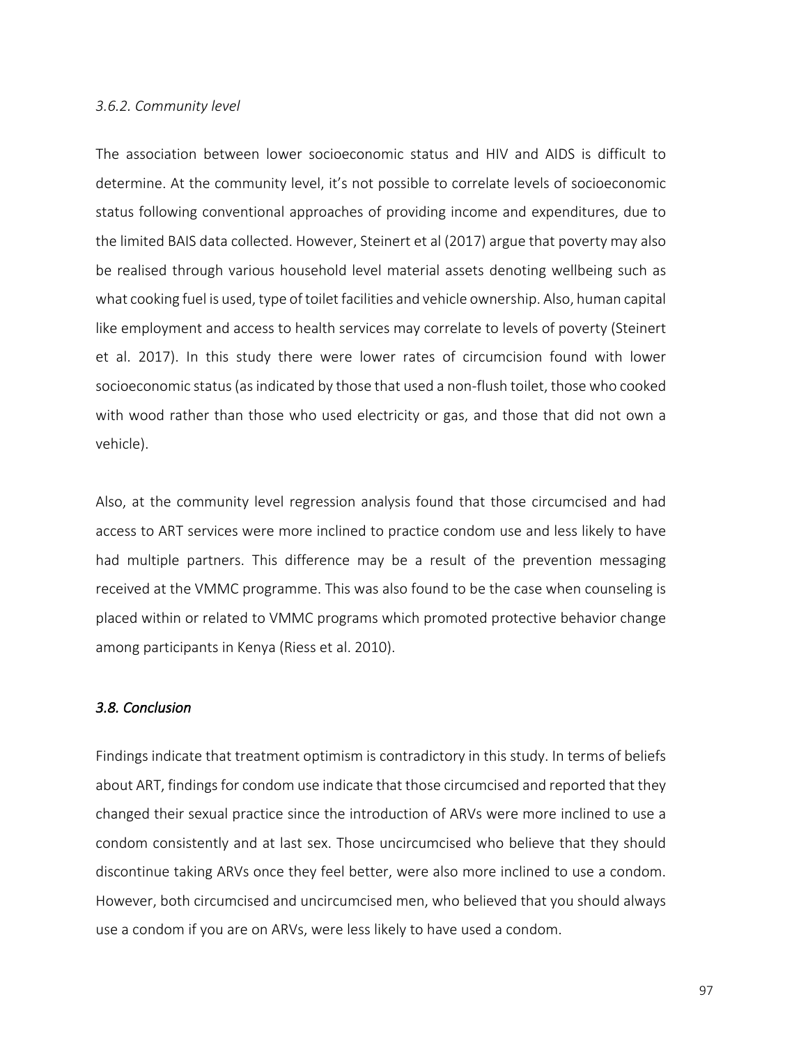### *3.6.2. Community level*

The association between lower socioeconomic status and HIV and AIDS is difficult to determine. At the community level, it's not possible to correlate levels of socioeconomic status following conventional approaches of providing income and expenditures, due to the limited BAIS data collected. However, Steinert et al (2017) argue that poverty may also be realised through various household level material assets denoting wellbeing such as what cooking fuel is used, type of toilet facilities and vehicle ownership. Also, human capital like employment and access to health services may correlate to levels of poverty (Steinert et al. 2017). In this study there were lower rates of circumcision found with lower socioeconomic status (as indicated by those that used a non-flush toilet, those who cooked with wood rather than those who used electricity or gas, and those that did not own a vehicle).

Also, at the community level regression analysis found that those circumcised and had access to ART services were more inclined to practice condom use and less likely to have had multiple partners. This difference may be a result of the prevention messaging received at the VMMC programme. This was also found to be the case when counseling is placed within or related to VMMC programs which promoted protective behavior change among participants in Kenya (Riess et al. 2010).

## *3.8. Conclusion*

Findings indicate that treatment optimism is contradictory in this study. In terms of beliefs about ART, findings for condom use indicate that those circumcised and reported that they changed their sexual practice since the introduction of ARVs were more inclined to use a condom consistently and at last sex. Those uncircumcised who believe that they should discontinue taking ARVs once they feel better, were also more inclined to use a condom. However, both circumcised and uncircumcised men, who believed that you should always use a condom if you are on ARVs, were less likely to have used a condom.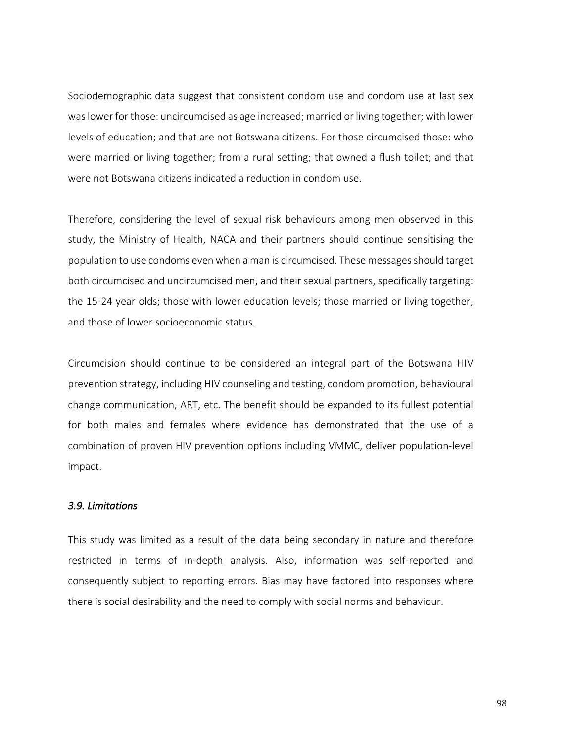Sociodemographic data suggest that consistent condom use and condom use at last sex was lower for those: uncircumcised as age increased; married or living together; with lower levels of education; and that are not Botswana citizens. For those circumcised those: who were married or living together; from a rural setting; that owned a flush toilet; and that were not Botswana citizens indicated a reduction in condom use.

Therefore, considering the level of sexual risk behaviours among men observed in this study, the Ministry of Health, NACA and their partners should continue sensitising the population to use condoms even when a man is circumcised. These messages should target both circumcised and uncircumcised men, and their sexual partners, specifically targeting: the 15-24 year olds; those with lower education levels; those married or living together, and those of lower socioeconomic status.

Circumcision should continue to be considered an integral part of the Botswana HIV prevention strategy, including HIV counseling and testing, condom promotion, behavioural change communication, ART, etc. The benefit should be expanded to its fullest potential for both males and females where evidence has demonstrated that the use of a combination of proven HIV prevention options including VMMC, deliver population-level impact.

### *3.9. Limitations*

This study was limited as a result of the data being secondary in nature and therefore restricted in terms of in-depth analysis. Also, information was self-reported and consequently subject to reporting errors. Bias may have factored into responses where there is social desirability and the need to comply with social norms and behaviour.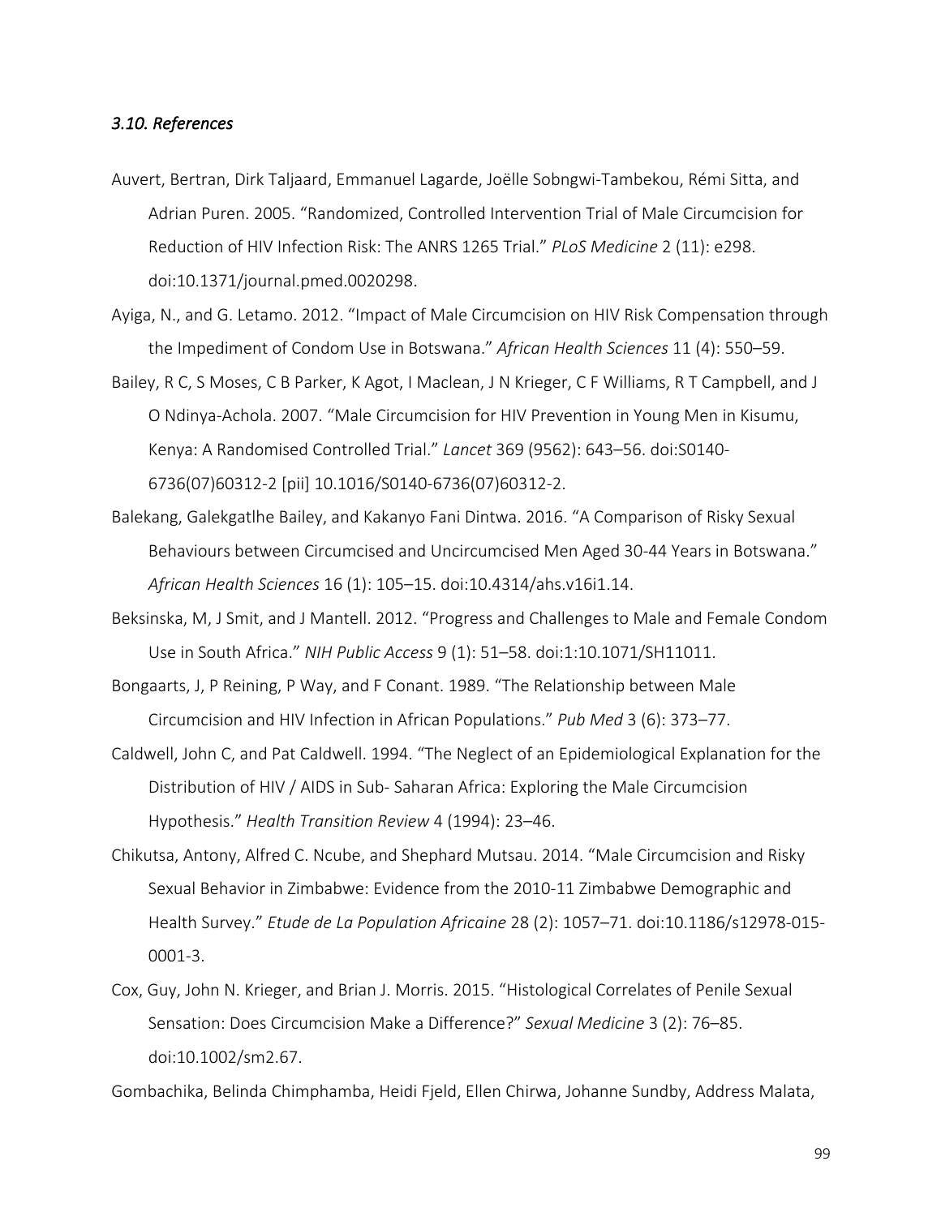### *3.10. References*

Auvert, Bertran, Dirk Taljaard, Emmanuel Lagarde, Joëlle Sobngwi-Tambekou, Rémi Sitta, and Adrian Puren. 2005. "Randomized, Controlled Intervention Trial of Male Circumcision for Reduction of HIV Infection Risk: The ANRS 1265 Trial." *PLoS Medicine* 2 (11): e298. doi:10.1371/journal.pmed.0020298.

Ayiga, N., and G. Letamo. 2012. "Impact of Male Circumcision on HIV Risk Compensation through the Impediment of Condom Use in Botswana." *African Health Sciences* 11 (4): 550–59.

Bailey, R C, S Moses, C B Parker, K Agot, I Maclean, J N Krieger, C F Williams, R T Campbell, and J O Ndinya-Achola. 2007. "Male Circumcision for HIV Prevention in Young Men in Kisumu, Kenya: A Randomised Controlled Trial." *Lancet* 369 (9562): 643–56. doi:S0140-6736(07)60312-2 [pii] 10.1016/S0140-6736(07)60312-2.

Balekang, Galekgatlhe Bailey, and Kakanyo Fani Dintwa. 2016. "A Comparison of Risky Sexual Behaviours between Circumcised and Uncircumcised Men Aged 30-44 Years in Botswana." *African Health Sciences* 16 (1): 105–15. doi:10.4314/ahs.v16i1.14.

Beksinska, M, J Smit, and J Mantell. 2012. "Progress and Challenges to Male and Female Condom Use in South Africa." *NIH Public Access* 9 (1): 51–58. doi:1:10.1071/SH11011.

Bongaarts, J, P Reining, P Way, and F Conant. 1989. "The Relationship between Male Circumcision and HIV Infection in African Populations." *Pub Med* 3 (6): 373–77.

Caldwell, John C, and Pat Caldwell. 1994. "The Neglect of an Epidemiological Explanation for the Distribution of HIV / AIDS in Sub- Saharan Africa: Exploring the Male Circumcision Hypothesis." *Health Transition Review* 4 (1994): 23–46.

Chikutsa, Antony, Alfred C. Ncube, and Shephard Mutsau. 2014. "Male Circumcision and Risky Sexual Behavior in Zimbabwe: Evidence from the 2010-11 Zimbabwe Demographic and Health Survey." *Etude de La Population Africaine* 28 (2): 1057–71. doi:10.1186/s12978-015-0001-3.

Cox, Guy, John N. Krieger, and Brian J. Morris. 2015. "Histological Correlates of Penile Sexual Sensation: Does Circumcision Make a Difference?" *Sexual Medicine* 3 (2): 76–85. doi:10.1002/sm2.67.

Gombachika, Belinda Chimphamba, Heidi Fjeld, Ellen Chirwa, Johanne Sundby, Address Malata,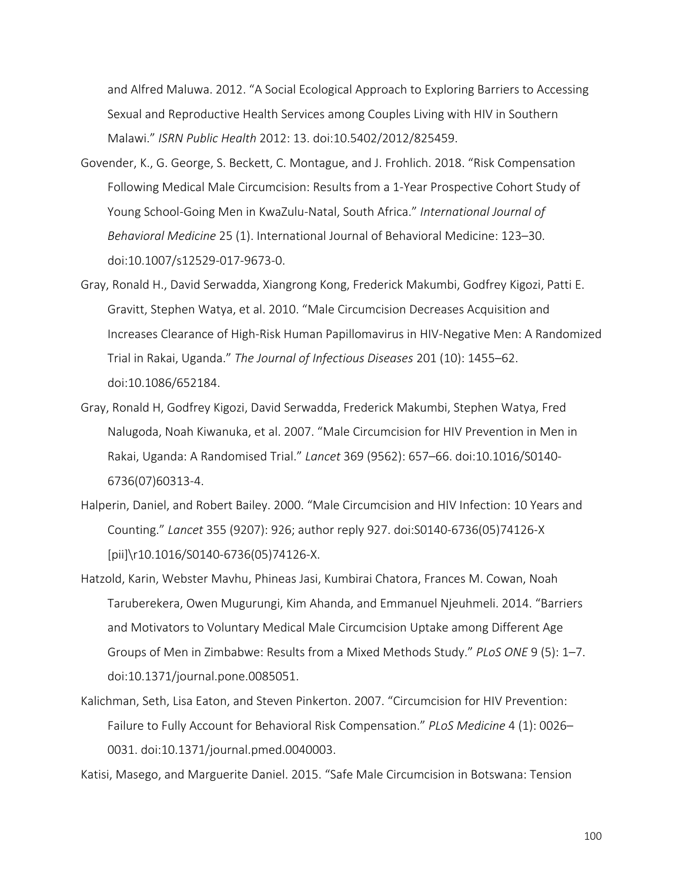and Alfred Maluwa. 2012. "A Social Ecological Approach to Exploring Barriers to Accessing Sexual and Reproductive Health Services among Couples Living with HIV in Southern Malawi." *ISRN Public Health* 2012: 13. doi:10.5402/2012/825459.

Govender, K., G. George, S. Beckett, C. Montague, and J. Frohlich. 2018. "Risk Compensation Following Medical Male Circumcision: Results from a 1-Year Prospective Cohort Study of Young School-Going Men in KwaZulu-Natal, South Africa." *International Journal of Behavioral Medicine* 25 (1). International Journal of Behavioral Medicine: 123–30. doi:10.1007/s12529-017-9673-0.

Gray, Ronald H., David Serwadda, Xiangrong Kong, Frederick Makumbi, Godfrey Kigozi, Patti E. Gravitt, Stephen Watya, et al. 2010. "Male Circumcision Decreases Acquisition and Increases Clearance of High-Risk Human Papillomavirus in HIV-Negative Men: A Randomized Trial in Rakai, Uganda." *The Journal of Infectious Diseases* 201 (10): 1455–62. doi:10.1086/652184.

Gray, Ronald H, Godfrey Kigozi, David Serwadda, Frederick Makumbi, Stephen Watya, Fred Nalugoda, Noah Kiwanuka, et al. 2007. "Male Circumcision for HIV Prevention in Men in Rakai, Uganda: A Randomised Trial." *Lancet* 369 (9562): 657–66. doi:10.1016/S0140-6736(07)60313-4.

Halperin, Daniel, and Robert Bailey. 2000. "Male Circumcision and HIV Infection: 10 Years and Counting." *Lancet* 355 (9207): 926; author reply 927. doi:S0140-6736(05)74126-X [pii]\r10.1016/S0140-6736(05)74126-X.

Hatzold, Karin, Webster Mavhu, Phineas Jasi, Kumbirai Chatora, Frances M. Cowan, Noah Taruberekera, Owen Mugurungi, Kim Ahanda, and Emmanuel Njeuhmeli. 2014. "Barriers and Motivators to Voluntary Medical Male Circumcision Uptake among Different Age Groups of Men in Zimbabwe: Results from a Mixed Methods Study." *PLoS ONE* 9 (5): 1–7. doi:10.1371/journal.pone.0085051.

Kalichman, Seth, Lisa Eaton, and Steven Pinkerton. 2007. "Circumcision for HIV Prevention: Failure to Fully Account for Behavioral Risk Compensation." *PLoS Medicine* 4 (1): 0026–0031. doi:10.1371/journal.pmed.0040003.

Katisi, Masego, and Marguerite Daniel. 2015. "Safe Male Circumcision in Botswana: Tension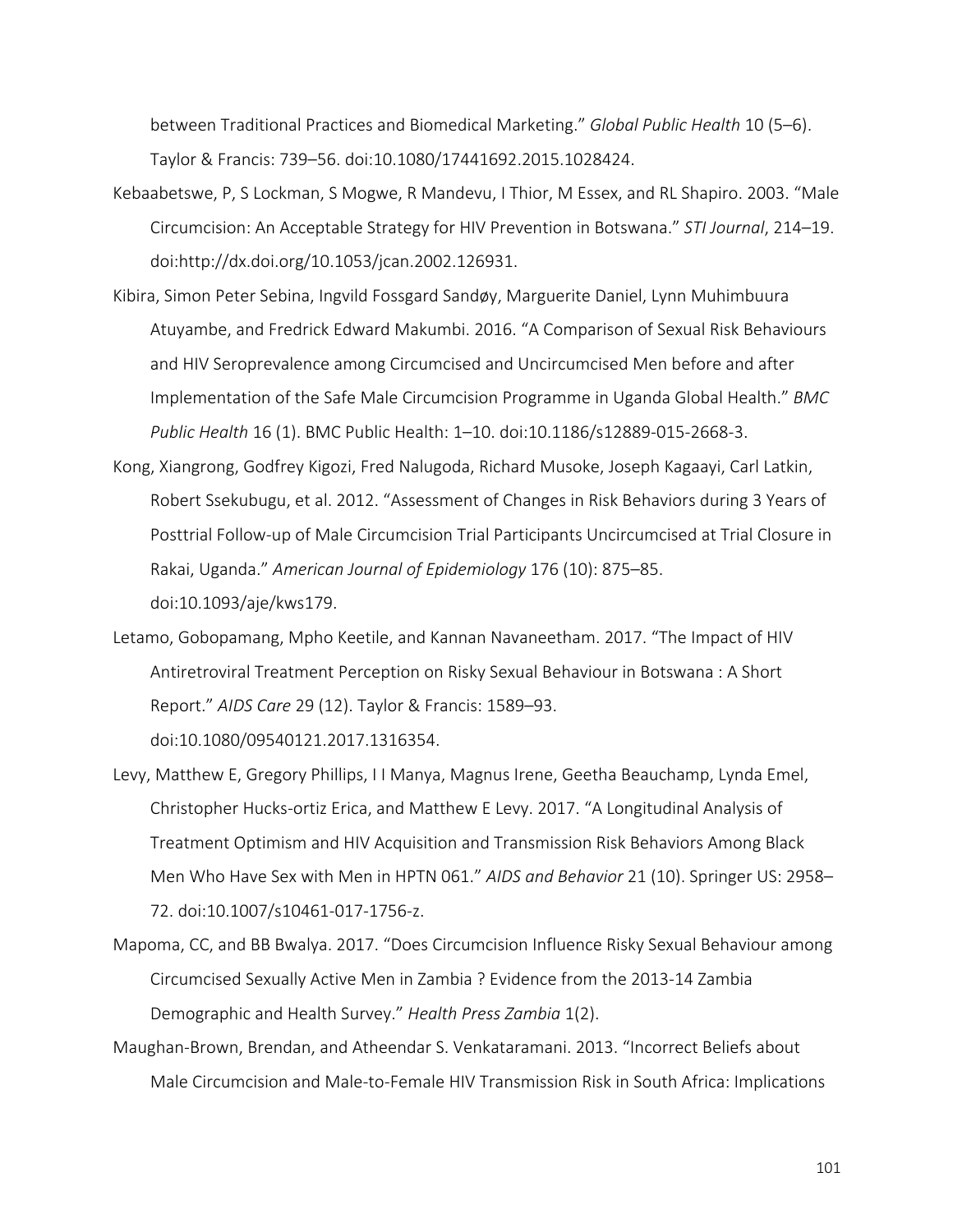between Traditional Practices and Biomedical Marketing." *Global Public Health* 10 (5–6). Taylor & Francis: 739–56. doi:10.1080/17441692.2015.1028424.

Kebaabetswe, P, S Lockman, S Mogwe, R Mandevu, I Thior, M Essex, and RL Shapiro. 2003. "Male Circumcision: An Acceptable Strategy for HIV Prevention in Botswana." *STI Journal*, 214–19. doi:http://dx.doi.org/10.1053/jcan.2002.126931.

Kibira, Simon Peter Sebina, Ingvild Fossgard Sandøy, Marguerite Daniel, Lynn Muhimbuura Atuyambe, and Fredrick Edward Makumbi. 2016. "A Comparison of Sexual Risk Behaviours and HIV Seroprevalence among Circumcised and Uncircumcised Men before and after Implementation of the Safe Male Circumcision Programme in Uganda Global Health." *BMC Public Health* 16 (1). BMC Public Health: 1–10. doi:10.1186/s12889-015-2668-3.

Kong, Xiangrong, Godfrey Kigozi, Fred Nalugoda, Richard Musoke, Joseph Kagaayi, Carl Latkin, Robert Ssekubugu, et al. 2012. "Assessment of Changes in Risk Behaviors during 3 Years of Posttrial Follow-up of Male Circumcision Trial Participants Uncircumcised at Trial Closure in Rakai, Uganda." *American Journal of Epidemiology* 176 (10): 875–85. doi:10.1093/aje/kws179.

Letamo, Gobopamang, Mpho Keetile, and Kannan Navaneetham. 2017. "The Impact of HIV Antiretroviral Treatment Perception on Risky Sexual Behaviour in Botswana : A Short Report." *AIDS Care* 29 (12). Taylor & Francis: 1589–93. doi:10.1080/09540121.2017.1316354.

Levy, Matthew E, Gregory Phillips, I I Manya, Magnus Irene, Geetha Beauchamp, Lynda Emel, Christopher Hucks-ortiz Erica, and Matthew E Levy. 2017. "A Longitudinal Analysis of Treatment Optimism and HIV Acquisition and Transmission Risk Behaviors Among Black Men Who Have Sex with Men in HPTN 061." *AIDS and Behavior* 21 (10). Springer US: 2958–72. doi:10.1007/s10461-017-1756-z.

Mapoma, CC, and BB Bwalya. 2017. "Does Circumcision Influence Risky Sexual Behaviour among Circumcised Sexually Active Men in Zambia ? Evidence from the 2013-14 Zambia Demographic and Health Survey." *Health Press Zambia* 1(2).

Maughan-Brown, Brendan, and Atheendar S. Venkataramani. 2013. "Incorrect Beliefs about Male Circumcision and Male-to-Female HIV Transmission Risk in South Africa: Implications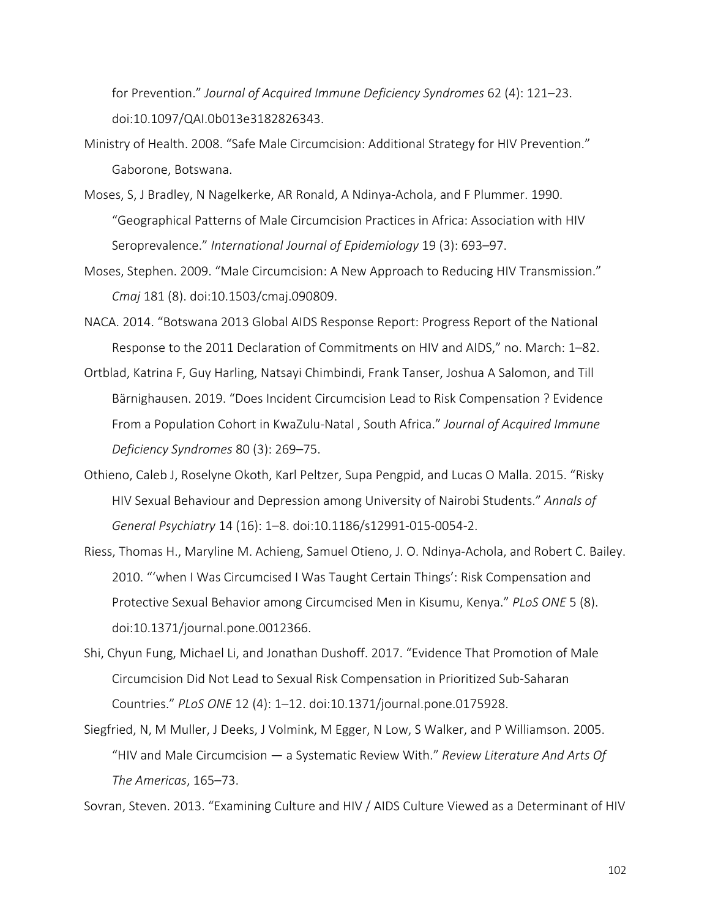for Prevention." *Journal of Acquired Immune Deficiency Syndromes* 62 (4): 121–23. doi:10.1097/QAI.0b013e3182826343.

Ministry of Health. 2008. "Safe Male Circumcision: Additional Strategy for HIV Prevention." Gaborone, Botswana.

Moses, S, J Bradley, N Nagelkerke, AR Ronald, A Ndinya-Achola, and F Plummer. 1990. "Geographical Patterns of Male Circumcision Practices in Africa: Association with HIV Seroprevalence." *International Journal of Epidemiology* 19 (3): 693–97.

Moses, Stephen. 2009. "Male Circumcision: A New Approach to Reducing HIV Transmission." *Cmaj* 181 (8). doi:10.1503/cmaj.090809.

NACA. 2014. "Botswana 2013 Global AIDS Response Report: Progress Report of the National Response to the 2011 Declaration of Commitments on HIV and AIDS," no. March: 1–82.

Ortblad, Katrina F, Guy Harling, Natsayi Chimbindi, Frank Tanser, Joshua A Salomon, and Till Bärnighausen. 2019. "Does Incident Circumcision Lead to Risk Compensation ? Evidence From a Population Cohort in KwaZulu-Natal , South Africa." *Journal of Acquired Immune Deficiency Syndromes* 80 (3): 269–75.

Othieno, Caleb J, Roselyne Okoth, Karl Peltzer, Supa Pengpid, and Lucas O Malla. 2015. "Risky HIV Sexual Behaviour and Depression among University of Nairobi Students." *Annals of General Psychiatry* 14 (16): 1–8. doi:10.1186/s12991-015-0054-2.

Riess, Thomas H., Maryline M. Achieng, Samuel Otieno, J. O. Ndinya-Achola, and Robert C. Bailey. 2010. "'when I Was Circumcised I Was Taught Certain Things': Risk Compensation and Protective Sexual Behavior among Circumcised Men in Kisumu, Kenya." *PLoS ONE* 5 (8). doi:10.1371/journal.pone.0012366.

Shi, Chyun Fung, Michael Li, and Jonathan Dushoff. 2017. "Evidence That Promotion of Male Circumcision Did Not Lead to Sexual Risk Compensation in Prioritized Sub-Saharan Countries." *PLoS ONE* 12 (4): 1–12. doi:10.1371/journal.pone.0175928.

Siegfried, N, M Muller, J Deeks, J Volmink, M Egger, N Low, S Walker, and P Williamson. 2005. "HIV and Male Circumcision — a Systematic Review With." *Review Literature And Arts Of The Americas*, 165–73.

Sovran, Steven. 2013. "Examining Culture and HIV / AIDS Culture Viewed as a Determinant of HIV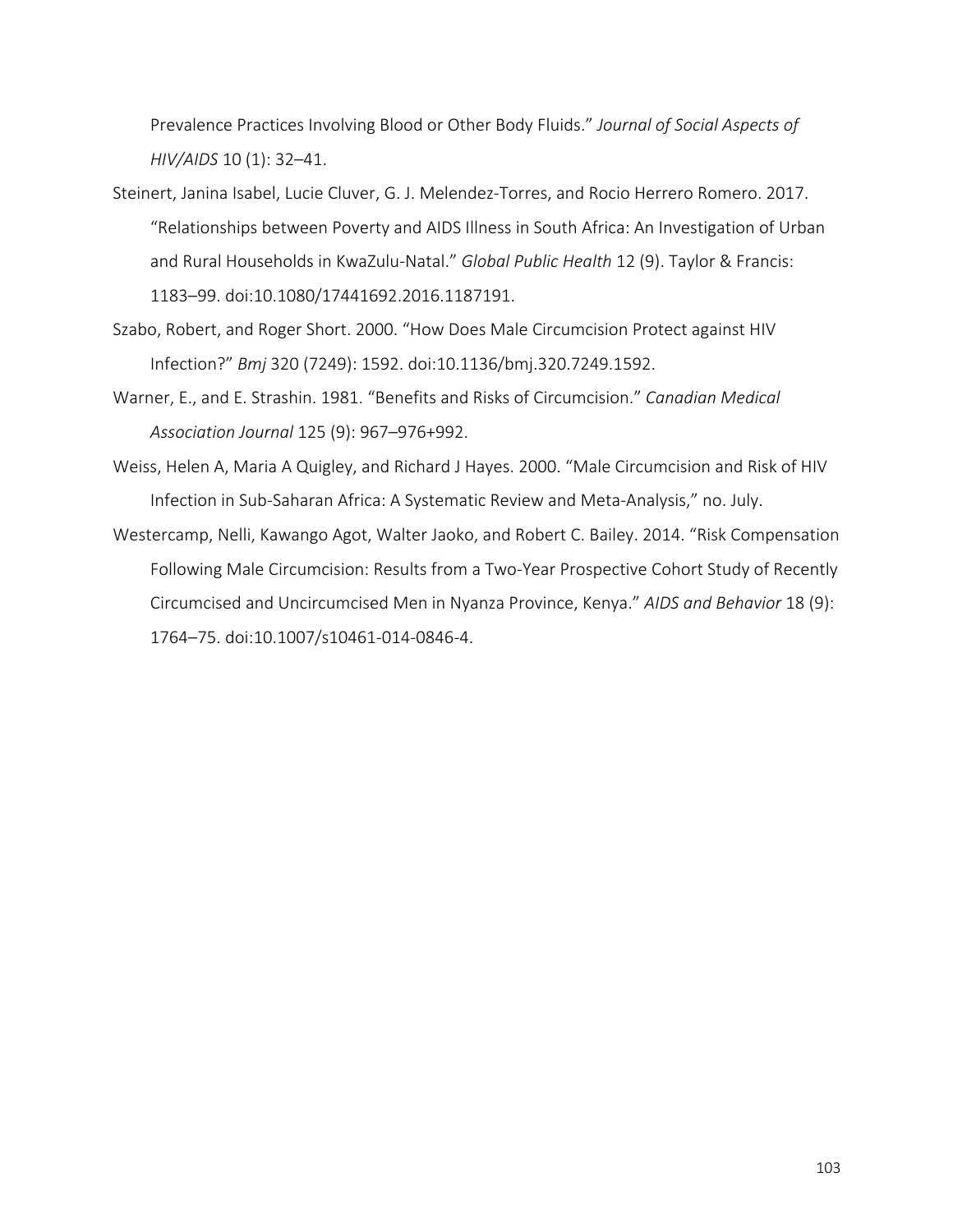Prevalence Practices Involving Blood or Other Body Fluids." *Journal of Social Aspects of HIV/AIDS* 10 (1): 32–41.

Steinert, Janina Isabel, Lucie Cluver, G. J. Melendez-Torres, and Rocio Herrero Romero. 2017. "Relationships between Poverty and AIDS Illness in South Africa: An Investigation of Urban and Rural Households in KwaZulu-Natal." *Global Public Health* 12 (9). Taylor & Francis: 1183–99. doi:10.1080/17441692.2016.1187191.

Szabo, Robert, and Roger Short. 2000. "How Does Male Circumcision Protect against HIV Infection?" *Bmj* 320 (7249): 1592. doi:10.1136/bmj.320.7249.1592.

Warner, E., and E. Strashin. 1981. "Benefits and Risks of Circumcision." *Canadian Medical Association Journal* 125 (9): 967–976+992.

Weiss, Helen A, Maria A Quigley, and Richard J Hayes. 2000. "Male Circumcision and Risk of HIV Infection in Sub-Saharan Africa: A Systematic Review and Meta-Analysis," no. July.

Westercamp, Nelli, Kawango Agot, Walter Jaoko, and Robert C. Bailey. 2014. "Risk Compensation Following Male Circumcision: Results from a Two-Year Prospective Cohort Study of Recently Circumcised and Uncircumcised Men in Nyanza Province, Kenya." *AIDS and Behavior* 18 (9): 1764–75. doi:10.1007/s10461-014-0846-4.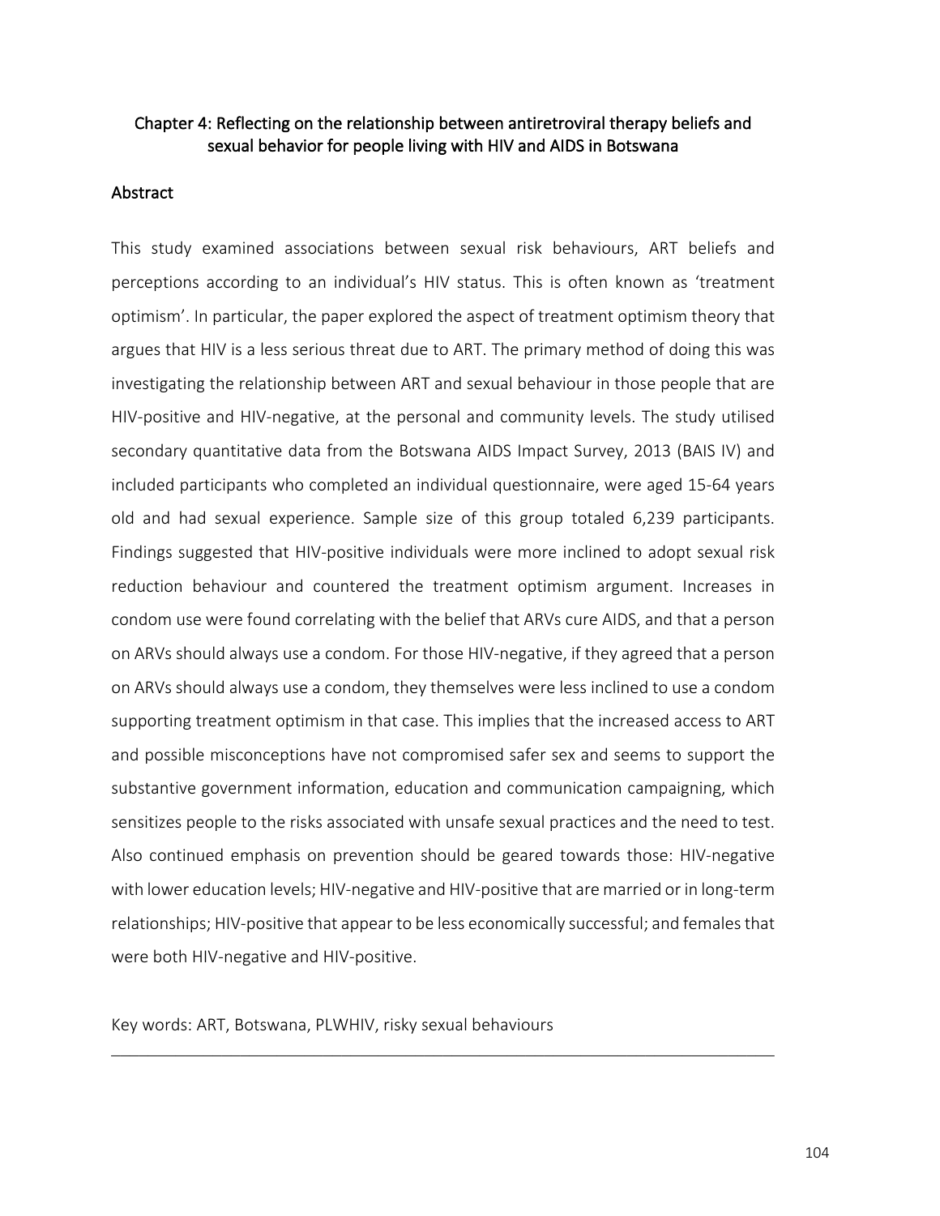# Chapter 4: Reflecting on the relationship between antiretroviral therapy beliefs and sexual behavior for people living with HIV and AIDS in Botswana

## Abstract

This study examined associations between sexual risk behaviours, ART beliefs and perceptions according to an individual's HIV status. This is often known as 'treatment optimism'. In particular, the paper explored the aspect of treatment optimism theory that argues that HIV is a less serious threat due to ART. The primary method of doing this was investigating the relationship between ART and sexual behaviour in those people that are HIV-positive and HIV-negative, at the personal and community levels. The study utilised secondary quantitative data from the Botswana AIDS Impact Survey, 2013 (BAIS IV) and included participants who completed an individual questionnaire, were aged 15-64 years old and had sexual experience. Sample size of this group totaled 6,239 participants. Findings suggested that HIV-positive individuals were more inclined to adopt sexual risk reduction behaviour and countered the treatment optimism argument. Increases in condom use were found correlating with the belief that ARVs cure AIDS, and that a person on ARVs should always use a condom. For those HIV-negative, if they agreed that a person on ARVs should always use a condom, they themselves were less inclined to use a condom supporting treatment optimism in that case. This implies that the increased access to ART and possible misconceptions have not compromised safer sex and seems to support the substantive government information, education and communication campaigning, which sensitizes people to the risks associated with unsafe sexual practices and the need to test. Also continued emphasis on prevention should be geared towards those: HIV-negative with lower education levels; HIV-negative and HIV-positive that are married or in long-term relationships; HIV-positive that appear to be less economically successful; and females that were both HIV-negative and HIV-positive.

Key words: ART, Botswana, PLWHIV, risky sexual behaviours

---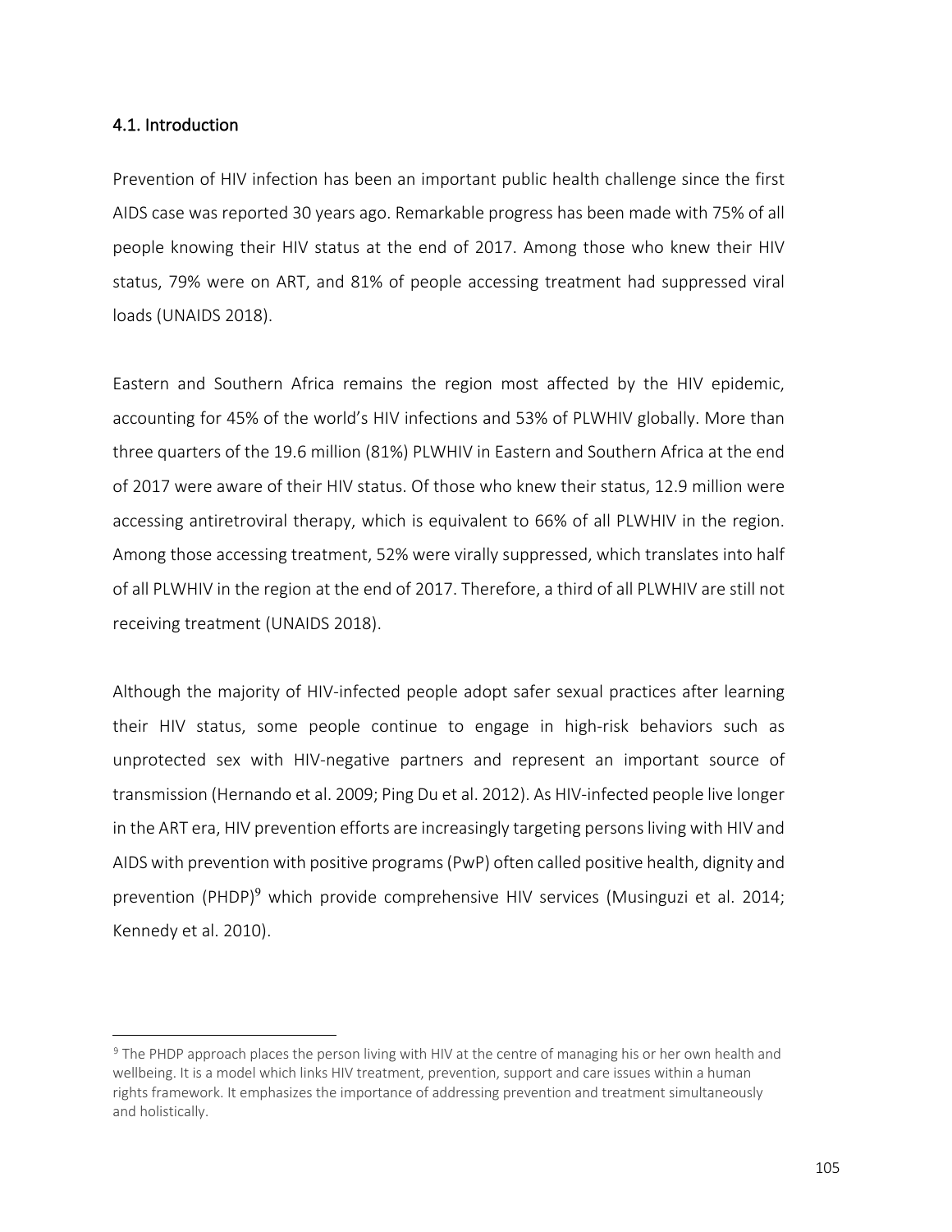### 4.1. Introduction

Prevention of HIV infection has been an important public health challenge since the first AIDS case was reported 30 years ago. Remarkable progress has been made with 75% of all people knowing their HIV status at the end of 2017. Among those who knew their HIV status, 79% were on ART, and 81% of people accessing treatment had suppressed viral loads (UNAIDS 2018).

Eastern and Southern Africa remains the region most affected by the HIV epidemic, accounting for 45% of the world's HIV infections and 53% of PLWHIV globally. More than three quarters of the 19.6 million (81%) PLWHIV in Eastern and Southern Africa at the end of 2017 were aware of their HIV status. Of those who knew their status, 12.9 million were accessing antiretroviral therapy, which is equivalent to 66% of all PLWHIV in the region. Among those accessing treatment, 52% were virally suppressed, which translates into half of all PLWHIV in the region at the end of 2017. Therefore, a third of all PLWHIV are still not receiving treatment (UNAIDS 2018).

Although the majority of HIV-infected people adopt safer sexual practices after learning their HIV status, some people continue to engage in high-risk behaviors such as unprotected sex with HIV-negative partners and represent an important source of transmission (Hernando et al. 2009; Ping Du et al. 2012). As HIV-infected people live longer in the ART era, HIV prevention efforts are increasingly targeting persons living with HIV and AIDS with prevention with positive programs (PwP) often called positive health, dignity and prevention (PHDP)[9] which provide comprehensive HIV services (Musinguzi et al. 2014; Kennedy et al. 2010).

[9] The PHDP approach places the person living with HIV at the centre of managing his or her own health and wellbeing. It is a model which links HIV treatment, prevention, support and care issues within a human rights framework. It emphasizes the importance of addressing prevention and treatment simultaneously and holistically.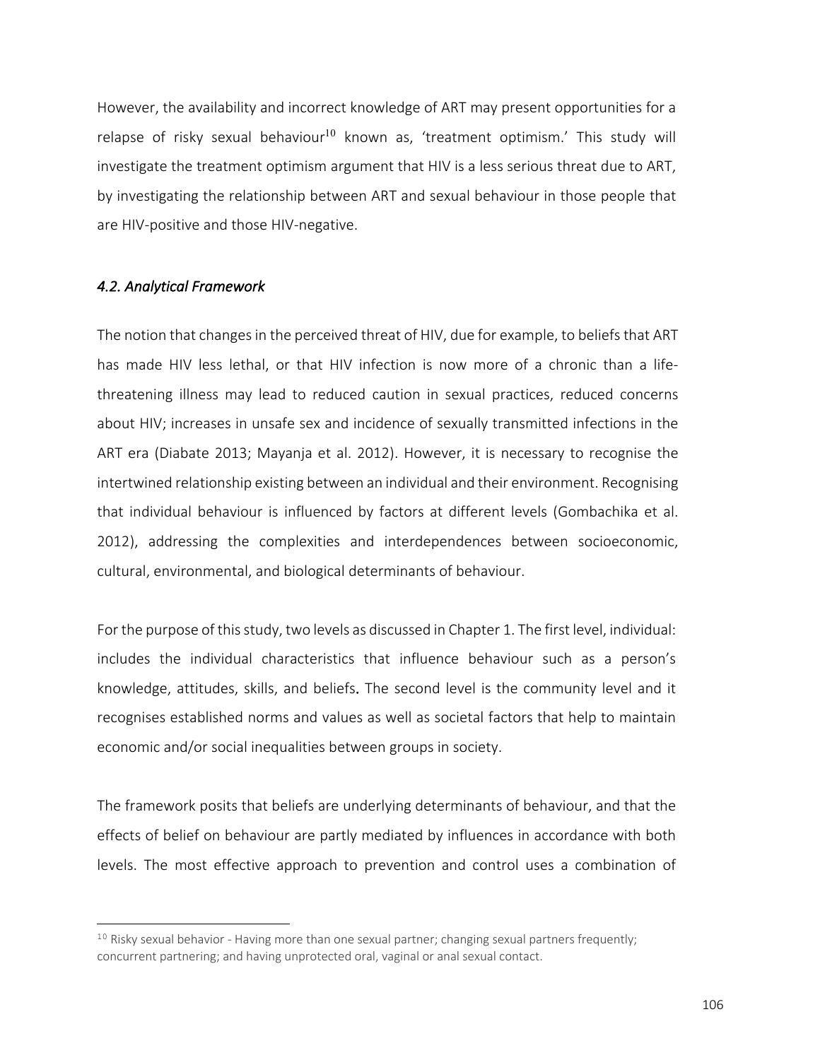However, the availability and incorrect knowledge of ART may present opportunities for a relapse of risky sexual behaviour[10] known as, 'treatment optimism.' This study will investigate the treatment optimism argument that HIV is a less serious threat due to ART, by investigating the relationship between ART and sexual behaviour in those people that are HIV-positive and those HIV-negative.

### *4.2. Analytical Framework*

The notion that changes in the perceived threat of HIV, due for example, to beliefs that ART has made HIV less lethal, or that HIV infection is now more of a chronic than a life-threatening illness may lead to reduced caution in sexual practices, reduced concerns about HIV; increases in unsafe sex and incidence of sexually transmitted infections in the ART era (Diabate 2013; Mayanja et al. 2012). However, it is necessary to recognise the intertwined relationship existing between an individual and their environment. Recognising that individual behaviour is influenced by factors at different levels (Gombachika et al. 2012), addressing the complexities and interdependences between socioeconomic, cultural, environmental, and biological determinants of behaviour.

For the purpose of this study, two levels as discussed in Chapter 1. The first level, individual: includes the individual characteristics that influence behaviour such as a person's knowledge, attitudes, skills, and beliefs. The second level is the community level and it recognises established norms and values as well as societal factors that help to maintain economic and/or social inequalities between groups in society.

The framework posits that beliefs are underlying determinants of behaviour, and that the effects of belief on behaviour are partly mediated by influences in accordance with both levels. The most effective approach to prevention and control uses a combination of

---

[10] Risky sexual behavior - Having more than one sexual partner; changing sexual partners frequently; concurrent partnering; and having unprotected oral, vaginal or anal sexual contact.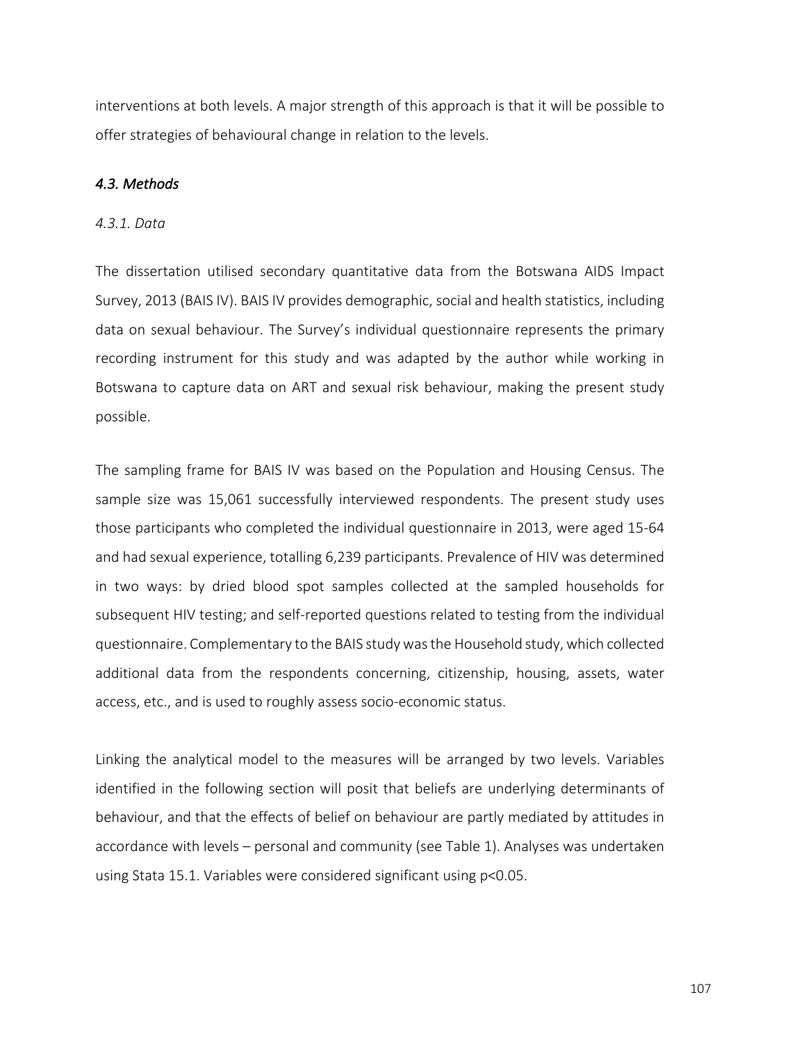interventions at both levels. A major strength of this approach is that it will be possible to offer strategies of behavioural change in relation to the levels.

### *4.3. Methods*

#### *4.3.1. Data*

The dissertation utilised secondary quantitative data from the Botswana AIDS Impact Survey, 2013 (BAIS IV). BAIS IV provides demographic, social and health statistics, including data on sexual behaviour. The Survey's individual questionnaire represents the primary recording instrument for this study and was adapted by the author while working in Botswana to capture data on ART and sexual risk behaviour, making the present study possible.

The sampling frame for BAIS IV was based on the Population and Housing Census. The sample size was 15,061 successfully interviewed respondents. The present study uses those participants who completed the individual questionnaire in 2013, were aged 15-64 and had sexual experience, totalling 6,239 participants. Prevalence of HIV was determined in two ways: by dried blood spot samples collected at the sampled households for subsequent HIV testing; and self-reported questions related to testing from the individual questionnaire. Complementary to the BAIS study was the Household study, which collected additional data from the respondents concerning, citizenship, housing, assets, water access, etc., and is used to roughly assess socio-economic status.

Linking the analytical model to the measures will be arranged by two levels. Variables identified in the following section will posit that beliefs are underlying determinants of behaviour, and that the effects of belief on behaviour are partly mediated by attitudes in accordance with levels – personal and community (see Table 1). Analyses was undertaken using Stata 15.1. Variables were considered significant using $p<0.05$.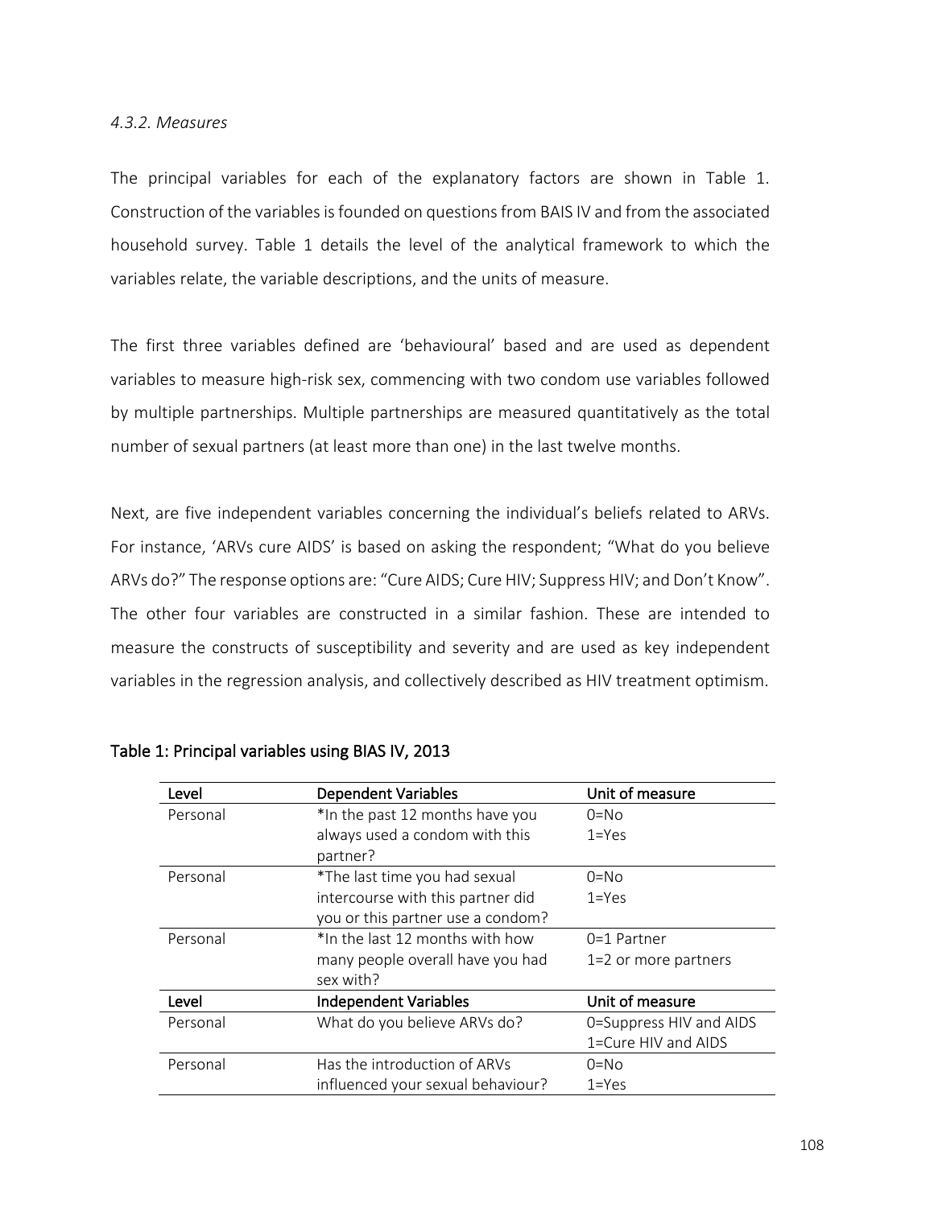*4.3.2. Measures*

The principal variables for each of the explanatory factors are shown in Table 1. Construction of the variables is founded on questions from BAIS IV and from the associated household survey. Table 1 details the level of the analytical framework to which the variables relate, the variable descriptions, and the units of measure.

The first three variables defined are 'behavioural' based and are used as dependent variables to measure high-risk sex, commencing with two condom use variables followed by multiple partnerships. Multiple partnerships are measured quantitatively as the total number of sexual partners (at least more than one) in the last twelve months.

Next, are five independent variables concerning the individual's beliefs related to ARVs. For instance, 'ARVs cure AIDS' is based on asking the respondent; "What do you believe ARVs do?" The response options are: "Cure AIDS; Cure HIV; Suppress HIV; and Don't Know". The other four variables are constructed in a similar fashion. These are intended to measure the constructs of susceptibility and severity and are used as key independent variables in the regression analysis, and collectively described as HIV treatment optimism.

Table 1: Principal variables using BIAS IV, 2013

| Level | Dependent Variables | Unit of measure |
|---|---|---|
| Personal | *In the past 12 months have you always used a condom with this partner? | 0=No<br>1=Yes |
| Personal | *The last time you had sexual intercourse with this partner did you or this partner use a condom? | 0=No<br>1=Yes |
| Personal | *In the last 12 months with how many people overall have you had sex with? | 0=1 Partner<br>1=2 or more partners |
| **Level** | **Independent Variables** | **Unit of measure** |
| Personal | What do you believe ARVs do? | 0=Suppress HIV and AIDS<br>1=Cure HIV and AIDS |
| Personal | Has the introduction of ARVs influenced your sexual behaviour? | 0=No<br>1=Yes |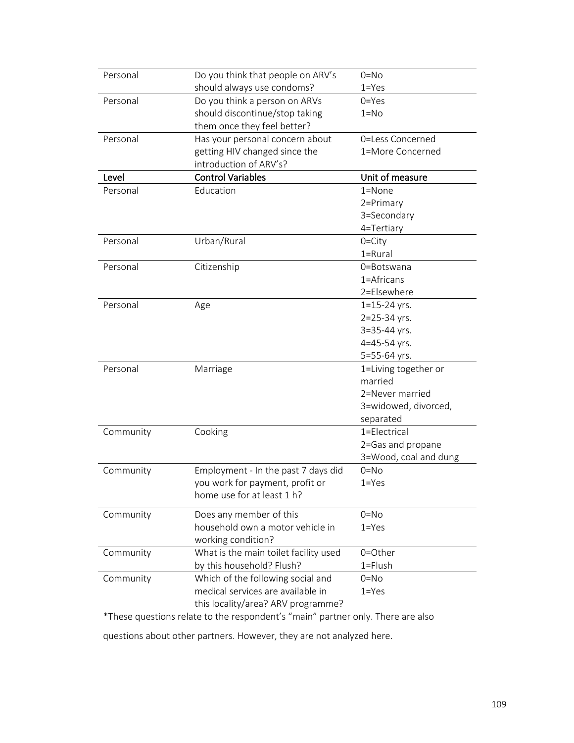| Personal | Do you think that people on ARV's should always use condoms? | 0=No<br>1=Yes |
|---|---|---|
| Personal | Do you think a person on ARVs should discontinue/stop taking them once they feel better? | 0=Yes<br>1=No |
| Personal | Has your personal concern about getting HIV changed since the introduction of ARV's? | 0=Less Concerned<br>1=More Concerned |
| **Level** | **Control Variables** | **Unit of measure** |
| Personal | Education | 1=None<br>2=Primary<br>3=Secondary<br>4=Tertiary |
| Personal | Urban/Rural | 0=City<br>1=Rural |
| Personal | Citizenship | 0=Botswana<br>1=Africans<br>2=Elsewhere |
| Personal | Age | 1=15-24 yrs.<br>2=25-34 yrs.<br>3=35-44 yrs.<br>4=45-54 yrs.<br>5=55-64 yrs. |
| Personal | Marriage | 1=Living together or married<br>2=Never married<br>3=widowed, divorced, separated |
| Community | Cooking | 1=Electrical<br>2=Gas and propane<br>3=Wood, coal and dung |
| Community | Employment - In the past 7 days did you work for payment, profit or home use for at least 1 h? | 0=No<br>1=Yes |
| Community | Does any member of this household own a motor vehicle in working condition? | 0=No<br>1=Yes |
| Community | What is the main toilet facility used by this household? Flush? | 0=Other<br>1=Flush |
| Community | Which of the following social and medical services are available in this locality/area? ARV programme? | 0=No<br>1=Yes |

*These questions relate to the respondent's "main" partner only. There are also questions about other partners. However, they are not analyzed here.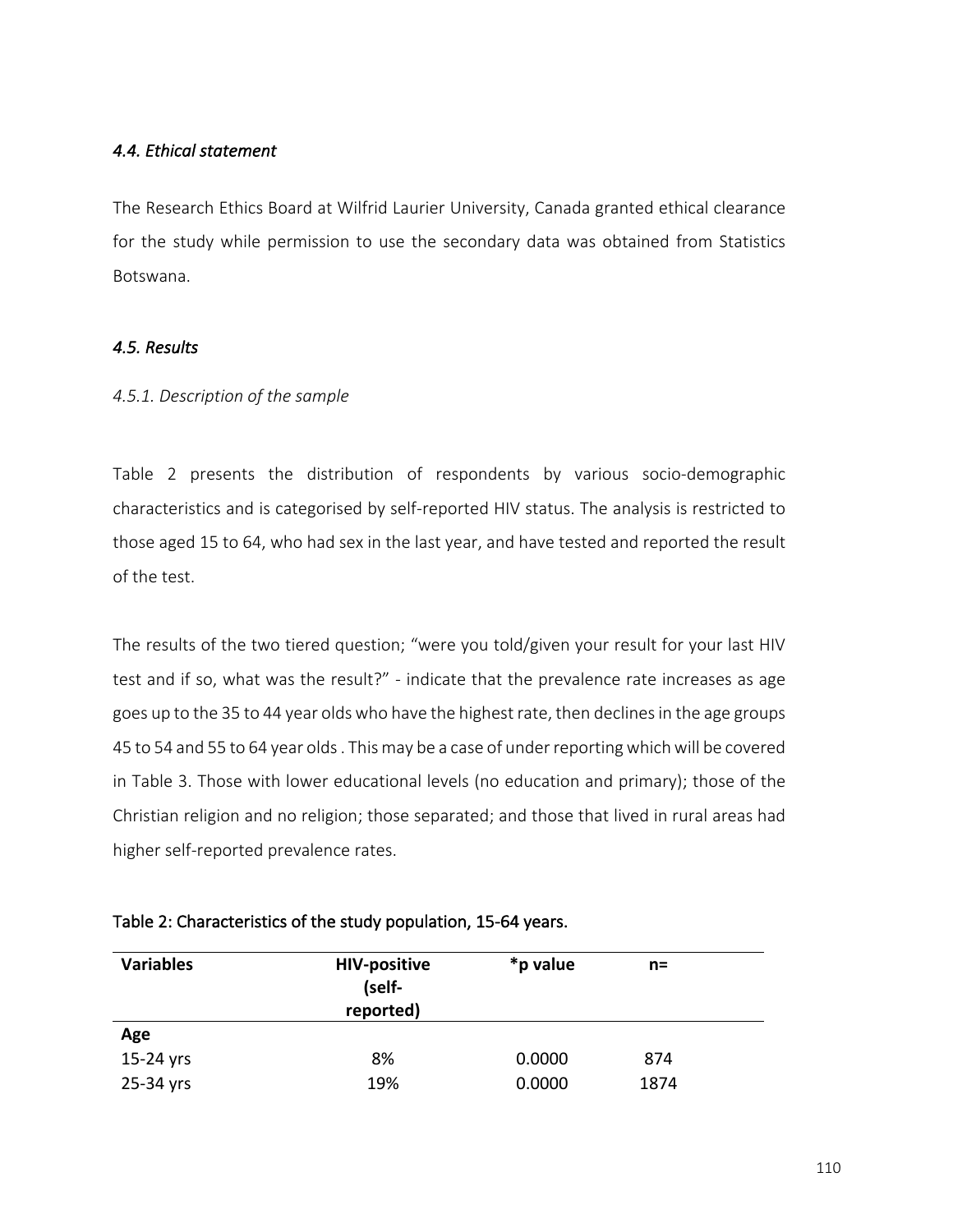### *4.4. Ethical statement*

The Research Ethics Board at Wilfrid Laurier University, Canada granted ethical clearance for the study while permission to use the secondary data was obtained from Statistics Botswana.

### *4.5. Results*

#### *4.5.1. Description of the sample*

Table 2 presents the distribution of respondents by various socio-demographic characteristics and is categorised by self-reported HIV status. The analysis is restricted to those aged 15 to 64, who had sex in the last year, and have tested and reported the result of the test.

The results of the two tiered question; "were you told/given your result for your last HIV test and if so, what was the result?" - indicate that the prevalence rate increases as age goes up to the 35 to 44 year olds who have the highest rate, then declines in the age groups 45 to 54 and 55 to 64 year olds . This may be a case of under reporting which will be covered in Table 3. Those with lower educational levels (no education and primary); those of the Christian religion and no religion; those separated; and those that lived in rural areas had higher self-reported prevalence rates.

Table 2: Characteristics of the study population, 15-64 years.

| Variables | HIV-positive (self-reported) | *p value | n= |
|---|---|---|---|
| **Age** | | | |
| 15-24 yrs | 8% | 0.0000 | 874 |
| 25-34 yrs | 19% | 0.0000 | 1874 |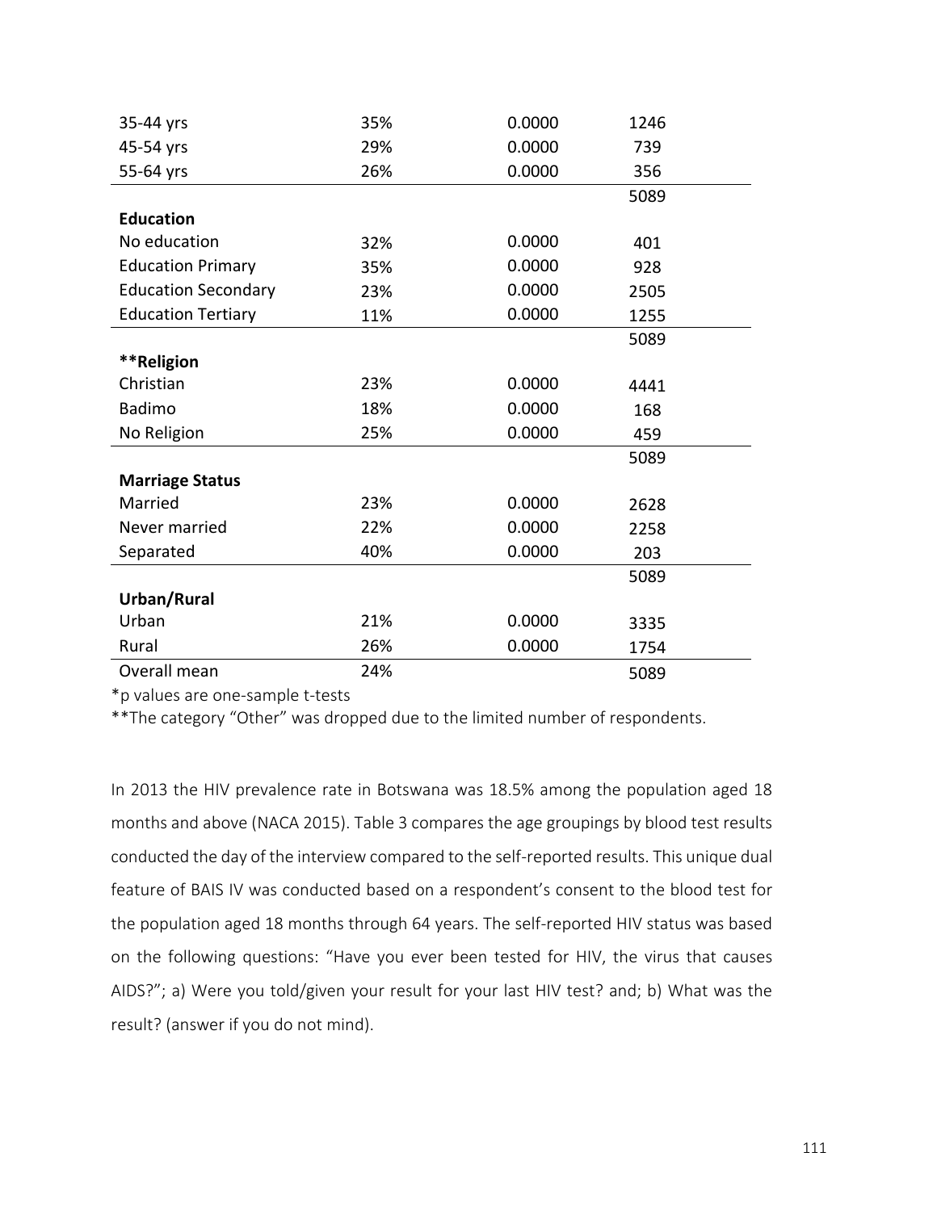| | | | |
|---|---|---|---|
| 35-44 yrs | 35% | 0.0000 | 1246 |
| 45-54 yrs | 29% | 0.0000 | 739 |
| 55-64 yrs | 26% | 0.0000 | 356 |
| | | | 5089 |
| **Education** | | | |
| No education | 32% | 0.0000 | 401 |
| Education Primary | 35% | 0.0000 | 928 |
| Education Secondary | 23% | 0.0000 | 2505 |
| Education Tertiary | 11% | 0.0000 | 1255 |
| | | | 5089 |
| **\*\*Religion** | | | |
| Christian | 23% | 0.0000 | 4441 |
| Badimo | 18% | 0.0000 | 168 |
| No Religion | 25% | 0.0000 | 459 |
| | | | 5089 |
| **Marriage Status** | | | |
| Married | 23% | 0.0000 | 2628 |
| Never married | 22% | 0.0000 | 2258 |
| Separated | 40% | 0.0000 | 203 |
| | | | 5089 |
| **Urban/Rural** | | | |
| Urban | 21% | 0.0000 | 3335 |
| Rural | 26% | 0.0000 | 1754 |
| Overall mean | 24% | | 5089 |

*p values are one-sample t-tests

**The category "Other" was dropped due to the limited number of respondents.

In 2013 the HIV prevalence rate in Botswana was 18.5% among the population aged 18 months and above (NACA 2015). Table 3 compares the age groupings by blood test results conducted the day of the interview compared to the self-reported results. This unique dual feature of BAIS IV was conducted based on a respondent's consent to the blood test for the population aged 18 months through 64 years. The self-reported HIV status was based on the following questions: "Have you ever been tested for HIV, the virus that causes AIDS?"; a) Were you told/given your result for your last HIV test? and; b) What was the result? (answer if you do not mind).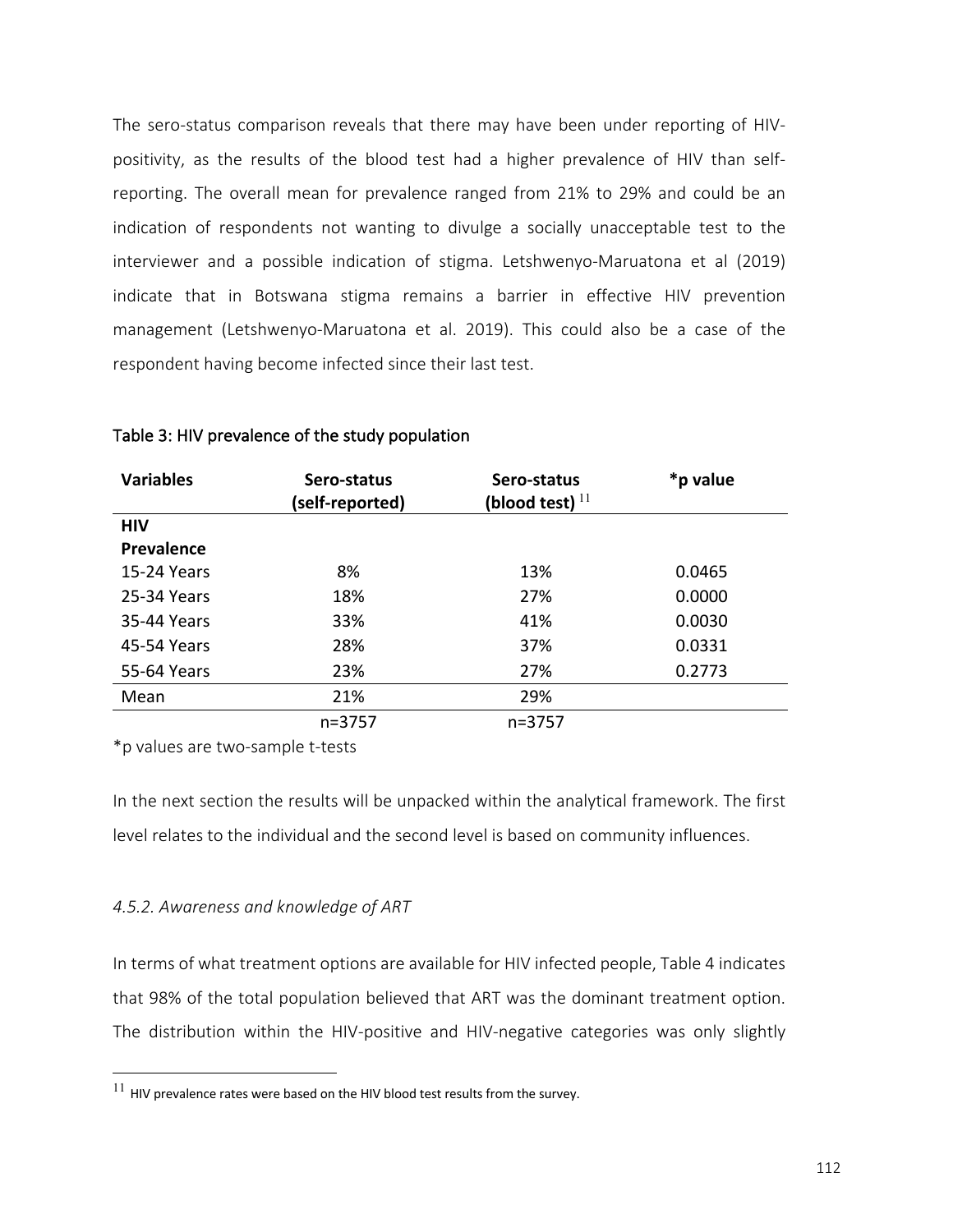The sero-status comparison reveals that there may have been under reporting of HIV-positivity, as the results of the blood test had a higher prevalence of HIV than self-reporting. The overall mean for prevalence ranged from 21% to 29% and could be an indication of respondents not wanting to divulge a socially unacceptable test to the interviewer and a possible indication of stigma. Letshwenyo-Maruatona et al (2019) indicate that in Botswana stigma remains a barrier in effective HIV prevention management (Letshwenyo-Maruatona et al. 2019). This could also be a case of the respondent having become infected since their last test.

Table 3: HIV prevalence of the study population

| Variables | Sero-status (self-reported) | Sero-status (blood test) [11] | *p value |
|---|---|---|---|
| **HIV Prevalence** | | | |
| 15-24 Years | 8% | 13% | 0.0465 |
| 25-34 Years | 18% | 27% | 0.0000 |
| 35-44 Years | 33% | 41% | 0.0030 |
| 45-54 Years | 28% | 37% | 0.0331 |
| 55-64 Years | 23% | 27% | 0.2773 |
| Mean | 21% | 29% | |
| | n=3757 | n=3757 | |

*p values are two-sample t-tests

In the next section the results will be unpacked within the analytical framework. The first level relates to the individual and the second level is based on community influences.

*4.5.2. Awareness and knowledge of ART*

In terms of what treatment options are available for HIV infected people, Table 4 indicates that 98% of the total population believed that ART was the dominant treatment option. The distribution within the HIV-positive and HIV-negative categories was only slightly

[11] HIV prevalence rates were based on the HIV blood test results from the survey.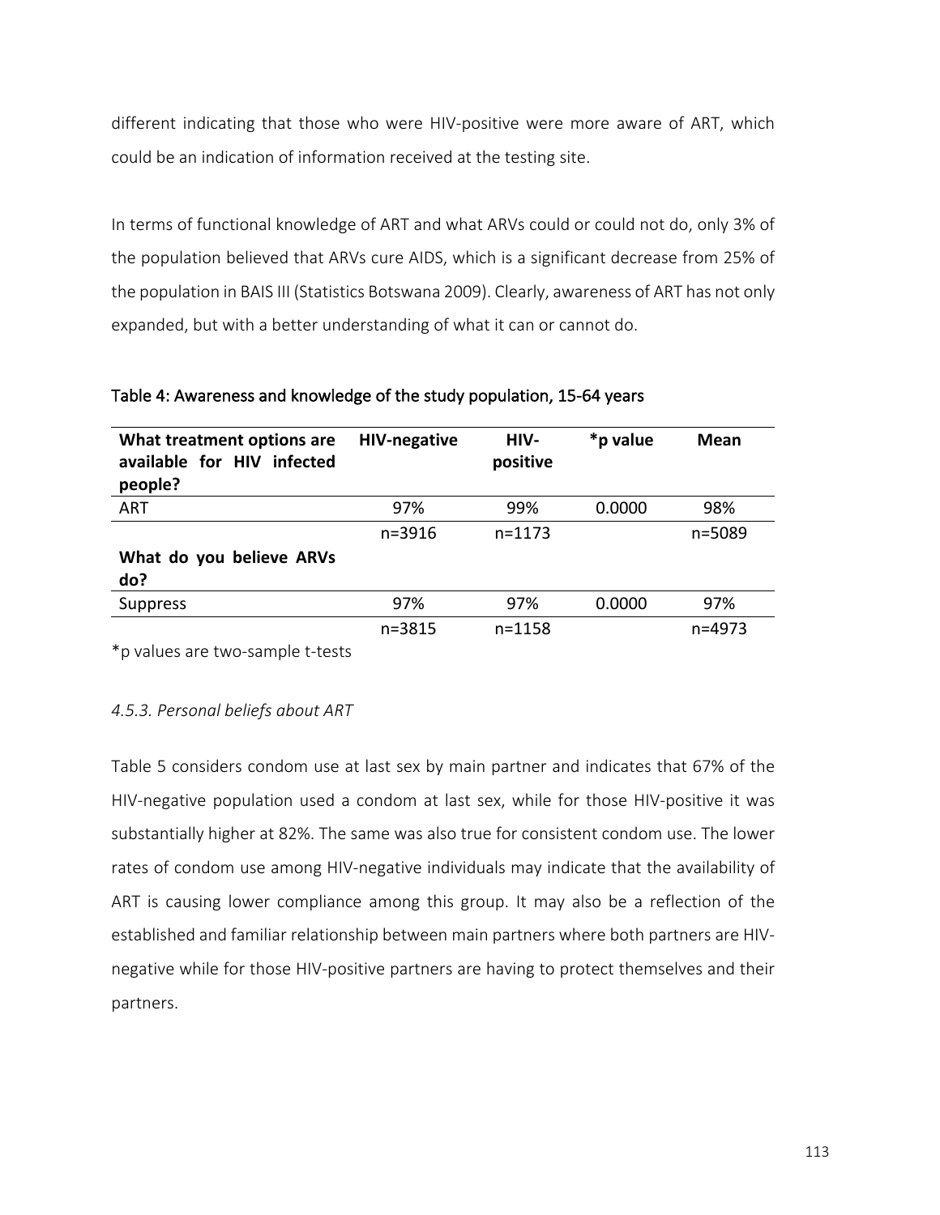different indicating that those who were HIV-positive were more aware of ART, which could be an indication of information received at the testing site.

In terms of functional knowledge of ART and what ARVs could or could not do, only 3% of the population believed that ARVs cure AIDS, which is a significant decrease from 25% of the population in BAIS III (Statistics Botswana 2009). Clearly, awareness of ART has not only expanded, but with a better understanding of what it can or cannot do.

Table 4: Awareness and knowledge of the study population, 15-64 years

| **What treatment options are available for HIV infected people?** | **HIV-negative** | **HIV-positive** | ***p value** | **Mean** |
|---|---|---|---|---|
| ART | 97% | 99% | 0.0000 | 98% |
| | n=3916 | n=1173 | | n=5089 |
| **What do you believe ARVs do?** | | | | |
| Suppress | 97% | 97% | 0.0000 | 97% |
| | n=3815 | n=1158 | | n=4973 |

*p values are two-sample t-tests

*4.5.3. Personal beliefs about ART*

Table 5 considers condom use at last sex by main partner and indicates that 67% of the HIV-negative population used a condom at last sex, while for those HIV-positive it was substantially higher at 82%. The same was also true for consistent condom use. The lower rates of condom use among HIV-negative individuals may indicate that the availability of ART is causing lower compliance among this group. It may also be a reflection of the established and familiar relationship between main partners where both partners are HIV-negative while for those HIV-positive partners are having to protect themselves and their partners.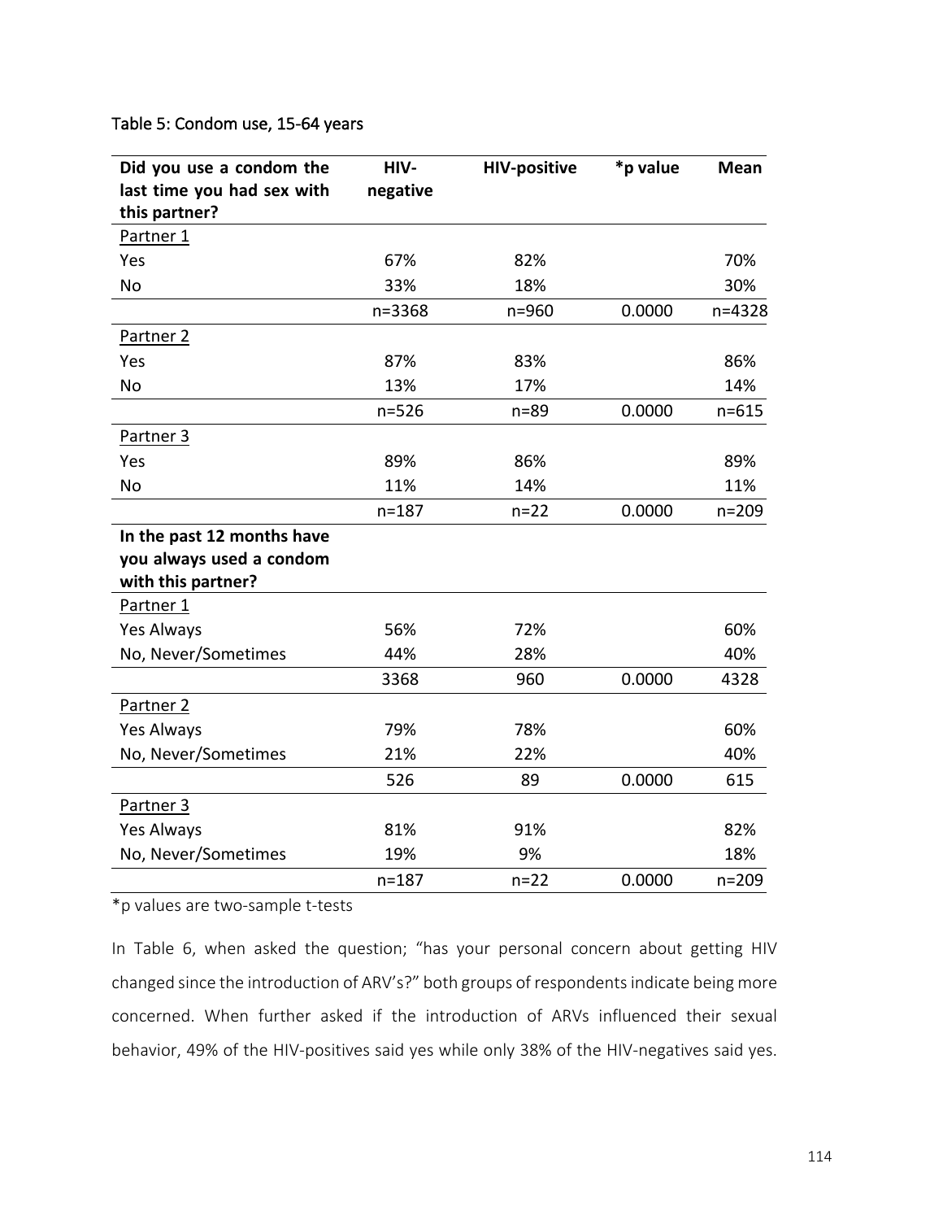Table 5: Condom use, 15-64 years

| Did you use a condom the last time you had sex with this partner? | HIV-negative | HIV-positive | *p value | Mean |
|---|---|---|---|---|
| Partner 1 | | | | |
| Yes | 67% | 82% | | 70% |
| No | 33% | 18% | | 30% |
| | n=3368 | n=960 | 0.0000 | n=4328 |
| Partner 2 | | | | |
| Yes | 87% | 83% | | 86% |
| No | 13% | 17% | | 14% |
| | n=526 | n=89 | 0.0000 | n=615 |
| Partner 3 | | | | |
| Yes | 89% | 86% | | 89% |
| No | 11% | 14% | | 11% |
| | n=187 | n=22 | 0.0000 | n=209 |
| **In the past 12 months have you always used a condom with this partner?** | | | | |
| Partner 1 | | | | |
| Yes Always | 56% | 72% | | 60% |
| No, Never/Sometimes | 44% | 28% | | 40% |
| | 3368 | 960 | 0.0000 | 4328 |
| Partner 2 | | | | |
| Yes Always | 79% | 78% | | 60% |
| No, Never/Sometimes | 21% | 22% | | 40% |
| | 526 | 89 | 0.0000 | 615 |
| Partner 3 | | | | |
| Yes Always | 81% | 91% | | 82% |
| No, Never/Sometimes | 19% | 9% | | 18% |
| | n=187 | n=22 | 0.0000 | n=209 |

*p values are two-sample t-tests

In Table 6, when asked the question; "has your personal concern about getting HIV changed since the introduction of ARV's?" both groups of respondents indicate being more concerned. When further asked if the introduction of ARVs influenced their sexual behavior, 49% of the HIV-positives said yes while only 38% of the HIV-negatives said yes.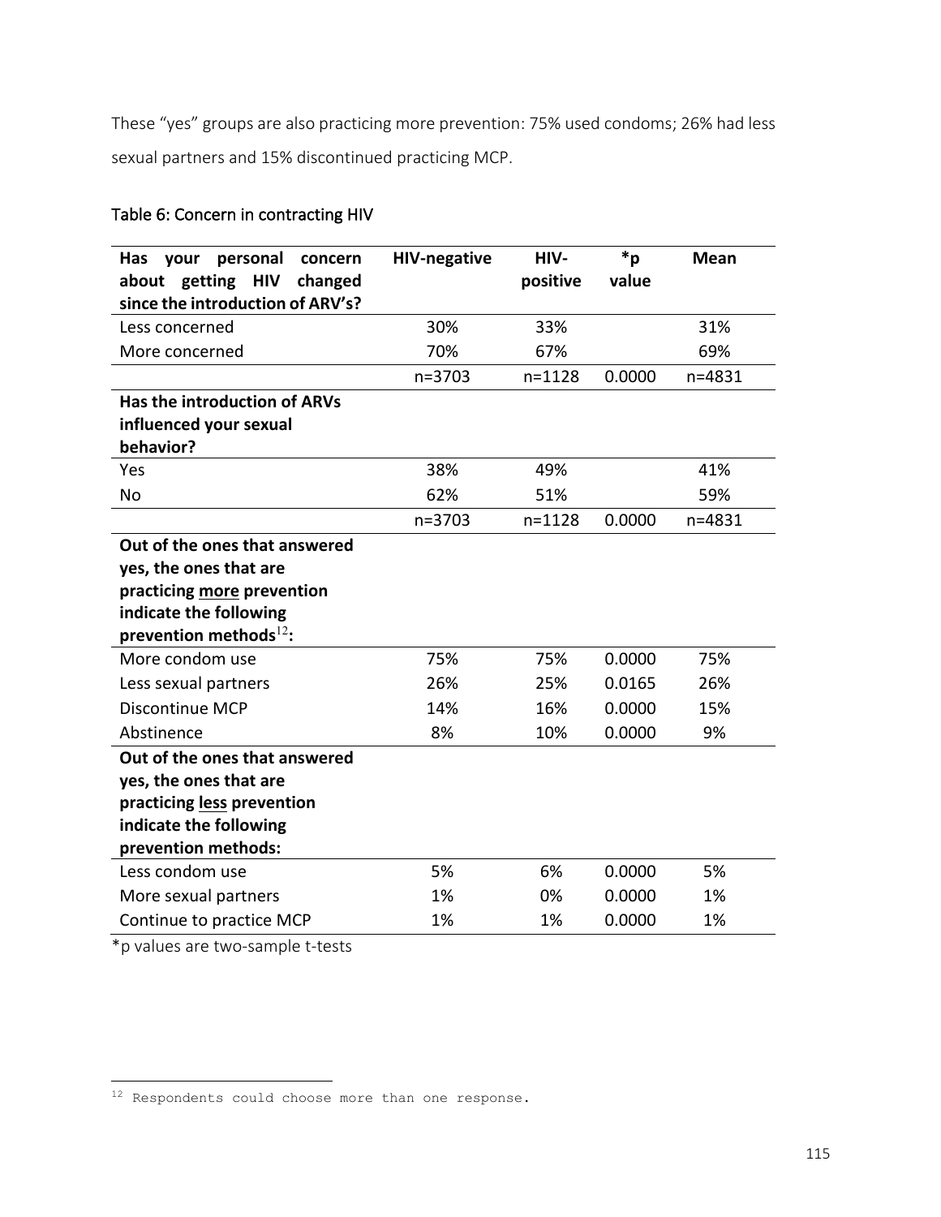These "yes" groups are also practicing more prevention: 75% used condoms; 26% had less sexual partners and 15% discontinued practicing MCP.

Table 6: Concern in contracting HIV

| **Has your personal concern about getting HIV changed since the introduction of ARV's?** | **HIV-negative** | **HIV-positive** | ***p value** | **Mean** |
|---|---|---|---|---|
| Less concerned | 30% | 33% | | 31% |
| More concerned | 70% | 67% | | 69% |
| | n=3703 | n=1128 | 0.0000 | n=4831 |
| **Has the introduction of ARVs influenced your sexual behavior?** | | | | |
| Yes | 38% | 49% | | 41% |
| No | 62% | 51% | | 59% |
| | n=3703 | n=1128 | 0.0000 | n=4831 |
| **Out of the ones that answered yes, the ones that are practicing <u>more</u> prevention indicate the following prevention methods[12]:** | | | | |
| More condom use | 75% | 75% | 0.0000 | 75% |
| Less sexual partners | 26% | 25% | 0.0165 | 26% |
| Discontinue MCP | 14% | 16% | 0.0000 | 15% |
| Abstinence | 8% | 10% | 0.0000 | 9% |
| **Out of the ones that answered yes, the ones that are practicing <u>less</u> prevention indicate the following prevention methods:** | | | | |
| Less condom use | 5% | 6% | 0.0000 | 5% |
| More sexual partners | 1% | 0% | 0.0000 | 1% |
| Continue to practice MCP | 1% | 1% | 0.0000 | 1% |

*p values are two-sample t-tests

[12] Respondents could choose more than one response.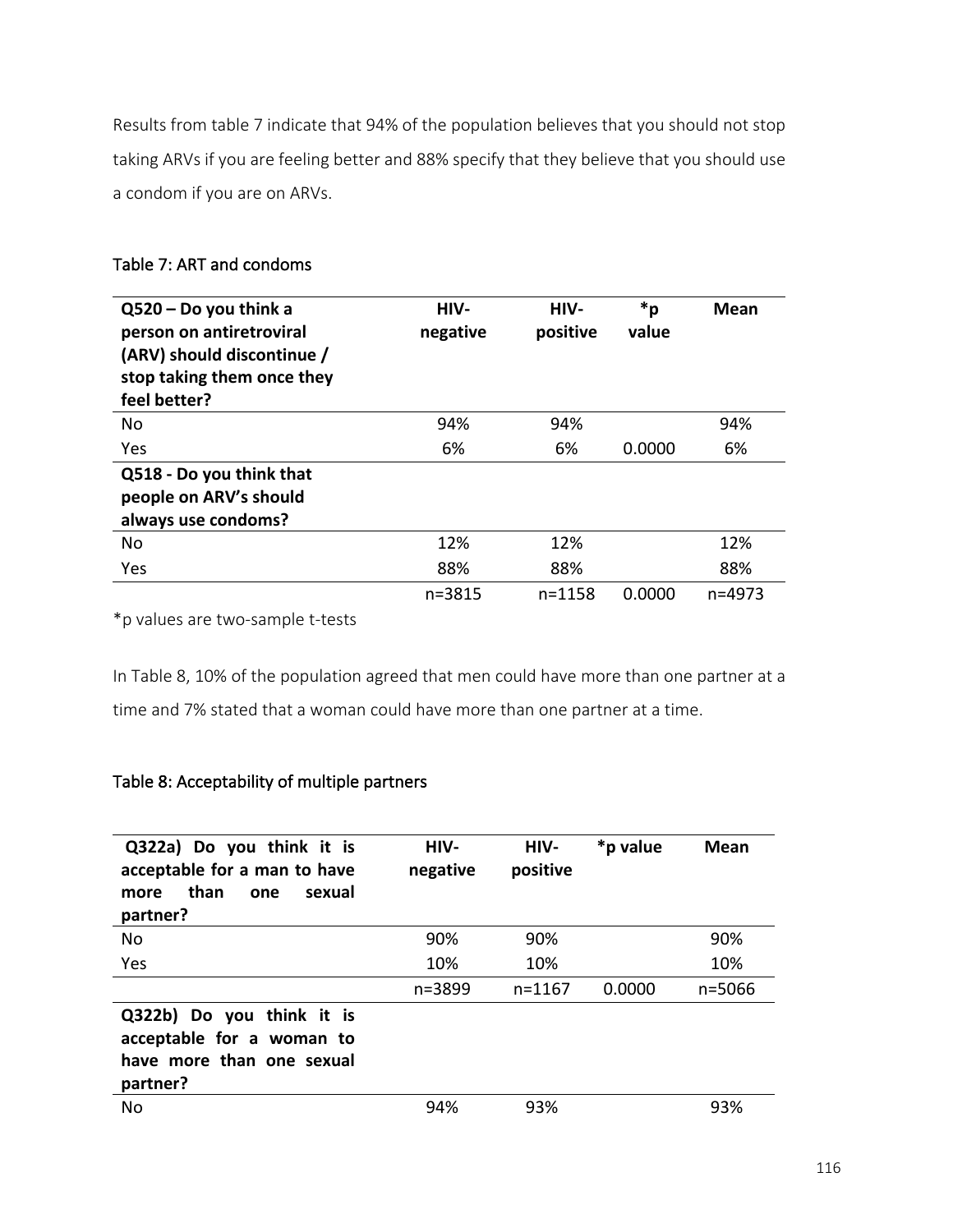Results from table 7 indicate that 94% of the population believes that you should not stop taking ARVs if you are feeling better and 88% specify that they believe that you should use a condom if you are on ARVs.

### Table 7: ART and condoms

| Q520 – Do you think a person on antiretroviral (ARV) should discontinue / stop taking them once they feel better? | HIV-negative | HIV-positive | *p value | Mean |
|---|---|---|---|---|
| No | 94% | 94% | | 94% |
| Yes | 6% | 6% | 0.0000 | 6% |
| **Q518 - Do you think that people on ARV's should always use condoms?** | | | | |
| No | 12% | 12% | | 12% |
| Yes | 88% | 88% | | 88% |
| | n=3815 | n=1158 | 0.0000 | n=4973 |

*p values are two-sample t-tests

In Table 8, 10% of the population agreed that men could have more than one partner at a time and 7% stated that a woman could have more than one partner at a time.

### Table 8: Acceptability of multiple partners

| Q322a) Do you think it is acceptable for a man to have more than one sexual partner? | HIV-negative | HIV-positive | *p value | Mean |
|---|---|---|---|---|
| No | 90% | 90% | | 90% |
| Yes | 10% | 10% | | 10% |
| | n=3899 | n=1167 | 0.0000 | n=5066 |
| **Q322b) Do you think it is acceptable for a woman to have more than one sexual partner?** | | | | |
| No | 94% | 93% | | 93% |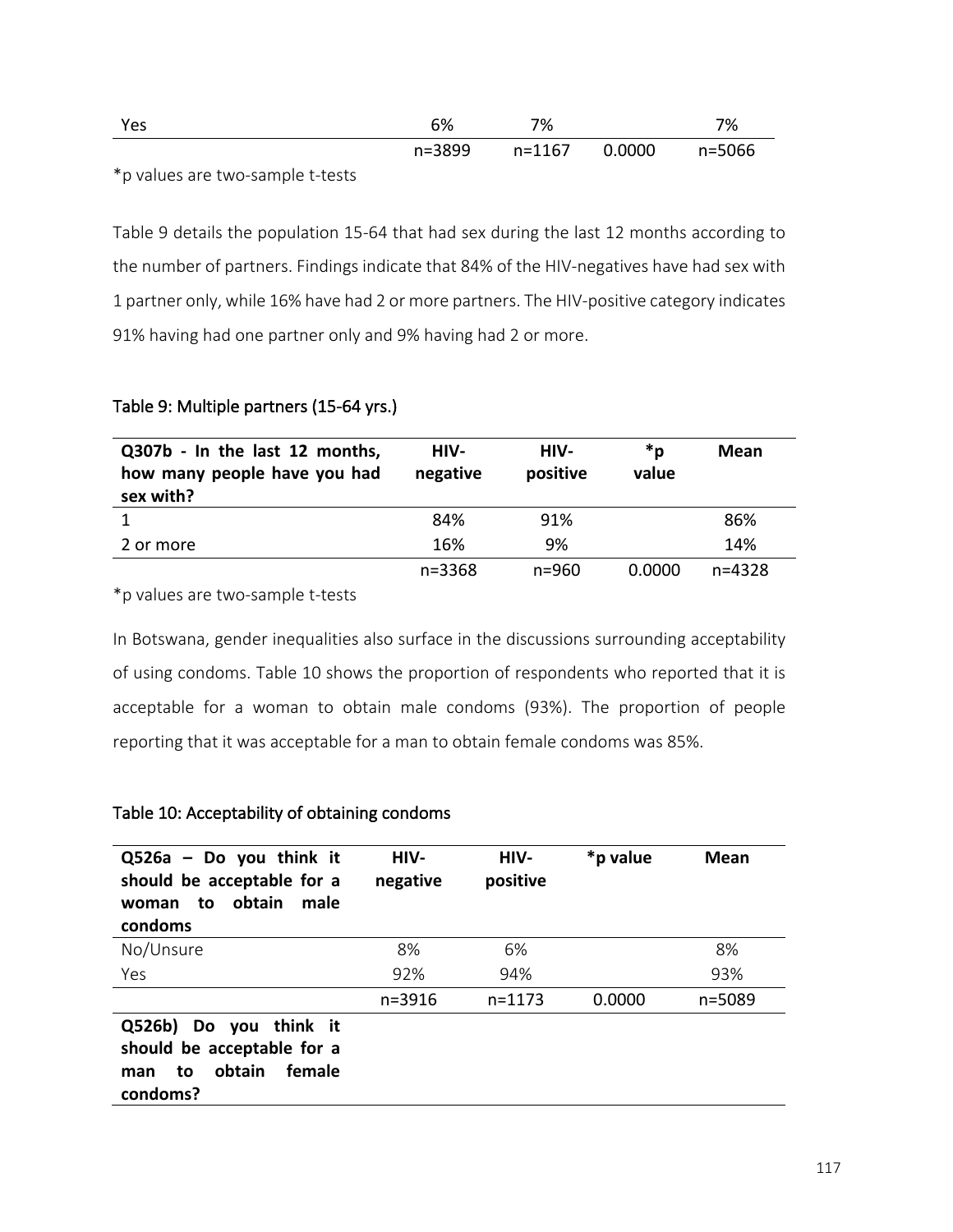| | | | | |
|---|---|---|---|---|
| Yes | 6% | 7% | | 7% |
| | n=3899 | n=1167 | 0.0000 | n=5066 |

*p values are two-sample t-tests

Table 9 details the population 15-64 that had sex during the last 12 months according to the number of partners. Findings indicate that 84% of the HIV-negatives have had sex with 1 partner only, while 16% have had 2 or more partners. The HIV-positive category indicates 91% having had one partner only and 9% having had 2 or more.

### Table 9: Multiple partners (15-64 yrs.)

| Q307b - In the last 12 months, how many people have you had sex with? | HIV-negative | HIV-positive | *p value | Mean |
|---|---|---|---|---|
| 1 | 84% | 91% | | 86% |
| 2 or more | 16% | 9% | | 14% |
| | n=3368 | n=960 | 0.0000 | n=4328 |

*p values are two-sample t-tests

In Botswana, gender inequalities also surface in the discussions surrounding acceptability of using condoms. Table 10 shows the proportion of respondents who reported that it is acceptable for a woman to obtain male condoms (93%). The proportion of people reporting that it was acceptable for a man to obtain female condoms was 85%.

### Table 10: Acceptability of obtaining condoms

| Q526a – Do you think it should be acceptable for a woman to obtain male condoms | HIV-negative | HIV-positive | *p value | Mean |
|---|---|---|---|---|
| No/Unsure | 8% | 6% | | 8% |
| Yes | 92% | 94% | | 93% |
| | n=3916 | n=1173 | 0.0000 | n=5089 |
| **Q526b) Do you think it should be acceptable for a man to obtain female condoms?** | | | | |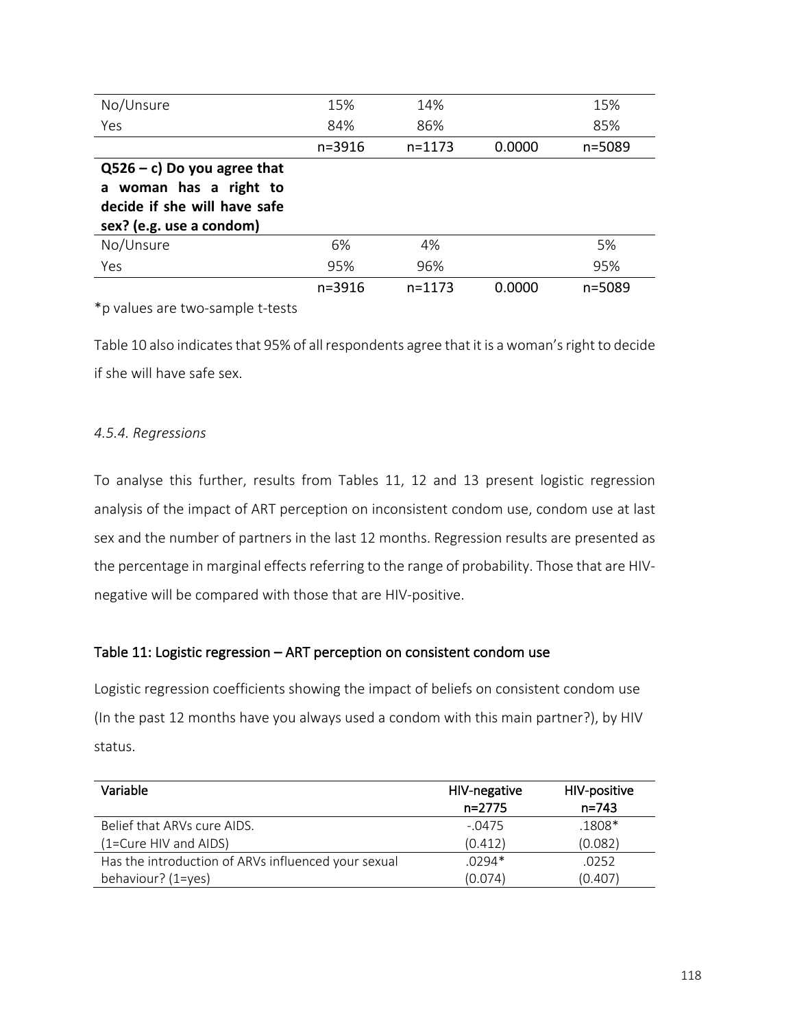| | | | | |
|---|---|---|---|---|
| No/Unsure | 15% | 14% | | 15% |
| Yes | 84% | 86% | | 85% |
| | n=3916 | n=1173 | 0.0000 | n=5089 |
| **Q526 – c) Do you agree that a woman has a right to decide if she will have safe sex? (e.g. use a condom)** | | | | |
| No/Unsure | 6% | 4% | | 5% |
| Yes | 95% | 96% | | 95% |
| | n=3916 | n=1173 | 0.0000 | n=5089 |

*p values are two-sample t-tests

Table 10 also indicates that 95% of all respondents agree that it is a woman's right to decide if she will have safe sex.

### *4.5.4. Regressions*

To analyse this further, results from Tables 11, 12 and 13 present logistic regression analysis of the impact of ART perception on inconsistent condom use, condom use at last sex and the number of partners in the last 12 months. Regression results are presented as the percentage in marginal effects referring to the range of probability. Those that are HIV-negative will be compared with those that are HIV-positive.

#### Table 11: Logistic regression – ART perception on consistent condom use

Logistic regression coefficients showing the impact of beliefs on consistent condom use (In the past 12 months have you always used a condom with this main partner?), by HIV status.

| Variable | HIV-negative n=2775 | HIV-positive n=743 |
|---|---|---|
| Belief that ARVs cure AIDS. (1=Cure HIV and AIDS) | -.0475 (0.412) | .1808* (0.082) |
| Has the introduction of ARVs influenced your sexual behaviour? (1=yes) | .0294* (0.074) | .0252 (0.407) |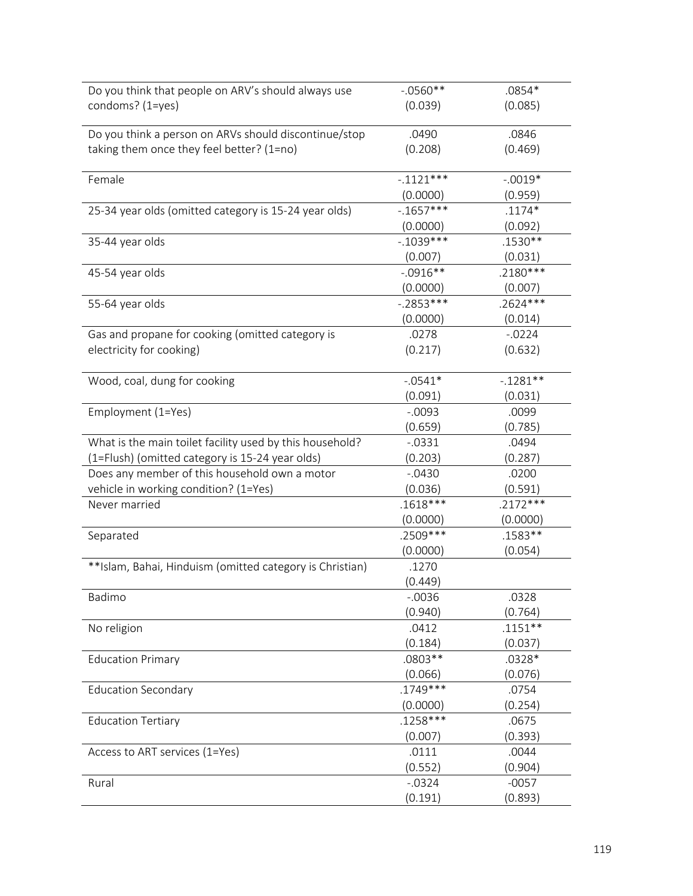| | | |
|---|---|---|
| Do you think that people on ARV's should always use condoms? (1=yes) | -.0560** (0.039) | .0854* (0.085) |
| Do you think a person on ARVs should discontinue/stop taking them once they feel better? (1=no) | .0490 (0.208) | .0846 (0.469) |
| Female | -.1121*** (0.0000) | -.0019* (0.959) |
| 25-34 year olds (omitted category is 15-24 year olds) | -.1657*** (0.0000) | .1174* (0.092) |
| 35-44 year olds | -.1039*** (0.007) | .1530** (0.031) |
| 45-54 year olds | -.0916** (0.0000) | .2180*** (0.007) |
| 55-64 year olds | -.2853*** (0.0000) | .2624*** (0.014) |
| Gas and propane for cooking (omitted category is electricity for cooking) | .0278 (0.217) | -.0224 (0.632) |
| Wood, coal, dung for cooking | -.0541* (0.091) | -.1281** (0.031) |
| Employment (1=Yes) | -.0093 (0.659) | .0099 (0.785) |
| What is the main toilet facility used by this household? (1=Flush) (omitted category is 15-24 year olds) | -.0331 (0.203) | .0494 (0.287) |
| Does any member of this household own a motor vehicle in working condition? (1=Yes) | -.0430 (0.036) | .0200 (0.591) |
| Never married | .1618*** (0.0000) | .2172*** (0.0000) |
| Separated | .2509*** (0.0000) | .1583** (0.054) |
| **Islam, Bahai, Hinduism (omitted category is Christian) | .1270 (0.449) | |
| Badimo | -.0036 (0.940) | .0328 (0.764) |
| No religion | .0412 (0.184) | .1151** (0.037) |
| Education Primary | .0803** (0.066) | .0328* (0.076) |
| Education Secondary | .1749*** (0.0000) | .0754 (0.254) |
| Education Tertiary | .1258*** (0.007) | .0675 (0.393) |
| Access to ART services (1=Yes) | .0111 (0.552) | .0044 (0.904) |
| Rural | -.0324 (0.191) | -0057 (0.893) |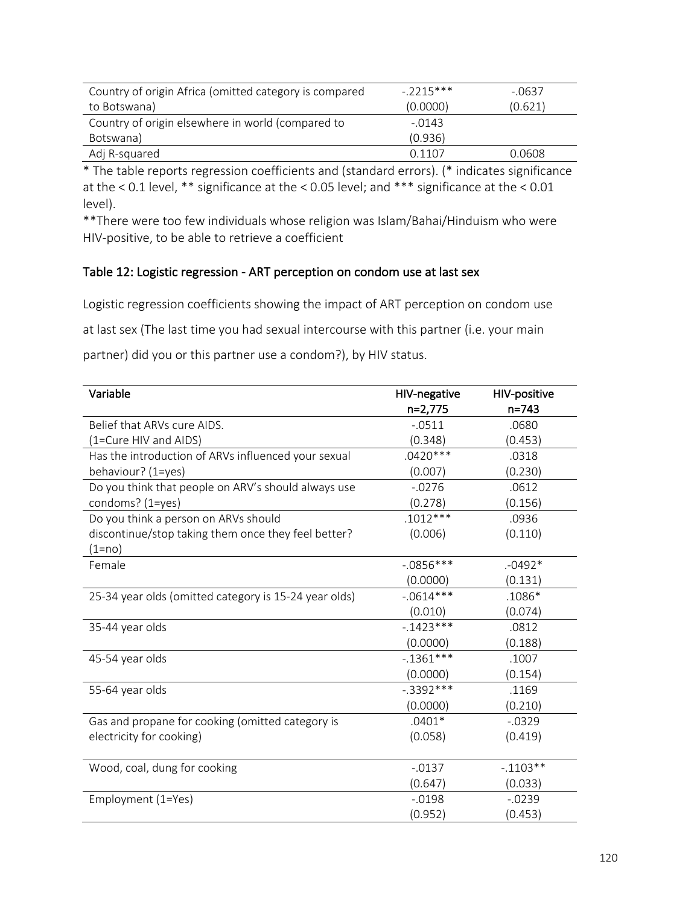| | | |
|---|---|---|
| Country of origin Africa (omitted category is compared to Botswana) | -.2215*** (0.0000) | -.0637 (0.621) |
| Country of origin elsewhere in world (compared to Botswana) | -.0143 (0.936) | |
| Adj R-squared | 0.1107 | 0.0608 |

* The table reports regression coefficients and (standard errors). (* indicates significance at the < 0.1 level, ** significance at the < 0.05 level; and *** significance at the < 0.01 level).

**There were too few individuals whose religion was Islam/Bahai/Hinduism who were HIV-positive, to be able to retrieve a coefficient

### Table 12: Logistic regression - ART perception on condom use at last sex

Logistic regression coefficients showing the impact of ART perception on condom use at last sex (The last time you had sexual intercourse with this partner (i.e. your main partner) did you or this partner use a condom?), by HIV status.

| Variable | HIV-negative n=2,775 | HIV-positive n=743 |
|---|---|---|
| Belief that ARVs cure AIDS. (1=Cure HIV and AIDS) | -.0511 (0.348) | .0680 (0.453) |
| Has the introduction of ARVs influenced your sexual behaviour? (1=yes) | .0420*** (0.007) | .0318 (0.230) |
| Do you think that people on ARV's should always use condoms? (1=yes) | -.0276 (0.278) | .0612 (0.156) |
| Do you think a person on ARVs should discontinue/stop taking them once they feel better? (1=no) | .1012*** (0.006) | .0936 (0.110) |
| Female | -.0856*** (0.0000) | .-0492* (0.131) |
| 25-34 year olds (omitted category is 15-24 year olds) | -.0614*** (0.010) | .1086* (0.074) |
| 35-44 year olds | -.1423*** (0.0000) | .0812 (0.188) |
| 45-54 year olds | -.1361*** (0.0000) | .1007 (0.154) |
| 55-64 year olds | -.3392*** (0.0000) | .1169 (0.210) |
| Gas and propane for cooking (omitted category is electricity for cooking) | .0401* (0.058) | -.0329 (0.419) |
| Wood, coal, dung for cooking | -.0137 (0.647) | -.1103** (0.033) |
| Employment (1=Yes) | -.0198 (0.952) | -.0239 (0.453) |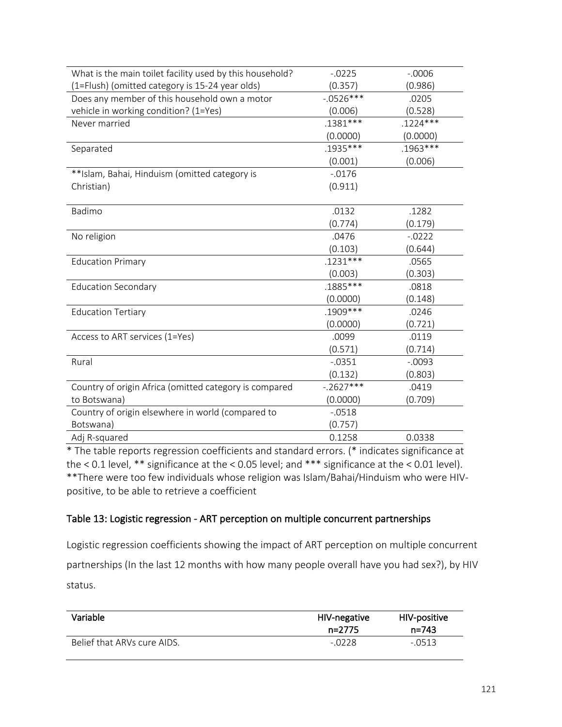| | | |
|---|---|---|
| What is the main toilet facility used by this household? (1=Flush) (omitted category is 15-24 year olds) | -.0225<br>(0.357) | -.0006<br>(0.986) |
| Does any member of this household own a motor vehicle in working condition? (1=Yes) | -.0526***<br>(0.006) | .0205<br>(0.528) |
| Never married | .1381***<br>(0.0000) | .1224***<br>(0.0000) |
| Separated | .1935***<br>(0.001) | .1963***<br>(0.006) |
| **Islam, Bahai, Hinduism (omitted category is Christian) | -.0176<br>(0.911) | |
| Badimo | .0132<br>(0.774) | .1282<br>(0.179) |
| No religion | .0476<br>(0.103) | -.0222<br>(0.644) |
| Education Primary | .1231***<br>(0.003) | .0565<br>(0.303) |
| Education Secondary | .1885***<br>(0.0000) | .0818<br>(0.148) |
| Education Tertiary | .1909***<br>(0.0000) | .0246<br>(0.721) |
| Access to ART services (1=Yes) | .0099<br>(0.571) | .0119<br>(0.714) |
| Rural | -.0351<br>(0.132) | -.0093<br>(0.803) |
| Country of origin Africa (omitted category is compared to Botswana) | -.2627***<br>(0.0000) | .0419<br>(0.709) |
| Country of origin elsewhere in world (compared to Botswana) | -.0518<br>(0.757) | |
| Adj R-squared | 0.1258 | 0.0338 |

* The table reports regression coefficients and standard errors. (* indicates significance at the < 0.1 level, ** significance at the < 0.05 level; and *** significance at the < 0.01 level).
**There were too few individuals whose religion was Islam/Bahai/Hinduism who were HIV-positive, to be able to retrieve a coefficient

### Table 13: Logistic regression - ART perception on multiple concurrent partnerships

Logistic regression coefficients showing the impact of ART perception on multiple concurrent partnerships (In the last 12 months with how many people overall have you had sex?), by HIV status.

| Variable | HIV-negative<br>n=2775 | HIV-positive<br>n=743 |
|---|---|---|
| Belief that ARVs cure AIDS. | -.0228 | -.0513 |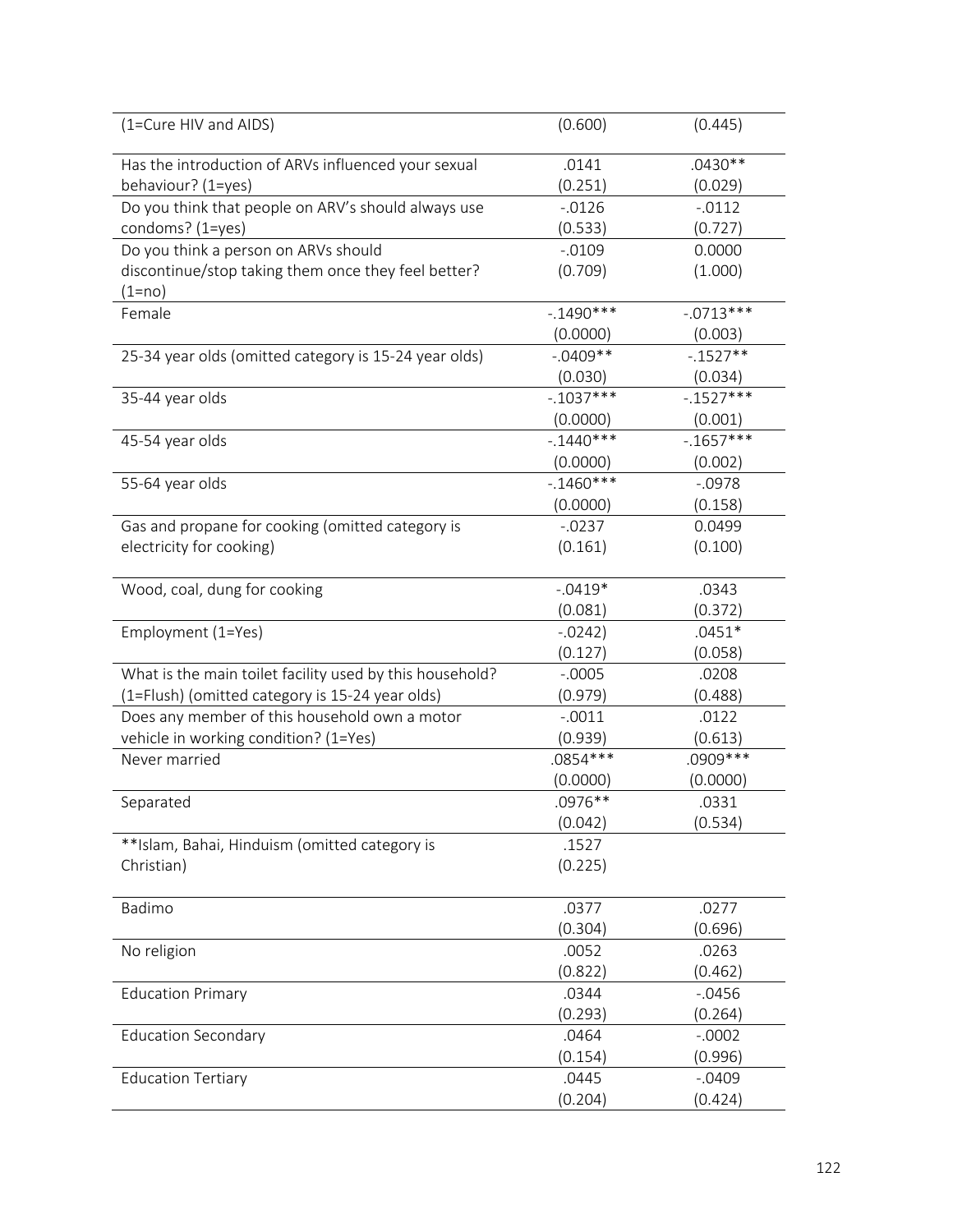| | | |
|---|---|---|
| (1=Cure HIV and AIDS) | (0.600) | (0.445) |
| Has the introduction of ARVs influenced your sexual behaviour? (1=yes) | .0141<br>(0.251) | .0430**<br>(0.029) |
| Do you think that people on ARV's should always use condoms? (1=yes) | -.0126<br>(0.533) | -.0112<br>(0.727) |
| Do you think a person on ARVs should discontinue/stop taking them once they feel better? (1=no) | -.0109<br>(0.709) | 0.0000<br>(1.000) |
| Female | -.1490***<br>(0.0000) | -.0713***<br>(0.003) |
| 25-34 year olds (omitted category is 15-24 year olds) | -.0409**<br>(0.030) | -.1527**<br>(0.034) |
| 35-44 year olds | -.1037***<br>(0.0000) | -.1527***<br>(0.001) |
| 45-54 year olds | -.1440***<br>(0.0000) | -.1657***<br>(0.002) |
| 55-64 year olds | -.1460***<br>(0.0000) | -.0978<br>(0.158) |
| Gas and propane for cooking (omitted category is electricity for cooking) | -.0237<br>(0.161) | 0.0499<br>(0.100) |
| Wood, coal, dung for cooking | -.0419*<br>(0.081) | .0343<br>(0.372) |
| Employment (1=Yes) | -.0242)<br>(0.127) | .0451*<br>(0.058) |
| What is the main toilet facility used by this household? (1=Flush) (omitted category is 15-24 year olds) | -.0005<br>(0.979) | .0208<br>(0.488) |
| Does any member of this household own a motor vehicle in working condition? (1=Yes) | -.0011<br>(0.939) | .0122<br>(0.613) |
| Never married | .0854***<br>(0.0000) | .0909***<br>(0.0000) |
| Separated | .0976**<br>(0.042) | .0331<br>(0.534) |
| **Islam, Bahai, Hinduism (omitted category is Christian) | .1527<br>(0.225) | |
| Badimo | .0377<br>(0.304) | .0277<br>(0.696) |
| No religion | .0052<br>(0.822) | .0263<br>(0.462) |
| Education Primary | .0344<br>(0.293) | -.0456<br>(0.264) |
| Education Secondary | .0464<br>(0.154) | -.0002<br>(0.996) |
| Education Tertiary | .0445<br>(0.204) | -.0409<br>(0.424) |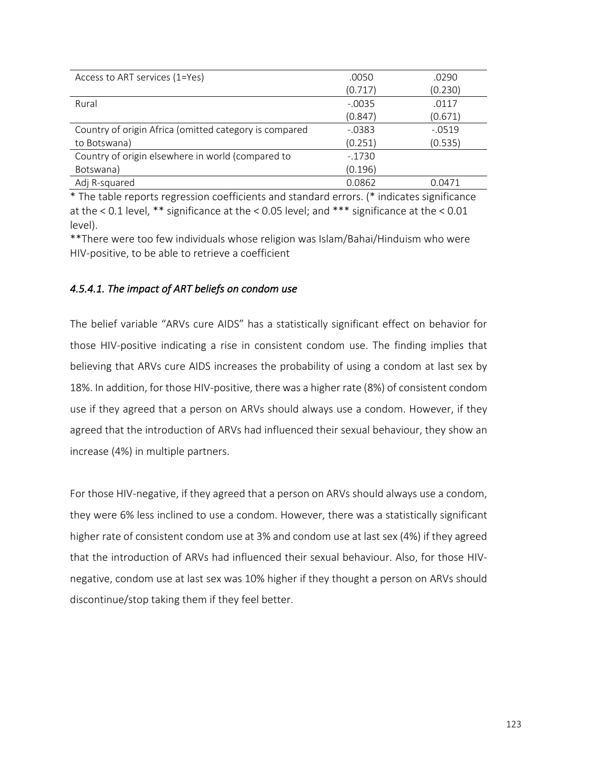| | | |
|---|---|---|
| Access to ART services (1=Yes) | .0050<br>(0.717) | .0290<br>(0.230) |
| Rural | -.0035<br>(0.847) | .0117<br>(0.671) |
| Country of origin Africa (omitted category is compared to Botswana) | -.0383<br>(0.251) | -.0519<br>(0.535) |
| Country of origin elsewhere in world (compared to Botswana) | -.1730<br>(0.196) | |
| Adj R-squared | 0.0862 | 0.0471 |

* The table reports regression coefficients and standard errors. (* indicates significance at the < 0.1 level, ** significance at the < 0.05 level; and *** significance at the < 0.01 level).

**There were too few individuals whose religion was Islam/Bahai/Hinduism who were HIV-positive, to be able to retrieve a coefficient

#### *4.5.4.1. The impact of ART beliefs on condom use*

The belief variable "ARVs cure AIDS" has a statistically significant effect on behavior for those HIV-positive indicating a rise in consistent condom use. The finding implies that believing that ARVs cure AIDS increases the probability of using a condom at last sex by 18%. In addition, for those HIV-positive, there was a higher rate (8%) of consistent condom use if they agreed that a person on ARVs should always use a condom. However, if they agreed that the introduction of ARVs had influenced their sexual behaviour, they show an increase (4%) in multiple partners.

For those HIV-negative, if they agreed that a person on ARVs should always use a condom, they were 6% less inclined to use a condom. However, there was a statistically significant higher rate of consistent condom use at 3% and condom use at last sex (4%) if they agreed that the introduction of ARVs had influenced their sexual behaviour. Also, for those HIV-negative, condom use at last sex was 10% higher if they thought a person on ARVs should discontinue/stop taking them if they feel better.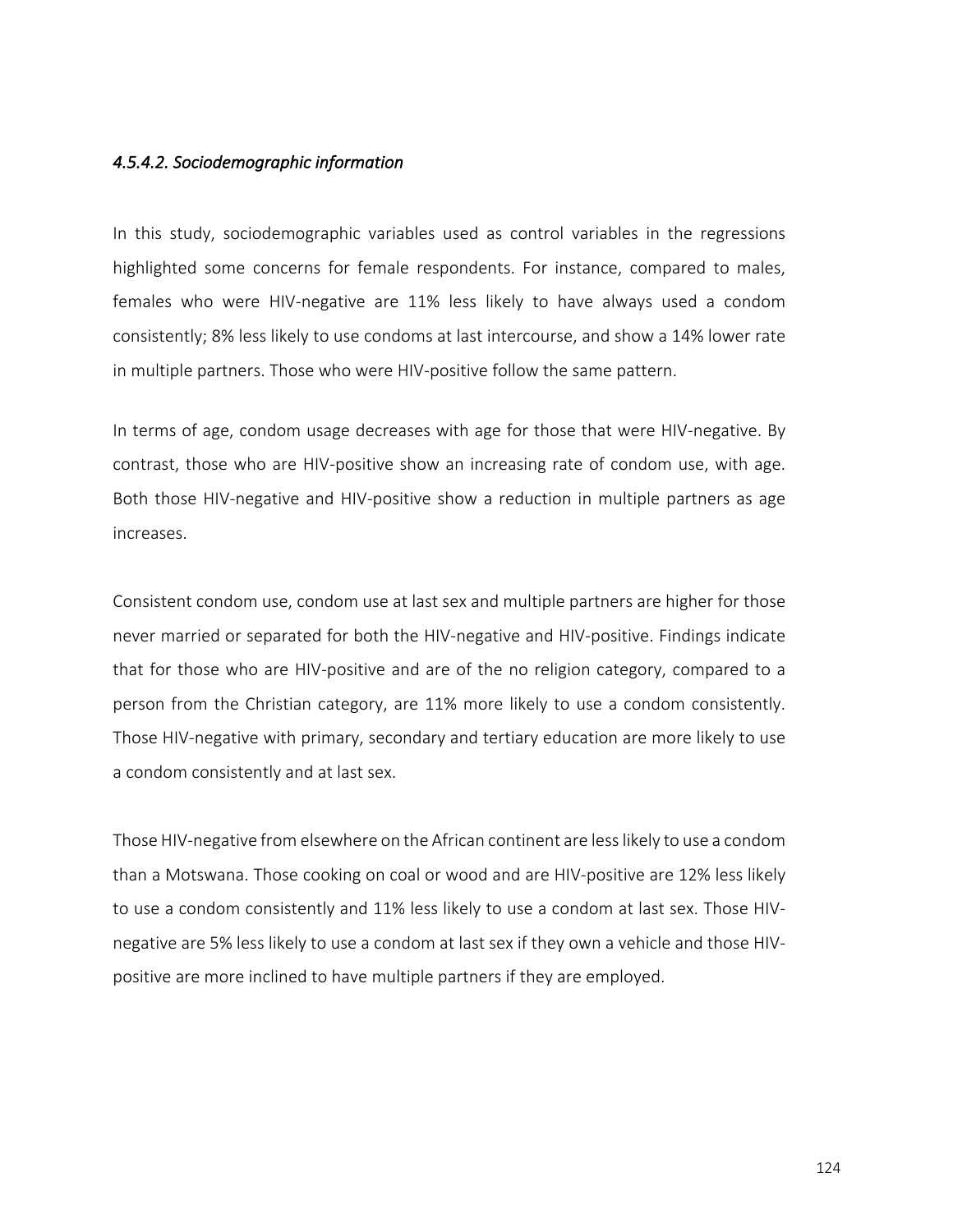#### *4.5.4.2. Sociodemographic information*

In this study, sociodemographic variables used as control variables in the regressions highlighted some concerns for female respondents. For instance, compared to males, females who were HIV-negative are 11% less likely to have always used a condom consistently; 8% less likely to use condoms at last intercourse, and show a 14% lower rate in multiple partners. Those who were HIV-positive follow the same pattern.

In terms of age, condom usage decreases with age for those that were HIV-negative. By contrast, those who are HIV-positive show an increasing rate of condom use, with age. Both those HIV-negative and HIV-positive show a reduction in multiple partners as age increases.

Consistent condom use, condom use at last sex and multiple partners are higher for those never married or separated for both the HIV-negative and HIV-positive. Findings indicate that for those who are HIV-positive and are of the no religion category, compared to a person from the Christian category, are 11% more likely to use a condom consistently. Those HIV-negative with primary, secondary and tertiary education are more likely to use a condom consistently and at last sex.

Those HIV-negative from elsewhere on the African continent are less likely to use a condom than a Motswana. Those cooking on coal or wood and are HIV-positive are 12% less likely to use a condom consistently and 11% less likely to use a condom at last sex. Those HIV-negative are 5% less likely to use a condom at last sex if they own a vehicle and those HIV-positive are more inclined to have multiple partners if they are employed.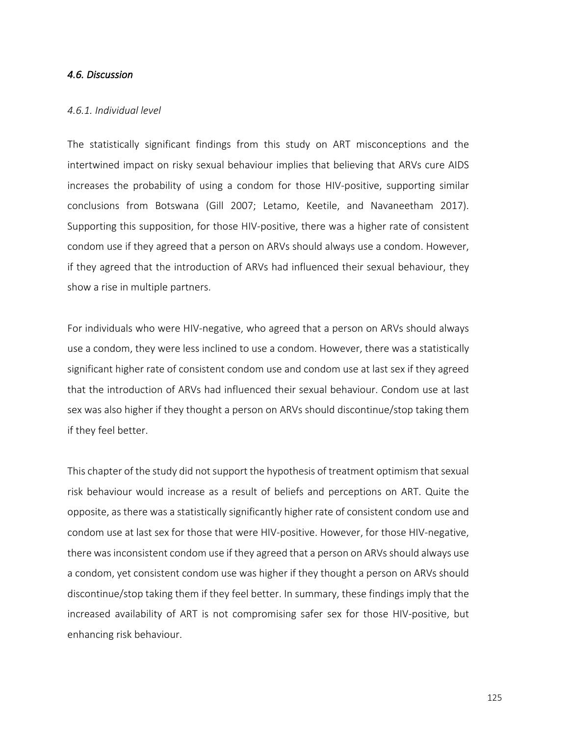### *4.6. Discussion*

#### *4.6.1. Individual level*

The statistically significant findings from this study on ART misconceptions and the intertwined impact on risky sexual behaviour implies that believing that ARVs cure AIDS increases the probability of using a condom for those HIV-positive, supporting similar conclusions from Botswana (Gill 2007; Letamo, Keetile, and Navaneetham 2017). Supporting this supposition, for those HIV-positive, there was a higher rate of consistent condom use if they agreed that a person on ARVs should always use a condom. However, if they agreed that the introduction of ARVs had influenced their sexual behaviour, they show a rise in multiple partners.

For individuals who were HIV-negative, who agreed that a person on ARVs should always use a condom, they were less inclined to use a condom. However, there was a statistically significant higher rate of consistent condom use and condom use at last sex if they agreed that the introduction of ARVs had influenced their sexual behaviour. Condom use at last sex was also higher if they thought a person on ARVs should discontinue/stop taking them if they feel better.

This chapter of the study did not support the hypothesis of treatment optimism that sexual risk behaviour would increase as a result of beliefs and perceptions on ART. Quite the opposite, as there was a statistically significantly higher rate of consistent condom use and condom use at last sex for those that were HIV-positive. However, for those HIV-negative, there was inconsistent condom use if they agreed that a person on ARVs should always use a condom, yet consistent condom use was higher if they thought a person on ARVs should discontinue/stop taking them if they feel better. In summary, these findings imply that the increased availability of ART is not compromising safer sex for those HIV-positive, but enhancing risk behaviour.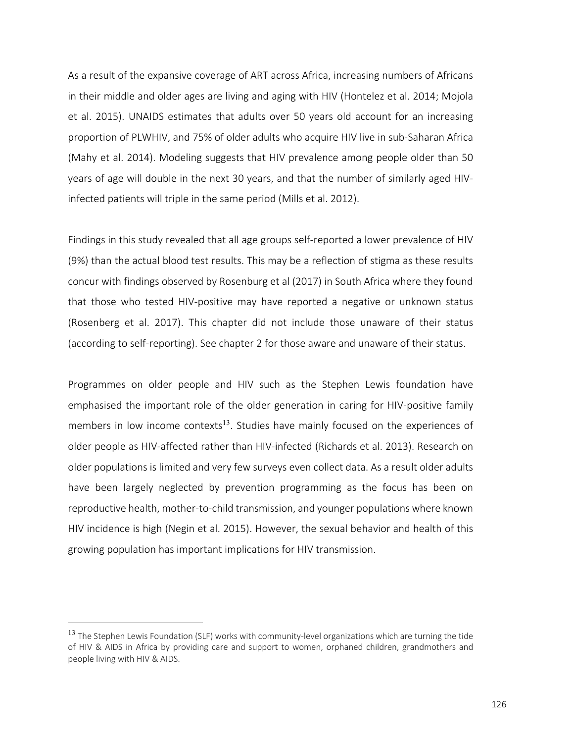As a result of the expansive coverage of ART across Africa, increasing numbers of Africans in their middle and older ages are living and aging with HIV (Hontelez et al. 2014; Mojola et al. 2015). UNAIDS estimates that adults over 50 years old account for an increasing proportion of PLWHIV, and 75% of older adults who acquire HIV live in sub-Saharan Africa (Mahy et al. 2014). Modeling suggests that HIV prevalence among people older than 50 years of age will double in the next 30 years, and that the number of similarly aged HIV-infected patients will triple in the same period (Mills et al. 2012).

Findings in this study revealed that all age groups self-reported a lower prevalence of HIV (9%) than the actual blood test results. This may be a reflection of stigma as these results concur with findings observed by Rosenburg et al (2017) in South Africa where they found that those who tested HIV-positive may have reported a negative or unknown status (Rosenberg et al. 2017). This chapter did not include those unaware of their status (according to self-reporting). See chapter 2 for those aware and unaware of their status.

Programmes on older people and HIV such as the Stephen Lewis foundation have emphasised the important role of the older generation in caring for HIV-positive family members in low income contexts[13]. Studies have mainly focused on the experiences of older people as HIV-affected rather than HIV-infected (Richards et al. 2013). Research on older populations is limited and very few surveys even collect data. As a result older adults have been largely neglected by prevention programming as the focus has been on reproductive health, mother-to-child transmission, and younger populations where known HIV incidence is high (Negin et al. 2015). However, the sexual behavior and health of this growing population has important implications for HIV transmission.

---

[13] The Stephen Lewis Foundation (SLF) works with community-level organizations which are turning the tide of HIV & AIDS in Africa by providing care and support to women, orphaned children, grandmothers and people living with HIV & AIDS.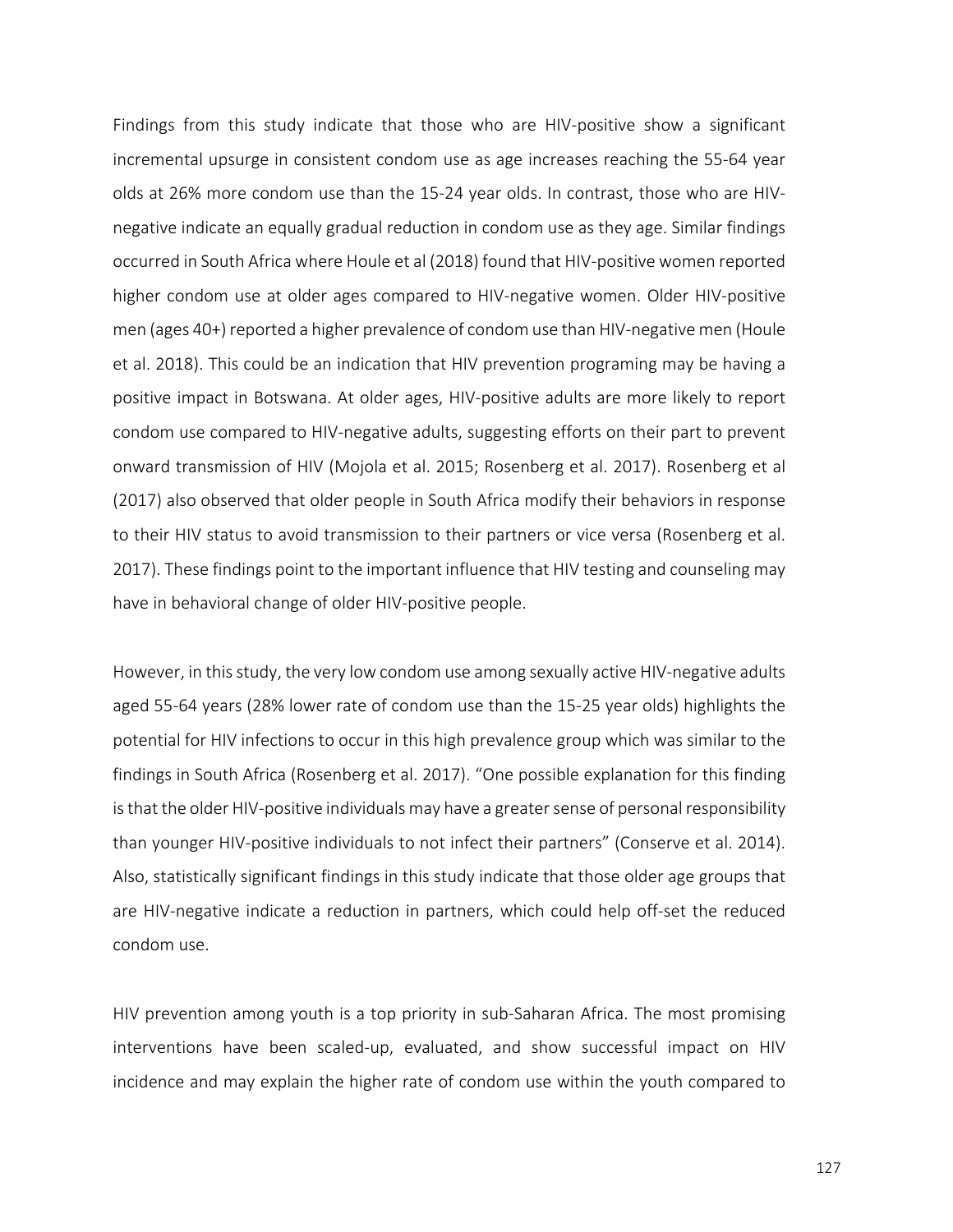Findings from this study indicate that those who are HIV-positive show a significant incremental upsurge in consistent condom use as age increases reaching the 55-64 year olds at 26% more condom use than the 15-24 year olds. In contrast, those who are HIV-negative indicate an equally gradual reduction in condom use as they age. Similar findings occurred in South Africa where Houle et al (2018) found that HIV-positive women reported higher condom use at older ages compared to HIV-negative women. Older HIV-positive men (ages 40+) reported a higher prevalence of condom use than HIV-negative men (Houle et al. 2018). This could be an indication that HIV prevention programing may be having a positive impact in Botswana. At older ages, HIV-positive adults are more likely to report condom use compared to HIV-negative adults, suggesting efforts on their part to prevent onward transmission of HIV (Mojola et al. 2015; Rosenberg et al. 2017). Rosenberg et al (2017) also observed that older people in South Africa modify their behaviors in response to their HIV status to avoid transmission to their partners or vice versa (Rosenberg et al. 2017). These findings point to the important influence that HIV testing and counseling may have in behavioral change of older HIV-positive people.

However, in this study, the very low condom use among sexually active HIV-negative adults aged 55-64 years (28% lower rate of condom use than the 15-25 year olds) highlights the potential for HIV infections to occur in this high prevalence group which was similar to the findings in South Africa (Rosenberg et al. 2017). "One possible explanation for this finding is that the older HIV-positive individuals may have a greater sense of personal responsibility than younger HIV-positive individuals to not infect their partners" (Conserve et al. 2014). Also, statistically significant findings in this study indicate that those older age groups that are HIV-negative indicate a reduction in partners, which could help off-set the reduced condom use.

HIV prevention among youth is a top priority in sub-Saharan Africa. The most promising interventions have been scaled-up, evaluated, and show successful impact on HIV incidence and may explain the higher rate of condom use within the youth compared to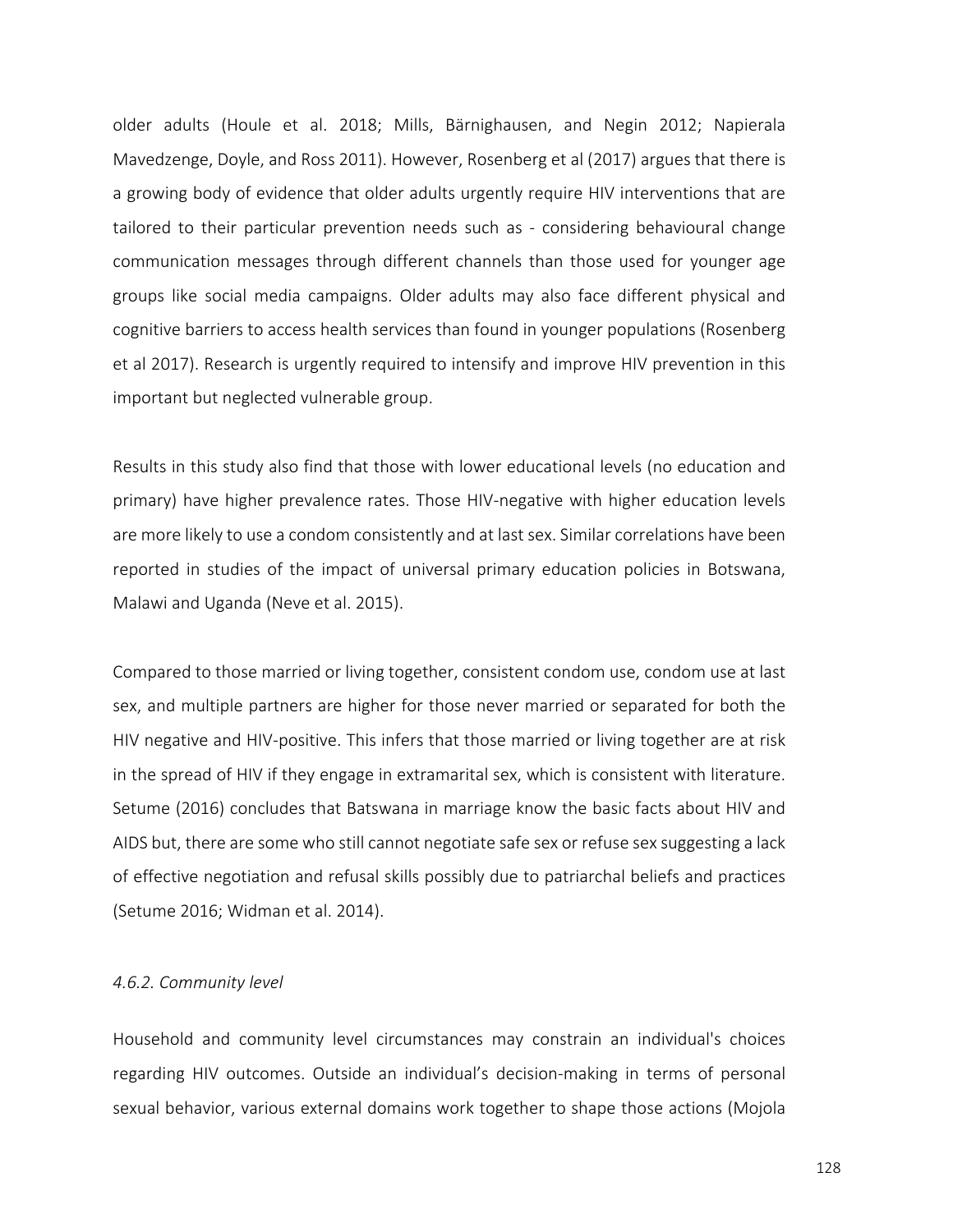older adults (Houle et al. 2018; Mills, Bärnighausen, and Negin 2012; Napierala Mavedzenge, Doyle, and Ross 2011). However, Rosenberg et al (2017) argues that there is a growing body of evidence that older adults urgently require HIV interventions that are tailored to their particular prevention needs such as - considering behavioural change communication messages through different channels than those used for younger age groups like social media campaigns. Older adults may also face different physical and cognitive barriers to access health services than found in younger populations (Rosenberg et al 2017). Research is urgently required to intensify and improve HIV prevention in this important but neglected vulnerable group.

Results in this study also find that those with lower educational levels (no education and primary) have higher prevalence rates. Those HIV-negative with higher education levels are more likely to use a condom consistently and at last sex. Similar correlations have been reported in studies of the impact of universal primary education policies in Botswana, Malawi and Uganda (Neve et al. 2015).

Compared to those married or living together, consistent condom use, condom use at last sex, and multiple partners are higher for those never married or separated for both the HIV negative and HIV-positive. This infers that those married or living together are at risk in the spread of HIV if they engage in extramarital sex, which is consistent with literature. Setume (2016) concludes that Batswana in marriage know the basic facts about HIV and AIDS but, there are some who still cannot negotiate safe sex or refuse sex suggesting a lack of effective negotiation and refusal skills possibly due to patriarchal beliefs and practices (Setume 2016; Widman et al. 2014).

#### *4.6.2. Community level*

Household and community level circumstances may constrain an individual's choices regarding HIV outcomes. Outside an individual's decision-making in terms of personal sexual behavior, various external domains work together to shape those actions (Mojola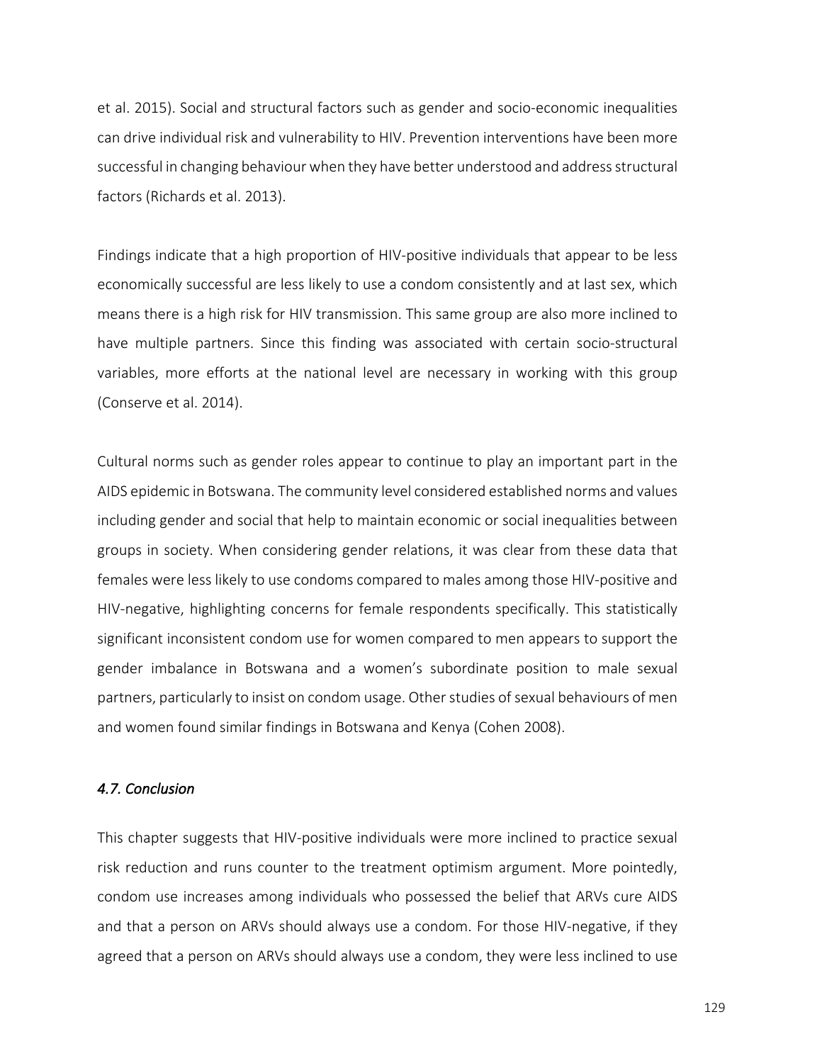et al. 2015). Social and structural factors such as gender and socio-economic inequalities can drive individual risk and vulnerability to HIV. Prevention interventions have been more successful in changing behaviour when they have better understood and address structural factors (Richards et al. 2013).

Findings indicate that a high proportion of HIV-positive individuals that appear to be less economically successful are less likely to use a condom consistently and at last sex, which means there is a high risk for HIV transmission. This same group are also more inclined to have multiple partners. Since this finding was associated with certain socio-structural variables, more efforts at the national level are necessary in working with this group (Conserve et al. 2014).

Cultural norms such as gender roles appear to continue to play an important part in the AIDS epidemic in Botswana. The community level considered established norms and values including gender and social that help to maintain economic or social inequalities between groups in society. When considering gender relations, it was clear from these data that females were less likely to use condoms compared to males among those HIV-positive and HIV-negative, highlighting concerns for female respondents specifically. This statistically significant inconsistent condom use for women compared to men appears to support the gender imbalance in Botswana and a women's subordinate position to male sexual partners, particularly to insist on condom usage. Other studies of sexual behaviours of men and women found similar findings in Botswana and Kenya (Cohen 2008).

### *4.7. Conclusion*

This chapter suggests that HIV-positive individuals were more inclined to practice sexual risk reduction and runs counter to the treatment optimism argument. More pointedly, condom use increases among individuals who possessed the belief that ARVs cure AIDS and that a person on ARVs should always use a condom. For those HIV-negative, if they agreed that a person on ARVs should always use a condom, they were less inclined to use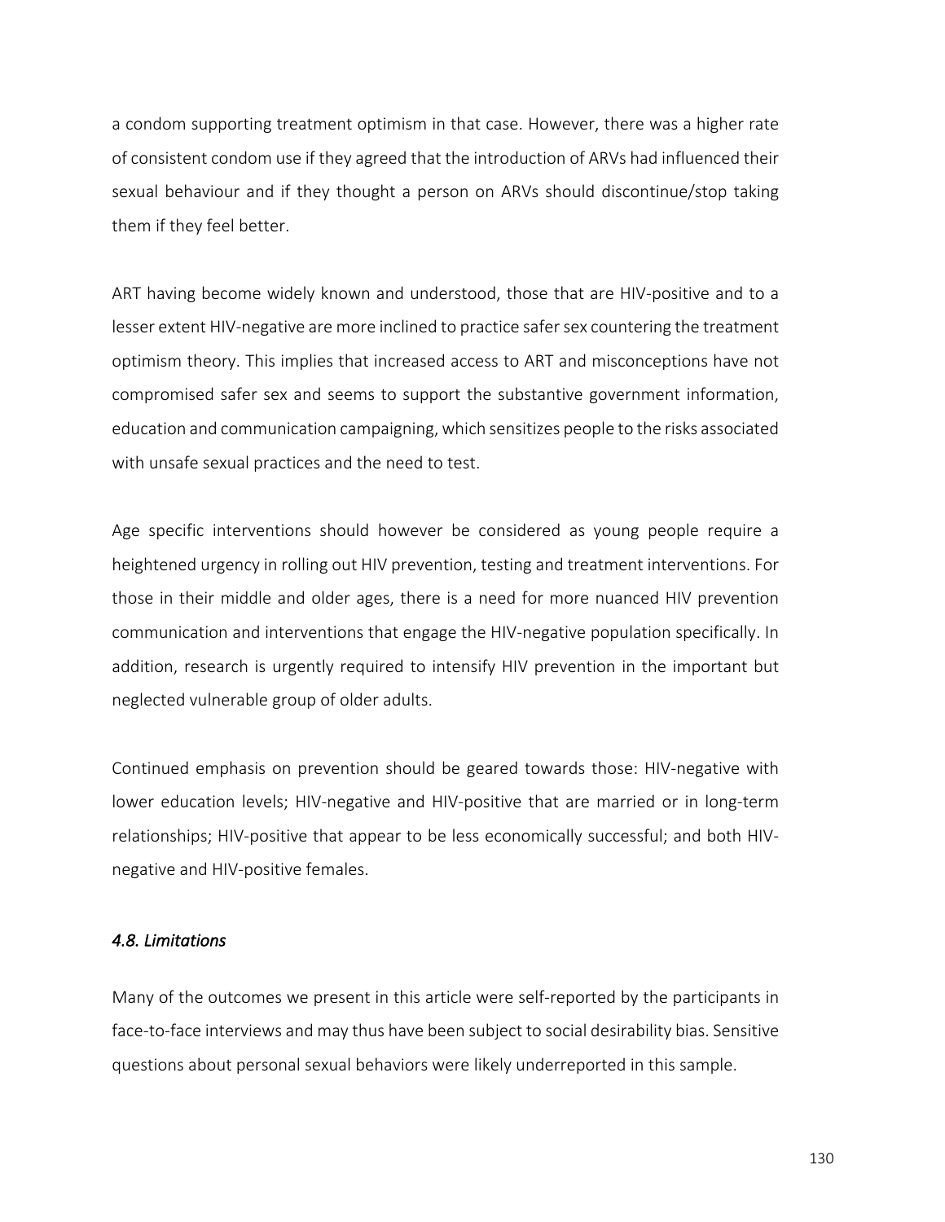a condom supporting treatment optimism in that case. However, there was a higher rate of consistent condom use if they agreed that the introduction of ARVs had influenced their sexual behaviour and if they thought a person on ARVs should discontinue/stop taking them if they feel better.

ART having become widely known and understood, those that are HIV-positive and to a lesser extent HIV-negative are more inclined to practice safer sex countering the treatment optimism theory. This implies that increased access to ART and misconceptions have not compromised safer sex and seems to support the substantive government information, education and communication campaigning, which sensitizes people to the risks associated with unsafe sexual practices and the need to test.

Age specific interventions should however be considered as young people require a heightened urgency in rolling out HIV prevention, testing and treatment interventions. For those in their middle and older ages, there is a need for more nuanced HIV prevention communication and interventions that engage the HIV-negative population specifically. In addition, research is urgently required to intensify HIV prevention in the important but neglected vulnerable group of older adults.

Continued emphasis on prevention should be geared towards those: HIV-negative with lower education levels; HIV-negative and HIV-positive that are married or in long-term relationships; HIV-positive that appear to be less economically successful; and both HIV-negative and HIV-positive females.

### *4.8. Limitations*

Many of the outcomes we present in this article were self-reported by the participants in face-to-face interviews and may thus have been subject to social desirability bias. Sensitive questions about personal sexual behaviors were likely underreported in this sample.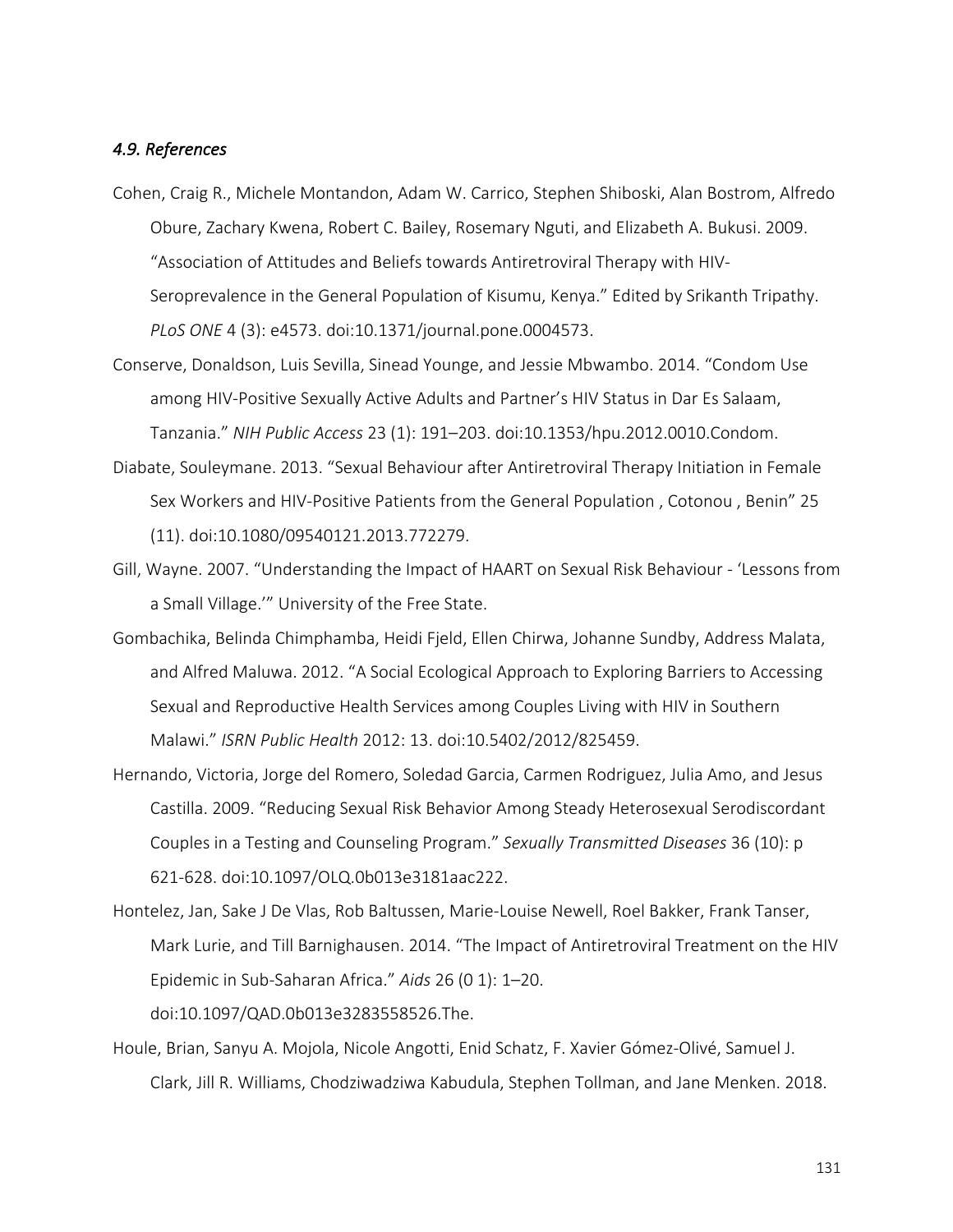### *4.9. References*

Cohen, Craig R., Michele Montandon, Adam W. Carrico, Stephen Shiboski, Alan Bostrom, Alfredo Obure, Zachary Kwena, Robert C. Bailey, Rosemary Nguti, and Elizabeth A. Bukusi. 2009. "Association of Attitudes and Beliefs towards Antiretroviral Therapy with HIV-Seroprevalence in the General Population of Kisumu, Kenya." Edited by Srikanth Tripathy. *PLoS ONE* 4 (3): e4573. doi:10.1371/journal.pone.0004573.

Conserve, Donaldson, Luis Sevilla, Sinead Younge, and Jessie Mbwambo. 2014. "Condom Use among HIV-Positive Sexually Active Adults and Partner's HIV Status in Dar Es Salaam, Tanzania." *NIH Public Access* 23 (1): 191–203. doi:10.1353/hpu.2012.0010.Condom.

Diabate, Souleymane. 2013. "Sexual Behaviour after Antiretroviral Therapy Initiation in Female Sex Workers and HIV-Positive Patients from the General Population , Cotonou , Benin" 25 (11). doi:10.1080/09540121.2013.772279.

Gill, Wayne. 2007. "Understanding the Impact of HAART on Sexual Risk Behaviour - 'Lessons from a Small Village.'" University of the Free State.

Gombachika, Belinda Chimphamba, Heidi Fjeld, Ellen Chirwa, Johanne Sundby, Address Malata, and Alfred Maluwa. 2012. "A Social Ecological Approach to Exploring Barriers to Accessing Sexual and Reproductive Health Services among Couples Living with HIV in Southern Malawi." *ISRN Public Health* 2012: 13. doi:10.5402/2012/825459.

Hernando, Victoria, Jorge del Romero, Soledad Garcia, Carmen Rodriguez, Julia Amo, and Jesus Castilla. 2009. "Reducing Sexual Risk Behavior Among Steady Heterosexual Serodiscordant Couples in a Testing and Counseling Program." *Sexually Transmitted Diseases* 36 (10): p 621-628. doi:10.1097/OLQ.0b013e3181aac222.

Hontelez, Jan, Sake J De Vlas, Rob Baltussen, Marie-Louise Newell, Roel Bakker, Frank Tanser, Mark Lurie, and Till Barnighausen. 2014. "The Impact of Antiretroviral Treatment on the HIV Epidemic in Sub-Saharan Africa." *Aids* 26 (0 1): 1–20. doi:10.1097/QAD.0b013e3283558526.The.

Houle, Brian, Sanyu A. Mojola, Nicole Angotti, Enid Schatz, F. Xavier Gómez-Olivé, Samuel J. Clark, Jill R. Williams, Chodziwadziwa Kabudula, Stephen Tollman, and Jane Menken. 2018.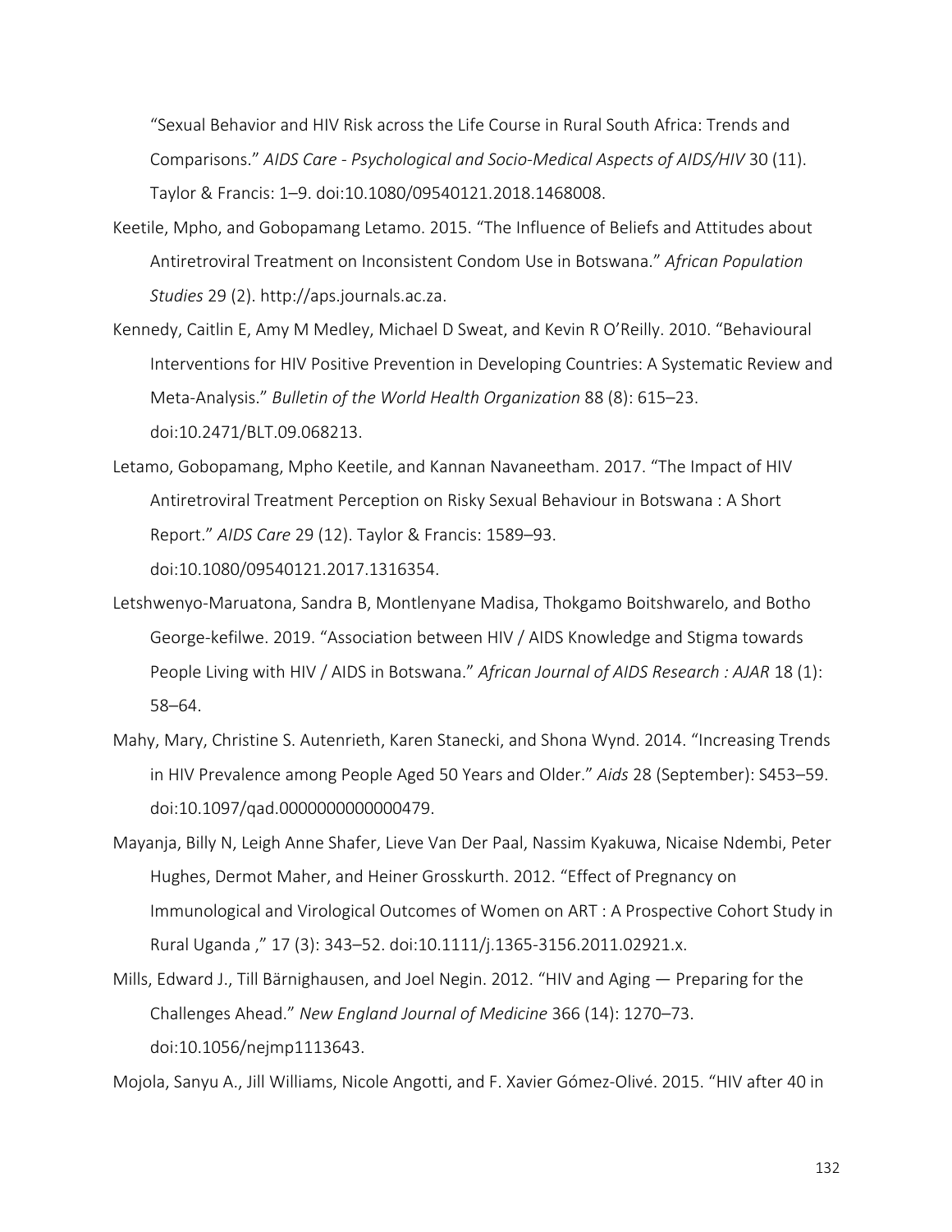"Sexual Behavior and HIV Risk across the Life Course in Rural South Africa: Trends and Comparisons." *AIDS Care - Psychological and Socio-Medical Aspects of AIDS/HIV* 30 (11). Taylor & Francis: 1–9. doi:10.1080/09540121.2018.1468008.

Keetile, Mpho, and Gobopamang Letamo. 2015. "The Influence of Beliefs and Attitudes about Antiretroviral Treatment on Inconsistent Condom Use in Botswana." *African Population Studies* 29 (2). http://aps.journals.ac.za.

Kennedy, Caitlin E, Amy M Medley, Michael D Sweat, and Kevin R O'Reilly. 2010. "Behavioural Interventions for HIV Positive Prevention in Developing Countries: A Systematic Review and Meta-Analysis." *Bulletin of the World Health Organization* 88 (8): 615–23. doi:10.2471/BLT.09.068213.

Letamo, Gobopamang, Mpho Keetile, and Kannan Navaneetham. 2017. "The Impact of HIV Antiretroviral Treatment Perception on Risky Sexual Behaviour in Botswana : A Short Report." *AIDS Care* 29 (12). Taylor & Francis: 1589–93. doi:10.1080/09540121.2017.1316354.

Letshwenyo-Maruatona, Sandra B, Montlenyane Madisa, Thokgamo Boitshwarelo, and Botho George-kefilwe. 2019. "Association between HIV / AIDS Knowledge and Stigma towards People Living with HIV / AIDS in Botswana." *African Journal of AIDS Research : AJAR* 18 (1): 58–64.

Mahy, Mary, Christine S. Autenrieth, Karen Stanecki, and Shona Wynd. 2014. "Increasing Trends in HIV Prevalence among People Aged 50 Years and Older." *Aids* 28 (September): S453–59. doi:10.1097/qad.0000000000000479.

Mayanja, Billy N, Leigh Anne Shafer, Lieve Van Der Paal, Nassim Kyakuwa, Nicaise Ndembi, Peter Hughes, Dermot Maher, and Heiner Grosskurth. 2012. "Effect of Pregnancy on Immunological and Virological Outcomes of Women on ART : A Prospective Cohort Study in Rural Uganda ," 17 (3): 343–52. doi:10.1111/j.1365-3156.2011.02921.x.

Mills, Edward J., Till Bärnighausen, and Joel Negin. 2012. "HIV and Aging — Preparing for the Challenges Ahead." *New England Journal of Medicine* 366 (14): 1270–73. doi:10.1056/nejmp1113643.

Mojola, Sanyu A., Jill Williams, Nicole Angotti, and F. Xavier Gómez-Olivé. 2015. "HIV after 40 in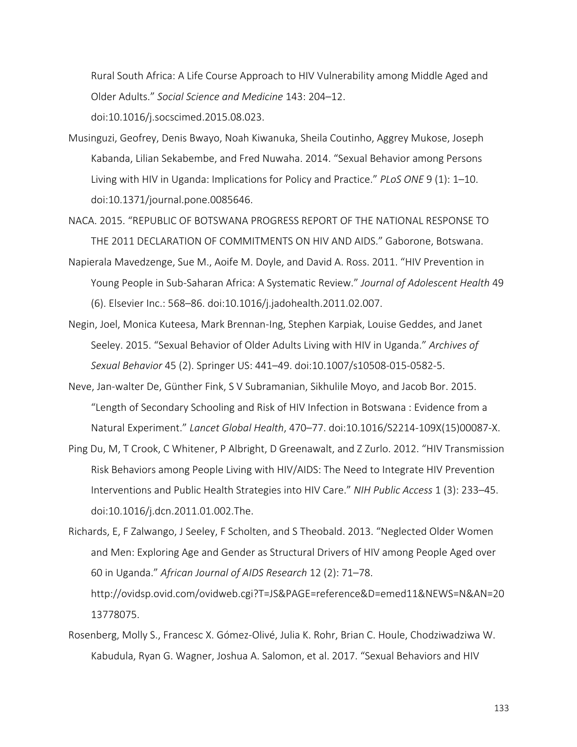Rural South Africa: A Life Course Approach to HIV Vulnerability among Middle Aged and Older Adults." *Social Science and Medicine* 143: 204–12. doi:10.1016/j.socscimed.2015.08.023.

Musinguzi, Geofrey, Denis Bwayo, Noah Kiwanuka, Sheila Coutinho, Aggrey Mukose, Joseph Kabanda, Lilian Sekabembe, and Fred Nuwaha. 2014. "Sexual Behavior among Persons Living with HIV in Uganda: Implications for Policy and Practice." *PLoS ONE* 9 (1): 1–10. doi:10.1371/journal.pone.0085646.

NACA. 2015. "REPUBLIC OF BOTSWANA PROGRESS REPORT OF THE NATIONAL RESPONSE TO THE 2011 DECLARATION OF COMMITMENTS ON HIV AND AIDS." Gaborone, Botswana.

Napierala Mavedzenge, Sue M., Aoife M. Doyle, and David A. Ross. 2011. "HIV Prevention in Young People in Sub-Saharan Africa: A Systematic Review." *Journal of Adolescent Health* 49 (6). Elsevier Inc.: 568–86. doi:10.1016/j.jadohealth.2011.02.007.

Negin, Joel, Monica Kuteesa, Mark Brennan-Ing, Stephen Karpiak, Louise Geddes, and Janet Seeley. 2015. "Sexual Behavior of Older Adults Living with HIV in Uganda." *Archives of Sexual Behavior* 45 (2). Springer US: 441–49. doi:10.1007/s10508-015-0582-5.

Neve, Jan-walter De, Günther Fink, S V Subramanian, Sikhulile Moyo, and Jacob Bor. 2015. "Length of Secondary Schooling and Risk of HIV Infection in Botswana : Evidence from a Natural Experiment." *Lancet Global Health*, 470–77. doi:10.1016/S2214-109X(15)00087-X.

Ping Du, M, T Crook, C Whitener, P Albright, D Greenawalt, and Z Zurlo. 2012. "HIV Transmission Risk Behaviors among People Living with HIV/AIDS: The Need to Integrate HIV Prevention Interventions and Public Health Strategies into HIV Care." *NIH Public Access* 1 (3): 233–45. doi:10.1016/j.dcn.2011.01.002.The.

Richards, E, F Zalwango, J Seeley, F Scholten, and S Theobald. 2013. "Neglected Older Women and Men: Exploring Age and Gender as Structural Drivers of HIV among People Aged over 60 in Uganda." *African Journal of AIDS Research* 12 (2): 71–78. http://ovidsp.ovid.com/ovidweb.cgi?T=JS&PAGE=reference&D=emed11&NEWS=N&AN=2013778075.

Rosenberg, Molly S., Francesc X. Gómez-Olivé, Julia K. Rohr, Brian C. Houle, Chodziwadziwa W. Kabudula, Ryan G. Wagner, Joshua A. Salomon, et al. 2017. "Sexual Behaviors and HIV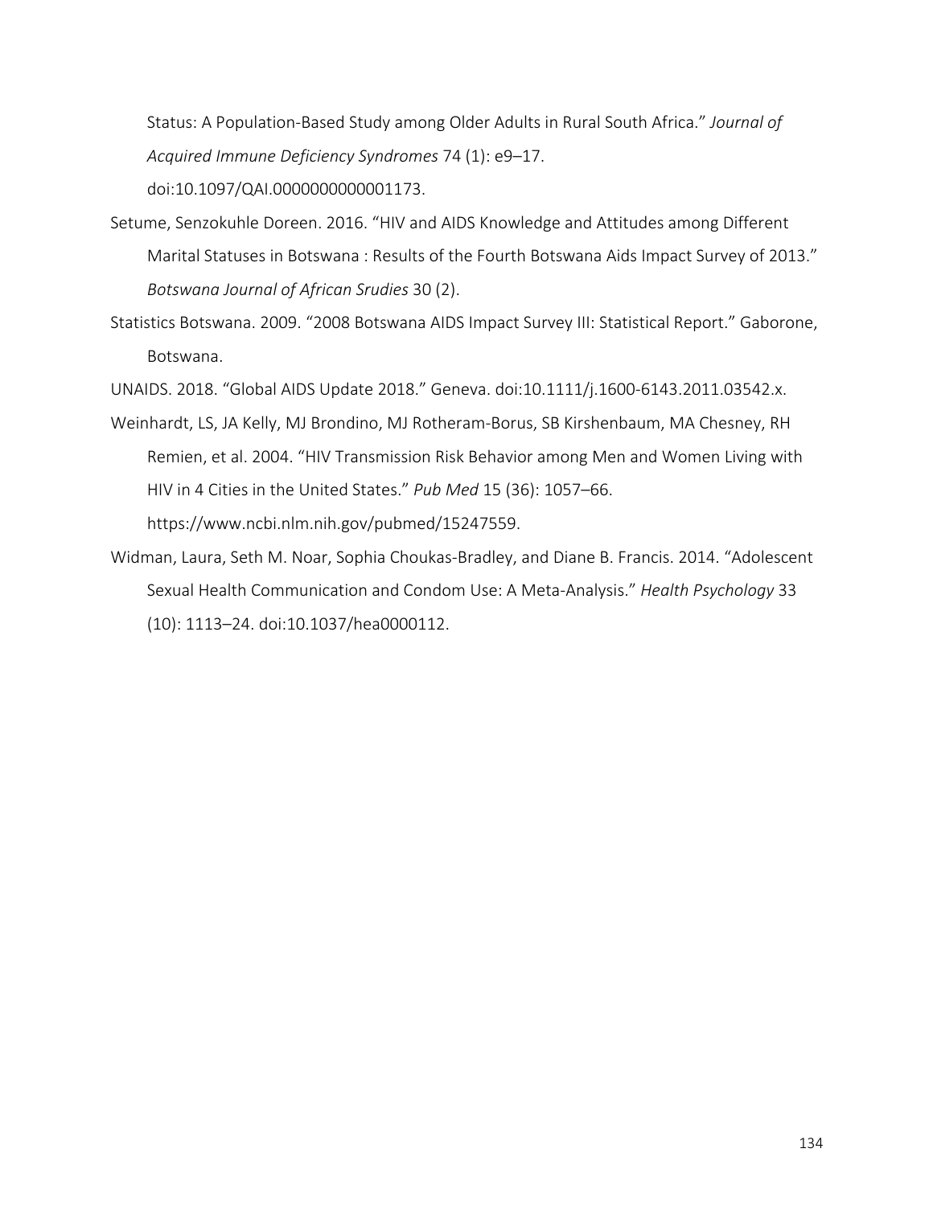Status: A Population-Based Study among Older Adults in Rural South Africa." *Journal of Acquired Immune Deficiency Syndromes* 74 (1): e9–17. doi:10.1097/QAI.0000000000001173.

Setume, Senzokuhle Doreen. 2016. "HIV and AIDS Knowledge and Attitudes among Different Marital Statuses in Botswana : Results of the Fourth Botswana Aids Impact Survey of 2013." *Botswana Journal of African Srudies* 30 (2).

Statistics Botswana. 2009. "2008 Botswana AIDS Impact Survey III: Statistical Report." Gaborone, Botswana.

UNAIDS. 2018. "Global AIDS Update 2018." Geneva. doi:10.1111/j.1600-6143.2011.03542.x.

Weinhardt, LS, JA Kelly, MJ Brondino, MJ Rotheram-Borus, SB Kirshenbaum, MA Chesney, RH Remien, et al. 2004. "HIV Transmission Risk Behavior among Men and Women Living with HIV in 4 Cities in the United States." *Pub Med* 15 (36): 1057–66. https://www.ncbi.nlm.nih.gov/pubmed/15247559.

Widman, Laura, Seth M. Noar, Sophia Choukas-Bradley, and Diane B. Francis. 2014. "Adolescent Sexual Health Communication and Condom Use: A Meta-Analysis." *Health Psychology* 33 (10): 1113–24. doi:10.1037/hea0000112.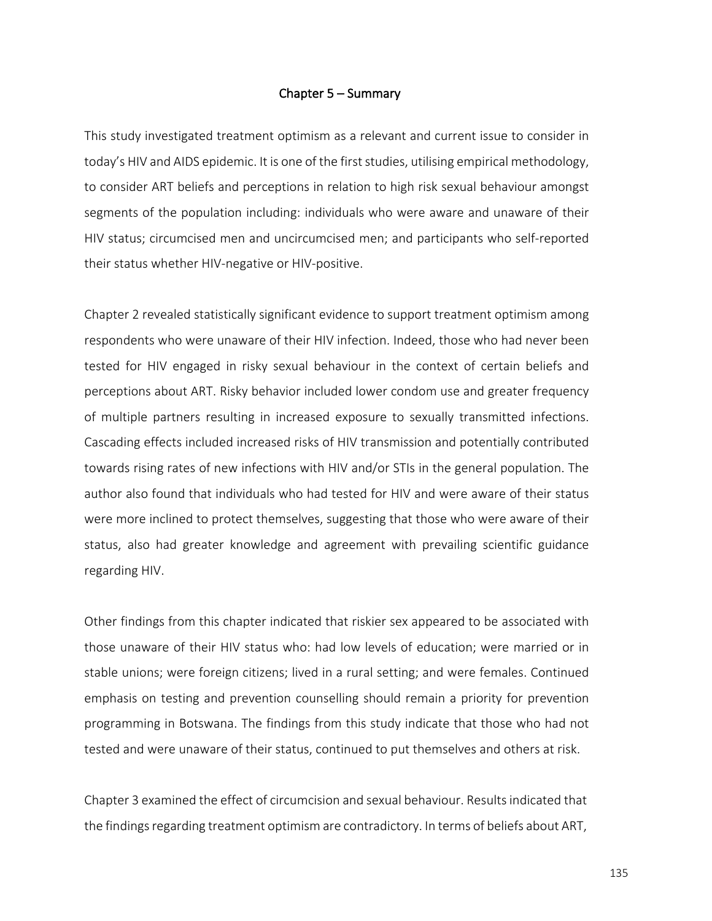# Chapter 5 – Summary

This study investigated treatment optimism as a relevant and current issue to consider in today's HIV and AIDS epidemic. It is one of the first studies, utilising empirical methodology, to consider ART beliefs and perceptions in relation to high risk sexual behaviour amongst segments of the population including: individuals who were aware and unaware of their HIV status; circumcised men and uncircumcised men; and participants who self-reported their status whether HIV-negative or HIV-positive.

Chapter 2 revealed statistically significant evidence to support treatment optimism among respondents who were unaware of their HIV infection. Indeed, those who had never been tested for HIV engaged in risky sexual behaviour in the context of certain beliefs and perceptions about ART. Risky behavior included lower condom use and greater frequency of multiple partners resulting in increased exposure to sexually transmitted infections. Cascading effects included increased risks of HIV transmission and potentially contributed towards rising rates of new infections with HIV and/or STIs in the general population. The author also found that individuals who had tested for HIV and were aware of their status were more inclined to protect themselves, suggesting that those who were aware of their status, also had greater knowledge and agreement with prevailing scientific guidance regarding HIV.

Other findings from this chapter indicated that riskier sex appeared to be associated with those unaware of their HIV status who: had low levels of education; were married or in stable unions; were foreign citizens; lived in a rural setting; and were females. Continued emphasis on testing and prevention counselling should remain a priority for prevention programming in Botswana. The findings from this study indicate that those who had not tested and were unaware of their status, continued to put themselves and others at risk.

Chapter 3 examined the effect of circumcision and sexual behaviour. Results indicated that the findings regarding treatment optimism are contradictory. In terms of beliefs about ART,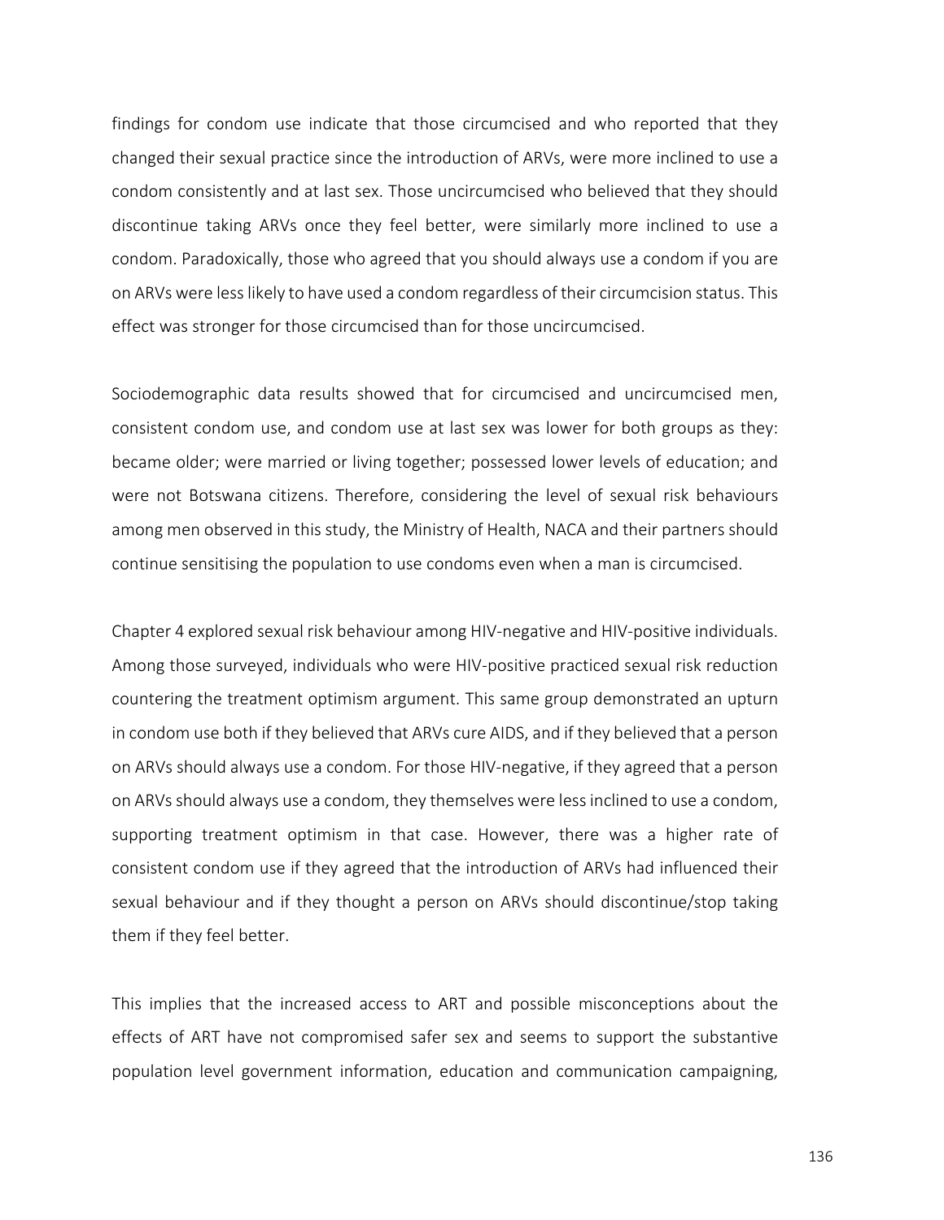findings for condom use indicate that those circumcised and who reported that they changed their sexual practice since the introduction of ARVs, were more inclined to use a condom consistently and at last sex. Those uncircumcised who believed that they should discontinue taking ARVs once they feel better, were similarly more inclined to use a condom. Paradoxically, those who agreed that you should always use a condom if you are on ARVs were less likely to have used a condom regardless of their circumcision status. This effect was stronger for those circumcised than for those uncircumcised.

Sociodemographic data results showed that for circumcised and uncircumcised men, consistent condom use, and condom use at last sex was lower for both groups as they: became older; were married or living together; possessed lower levels of education; and were not Botswana citizens. Therefore, considering the level of sexual risk behaviours among men observed in this study, the Ministry of Health, NACA and their partners should continue sensitising the population to use condoms even when a man is circumcised.

Chapter 4 explored sexual risk behaviour among HIV-negative and HIV-positive individuals. Among those surveyed, individuals who were HIV-positive practiced sexual risk reduction countering the treatment optimism argument. This same group demonstrated an upturn in condom use both if they believed that ARVs cure AIDS, and if they believed that a person on ARVs should always use a condom. For those HIV-negative, if they agreed that a person on ARVs should always use a condom, they themselves were less inclined to use a condom, supporting treatment optimism in that case. However, there was a higher rate of consistent condom use if they agreed that the introduction of ARVs had influenced their sexual behaviour and if they thought a person on ARVs should discontinue/stop taking them if they feel better.

This implies that the increased access to ART and possible misconceptions about the effects of ART have not compromised safer sex and seems to support the substantive population level government information, education and communication campaigning,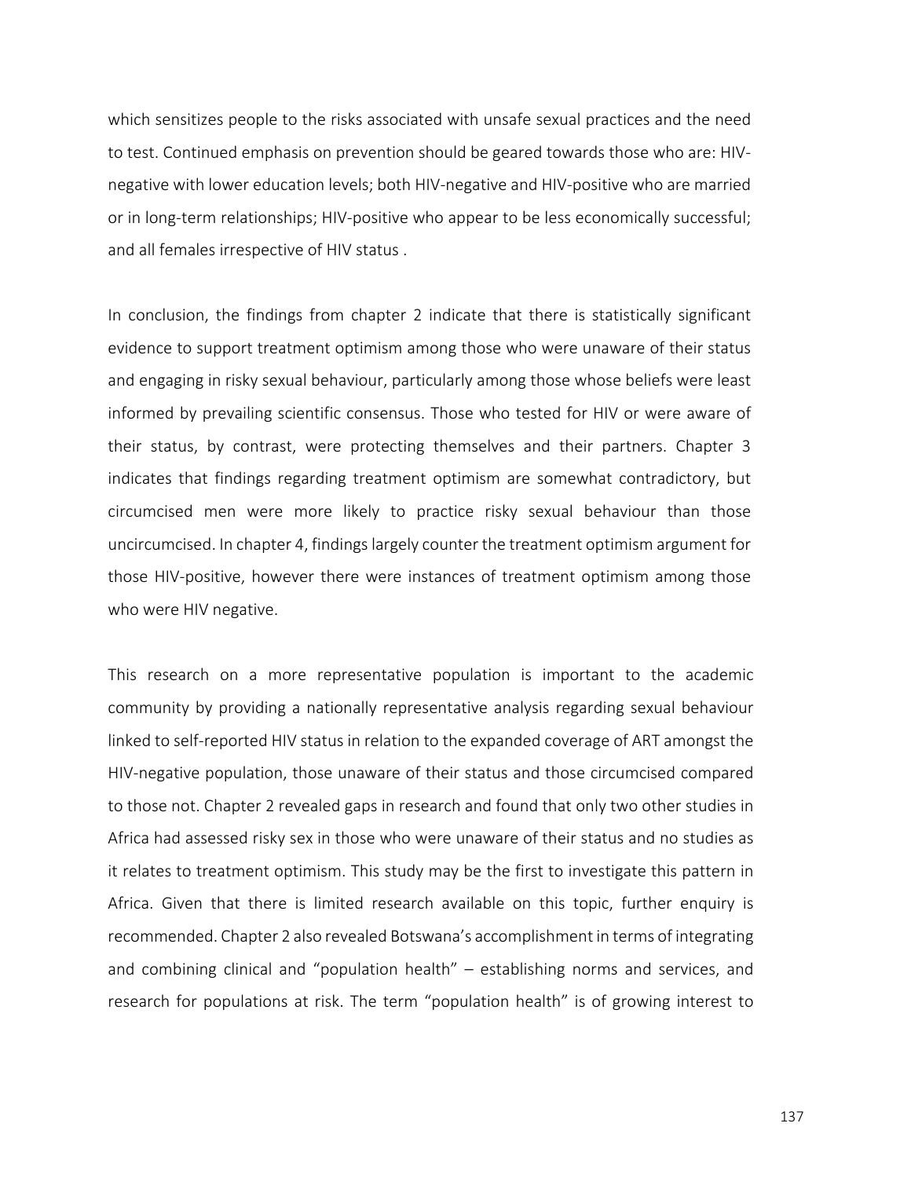which sensitizes people to the risks associated with unsafe sexual practices and the need to test. Continued emphasis on prevention should be geared towards those who are: HIV-negative with lower education levels; both HIV-negative and HIV-positive who are married or in long-term relationships; HIV-positive who appear to be less economically successful; and all females irrespective of HIV status .

In conclusion, the findings from chapter 2 indicate that there is statistically significant evidence to support treatment optimism among those who were unaware of their status and engaging in risky sexual behaviour, particularly among those whose beliefs were least informed by prevailing scientific consensus. Those who tested for HIV or were aware of their status, by contrast, were protecting themselves and their partners. Chapter 3 indicates that findings regarding treatment optimism are somewhat contradictory, but circumcised men were more likely to practice risky sexual behaviour than those uncircumcised. In chapter 4, findings largely counter the treatment optimism argument for those HIV-positive, however there were instances of treatment optimism among those who were HIV negative.

This research on a more representative population is important to the academic community by providing a nationally representative analysis regarding sexual behaviour linked to self-reported HIV status in relation to the expanded coverage of ART amongst the HIV-negative population, those unaware of their status and those circumcised compared to those not. Chapter 2 revealed gaps in research and found that only two other studies in Africa had assessed risky sex in those who were unaware of their status and no studies as it relates to treatment optimism. This study may be the first to investigate this pattern in Africa. Given that there is limited research available on this topic, further enquiry is recommended. Chapter 2 also revealed Botswana's accomplishment in terms of integrating and combining clinical and "population health" – establishing norms and services, and research for populations at risk. The term "population health" is of growing interest to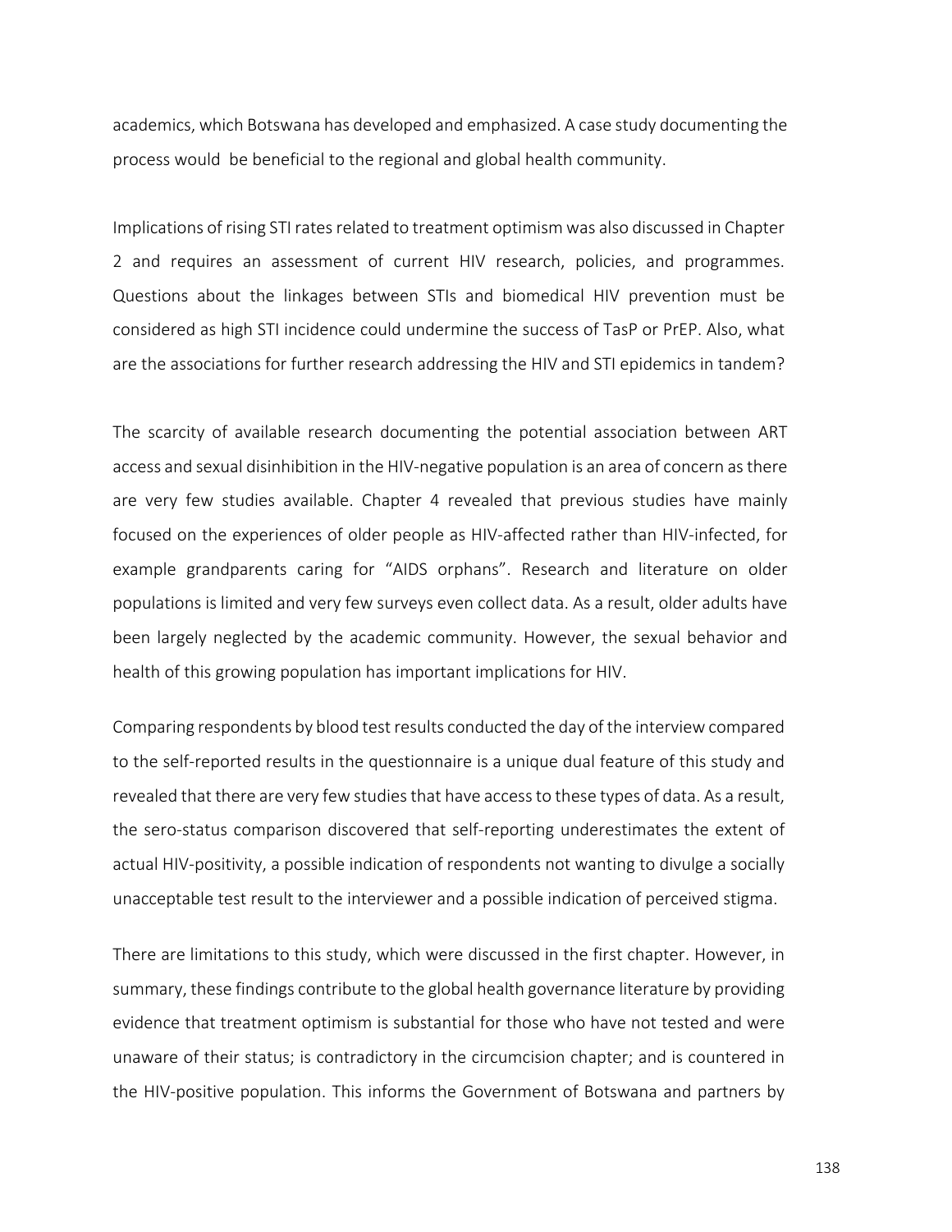academics, which Botswana has developed and emphasized. A case study documenting the process would be beneficial to the regional and global health community.

Implications of rising STI rates related to treatment optimism was also discussed in Chapter 2 and requires an assessment of current HIV research, policies, and programmes. Questions about the linkages between STIs and biomedical HIV prevention must be considered as high STI incidence could undermine the success of TasP or PrEP. Also, what are the associations for further research addressing the HIV and STI epidemics in tandem?

The scarcity of available research documenting the potential association between ART access and sexual disinhibition in the HIV-negative population is an area of concern as there are very few studies available. Chapter 4 revealed that previous studies have mainly focused on the experiences of older people as HIV-affected rather than HIV-infected, for example grandparents caring for "AIDS orphans". Research and literature on older populations is limited and very few surveys even collect data. As a result, older adults have been largely neglected by the academic community. However, the sexual behavior and health of this growing population has important implications for HIV.

Comparing respondents by blood test results conducted the day of the interview compared to the self-reported results in the questionnaire is a unique dual feature of this study and revealed that there are very few studies that have access to these types of data. As a result, the sero-status comparison discovered that self-reporting underestimates the extent of actual HIV-positivity, a possible indication of respondents not wanting to divulge a socially unacceptable test result to the interviewer and a possible indication of perceived stigma.

There are limitations to this study, which were discussed in the first chapter. However, in summary, these findings contribute to the global health governance literature by providing evidence that treatment optimism is substantial for those who have not tested and were unaware of their status; is contradictory in the circumcision chapter; and is countered in the HIV-positive population. This informs the Government of Botswana and partners by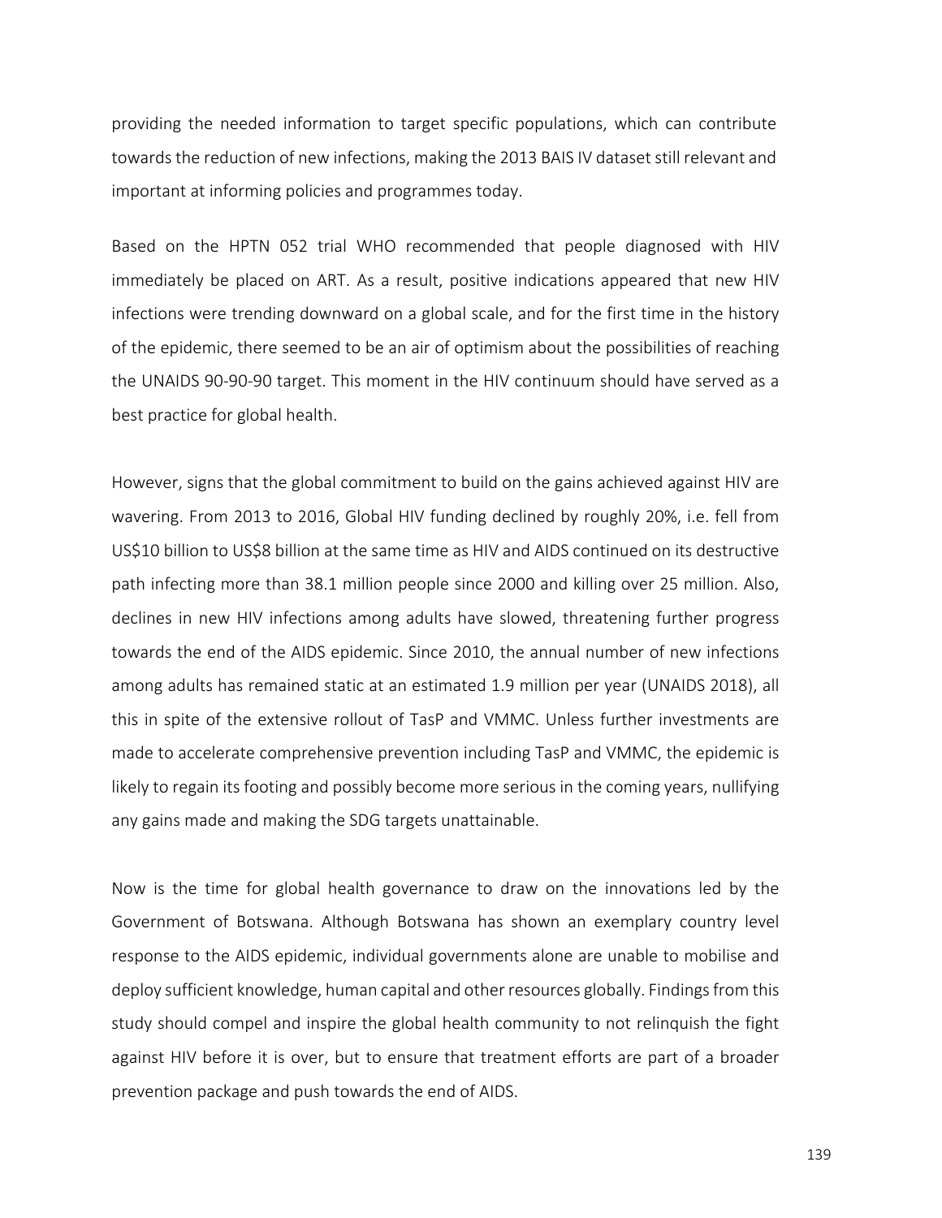providing the needed information to target specific populations, which can contribute towards the reduction of new infections, making the 2013 BAIS IV dataset still relevant and important at informing policies and programmes today.

Based on the HPTN 052 trial WHO recommended that people diagnosed with HIV immediately be placed on ART. As a result, positive indications appeared that new HIV infections were trending downward on a global scale, and for the first time in the history of the epidemic, there seemed to be an air of optimism about the possibilities of reaching the UNAIDS 90-90-90 target. This moment in the HIV continuum should have served as a best practice for global health.

However, signs that the global commitment to build on the gains achieved against HIV are wavering. From 2013 to 2016, Global HIV funding declined by roughly 20%, i.e. fell from US$10 billion to US$8 billion at the same time as HIV and AIDS continued on its destructive path infecting more than 38.1 million people since 2000 and killing over 25 million. Also, declines in new HIV infections among adults have slowed, threatening further progress towards the end of the AIDS epidemic. Since 2010, the annual number of new infections among adults has remained static at an estimated 1.9 million per year (UNAIDS 2018), all this in spite of the extensive rollout of TasP and VMMC. Unless further investments are made to accelerate comprehensive prevention including TasP and VMMC, the epidemic is likely to regain its footing and possibly become more serious in the coming years, nullifying any gains made and making the SDG targets unattainable.

Now is the time for global health governance to draw on the innovations led by the Government of Botswana. Although Botswana has shown an exemplary country level response to the AIDS epidemic, individual governments alone are unable to mobilise and deploy sufficient knowledge, human capital and other resources globally. Findings from this study should compel and inspire the global health community to not relinquish the fight against HIV before it is over, but to ensure that treatment efforts are part of a broader prevention package and push towards the end of AIDS.